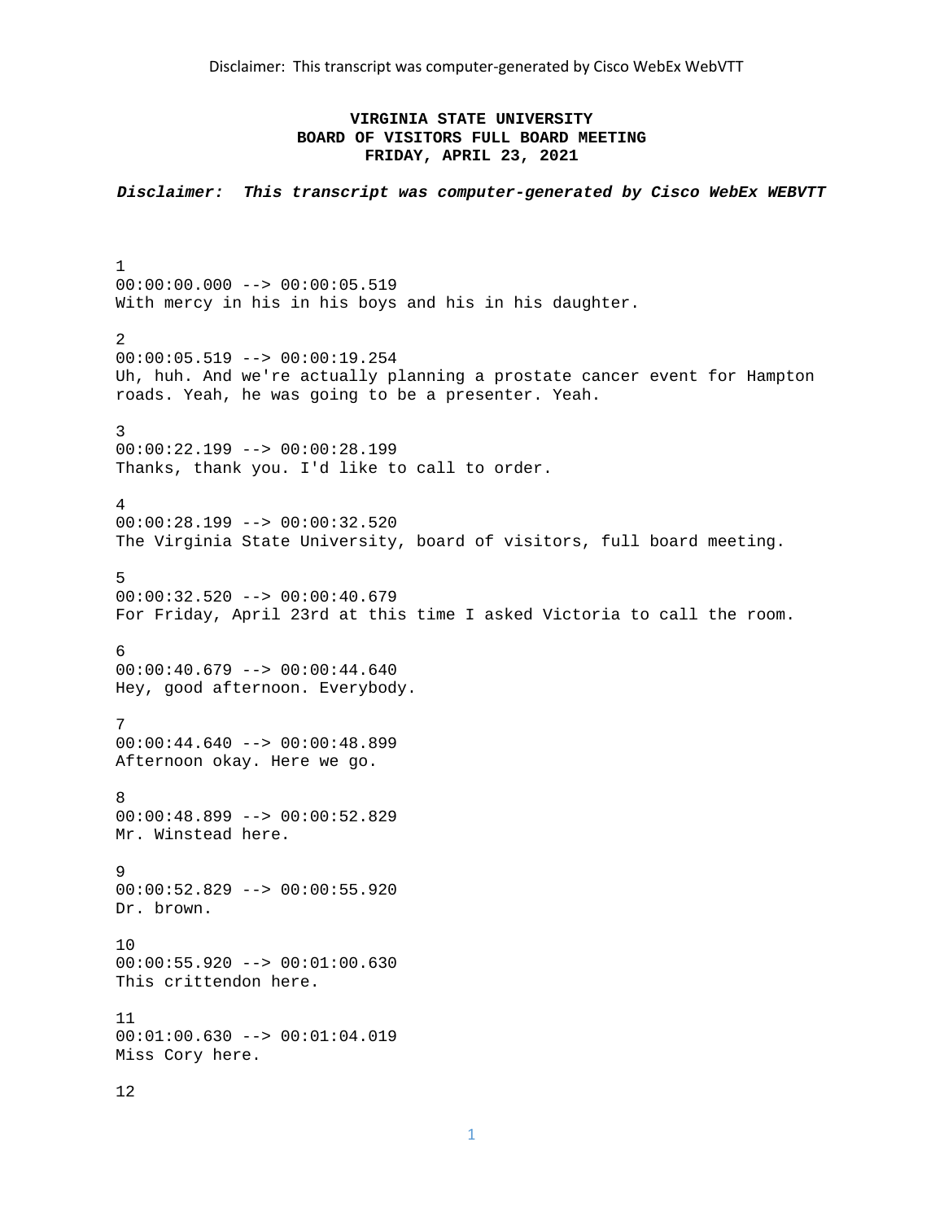Disclaimer: This transcript was computer-generated by Cisco WebEx WebVTT

**VIRGINIA STATE UNIVERSITY**
**BOARD OF VISITORS FULL BOARD MEETING**
**FRIDAY, APRIL 23, 2021**

***Disclaimer: This transcript was computer-generated by Cisco WebEx WEBVTT***

1
00:00:00.000 --> 00:00:05.519
With mercy in his in his boys and his in his daughter.

2
00:00:05.519 --> 00:00:19.254
Uh, huh. And we're actually planning a prostate cancer event for Hampton roads. Yeah, he was going to be a presenter. Yeah.

3
00:00:22.199 --> 00:00:28.199
Thanks, thank you. I'd like to call to order.

4
00:00:28.199 --> 00:00:32.520
The Virginia State University, board of visitors, full board meeting.

5
00:00:32.520 --> 00:00:40.679
For Friday, April 23rd at this time I asked Victoria to call the room.

6
00:00:40.679 --> 00:00:44.640
Hey, good afternoon. Everybody.

7
00:00:44.640 --> 00:00:48.899
Afternoon okay. Here we go.

8
00:00:48.899 --> 00:00:52.829
Mr. Winstead here.

9
00:00:52.829 --> 00:00:55.920
Dr. brown.

10
00:00:55.920 --> 00:01:00.630
This crittendon here.

11
00:01:00.630 --> 00:01:04.019
Miss Cory here.

12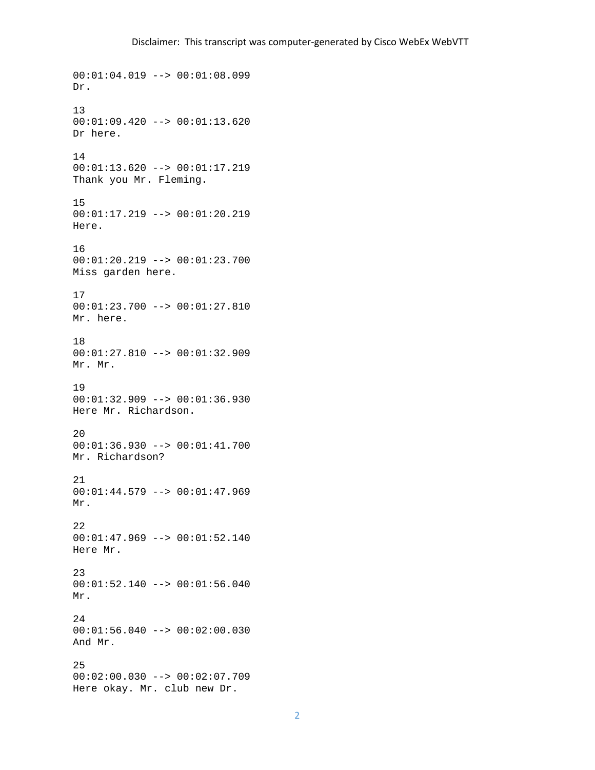Disclaimer: This transcript was computer-generated by Cisco WebEx WebVTT

```
00:01:04.019 --> 00:01:08.099
Dr.

13
00:01:09.420 --> 00:01:13.620
Dr here.

14
00:01:13.620 --> 00:01:17.219
Thank you Mr. Fleming.

15
00:01:17.219 --> 00:01:20.219
Here.

16
00:01:20.219 --> 00:01:23.700
Miss garden here.

17
00:01:23.700 --> 00:01:27.810
Mr. here.

18
00:01:27.810 --> 00:01:32.909
Mr. Mr.

19
00:01:32.909 --> 00:01:36.930
Here Mr. Richardson.

20
00:01:36.930 --> 00:01:41.700
Mr. Richardson?

21
00:01:44.579 --> 00:01:47.969
Mr.

22
00:01:47.969 --> 00:01:52.140
Here Mr.

23
00:01:52.140 --> 00:01:56.040
Mr.

24
00:01:56.040 --> 00:02:00.030
And Mr.

25
00:02:00.030 --> 00:02:07.709
Here okay. Mr. club new Dr.
```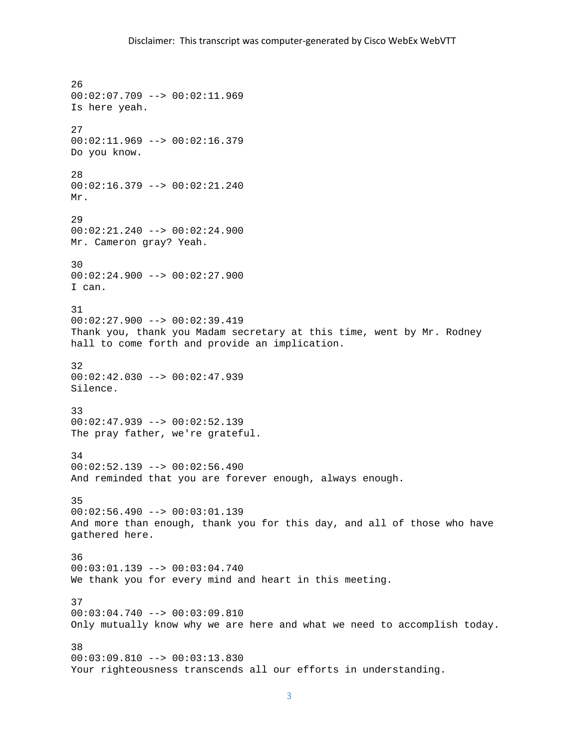26
00:02:07.709 --> 00:02:11.969
Is here yeah.

27
00:02:11.969 --> 00:02:16.379
Do you know.

28
00:02:16.379 --> 00:02:21.240
Mr.

29
00:02:21.240 --> 00:02:24.900
Mr. Cameron gray? Yeah.

30
00:02:24.900 --> 00:02:27.900
I can.

31
00:02:27.900 --> 00:02:39.419
Thank you, thank you Madam secretary at this time, went by Mr. Rodney hall to come forth and provide an implication.

32
00:02:42.030 --> 00:02:47.939
Silence.

33
00:02:47.939 --> 00:02:52.139
The pray father, we're grateful.

34
00:02:52.139 --> 00:02:56.490
And reminded that you are forever enough, always enough.

35
00:02:56.490 --> 00:03:01.139
And more than enough, thank you for this day, and all of those who have gathered here.

36
00:03:01.139 --> 00:03:04.740
We thank you for every mind and heart in this meeting.

37
00:03:04.740 --> 00:03:09.810
Only mutually know why we are here and what we need to accomplish today.

38
00:03:09.810 --> 00:03:13.830
Your righteousness transcends all our efforts in understanding.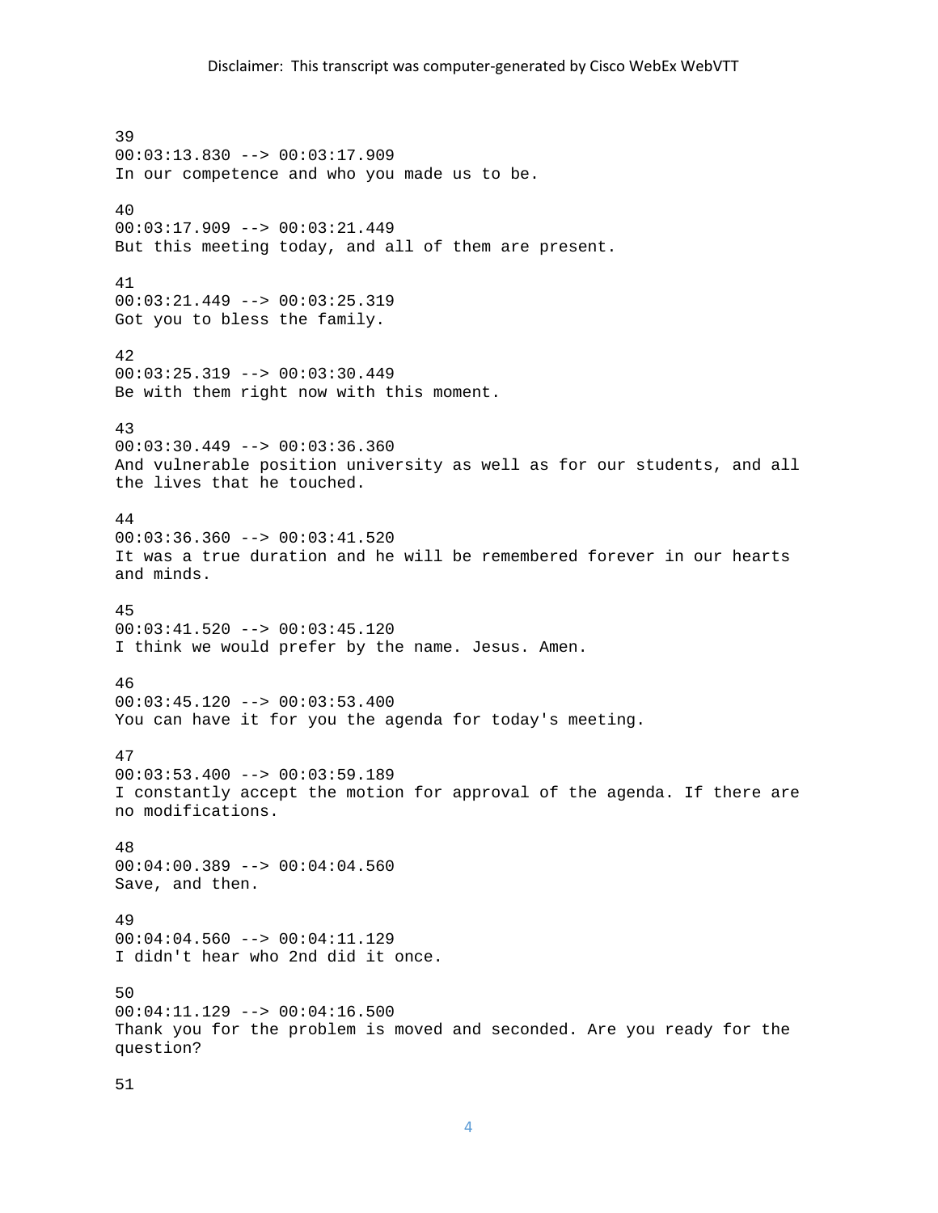39
00:03:13.830 --> 00:03:17.909
In our competence and who you made us to be.

40
00:03:17.909 --> 00:03:21.449
But this meeting today, and all of them are present.

41
00:03:21.449 --> 00:03:25.319
Got you to bless the family.

42
00:03:25.319 --> 00:03:30.449
Be with them right now with this moment.

43
00:03:30.449 --> 00:03:36.360
And vulnerable position university as well as for our students, and all the lives that he touched.

44
00:03:36.360 --> 00:03:41.520
It was a true duration and he will be remembered forever in our hearts and minds.

45
00:03:41.520 --> 00:03:45.120
I think we would prefer by the name. Jesus. Amen.

46
00:03:45.120 --> 00:03:53.400
You can have it for you the agenda for today's meeting.

47
00:03:53.400 --> 00:03:59.189
I constantly accept the motion for approval of the agenda. If there are no modifications.

48
00:04:00.389 --> 00:04:04.560
Save, and then.

49
00:04:04.560 --> 00:04:11.129
I didn't hear who 2nd did it once.

50
00:04:11.129 --> 00:04:16.500
Thank you for the problem is moved and seconded. Are you ready for the question?

51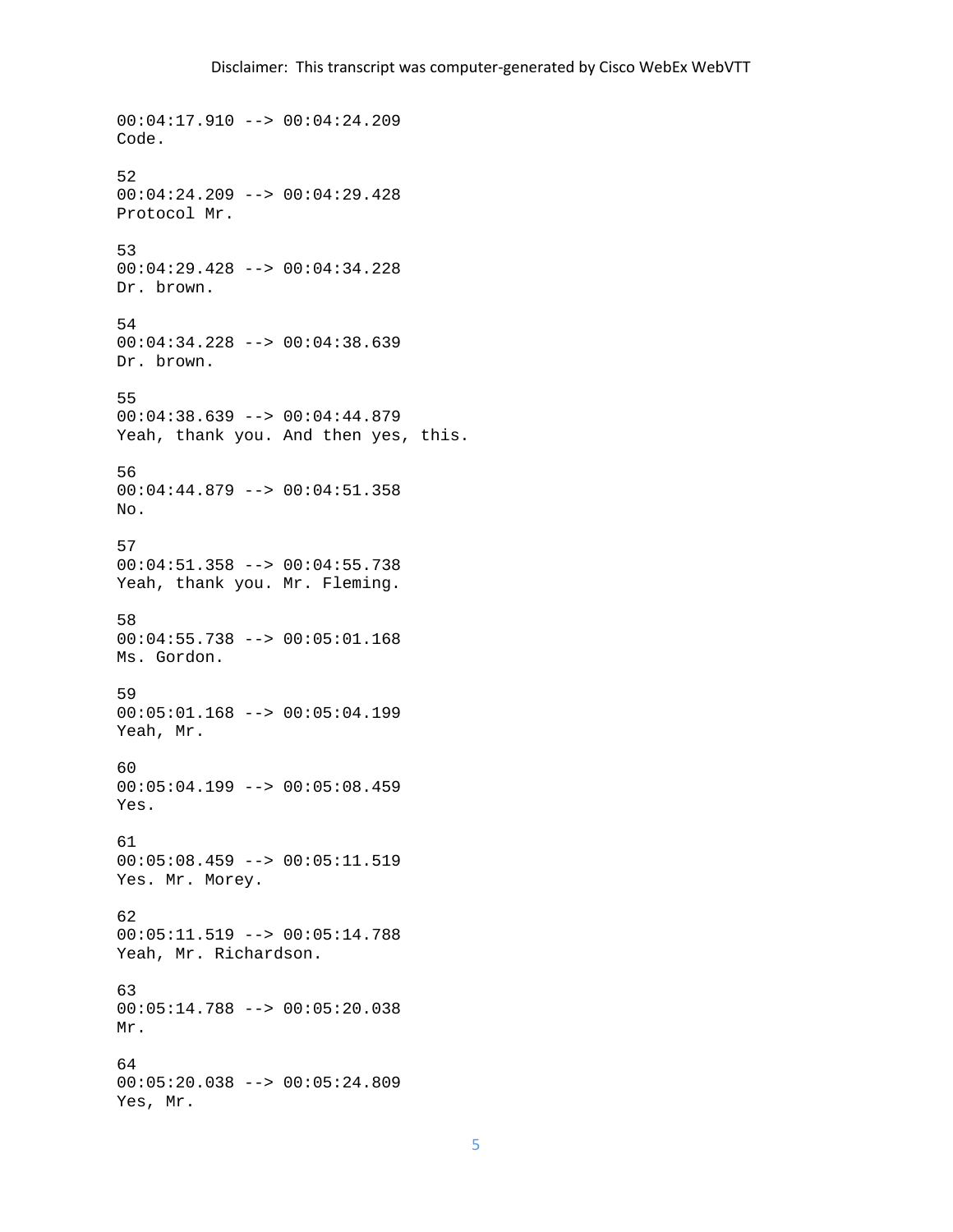Disclaimer: This transcript was computer-generated by Cisco WebEx WebVTT

00:04:17.910 --> 00:04:24.209
Code.

52
00:04:24.209 --> 00:04:29.428
Protocol Mr.

53
00:04:29.428 --> 00:04:34.228
Dr. brown.

54
00:04:34.228 --> 00:04:38.639
Dr. brown.

55
00:04:38.639 --> 00:04:44.879
Yeah, thank you. And then yes, this.

56
00:04:44.879 --> 00:04:51.358
No.

57
00:04:51.358 --> 00:04:55.738
Yeah, thank you. Mr. Fleming.

58
00:04:55.738 --> 00:05:01.168
Ms. Gordon.

59
00:05:01.168 --> 00:05:04.199
Yeah, Mr.

60
00:05:04.199 --> 00:05:08.459
Yes.

61
00:05:08.459 --> 00:05:11.519
Yes. Mr. Morey.

62
00:05:11.519 --> 00:05:14.788
Yeah, Mr. Richardson.

63
00:05:14.788 --> 00:05:20.038
Mr.

64
00:05:20.038 --> 00:05:24.809
Yes, Mr.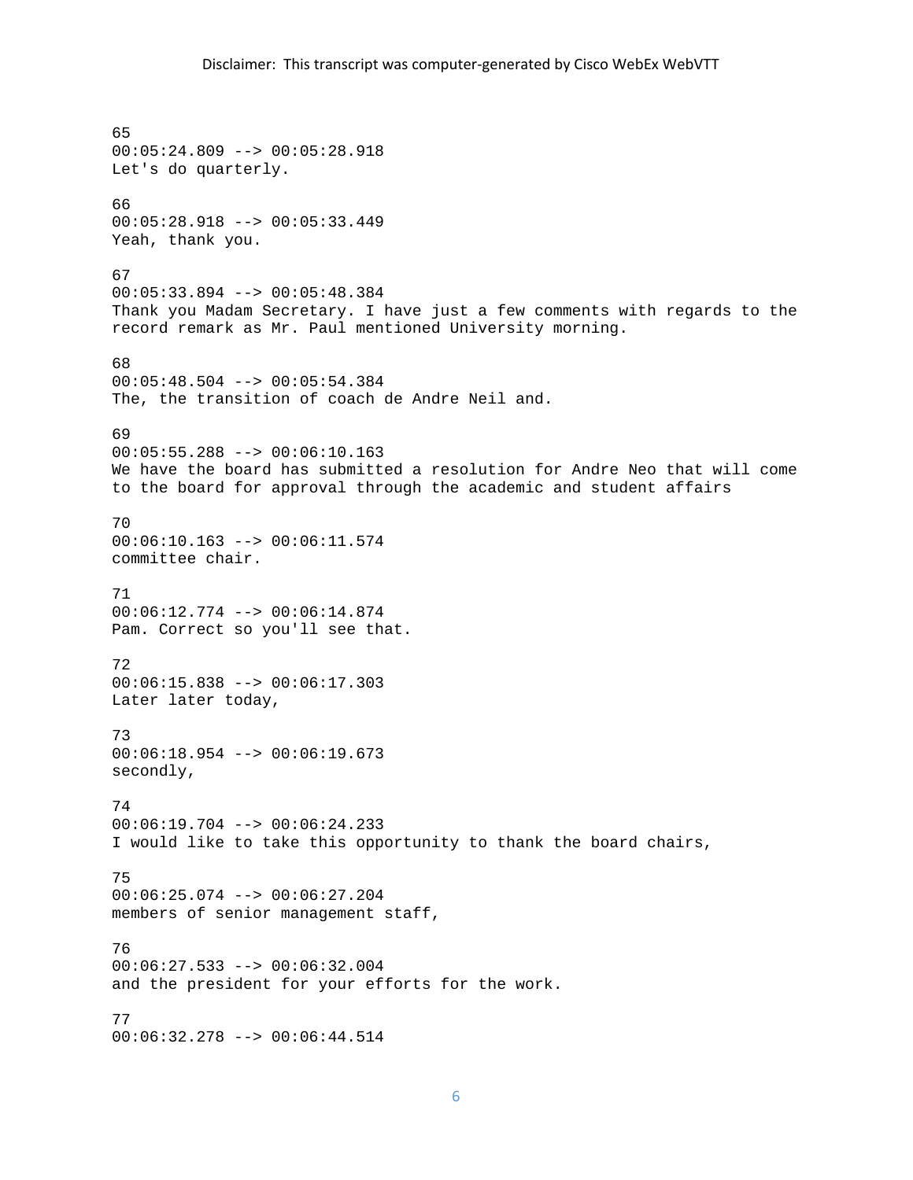Disclaimer: This transcript was computer-generated by Cisco WebEx WebVTT

65
00:05:24.809 --> 00:05:28.918
Let's do quarterly.

66
00:05:28.918 --> 00:05:33.449
Yeah, thank you.

67
00:05:33.894 --> 00:05:48.384
Thank you Madam Secretary. I have just a few comments with regards to the record remark as Mr. Paul mentioned University morning.

68
00:05:48.504 --> 00:05:54.384
The, the transition of coach de Andre Neil and.

69
00:05:55.288 --> 00:06:10.163
We have the board has submitted a resolution for Andre Neo that will come to the board for approval through the academic and student affairs

70
00:06:10.163 --> 00:06:11.574
committee chair.

71
00:06:12.774 --> 00:06:14.874
Pam. Correct so you'll see that.

72
00:06:15.838 --> 00:06:17.303
Later later today,

73
00:06:18.954 --> 00:06:19.673
secondly,

74
00:06:19.704 --> 00:06:24.233
I would like to take this opportunity to thank the board chairs,

75
00:06:25.074 --> 00:06:27.204
members of senior management staff,

76
00:06:27.533 --> 00:06:32.004
and the president for your efforts for the work.

77
00:06:32.278 --> 00:06:44.514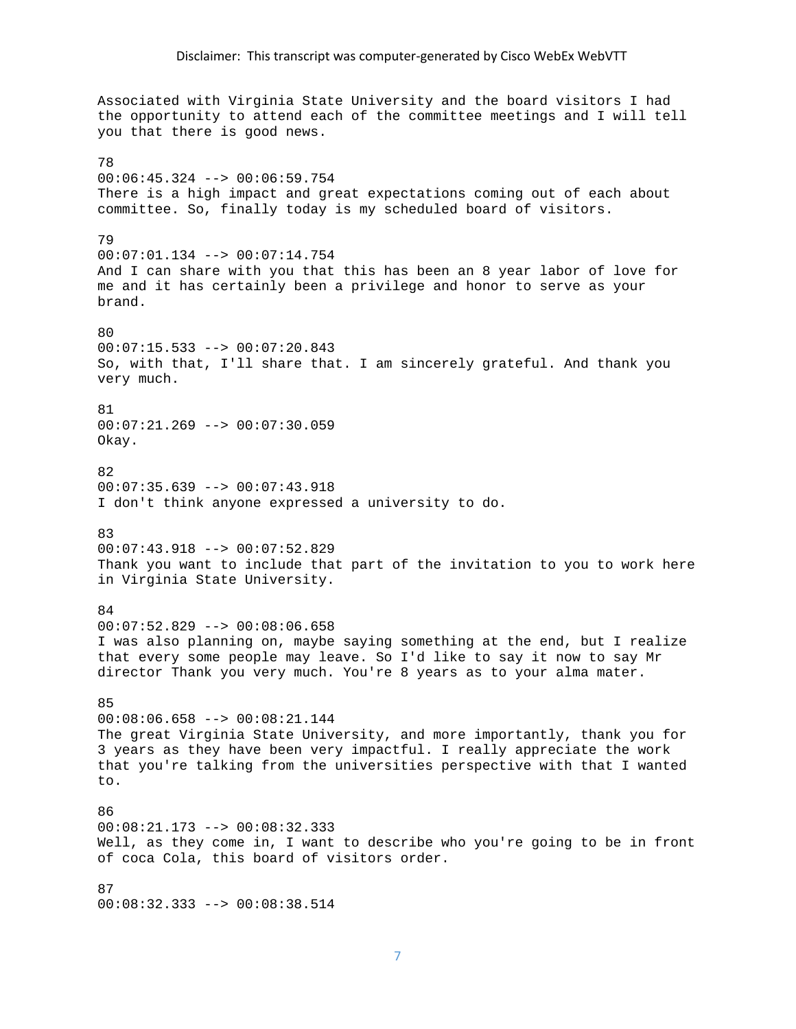Disclaimer: This transcript was computer-generated by Cisco WebEx WebVTT

Associated with Virginia State University and the board visitors I had the opportunity to attend each of the committee meetings and I will tell you that there is good news.

78
00:06:45.324 --> 00:06:59.754
There is a high impact and great expectations coming out of each about committee. So, finally today is my scheduled board of visitors.

79
00:07:01.134 --> 00:07:14.754
And I can share with you that this has been an 8 year labor of love for me and it has certainly been a privilege and honor to serve as your brand.

80
00:07:15.533 --> 00:07:20.843
So, with that, I'll share that. I am sincerely grateful. And thank you very much.

81
00:07:21.269 --> 00:07:30.059
Okay.

82
00:07:35.639 --> 00:07:43.918
I don't think anyone expressed a university to do.

83
00:07:43.918 --> 00:07:52.829
Thank you want to include that part of the invitation to you to work here in Virginia State University.

84
00:07:52.829 --> 00:08:06.658
I was also planning on, maybe saying something at the end, but I realize that every some people may leave. So I'd like to say it now to say Mr director Thank you very much. You're 8 years as to your alma mater.

85
00:08:06.658 --> 00:08:21.144
The great Virginia State University, and more importantly, thank you for 3 years as they have been very impactful. I really appreciate the work that you're talking from the universities perspective with that I wanted to.

86
00:08:21.173 --> 00:08:32.333
Well, as they come in, I want to describe who you're going to be in front of coca Cola, this board of visitors order.

87
00:08:32.333 --> 00:08:38.514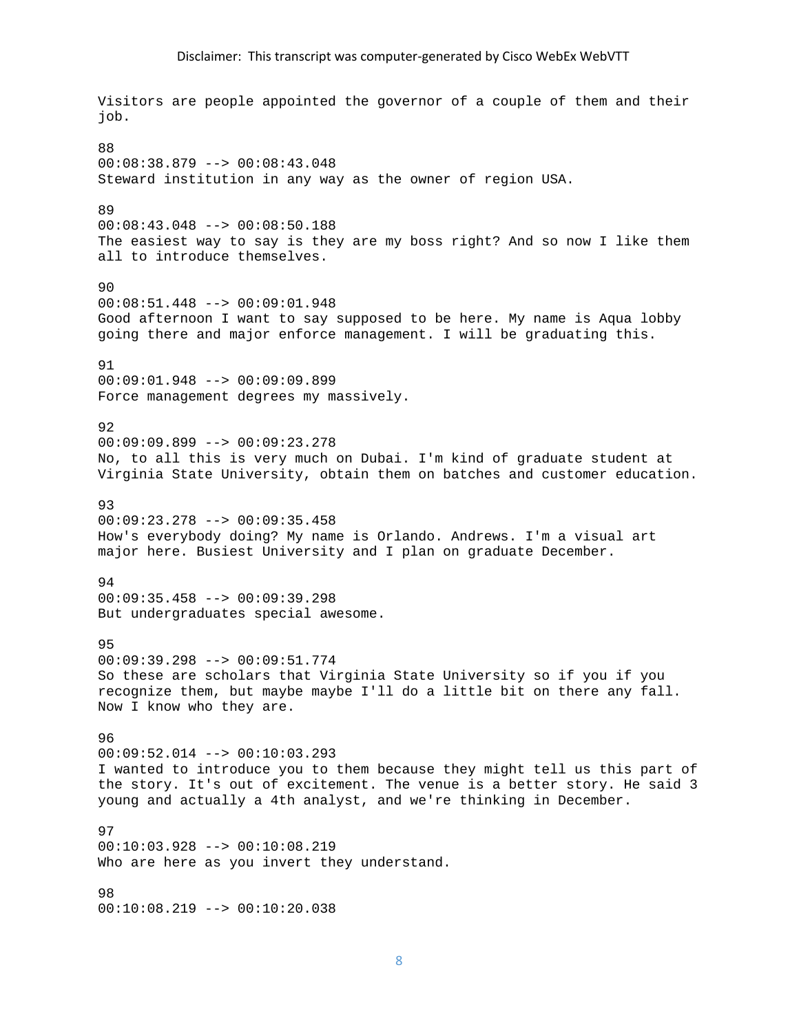Visitors are people appointed the governor of a couple of them and their job.

88
00:08:38.879 --> 00:08:43.048
Steward institution in any way as the owner of region USA.

89
00:08:43.048 --> 00:08:50.188
The easiest way to say is they are my boss right? And so now I like them all to introduce themselves.

90
00:08:51.448 --> 00:09:01.948
Good afternoon I want to say supposed to be here. My name is Aqua lobby going there and major enforce management. I will be graduating this.

91
00:09:01.948 --> 00:09:09.899
Force management degrees my massively.

92
00:09:09.899 --> 00:09:23.278
No, to all this is very much on Dubai. I'm kind of graduate student at Virginia State University, obtain them on batches and customer education.

93
00:09:23.278 --> 00:09:35.458
How's everybody doing? My name is Orlando. Andrews. I'm a visual art major here. Busiest University and I plan on graduate December.

94
00:09:35.458 --> 00:09:39.298
But undergraduates special awesome.

95
00:09:39.298 --> 00:09:51.774
So these are scholars that Virginia State University so if you if you recognize them, but maybe maybe I'll do a little bit on there any fall. Now I know who they are.

96
00:09:52.014 --> 00:10:03.293
I wanted to introduce you to them because they might tell us this part of the story. It's out of excitement. The venue is a better story. He said 3 young and actually a 4th analyst, and we're thinking in December.

97
00:10:03.928 --> 00:10:08.219
Who are here as you invert they understand.

98
00:10:08.219 --> 00:10:20.038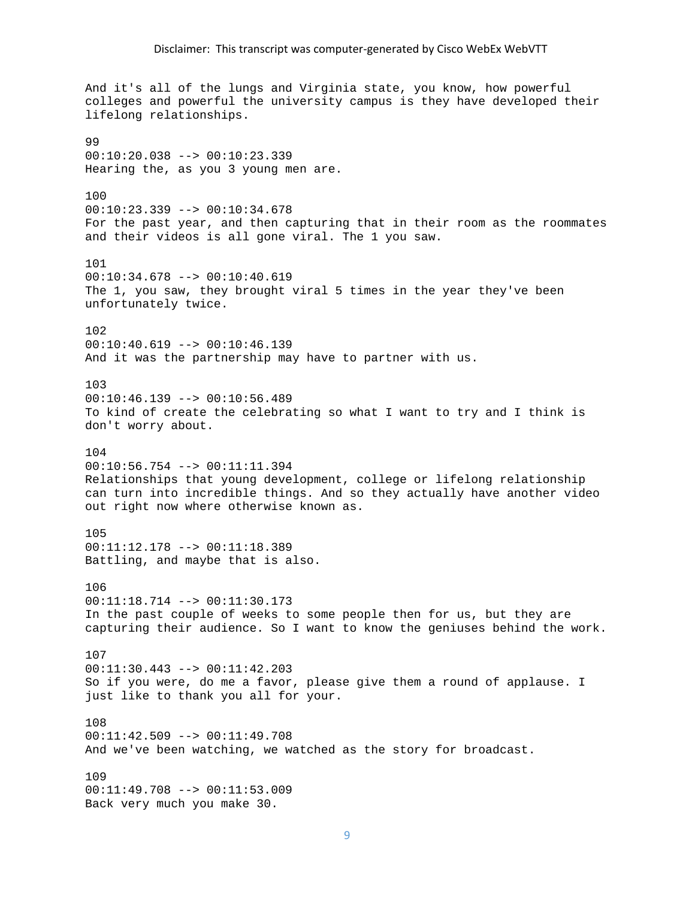And it's all of the lungs and Virginia state, you know, how powerful colleges and powerful the university campus is they have developed their lifelong relationships.

99
00:10:20.038 --> 00:10:23.339
Hearing the, as you 3 young men are.

100
00:10:23.339 --> 00:10:34.678
For the past year, and then capturing that in their room as the roommates and their videos is all gone viral. The 1 you saw.

101
00:10:34.678 --> 00:10:40.619
The 1, you saw, they brought viral 5 times in the year they've been unfortunately twice.

102
00:10:40.619 --> 00:10:46.139
And it was the partnership may have to partner with us.

103
00:10:46.139 --> 00:10:56.489
To kind of create the celebrating so what I want to try and I think is don't worry about.

104
00:10:56.754 --> 00:11:11.394
Relationships that young development, college or lifelong relationship can turn into incredible things. And so they actually have another video out right now where otherwise known as.

105
00:11:12.178 --> 00:11:18.389
Battling, and maybe that is also.

106
00:11:18.714 --> 00:11:30.173
In the past couple of weeks to some people then for us, but they are capturing their audience. So I want to know the geniuses behind the work.

107
00:11:30.443 --> 00:11:42.203
So if you were, do me a favor, please give them a round of applause. I just like to thank you all for your.

108
00:11:42.509 --> 00:11:49.708
And we've been watching, we watched as the story for broadcast.

109
00:11:49.708 --> 00:11:53.009
Back very much you make 30.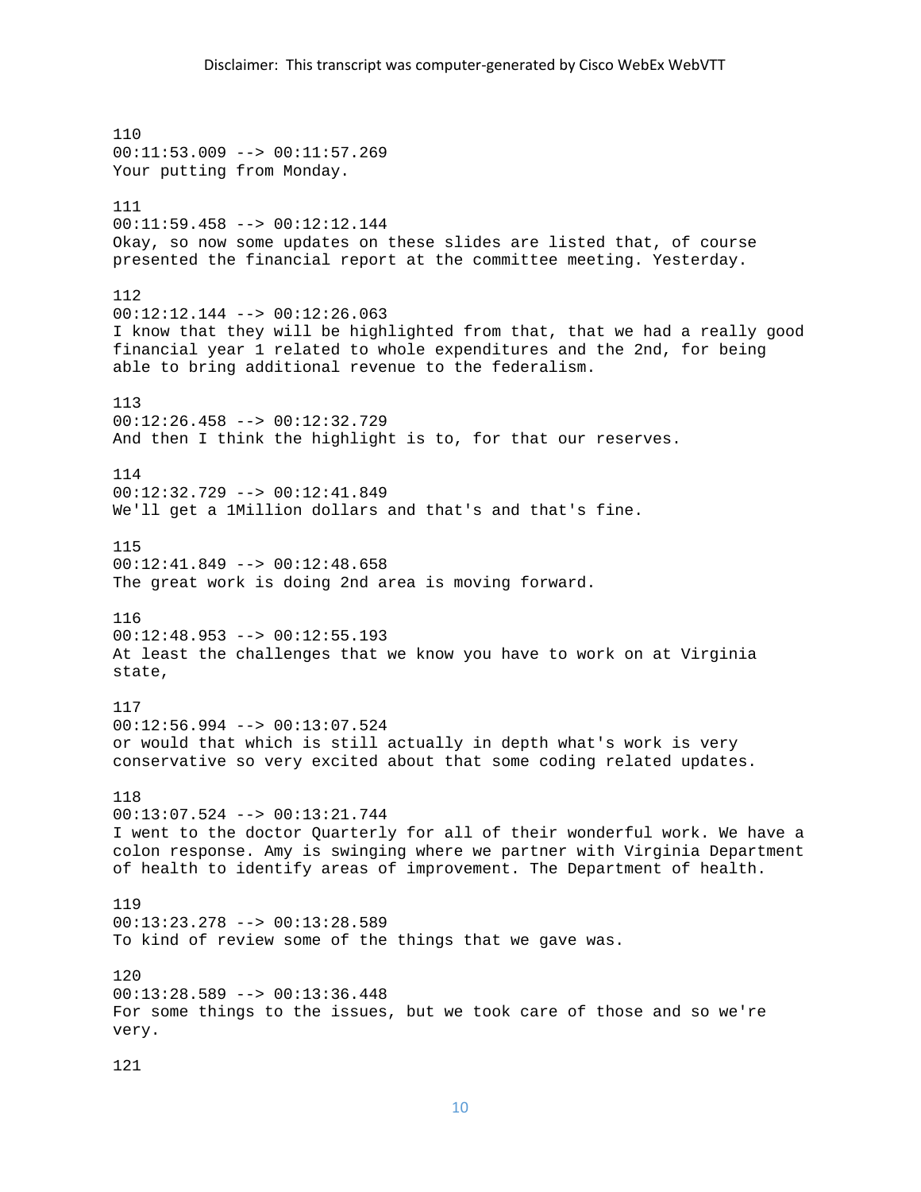110
00:11:53.009 --> 00:11:57.269
Your putting from Monday.

111
00:11:59.458 --> 00:12:12.144
Okay, so now some updates on these slides are listed that, of course presented the financial report at the committee meeting. Yesterday.

112
00:12:12.144 --> 00:12:26.063
I know that they will be highlighted from that, that we had a really good financial year 1 related to whole expenditures and the 2nd, for being able to bring additional revenue to the federalism.

113
00:12:26.458 --> 00:12:32.729
And then I think the highlight is to, for that our reserves.

114
00:12:32.729 --> 00:12:41.849
We'll get a 1Million dollars and that's and that's fine.

115
00:12:41.849 --> 00:12:48.658
The great work is doing 2nd area is moving forward.

116
00:12:48.953 --> 00:12:55.193
At least the challenges that we know you have to work on at Virginia state,

117
00:12:56.994 --> 00:13:07.524
or would that which is still actually in depth what's work is very conservative so very excited about that some coding related updates.

118
00:13:07.524 --> 00:13:21.744
I went to the doctor Quarterly for all of their wonderful work. We have a colon response. Amy is swinging where we partner with Virginia Department of health to identify areas of improvement. The Department of health.

119
00:13:23.278 --> 00:13:28.589
To kind of review some of the things that we gave was.

120
00:13:28.589 --> 00:13:36.448
For some things to the issues, but we took care of those and so we're very.

121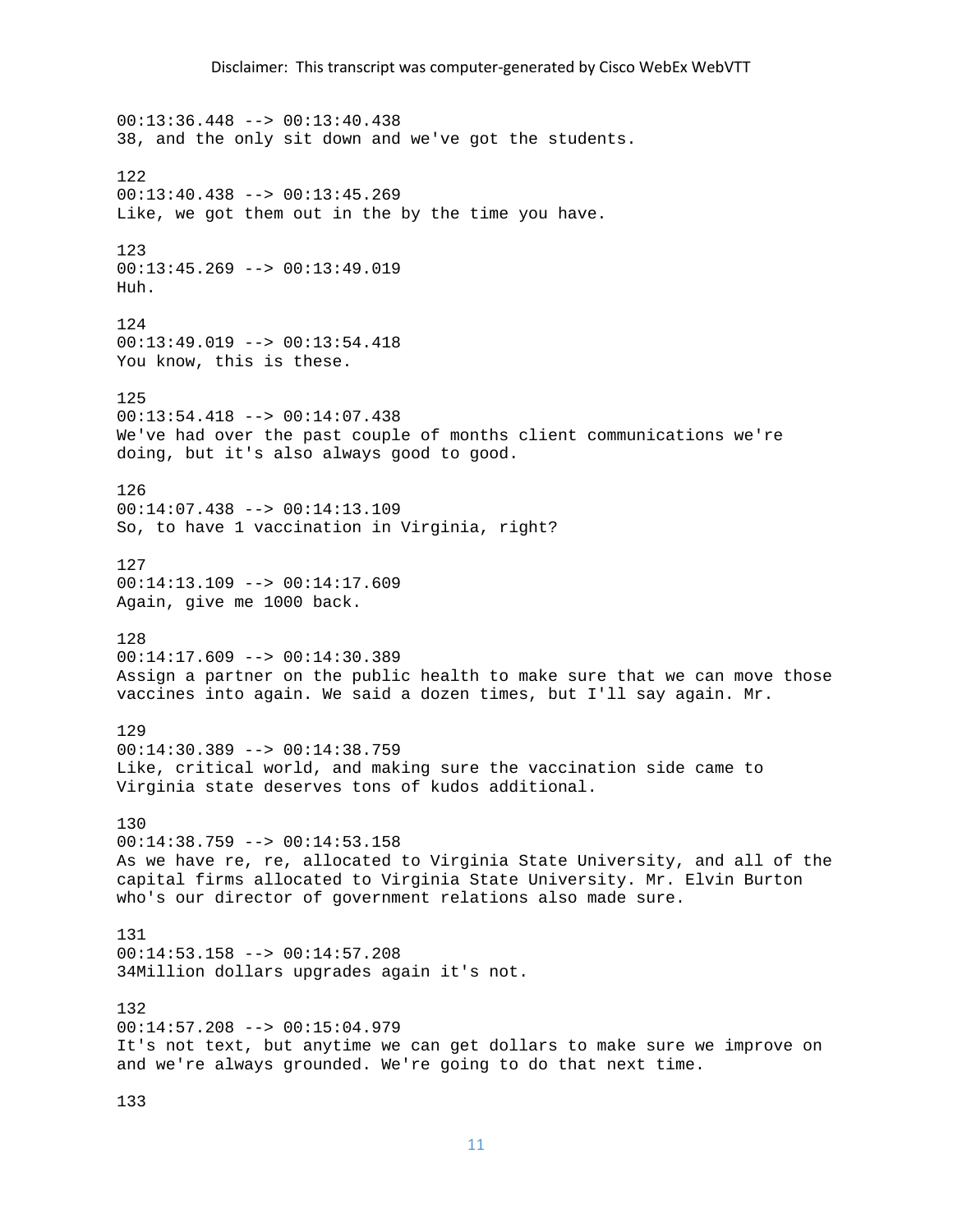00:13:36.448 --> 00:13:40.438
38, and the only sit down and we've got the students.

122
00:13:40.438 --> 00:13:45.269
Like, we got them out in the by the time you have.

123
00:13:45.269 --> 00:13:49.019
Huh.

124
00:13:49.019 --> 00:13:54.418
You know, this is these.

125
00:13:54.418 --> 00:14:07.438
We've had over the past couple of months client communications we're doing, but it's also always good to good.

126
00:14:07.438 --> 00:14:13.109
So, to have 1 vaccination in Virginia, right?

127
00:14:13.109 --> 00:14:17.609
Again, give me 1000 back.

128
00:14:17.609 --> 00:14:30.389
Assign a partner on the public health to make sure that we can move those vaccines into again. We said a dozen times, but I'll say again. Mr.

129
00:14:30.389 --> 00:14:38.759
Like, critical world, and making sure the vaccination side came to Virginia state deserves tons of kudos additional.

130
00:14:38.759 --> 00:14:53.158
As we have re, re, allocated to Virginia State University, and all of the capital firms allocated to Virginia State University. Mr. Elvin Burton who's our director of government relations also made sure.

131
00:14:53.158 --> 00:14:57.208
34Million dollars upgrades again it's not.

132
00:14:57.208 --> 00:15:04.979
It's not text, but anytime we can get dollars to make sure we improve on and we're always grounded. We're going to do that next time.

133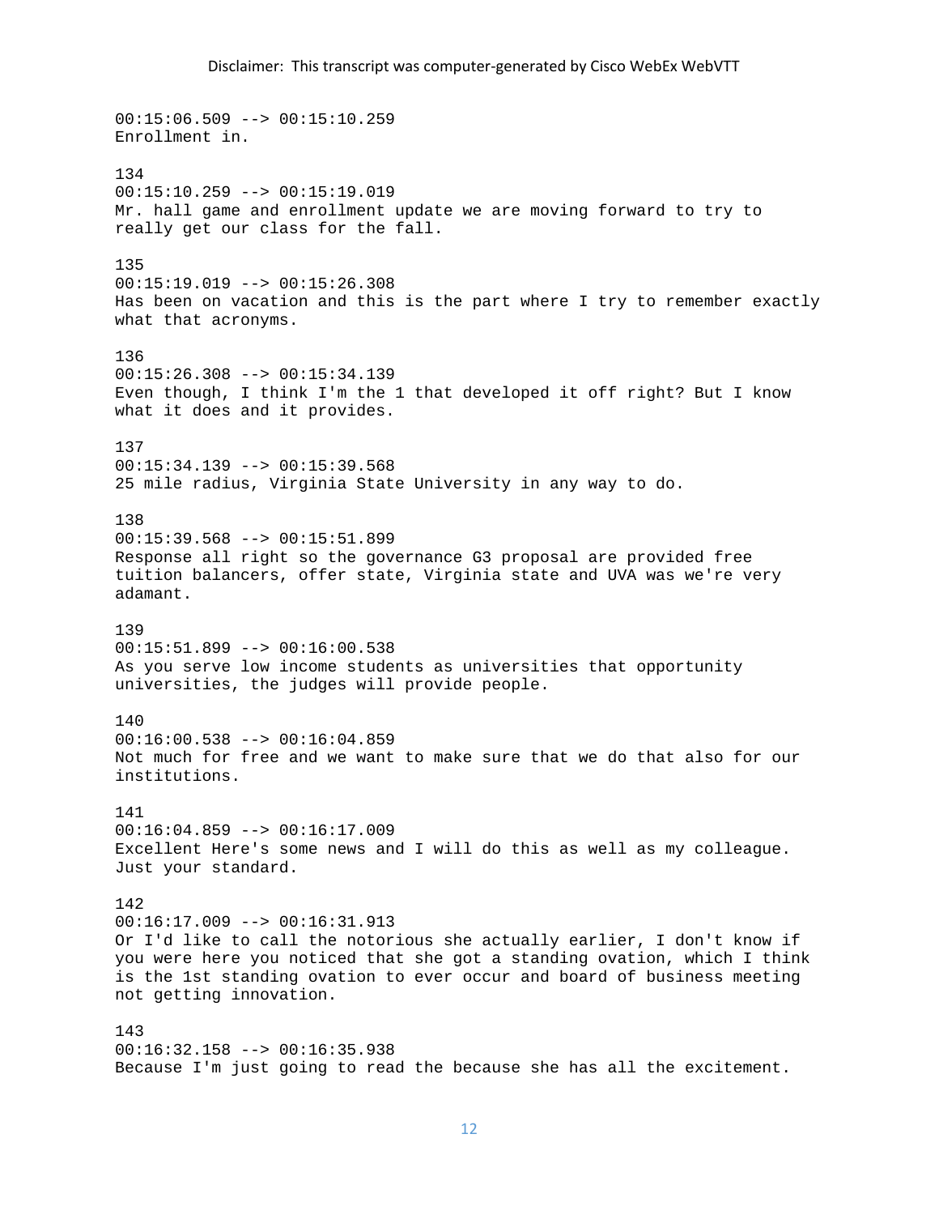00:15:06.509 --> 00:15:10.259
Enrollment in.

134
00:15:10.259 --> 00:15:19.019
Mr. hall game and enrollment update we are moving forward to try to really get our class for the fall.

135
00:15:19.019 --> 00:15:26.308
Has been on vacation and this is the part where I try to remember exactly what that acronyms.

136
00:15:26.308 --> 00:15:34.139
Even though, I think I'm the 1 that developed it off right? But I know what it does and it provides.

137
00:15:34.139 --> 00:15:39.568
25 mile radius, Virginia State University in any way to do.

138
00:15:39.568 --> 00:15:51.899
Response all right so the governance G3 proposal are provided free tuition balancers, offer state, Virginia state and UVA was we're very adamant.

139
00:15:51.899 --> 00:16:00.538
As you serve low income students as universities that opportunity universities, the judges will provide people.

140
00:16:00.538 --> 00:16:04.859
Not much for free and we want to make sure that we do that also for our institutions.

141
00:16:04.859 --> 00:16:17.009
Excellent Here's some news and I will do this as well as my colleague. Just your standard.

142
00:16:17.009 --> 00:16:31.913
Or I'd like to call the notorious she actually earlier, I don't know if you were here you noticed that she got a standing ovation, which I think is the 1st standing ovation to ever occur and board of business meeting not getting innovation.

143
00:16:32.158 --> 00:16:35.938
Because I'm just going to read the because she has all the excitement.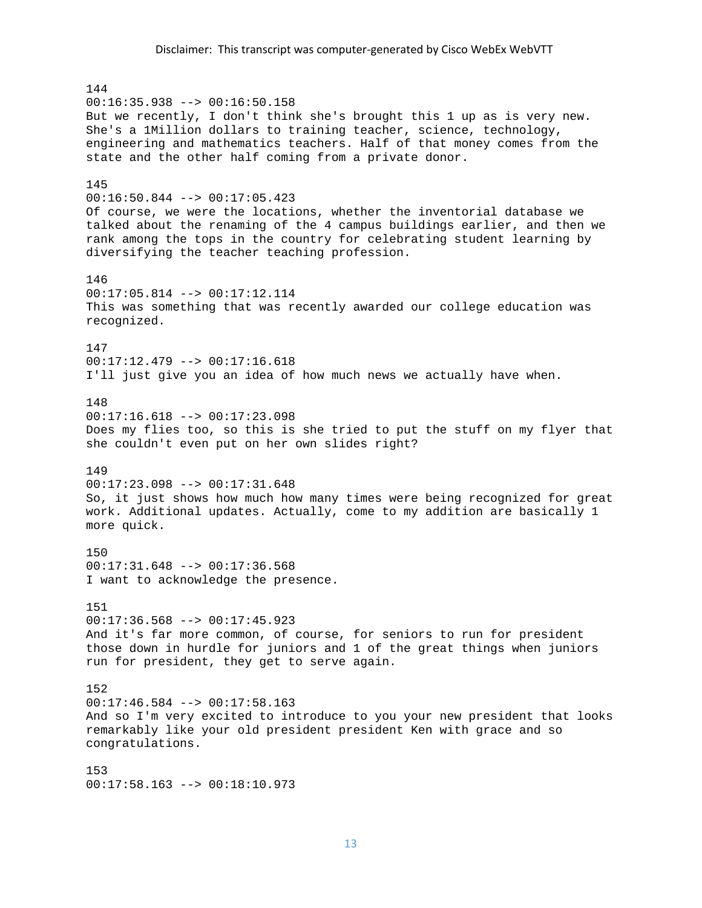Disclaimer: This transcript was computer-generated by Cisco WebEx WebVTT

144
00:16:35.938 --> 00:16:50.158
But we recently, I don't think she's brought this 1 up as is very new. She's a 1Million dollars to training teacher, science, technology, engineering and mathematics teachers. Half of that money comes from the state and the other half coming from a private donor.

145
00:16:50.844 --> 00:17:05.423
Of course, we were the locations, whether the inventorial database we talked about the renaming of the 4 campus buildings earlier, and then we rank among the tops in the country for celebrating student learning by diversifying the teacher teaching profession.

146
00:17:05.814 --> 00:17:12.114
This was something that was recently awarded our college education was recognized.

147
00:17:12.479 --> 00:17:16.618
I'll just give you an idea of how much news we actually have when.

148
00:17:16.618 --> 00:17:23.098
Does my flies too, so this is she tried to put the stuff on my flyer that she couldn't even put on her own slides right?

149
00:17:23.098 --> 00:17:31.648
So, it just shows how much how many times were being recognized for great work. Additional updates. Actually, come to my addition are basically 1 more quick.

150
00:17:31.648 --> 00:17:36.568
I want to acknowledge the presence.

151
00:17:36.568 --> 00:17:45.923
And it's far more common, of course, for seniors to run for president those down in hurdle for juniors and 1 of the great things when juniors run for president, they get to serve again.

152
00:17:46.584 --> 00:17:58.163
And so I'm very excited to introduce to you your new president that looks remarkably like your old president president Ken with grace and so congratulations.

153
00:17:58.163 --> 00:18:10.973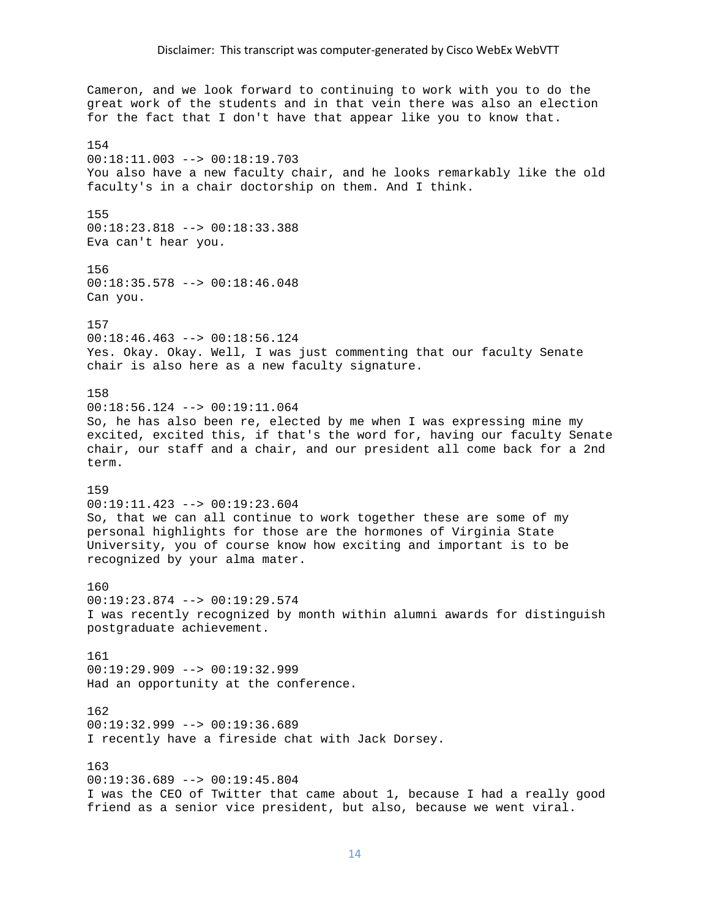Cameron, and we look forward to continuing to work with you to do the great work of the students and in that vein there was also an election for the fact that I don't have that appear like you to know that.

154
00:18:11.003 --> 00:18:19.703
You also have a new faculty chair, and he looks remarkably like the old faculty's in a chair doctorship on them. And I think.

155
00:18:23.818 --> 00:18:33.388
Eva can't hear you.

156
00:18:35.578 --> 00:18:46.048
Can you.

157
00:18:46.463 --> 00:18:56.124
Yes. Okay. Okay. Well, I was just commenting that our faculty Senate chair is also here as a new faculty signature.

158
00:18:56.124 --> 00:19:11.064
So, he has also been re, elected by me when I was expressing mine my excited, excited this, if that's the word for, having our faculty Senate chair, our staff and a chair, and our president all come back for a 2nd term.

159
00:19:11.423 --> 00:19:23.604
So, that we can all continue to work together these are some of my personal highlights for those are the hormones of Virginia State University, you of course know how exciting and important is to be recognized by your alma mater.

160
00:19:23.874 --> 00:19:29.574
I was recently recognized by month within alumni awards for distinguish postgraduate achievement.

161
00:19:29.909 --> 00:19:32.999
Had an opportunity at the conference.

162
00:19:32.999 --> 00:19:36.689
I recently have a fireside chat with Jack Dorsey.

163
00:19:36.689 --> 00:19:45.804
I was the CEO of Twitter that came about 1, because I had a really good friend as a senior vice president, but also, because we went viral.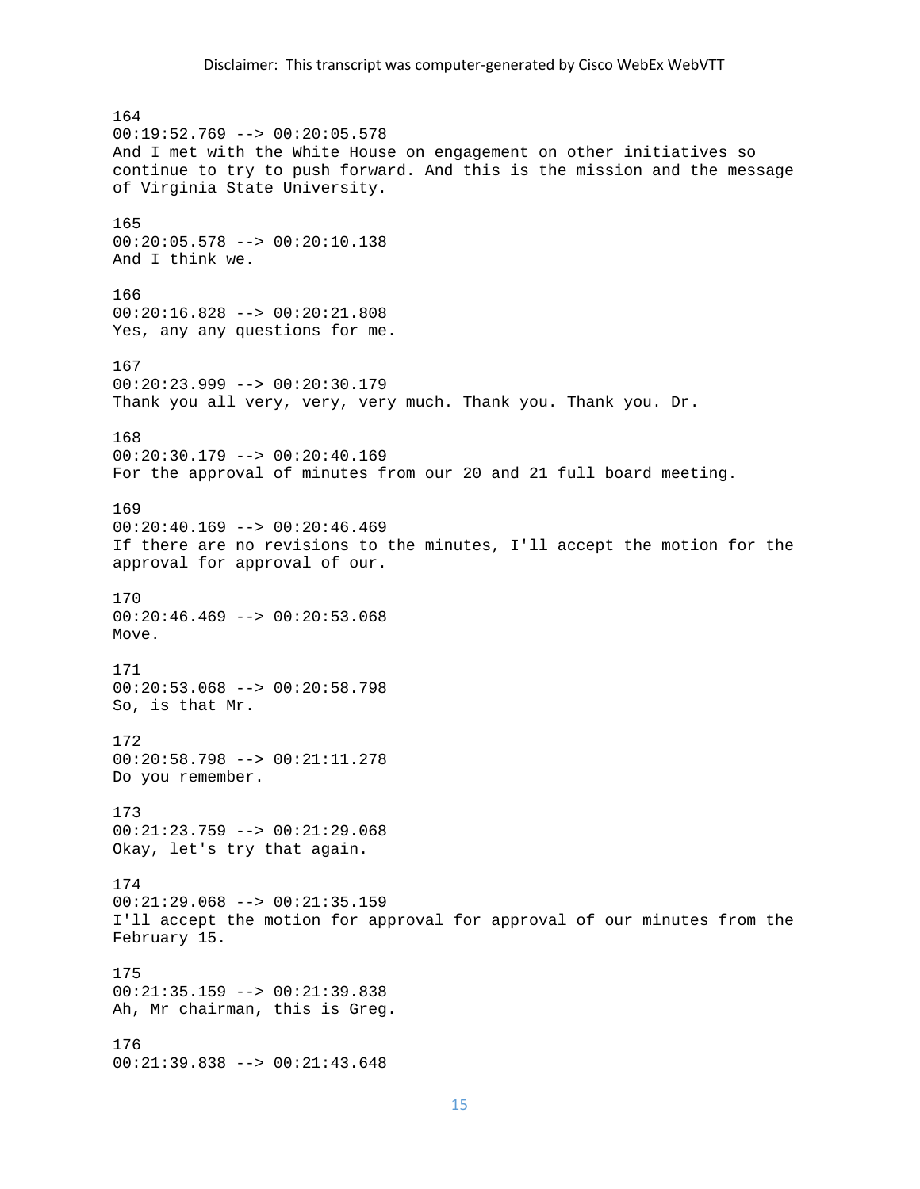164
00:19:52.769 --> 00:20:05.578
And I met with the White House on engagement on other initiatives so continue to try to push forward. And this is the mission and the message of Virginia State University.

165
00:20:05.578 --> 00:20:10.138
And I think we.

166
00:20:16.828 --> 00:20:21.808
Yes, any any questions for me.

167
00:20:23.999 --> 00:20:30.179
Thank you all very, very, very much. Thank you. Thank you. Dr.

168
00:20:30.179 --> 00:20:40.169
For the approval of minutes from our 20 and 21 full board meeting.

169
00:20:40.169 --> 00:20:46.469
If there are no revisions to the minutes, I'll accept the motion for the approval for approval of our.

170
00:20:46.469 --> 00:20:53.068
Move.

171
00:20:53.068 --> 00:20:58.798
So, is that Mr.

172
00:20:58.798 --> 00:21:11.278
Do you remember.

173
00:21:23.759 --> 00:21:29.068
Okay, let's try that again.

174
00:21:29.068 --> 00:21:35.159
I'll accept the motion for approval for approval of our minutes from the February 15.

175
00:21:35.159 --> 00:21:39.838
Ah, Mr chairman, this is Greg.

176
00:21:39.838 --> 00:21:43.648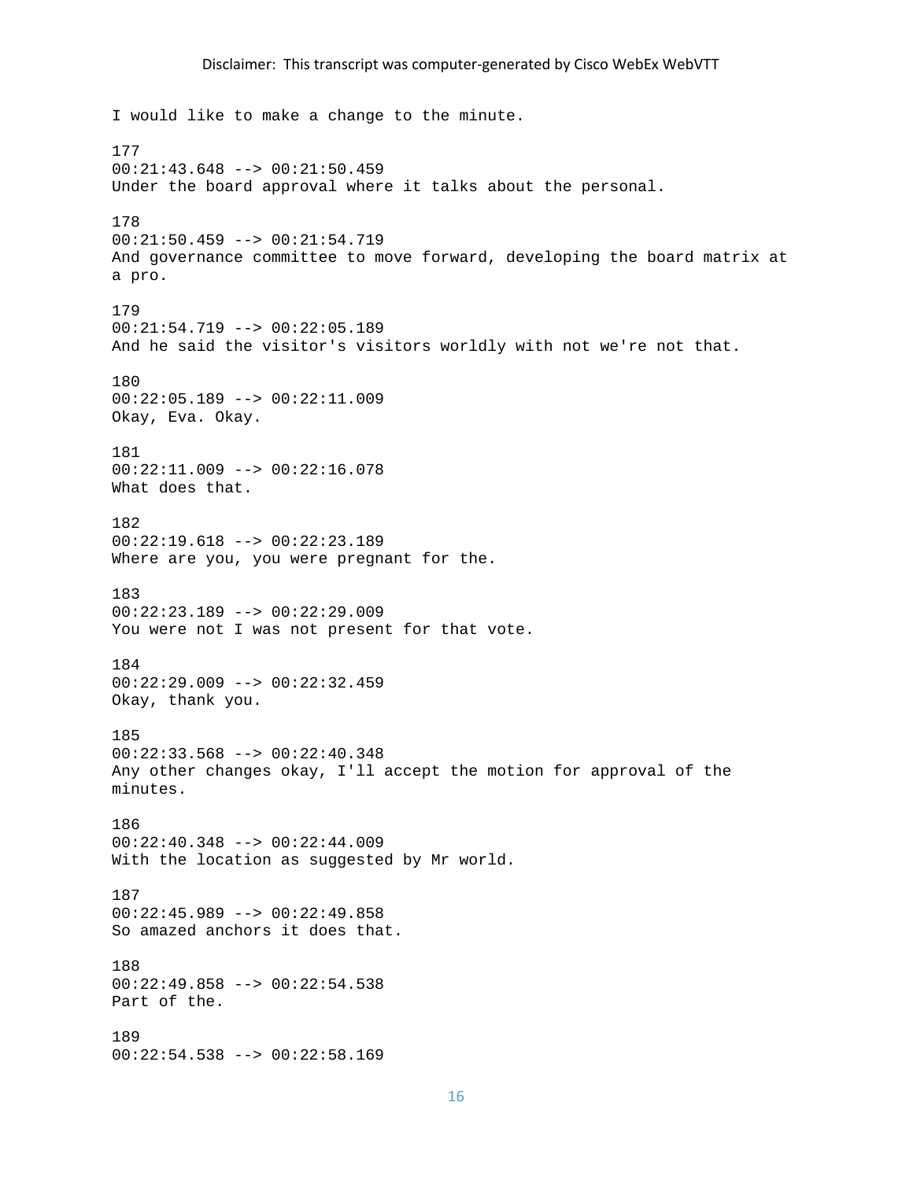I would like to make a change to the minute.

177
00:21:43.648 --> 00:21:50.459
Under the board approval where it talks about the personal.

178
00:21:50.459 --> 00:21:54.719
And governance committee to move forward, developing the board matrix at a pro.

179
00:21:54.719 --> 00:22:05.189
And he said the visitor's visitors worldly with not we're not that.

180
00:22:05.189 --> 00:22:11.009
Okay, Eva. Okay.

181
00:22:11.009 --> 00:22:16.078
What does that.

182
00:22:19.618 --> 00:22:23.189
Where are you, you were pregnant for the.

183
00:22:23.189 --> 00:22:29.009
You were not I was not present for that vote.

184
00:22:29.009 --> 00:22:32.459
Okay, thank you.

185
00:22:33.568 --> 00:22:40.348
Any other changes okay, I'll accept the motion for approval of the minutes.

186
00:22:40.348 --> 00:22:44.009
With the location as suggested by Mr world.

187
00:22:45.989 --> 00:22:49.858
So amazed anchors it does that.

188
00:22:49.858 --> 00:22:54.538
Part of the.

189
00:22:54.538 --> 00:22:58.169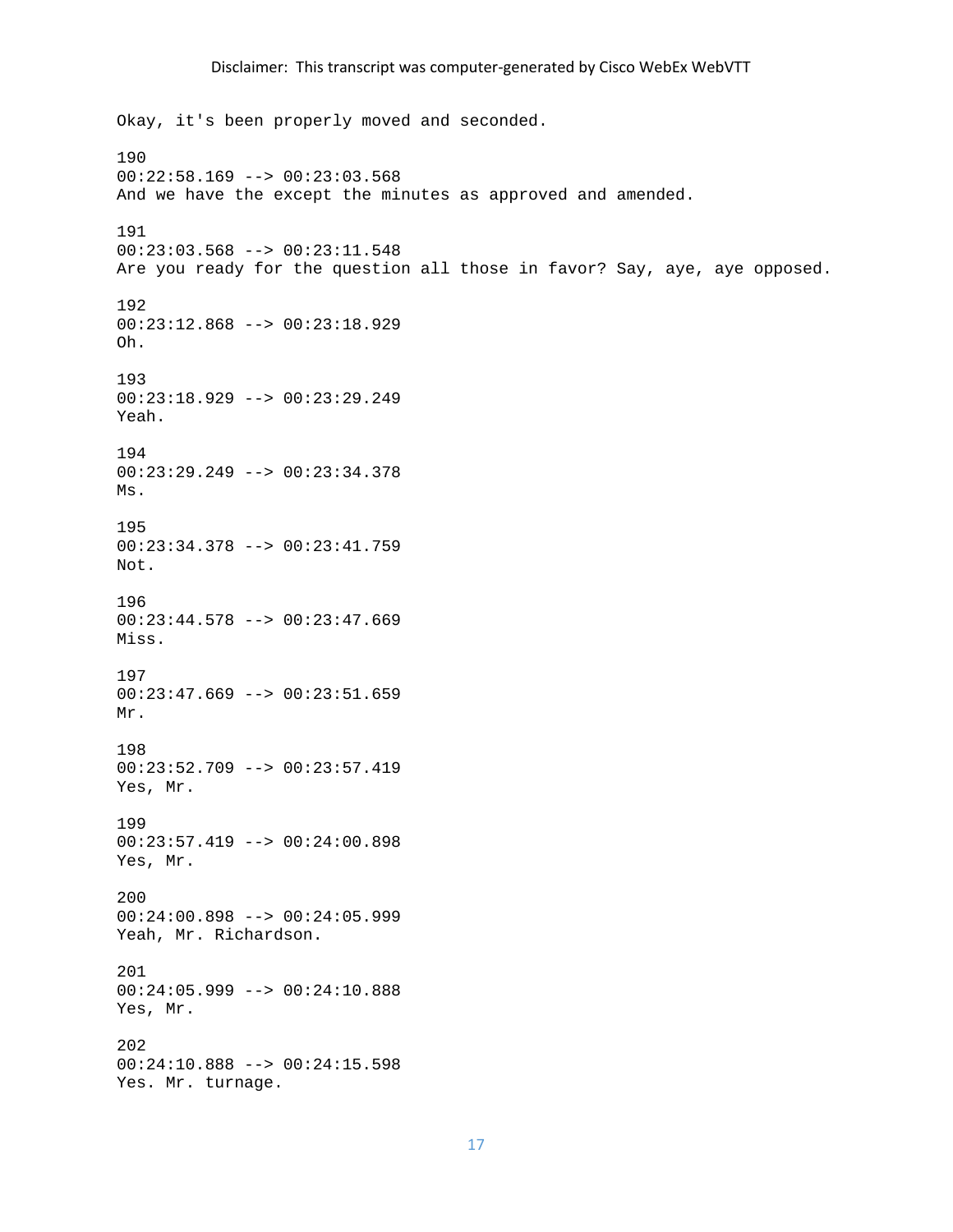Okay, it's been properly moved and seconded.

190
00:22:58.169 --> 00:23:03.568
And we have the except the minutes as approved and amended.

191
00:23:03.568 --> 00:23:11.548
Are you ready for the question all those in favor? Say, aye, aye opposed.

192
00:23:12.868 --> 00:23:18.929
Oh.

193
00:23:18.929 --> 00:23:29.249
Yeah.

194
00:23:29.249 --> 00:23:34.378
Ms.

195
00:23:34.378 --> 00:23:41.759
Not.

196
00:23:44.578 --> 00:23:47.669
Miss.

197
00:23:47.669 --> 00:23:51.659
Mr.

198
00:23:52.709 --> 00:23:57.419
Yes, Mr.

199
00:23:57.419 --> 00:24:00.898
Yes, Mr.

200
00:24:00.898 --> 00:24:05.999
Yeah, Mr. Richardson.

201
00:24:05.999 --> 00:24:10.888
Yes, Mr.

202
00:24:10.888 --> 00:24:15.598
Yes. Mr. turnage.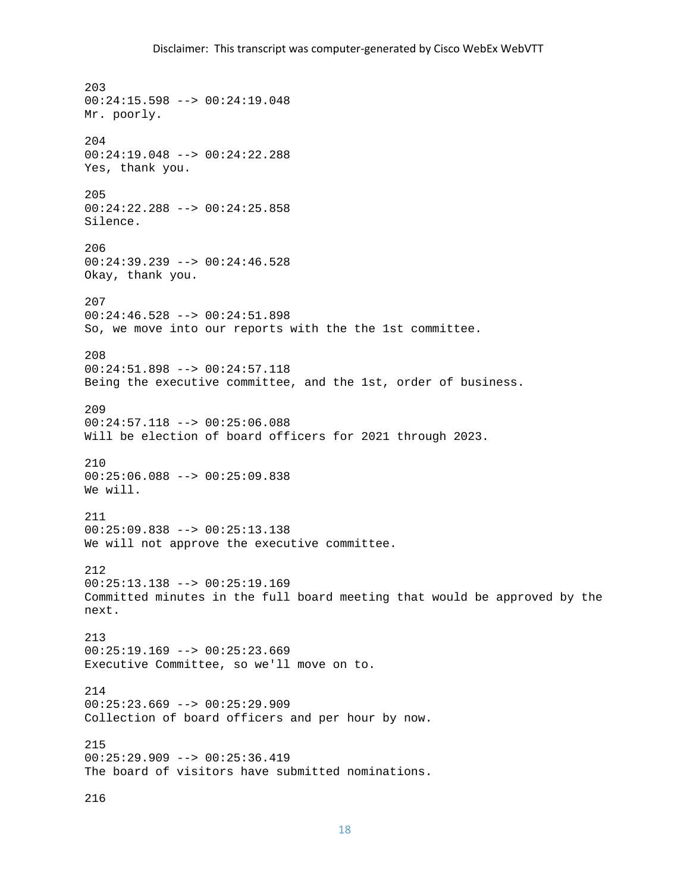Disclaimer: This transcript was computer-generated by Cisco WebEx WebVTT

203
00:24:15.598 --> 00:24:19.048
Mr. poorly.

204
00:24:19.048 --> 00:24:22.288
Yes, thank you.

205
00:24:22.288 --> 00:24:25.858
Silence.

206
00:24:39.239 --> 00:24:46.528
Okay, thank you.

207
00:24:46.528 --> 00:24:51.898
So, we move into our reports with the the 1st committee.

208
00:24:51.898 --> 00:24:57.118
Being the executive committee, and the 1st, order of business.

209
00:24:57.118 --> 00:25:06.088
Will be election of board officers for 2021 through 2023.

210
00:25:06.088 --> 00:25:09.838
We will.

211
00:25:09.838 --> 00:25:13.138
We will not approve the executive committee.

212
00:25:13.138 --> 00:25:19.169
Committed minutes in the full board meeting that would be approved by the next.

213
00:25:19.169 --> 00:25:23.669
Executive Committee, so we'll move on to.

214
00:25:23.669 --> 00:25:29.909
Collection of board officers and per hour by now.

215
00:25:29.909 --> 00:25:36.419
The board of visitors have submitted nominations.

216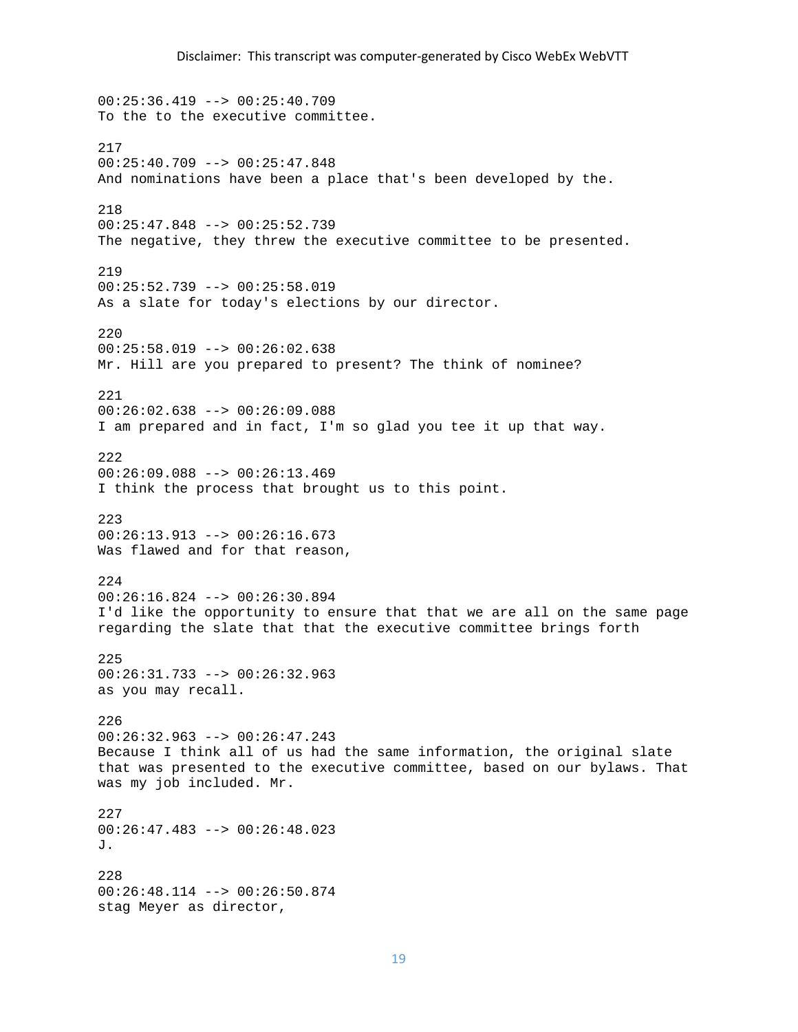Disclaimer: This transcript was computer-generated by Cisco WebEx WebVTT

00:25:36.419 --> 00:25:40.709
To the to the executive committee.

217
00:25:40.709 --> 00:25:47.848
And nominations have been a place that's been developed by the.

218
00:25:47.848 --> 00:25:52.739
The negative, they threw the executive committee to be presented.

219
00:25:52.739 --> 00:25:58.019
As a slate for today's elections by our director.

220
00:25:58.019 --> 00:26:02.638
Mr. Hill are you prepared to present? The think of nominee?

221
00:26:02.638 --> 00:26:09.088
I am prepared and in fact, I'm so glad you tee it up that way.

222
00:26:09.088 --> 00:26:13.469
I think the process that brought us to this point.

223
00:26:13.913 --> 00:26:16.673
Was flawed and for that reason,

224
00:26:16.824 --> 00:26:30.894
I'd like the opportunity to ensure that that we are all on the same page regarding the slate that that the executive committee brings forth

225
00:26:31.733 --> 00:26:32.963
as you may recall.

226
00:26:32.963 --> 00:26:47.243
Because I think all of us had the same information, the original slate that was presented to the executive committee, based on our bylaws. That was my job included. Mr.

227
00:26:47.483 --> 00:26:48.023
J.

228
00:26:48.114 --> 00:26:50.874
stag Meyer as director,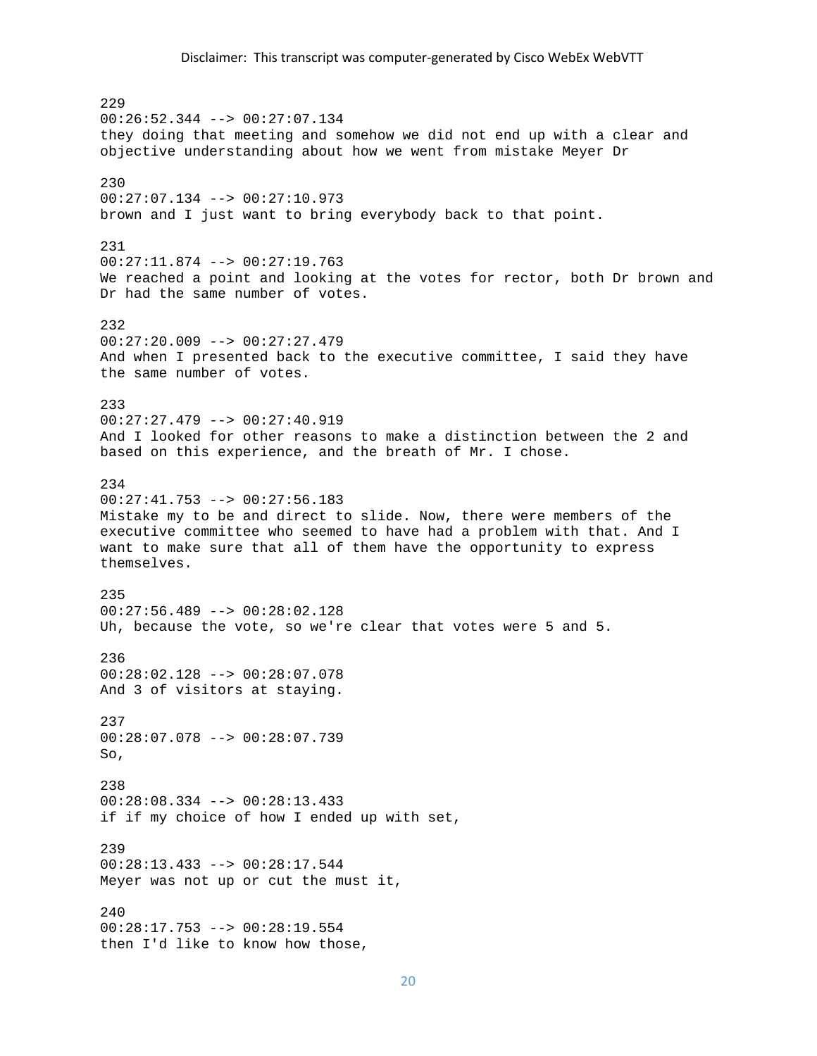229
00:26:52.344 --> 00:27:07.134
they doing that meeting and somehow we did not end up with a clear and objective understanding about how we went from mistake Meyer Dr

230
00:27:07.134 --> 00:27:10.973
brown and I just want to bring everybody back to that point.

231
00:27:11.874 --> 00:27:19.763
We reached a point and looking at the votes for rector, both Dr brown and Dr had the same number of votes.

232
00:27:20.009 --> 00:27:27.479
And when I presented back to the executive committee, I said they have the same number of votes.

233
00:27:27.479 --> 00:27:40.919
And I looked for other reasons to make a distinction between the 2 and based on this experience, and the breath of Mr. I chose.

234
00:27:41.753 --> 00:27:56.183
Mistake my to be and direct to slide. Now, there were members of the executive committee who seemed to have had a problem with that. And I want to make sure that all of them have the opportunity to express themselves.

235
00:27:56.489 --> 00:28:02.128
Uh, because the vote, so we're clear that votes were 5 and 5.

236
00:28:02.128 --> 00:28:07.078
And 3 of visitors at staying.

237
00:28:07.078 --> 00:28:07.739
So,

238
00:28:08.334 --> 00:28:13.433
if if my choice of how I ended up with set,

239
00:28:13.433 --> 00:28:17.544
Meyer was not up or cut the must it,

240
00:28:17.753 --> 00:28:19.554
then I'd like to know how those,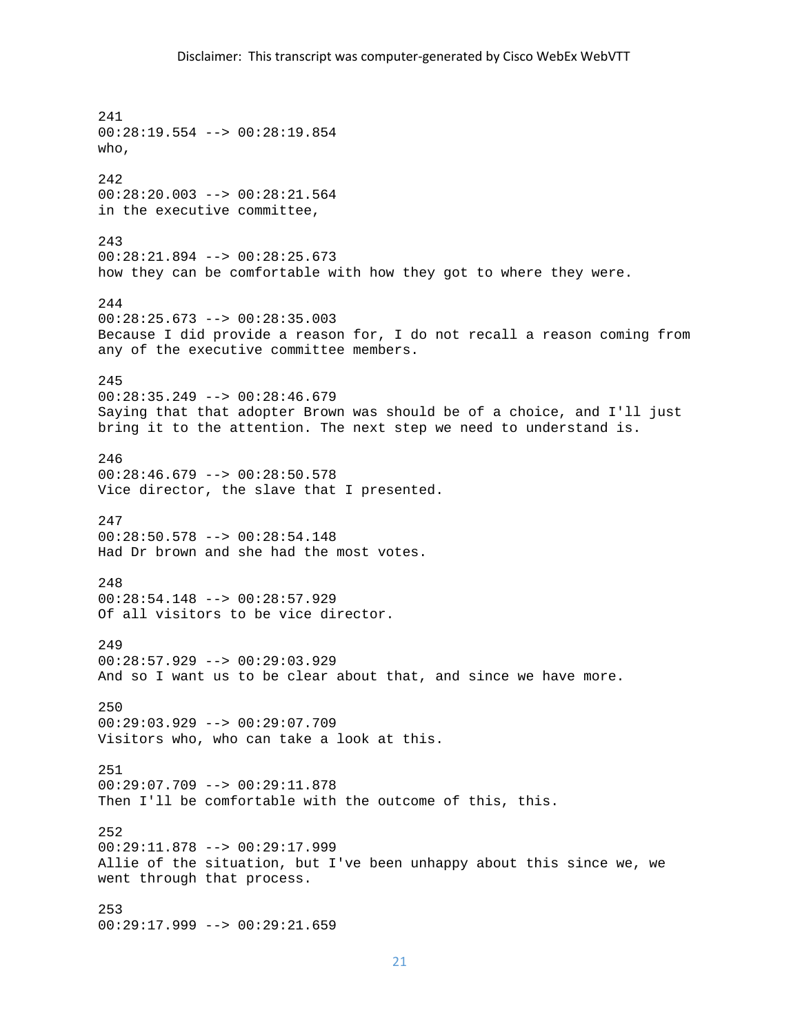241
00:28:19.554 --> 00:28:19.854
who,

242
00:28:20.003 --> 00:28:21.564
in the executive committee,

243
00:28:21.894 --> 00:28:25.673
how they can be comfortable with how they got to where they were.

244
00:28:25.673 --> 00:28:35.003
Because I did provide a reason for, I do not recall a reason coming from any of the executive committee members.

245
00:28:35.249 --> 00:28:46.679
Saying that that adopter Brown was should be of a choice, and I'll just bring it to the attention. The next step we need to understand is.

246
00:28:46.679 --> 00:28:50.578
Vice director, the slave that I presented.

247
00:28:50.578 --> 00:28:54.148
Had Dr brown and she had the most votes.

248
00:28:54.148 --> 00:28:57.929
Of all visitors to be vice director.

249
00:28:57.929 --> 00:29:03.929
And so I want us to be clear about that, and since we have more.

250
00:29:03.929 --> 00:29:07.709
Visitors who, who can take a look at this.

251
00:29:07.709 --> 00:29:11.878
Then I'll be comfortable with the outcome of this, this.

252
00:29:11.878 --> 00:29:17.999
Allie of the situation, but I've been unhappy about this since we, we went through that process.

253
00:29:17.999 --> 00:29:21.659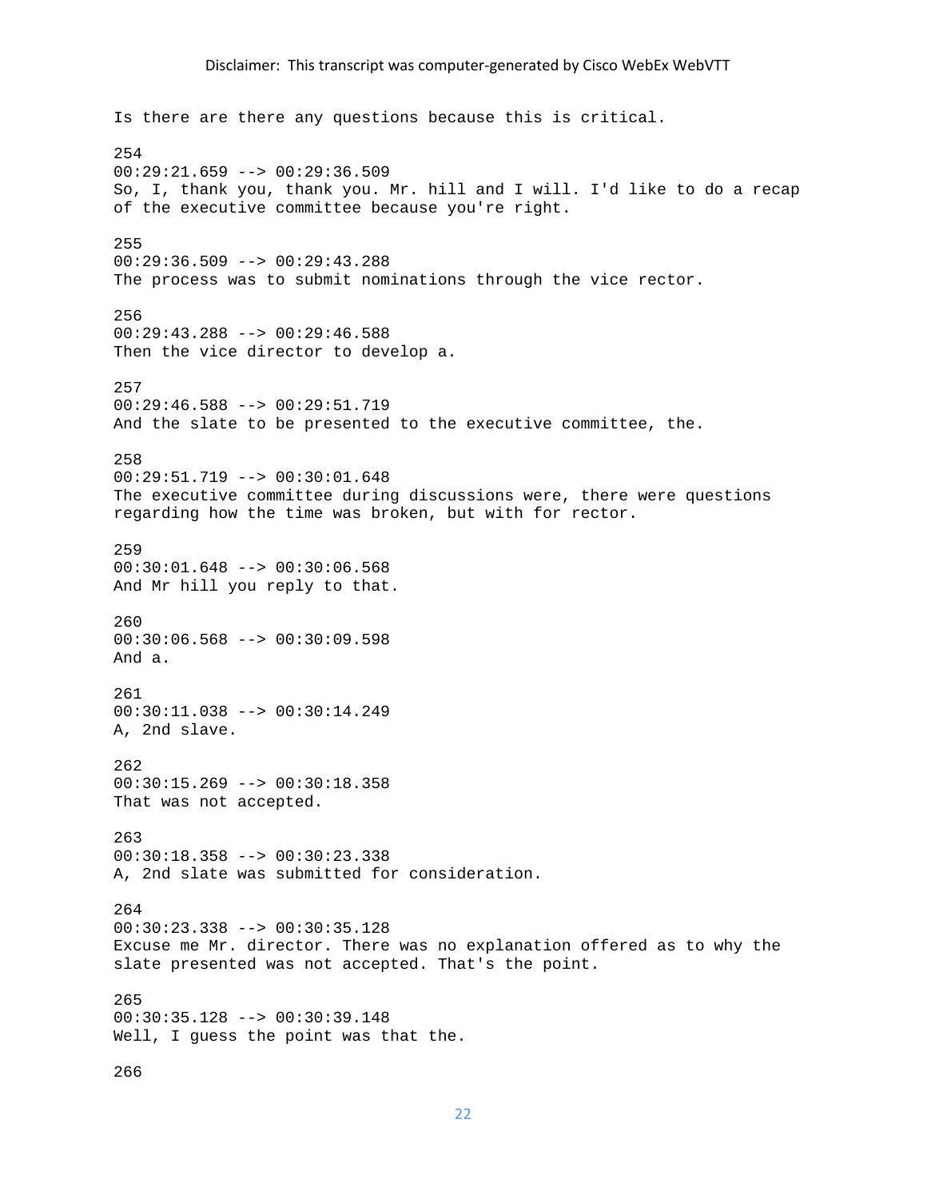Is there are there any questions because this is critical.

254
00:29:21.659 --> 00:29:36.509
So, I, thank you, thank you. Mr. hill and I will. I'd like to do a recap of the executive committee because you're right.

255
00:29:36.509 --> 00:29:43.288
The process was to submit nominations through the vice rector.

256
00:29:43.288 --> 00:29:46.588
Then the vice director to develop a.

257
00:29:46.588 --> 00:29:51.719
And the slate to be presented to the executive committee, the.

258
00:29:51.719 --> 00:30:01.648
The executive committee during discussions were, there were questions regarding how the time was broken, but with for rector.

259
00:30:01.648 --> 00:30:06.568
And Mr hill you reply to that.

260
00:30:06.568 --> 00:30:09.598
And a.

261
00:30:11.038 --> 00:30:14.249
A, 2nd slave.

262
00:30:15.269 --> 00:30:18.358
That was not accepted.

263
00:30:18.358 --> 00:30:23.338
A, 2nd slate was submitted for consideration.

264
00:30:23.338 --> 00:30:35.128
Excuse me Mr. director. There was no explanation offered as to why the slate presented was not accepted. That's the point.

265
00:30:35.128 --> 00:30:39.148
Well, I guess the point was that the.

266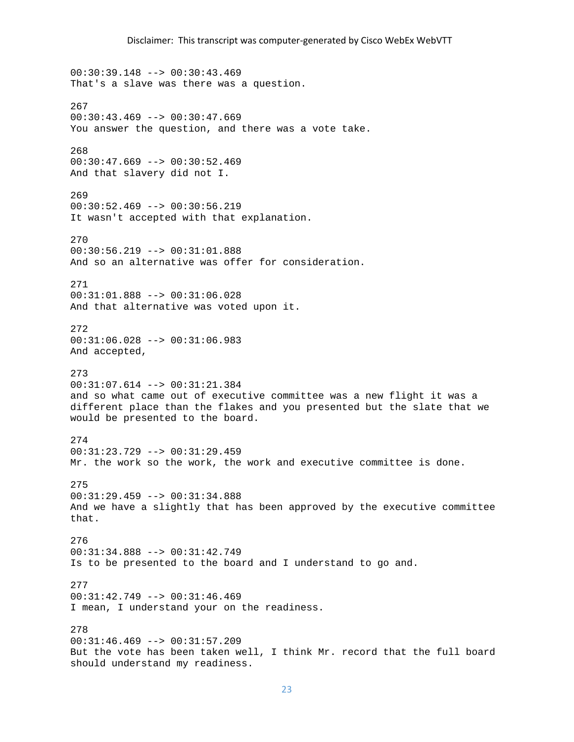Disclaimer: This transcript was computer-generated by Cisco WebEx WebVTT

00:30:39.148 --> 00:30:43.469
That's a slave was there was a question.

267
00:30:43.469 --> 00:30:47.669
You answer the question, and there was a vote take.

268
00:30:47.669 --> 00:30:52.469
And that slavery did not I.

269
00:30:52.469 --> 00:30:56.219
It wasn't accepted with that explanation.

270
00:30:56.219 --> 00:31:01.888
And so an alternative was offer for consideration.

271
00:31:01.888 --> 00:31:06.028
And that alternative was voted upon it.

272
00:31:06.028 --> 00:31:06.983
And accepted,

273
00:31:07.614 --> 00:31:21.384
and so what came out of executive committee was a new flight it was a different place than the flakes and you presented but the slate that we would be presented to the board.

274
00:31:23.729 --> 00:31:29.459
Mr. the work so the work, the work and executive committee is done.

275
00:31:29.459 --> 00:31:34.888
And we have a slightly that has been approved by the executive committee that.

276
00:31:34.888 --> 00:31:42.749
Is to be presented to the board and I understand to go and.

277
00:31:42.749 --> 00:31:46.469
I mean, I understand your on the readiness.

278
00:31:46.469 --> 00:31:57.209
But the vote has been taken well, I think Mr. record that the full board should understand my readiness.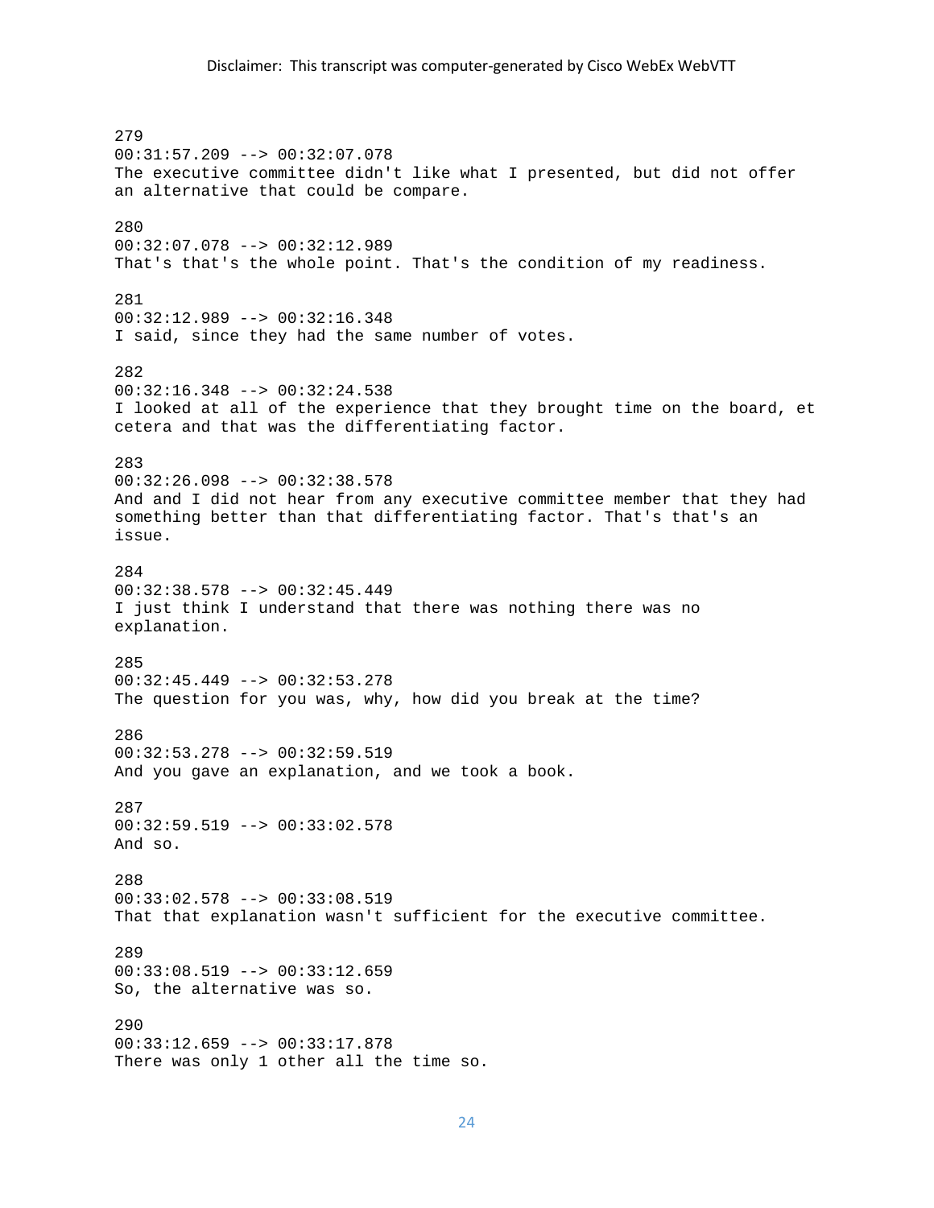279
00:31:57.209 --> 00:32:07.078
The executive committee didn't like what I presented, but did not offer an alternative that could be compare.

280
00:32:07.078 --> 00:32:12.989
That's that's the whole point. That's the condition of my readiness.

281
00:32:12.989 --> 00:32:16.348
I said, since they had the same number of votes.

282
00:32:16.348 --> 00:32:24.538
I looked at all of the experience that they brought time on the board, et cetera and that was the differentiating factor.

283
00:32:26.098 --> 00:32:38.578
And and I did not hear from any executive committee member that they had something better than that differentiating factor. That's that's an issue.

284
00:32:38.578 --> 00:32:45.449
I just think I understand that there was nothing there was no explanation.

285
00:32:45.449 --> 00:32:53.278
The question for you was, why, how did you break at the time?

286
00:32:53.278 --> 00:32:59.519
And you gave an explanation, and we took a book.

287
00:32:59.519 --> 00:33:02.578
And so.

288
00:33:02.578 --> 00:33:08.519
That that explanation wasn't sufficient for the executive committee.

289
00:33:08.519 --> 00:33:12.659
So, the alternative was so.

290
00:33:12.659 --> 00:33:17.878
There was only 1 other all the time so.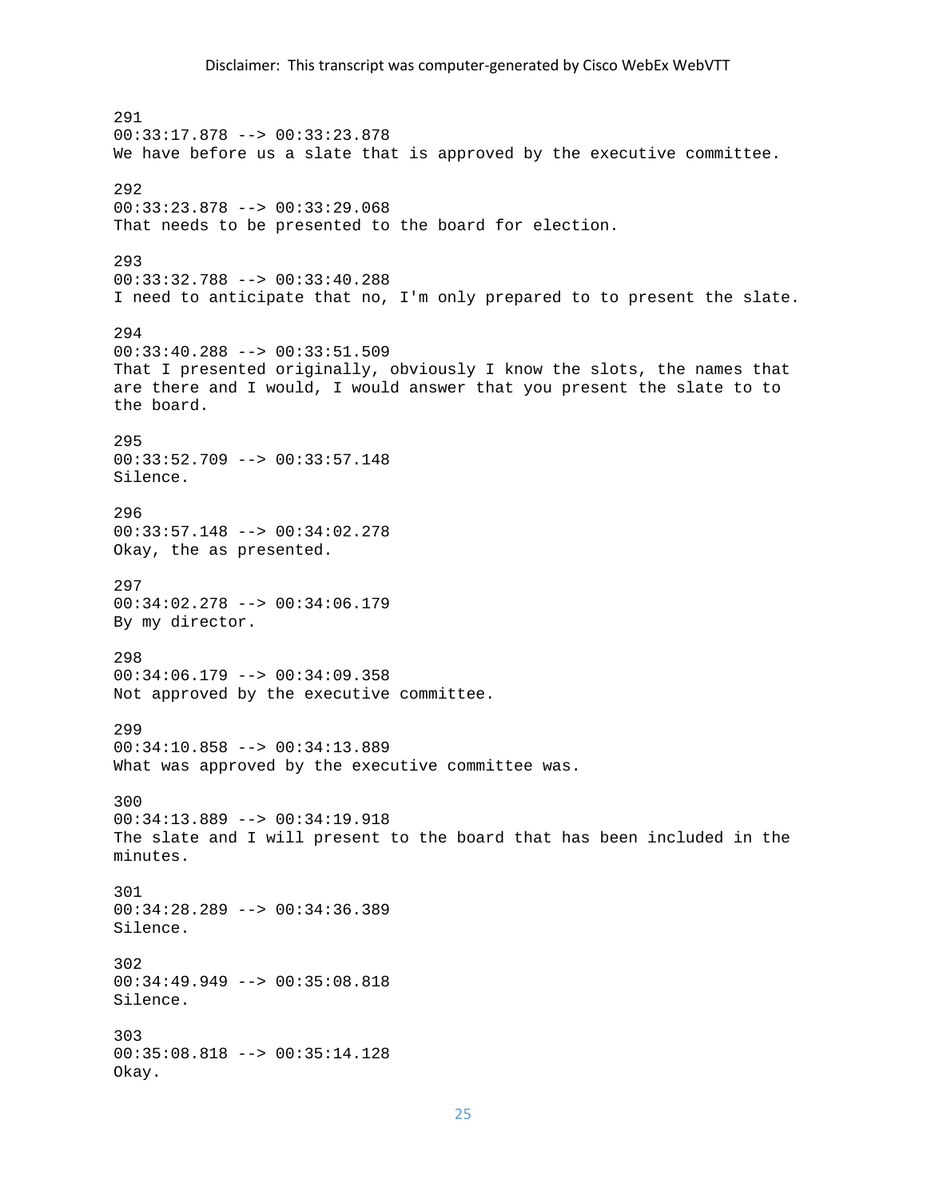291
00:33:17.878 --> 00:33:23.878
We have before us a slate that is approved by the executive committee.

292
00:33:23.878 --> 00:33:29.068
That needs to be presented to the board for election.

293
00:33:32.788 --> 00:33:40.288
I need to anticipate that no, I'm only prepared to to present the slate.

294
00:33:40.288 --> 00:33:51.509
That I presented originally, obviously I know the slots, the names that are there and I would, I would answer that you present the slate to to the board.

295
00:33:52.709 --> 00:33:57.148
Silence.

296
00:33:57.148 --> 00:34:02.278
Okay, the as presented.

297
00:34:02.278 --> 00:34:06.179
By my director.

298
00:34:06.179 --> 00:34:09.358
Not approved by the executive committee.

299
00:34:10.858 --> 00:34:13.889
What was approved by the executive committee was.

300
00:34:13.889 --> 00:34:19.918
The slate and I will present to the board that has been included in the minutes.

301
00:34:28.289 --> 00:34:36.389
Silence.

302
00:34:49.949 --> 00:35:08.818
Silence.

303
00:35:08.818 --> 00:35:14.128
Okay.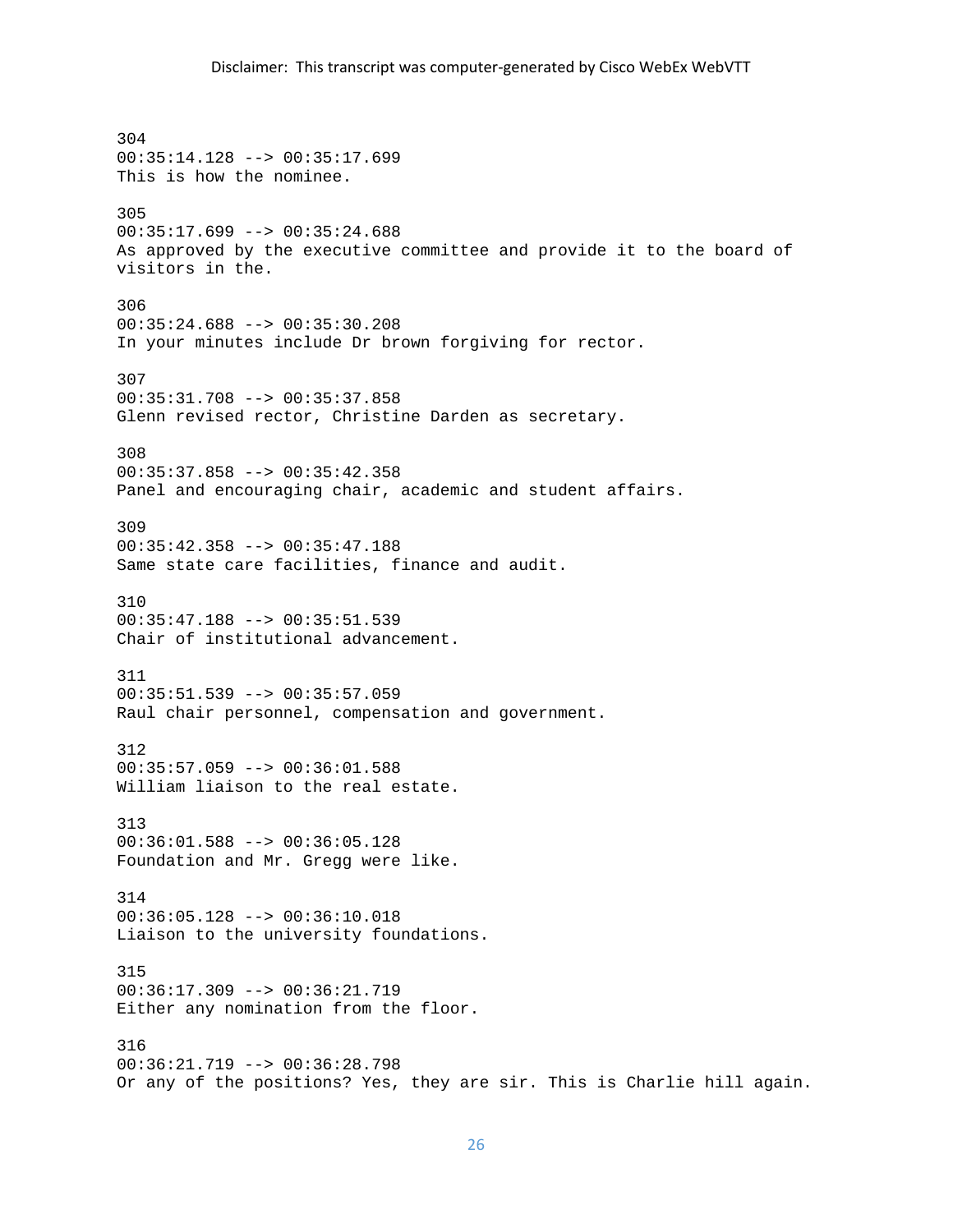304
00:35:14.128 --> 00:35:17.699
This is how the nominee.

305
00:35:17.699 --> 00:35:24.688
As approved by the executive committee and provide it to the board of visitors in the.

306
00:35:24.688 --> 00:35:30.208
In your minutes include Dr brown forgiving for rector.

307
00:35:31.708 --> 00:35:37.858
Glenn revised rector, Christine Darden as secretary.

308
00:35:37.858 --> 00:35:42.358
Panel and encouraging chair, academic and student affairs.

309
00:35:42.358 --> 00:35:47.188
Same state care facilities, finance and audit.

310
00:35:47.188 --> 00:35:51.539
Chair of institutional advancement.

311
00:35:51.539 --> 00:35:57.059
Raul chair personnel, compensation and government.

312
00:35:57.059 --> 00:36:01.588
William liaison to the real estate.

313
00:36:01.588 --> 00:36:05.128
Foundation and Mr. Gregg were like.

314
00:36:05.128 --> 00:36:10.018
Liaison to the university foundations.

315
00:36:17.309 --> 00:36:21.719
Either any nomination from the floor.

316
00:36:21.719 --> 00:36:28.798
Or any of the positions? Yes, they are sir. This is Charlie hill again.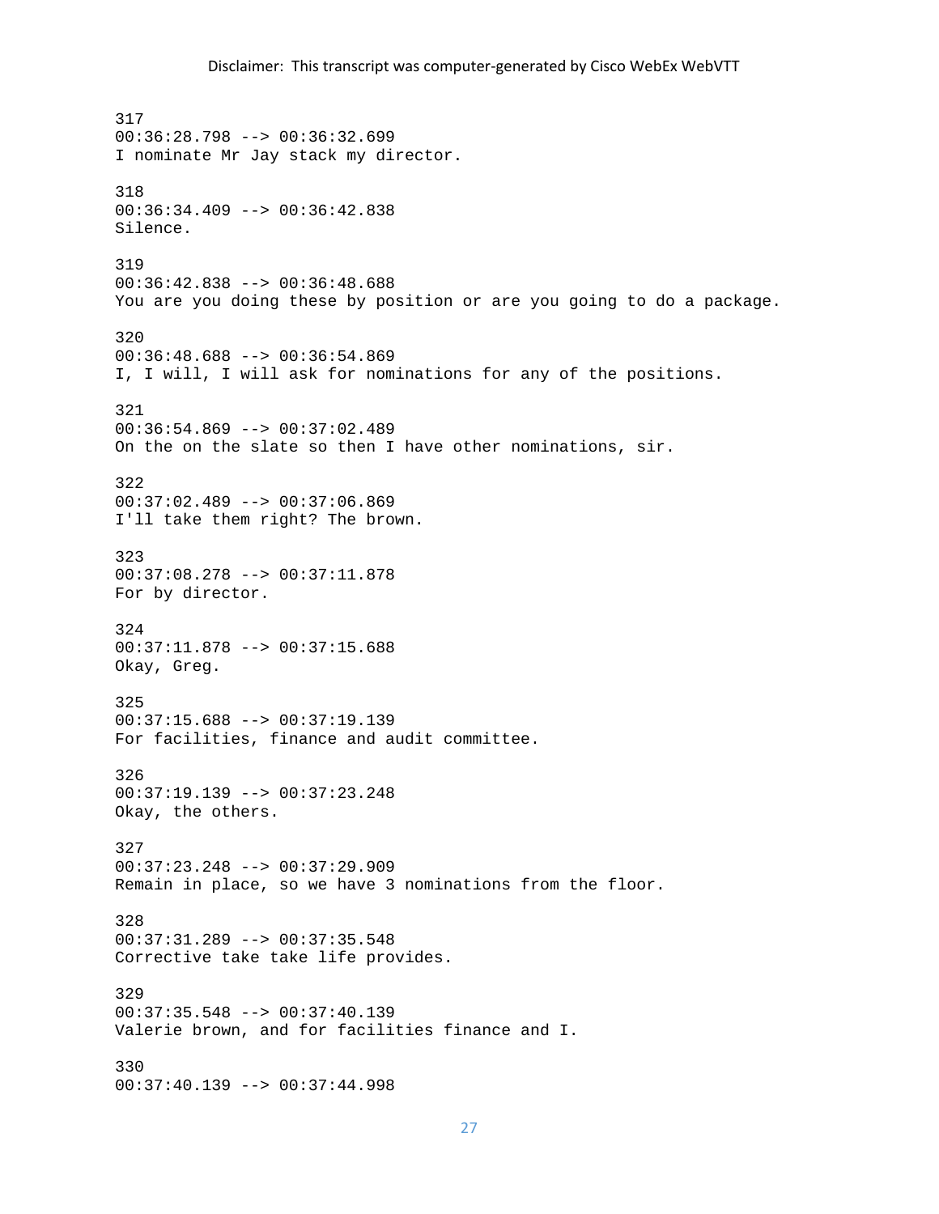317
00:36:28.798 --> 00:36:32.699
I nominate Mr Jay stack my director.

318
00:36:34.409 --> 00:36:42.838
Silence.

319
00:36:42.838 --> 00:36:48.688
You are you doing these by position or are you going to do a package.

320
00:36:48.688 --> 00:36:54.869
I, I will, I will ask for nominations for any of the positions.

321
00:36:54.869 --> 00:37:02.489
On the on the slate so then I have other nominations, sir.

322
00:37:02.489 --> 00:37:06.869
I'll take them right? The brown.

323
00:37:08.278 --> 00:37:11.878
For by director.

324
00:37:11.878 --> 00:37:15.688
Okay, Greg.

325
00:37:15.688 --> 00:37:19.139
For facilities, finance and audit committee.

326
00:37:19.139 --> 00:37:23.248
Okay, the others.

327
00:37:23.248 --> 00:37:29.909
Remain in place, so we have 3 nominations from the floor.

328
00:37:31.289 --> 00:37:35.548
Corrective take take life provides.

329
00:37:35.548 --> 00:37:40.139
Valerie brown, and for facilities finance and I.

330
00:37:40.139 --> 00:37:44.998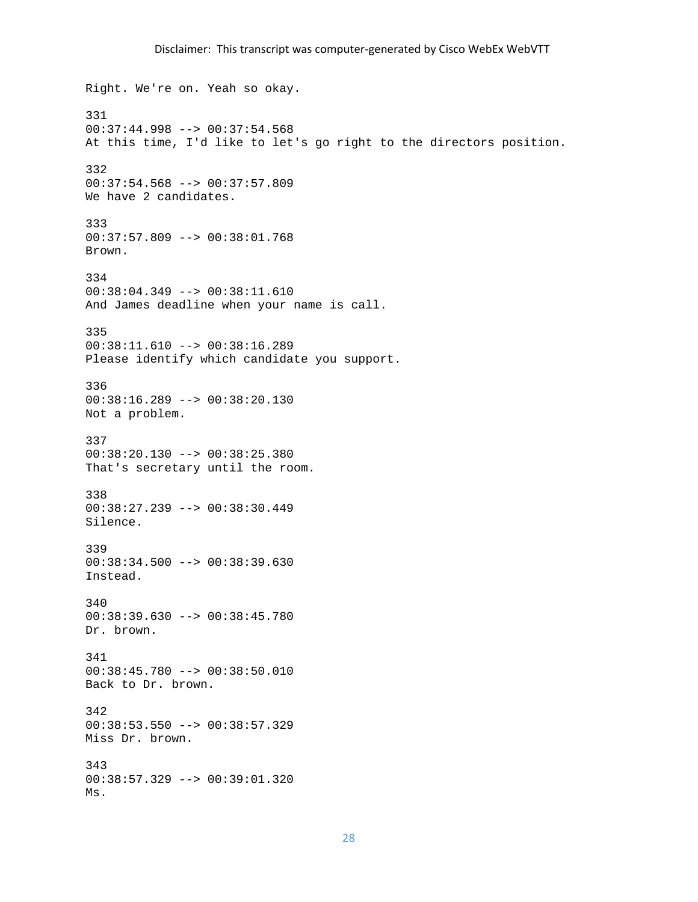Right. We're on. Yeah so okay.

331
00:37:44.998 --> 00:37:54.568
At this time, I'd like to let's go right to the directors position.

332
00:37:54.568 --> 00:37:57.809
We have 2 candidates.

333
00:37:57.809 --> 00:38:01.768
Brown.

334
00:38:04.349 --> 00:38:11.610
And James deadline when your name is call.

335
00:38:11.610 --> 00:38:16.289
Please identify which candidate you support.

336
00:38:16.289 --> 00:38:20.130
Not a problem.

337
00:38:20.130 --> 00:38:25.380
That's secretary until the room.

338
00:38:27.239 --> 00:38:30.449
Silence.

339
00:38:34.500 --> 00:38:39.630
Instead.

340
00:38:39.630 --> 00:38:45.780
Dr. brown.

341
00:38:45.780 --> 00:38:50.010
Back to Dr. brown.

342
00:38:53.550 --> 00:38:57.329
Miss Dr. brown.

343
00:38:57.329 --> 00:39:01.320
Ms.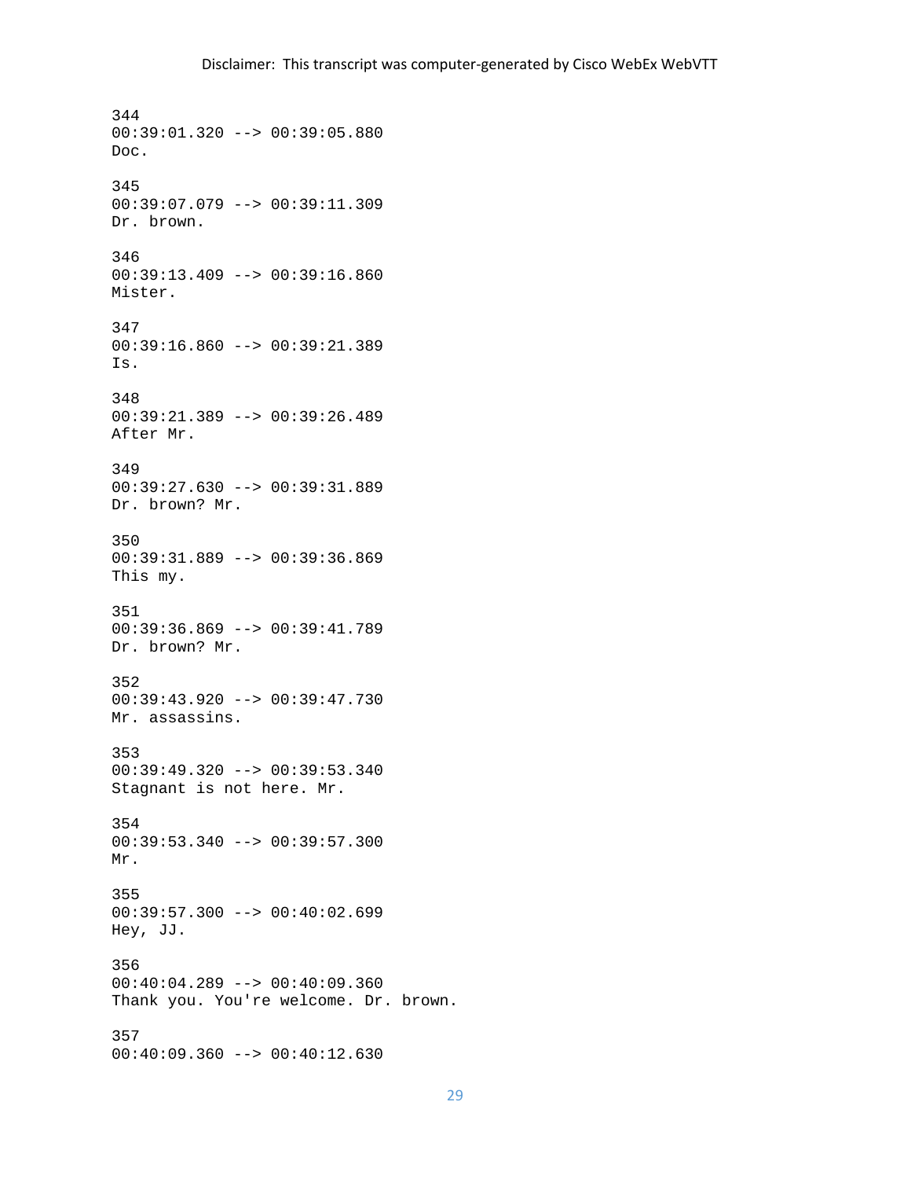344
00:39:01.320 --> 00:39:05.880
Doc.

345
00:39:07.079 --> 00:39:11.309
Dr. brown.

346
00:39:13.409 --> 00:39:16.860
Mister.

347
00:39:16.860 --> 00:39:21.389
Is.

348
00:39:21.389 --> 00:39:26.489
After Mr.

349
00:39:27.630 --> 00:39:31.889
Dr. brown? Mr.

350
00:39:31.889 --> 00:39:36.869
This my.

351
00:39:36.869 --> 00:39:41.789
Dr. brown? Mr.

352
00:39:43.920 --> 00:39:47.730
Mr. assassins.

353
00:39:49.320 --> 00:39:53.340
Stagnant is not here. Mr.

354
00:39:53.340 --> 00:39:57.300
Mr.

355
00:39:57.300 --> 00:40:02.699
Hey, JJ.

356
00:40:04.289 --> 00:40:09.360
Thank you. You're welcome. Dr. brown.

357
00:40:09.360 --> 00:40:12.630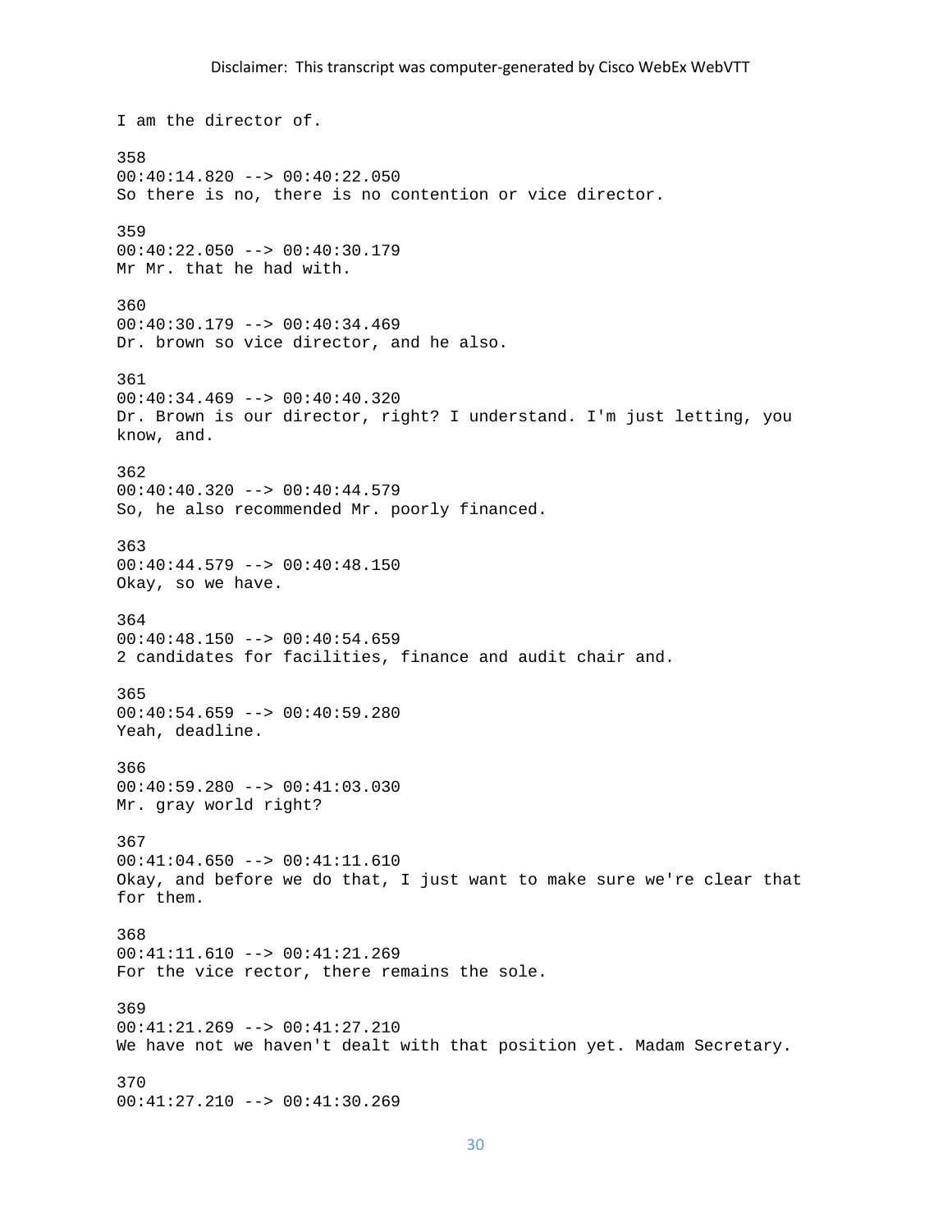I am the director of.

358
00:40:14.820 --> 00:40:22.050
So there is no, there is no contention or vice director.

359
00:40:22.050 --> 00:40:30.179
Mr Mr. that he had with.

360
00:40:30.179 --> 00:40:34.469
Dr. brown so vice director, and he also.

361
00:40:34.469 --> 00:40:40.320
Dr. Brown is our director, right? I understand. I'm just letting, you know, and.

362
00:40:40.320 --> 00:40:44.579
So, he also recommended Mr. poorly financed.

363
00:40:44.579 --> 00:40:48.150
Okay, so we have.

364
00:40:48.150 --> 00:40:54.659
2 candidates for facilities, finance and audit chair and.

365
00:40:54.659 --> 00:40:59.280
Yeah, deadline.

366
00:40:59.280 --> 00:41:03.030
Mr. gray world right?

367
00:41:04.650 --> 00:41:11.610
Okay, and before we do that, I just want to make sure we're clear that for them.

368
00:41:11.610 --> 00:41:21.269
For the vice rector, there remains the sole.

369
00:41:21.269 --> 00:41:27.210
We have not we haven't dealt with that position yet. Madam Secretary.

370
00:41:27.210 --> 00:41:30.269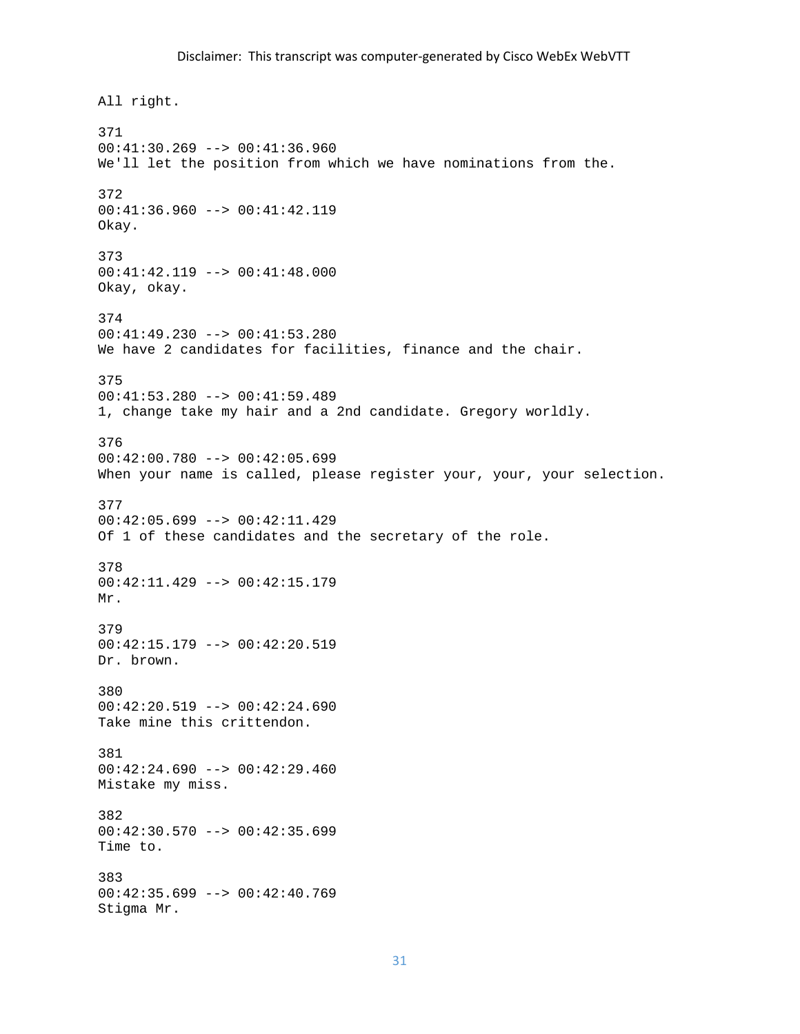All right.

371
00:41:30.269 --> 00:41:36.960
We'll let the position from which we have nominations from the.

372
00:41:36.960 --> 00:41:42.119
Okay.

373
00:41:42.119 --> 00:41:48.000
Okay, okay.

374
00:41:49.230 --> 00:41:53.280
We have 2 candidates for facilities, finance and the chair.

375
00:41:53.280 --> 00:41:59.489
1, change take my hair and a 2nd candidate. Gregory worldly.

376
00:42:00.780 --> 00:42:05.699
When your name is called, please register your, your, your selection.

377
00:42:05.699 --> 00:42:11.429
Of 1 of these candidates and the secretary of the role.

378
00:42:11.429 --> 00:42:15.179
Mr.

379
00:42:15.179 --> 00:42:20.519
Dr. brown.

380
00:42:20.519 --> 00:42:24.690
Take mine this crittendon.

381
00:42:24.690 --> 00:42:29.460
Mistake my miss.

382
00:42:30.570 --> 00:42:35.699
Time to.

383
00:42:35.699 --> 00:42:40.769
Stigma Mr.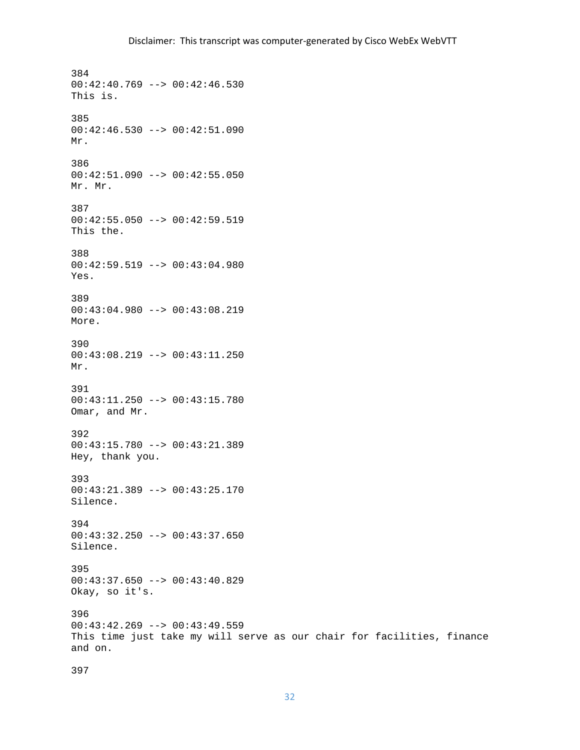Disclaimer: This transcript was computer-generated by Cisco WebEx WebVTT

384
00:42:40.769 --> 00:42:46.530
This is.

385
00:42:46.530 --> 00:42:51.090
Mr.

386
00:42:51.090 --> 00:42:55.050
Mr. Mr.

387
00:42:55.050 --> 00:42:59.519
This the.

388
00:42:59.519 --> 00:43:04.980
Yes.

389
00:43:04.980 --> 00:43:08.219
More.

390
00:43:08.219 --> 00:43:11.250
Mr.

391
00:43:11.250 --> 00:43:15.780
Omar, and Mr.

392
00:43:15.780 --> 00:43:21.389
Hey, thank you.

393
00:43:21.389 --> 00:43:25.170
Silence.

394
00:43:32.250 --> 00:43:37.650
Silence.

395
00:43:37.650 --> 00:43:40.829
Okay, so it's.

396
00:43:42.269 --> 00:43:49.559
This time just take my will serve as our chair for facilities, finance and on.

397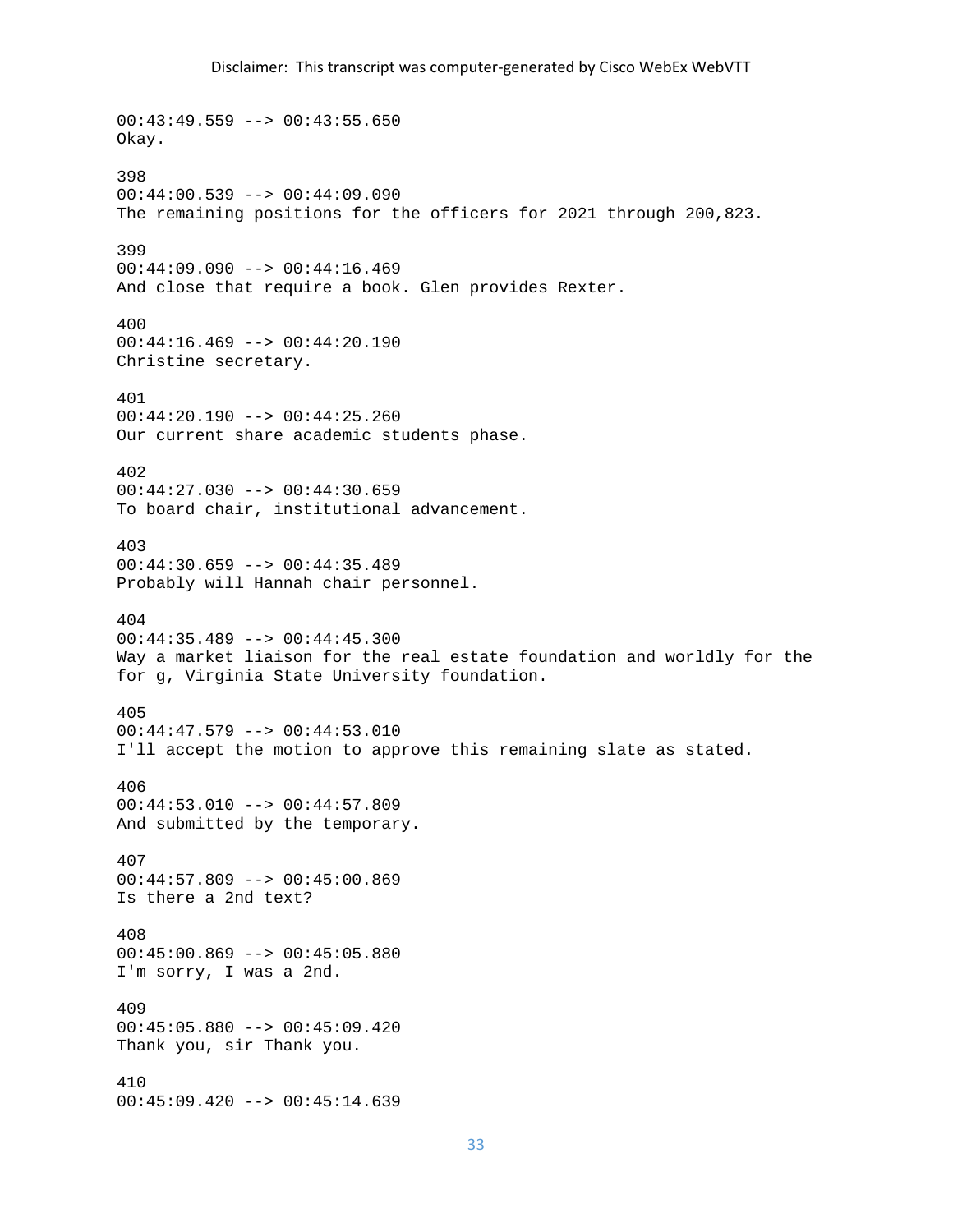Disclaimer: This transcript was computer-generated by Cisco WebEx WebVTT

00:43:49.559 --> 00:43:55.650
Okay.

398
00:44:00.539 --> 00:44:09.090
The remaining positions for the officers for 2021 through 200,823.

399
00:44:09.090 --> 00:44:16.469
And close that require a book. Glen provides Rexter.

400
00:44:16.469 --> 00:44:20.190
Christine secretary.

401
00:44:20.190 --> 00:44:25.260
Our current share academic students phase.

402
00:44:27.030 --> 00:44:30.659
To board chair, institutional advancement.

403
00:44:30.659 --> 00:44:35.489
Probably will Hannah chair personnel.

404
00:44:35.489 --> 00:44:45.300
Way a market liaison for the real estate foundation and worldly for the for g, Virginia State University foundation.

405
00:44:47.579 --> 00:44:53.010
I'll accept the motion to approve this remaining slate as stated.

406
00:44:53.010 --> 00:44:57.809
And submitted by the temporary.

407
00:44:57.809 --> 00:45:00.869
Is there a 2nd text?

408
00:45:00.869 --> 00:45:05.880
I'm sorry, I was a 2nd.

409
00:45:05.880 --> 00:45:09.420
Thank you, sir Thank you.

410
00:45:09.420 --> 00:45:14.639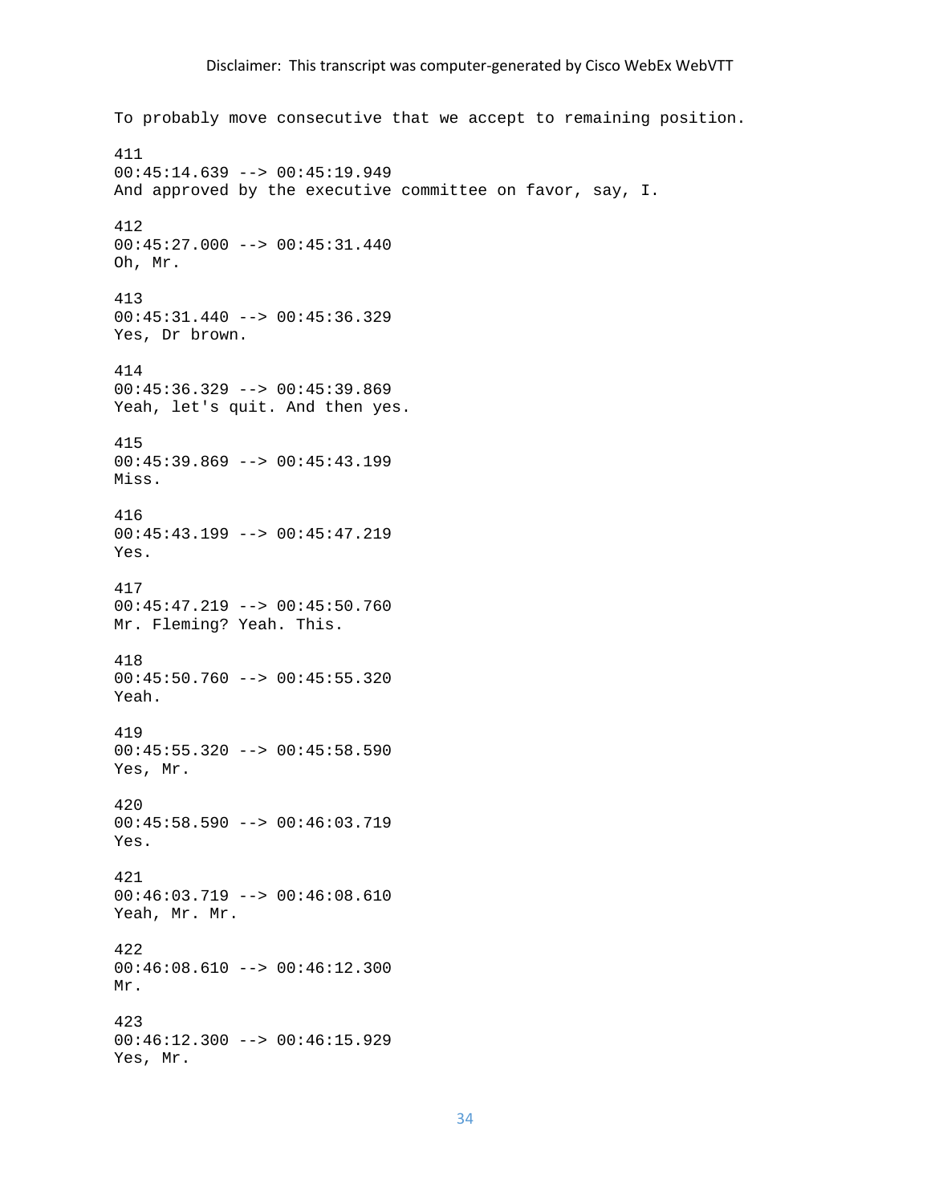To probably move consecutive that we accept to remaining position.

411
00:45:14.639 --> 00:45:19.949
And approved by the executive committee on favor, say, I.

412
00:45:27.000 --> 00:45:31.440
Oh, Mr.

413
00:45:31.440 --> 00:45:36.329
Yes, Dr brown.

414
00:45:36.329 --> 00:45:39.869
Yeah, let's quit. And then yes.

415
00:45:39.869 --> 00:45:43.199
Miss.

416
00:45:43.199 --> 00:45:47.219
Yes.

417
00:45:47.219 --> 00:45:50.760
Mr. Fleming? Yeah. This.

418
00:45:50.760 --> 00:45:55.320
Yeah.

419
00:45:55.320 --> 00:45:58.590
Yes, Mr.

420
00:45:58.590 --> 00:46:03.719
Yes.

421
00:46:03.719 --> 00:46:08.610
Yeah, Mr. Mr.

422
00:46:08.610 --> 00:46:12.300
Mr.

423
00:46:12.300 --> 00:46:15.929
Yes, Mr.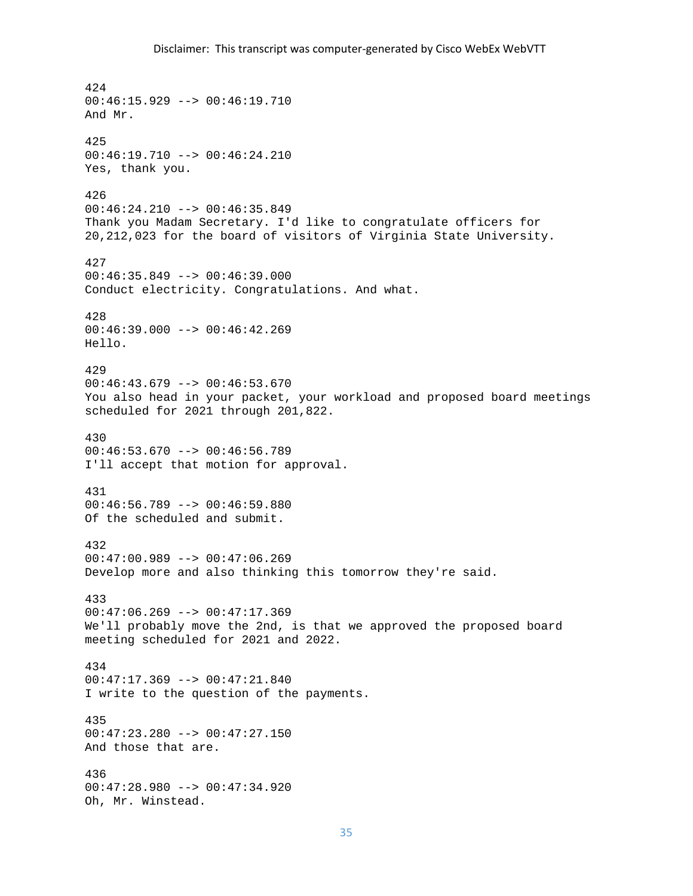Disclaimer: This transcript was computer-generated by Cisco WebEx WebVTT

424
00:46:15.929 --> 00:46:19.710
And Mr.

425
00:46:19.710 --> 00:46:24.210
Yes, thank you.

426
00:46:24.210 --> 00:46:35.849
Thank you Madam Secretary. I'd like to congratulate officers for 20,212,023 for the board of visitors of Virginia State University.

427
00:46:35.849 --> 00:46:39.000
Conduct electricity. Congratulations. And what.

428
00:46:39.000 --> 00:46:42.269
Hello.

429
00:46:43.679 --> 00:46:53.670
You also head in your packet, your workload and proposed board meetings scheduled for 2021 through 201,822.

430
00:46:53.670 --> 00:46:56.789
I'll accept that motion for approval.

431
00:46:56.789 --> 00:46:59.880
Of the scheduled and submit.

432
00:47:00.989 --> 00:47:06.269
Develop more and also thinking this tomorrow they're said.

433
00:47:06.269 --> 00:47:17.369
We'll probably move the 2nd, is that we approved the proposed board meeting scheduled for 2021 and 2022.

434
00:47:17.369 --> 00:47:21.840
I write to the question of the payments.

435
00:47:23.280 --> 00:47:27.150
And those that are.

436
00:47:28.980 --> 00:47:34.920
Oh, Mr. Winstead.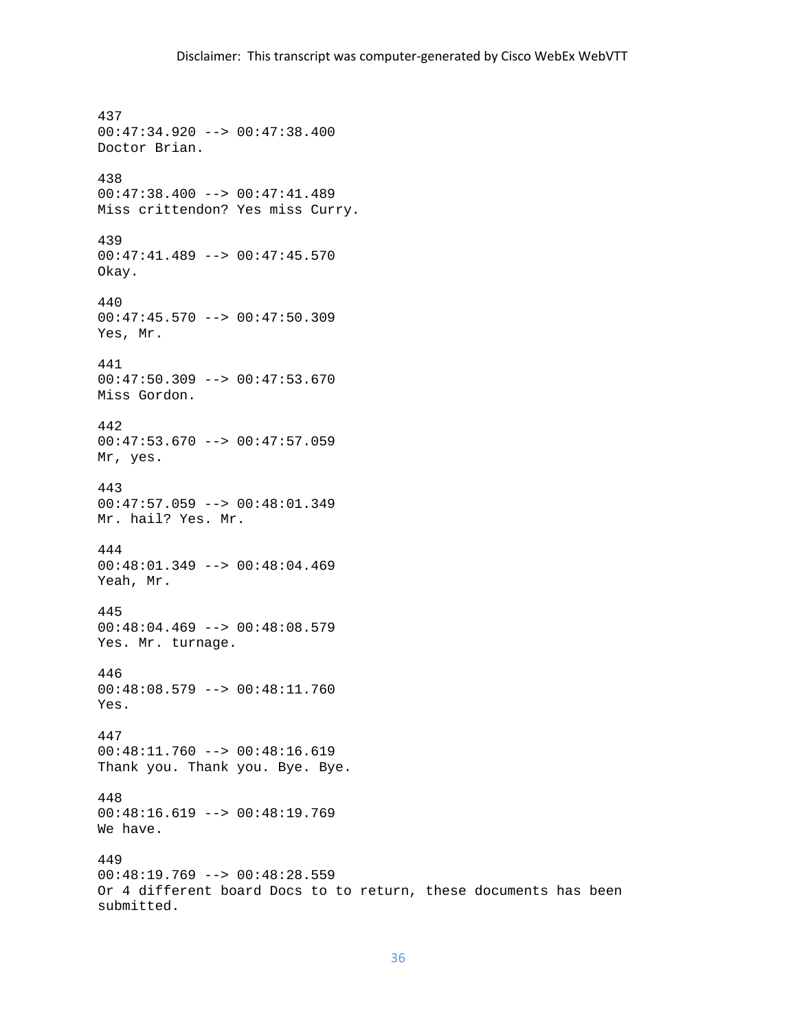437
00:47:34.920 --> 00:47:38.400
Doctor Brian.

438
00:47:38.400 --> 00:47:41.489
Miss crittendon? Yes miss Curry.

439
00:47:41.489 --> 00:47:45.570
Okay.

440
00:47:45.570 --> 00:47:50.309
Yes, Mr.

441
00:47:50.309 --> 00:47:53.670
Miss Gordon.

442
00:47:53.670 --> 00:47:57.059
Mr, yes.

443
00:47:57.059 --> 00:48:01.349
Mr. hail? Yes. Mr.

444
00:48:01.349 --> 00:48:04.469
Yeah, Mr.

445
00:48:04.469 --> 00:48:08.579
Yes. Mr. turnage.

446
00:48:08.579 --> 00:48:11.760
Yes.

447
00:48:11.760 --> 00:48:16.619
Thank you. Thank you. Bye. Bye.

448
00:48:16.619 --> 00:48:19.769
We have.

449
00:48:19.769 --> 00:48:28.559
Or 4 different board Docs to to return, these documents has been submitted.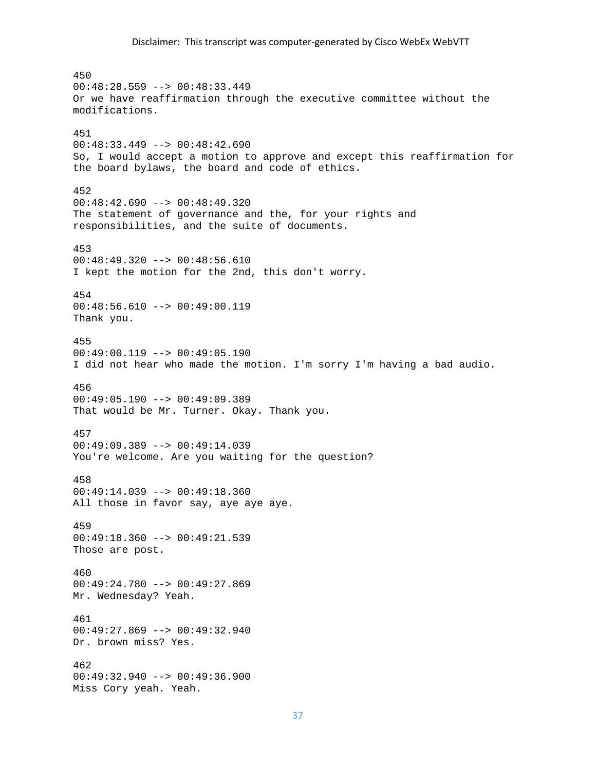Disclaimer: This transcript was computer-generated by Cisco WebEx WebVTT

450
00:48:28.559 --> 00:48:33.449
Or we have reaffirmation through the executive committee without the modifications.

451
00:48:33.449 --> 00:48:42.690
So, I would accept a motion to approve and except this reaffirmation for the board bylaws, the board and code of ethics.

452
00:48:42.690 --> 00:48:49.320
The statement of governance and the, for your rights and responsibilities, and the suite of documents.

453
00:48:49.320 --> 00:48:56.610
I kept the motion for the 2nd, this don't worry.

454
00:48:56.610 --> 00:49:00.119
Thank you.

455
00:49:00.119 --> 00:49:05.190
I did not hear who made the motion. I'm sorry I'm having a bad audio.

456
00:49:05.190 --> 00:49:09.389
That would be Mr. Turner. Okay. Thank you.

457
00:49:09.389 --> 00:49:14.039
You're welcome. Are you waiting for the question?

458
00:49:14.039 --> 00:49:18.360
All those in favor say, aye aye aye.

459
00:49:18.360 --> 00:49:21.539
Those are post.

460
00:49:24.780 --> 00:49:27.869
Mr. Wednesday? Yeah.

461
00:49:27.869 --> 00:49:32.940
Dr. brown miss? Yes.

462
00:49:32.940 --> 00:49:36.900
Miss Cory yeah. Yeah.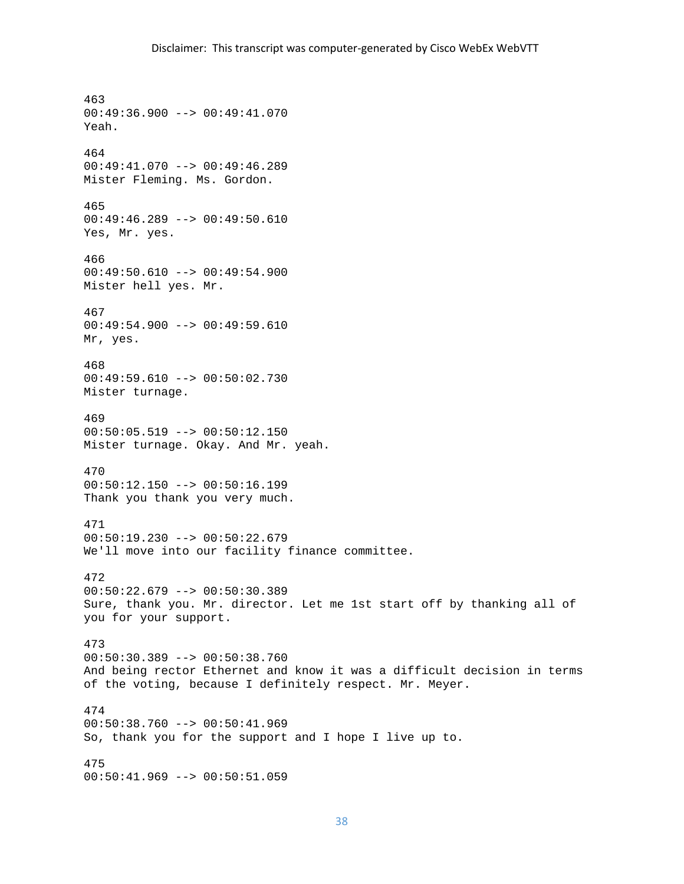463
00:49:36.900 --> 00:49:41.070
Yeah.

464
00:49:41.070 --> 00:49:46.289
Mister Fleming. Ms. Gordon.

465
00:49:46.289 --> 00:49:50.610
Yes, Mr. yes.

466
00:49:50.610 --> 00:49:54.900
Mister hell yes. Mr.

467
00:49:54.900 --> 00:49:59.610
Mr, yes.

468
00:49:59.610 --> 00:50:02.730
Mister turnage.

469
00:50:05.519 --> 00:50:12.150
Mister turnage. Okay. And Mr. yeah.

470
00:50:12.150 --> 00:50:16.199
Thank you thank you very much.

471
00:50:19.230 --> 00:50:22.679
We'll move into our facility finance committee.

472
00:50:22.679 --> 00:50:30.389
Sure, thank you. Mr. director. Let me 1st start off by thanking all of you for your support.

473
00:50:30.389 --> 00:50:38.760
And being rector Ethernet and know it was a difficult decision in terms of the voting, because I definitely respect. Mr. Meyer.

474
00:50:38.760 --> 00:50:41.969
So, thank you for the support and I hope I live up to.

475
00:50:41.969 --> 00:50:51.059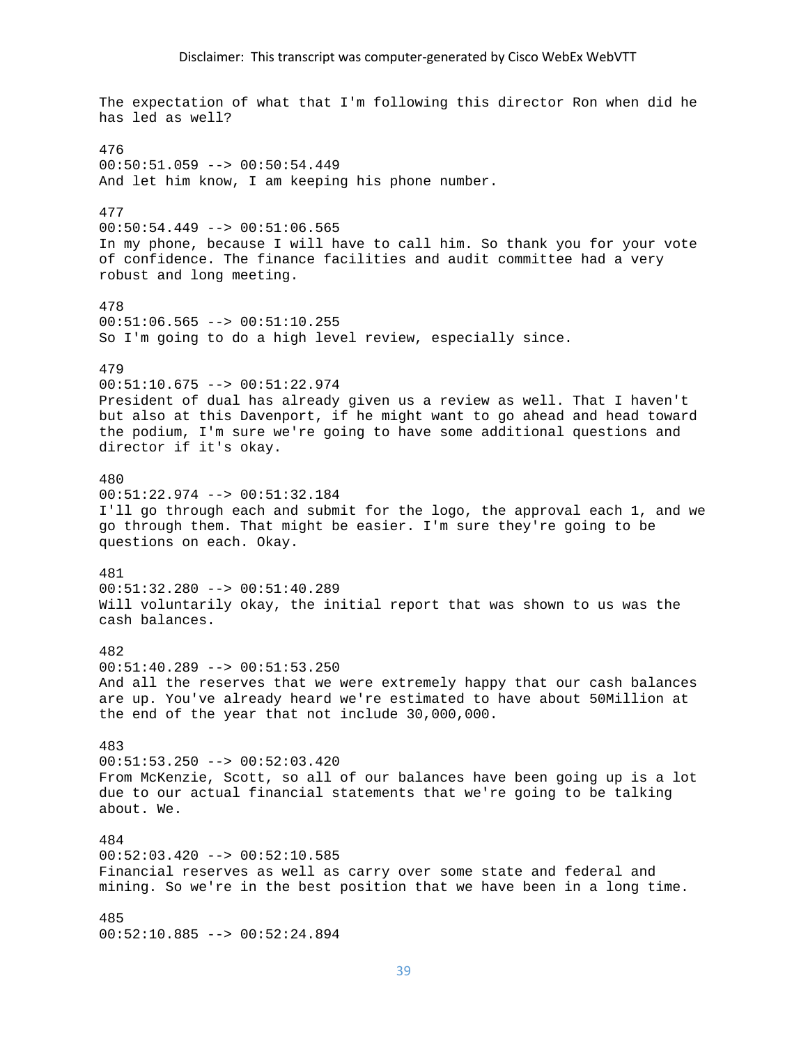Disclaimer: This transcript was computer-generated by Cisco WebEx WebVTT

The expectation of what that I'm following this director Ron when did he has led as well?

476
00:50:51.059 --> 00:50:54.449
And let him know, I am keeping his phone number.

477
00:50:54.449 --> 00:51:06.565
In my phone, because I will have to call him. So thank you for your vote of confidence. The finance facilities and audit committee had a very robust and long meeting.

478
00:51:06.565 --> 00:51:10.255
So I'm going to do a high level review, especially since.

479
00:51:10.675 --> 00:51:22.974
President of dual has already given us a review as well. That I haven't but also at this Davenport, if he might want to go ahead and head toward the podium, I'm sure we're going to have some additional questions and director if it's okay.

480
00:51:22.974 --> 00:51:32.184
I'll go through each and submit for the logo, the approval each 1, and we go through them. That might be easier. I'm sure they're going to be questions on each. Okay.

481
00:51:32.280 --> 00:51:40.289
Will voluntarily okay, the initial report that was shown to us was the cash balances.

482
00:51:40.289 --> 00:51:53.250
And all the reserves that we were extremely happy that our cash balances are up. You've already heard we're estimated to have about 50Million at the end of the year that not include 30,000,000.

483
00:51:53.250 --> 00:52:03.420
From McKenzie, Scott, so all of our balances have been going up is a lot due to our actual financial statements that we're going to be talking about. We.

484
00:52:03.420 --> 00:52:10.585
Financial reserves as well as carry over some state and federal and mining. So we're in the best position that we have been in a long time.

485
00:52:10.885 --> 00:52:24.894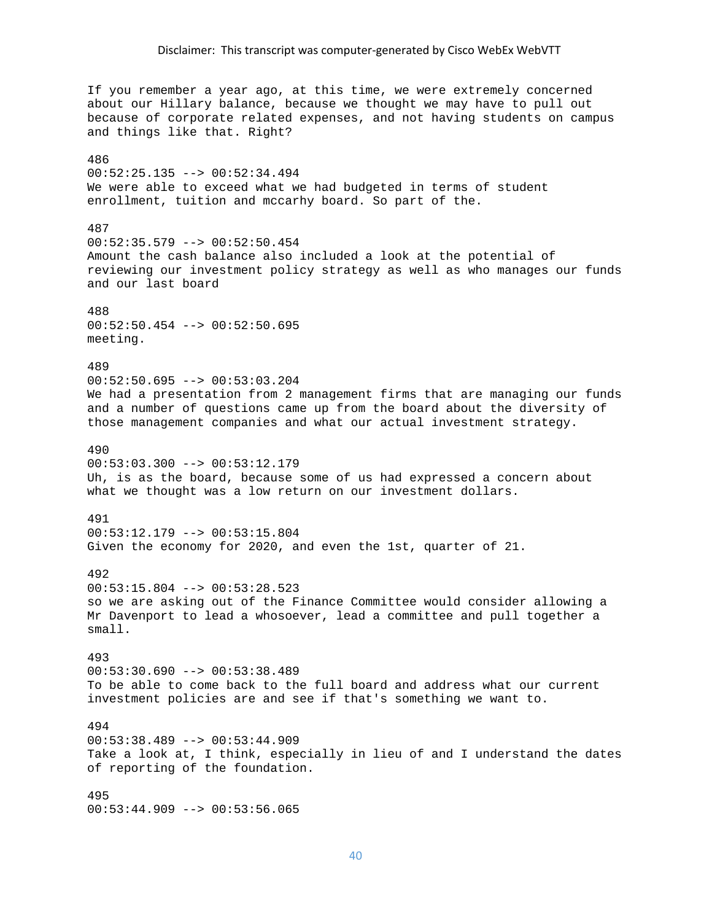Disclaimer: This transcript was computer-generated by Cisco WebEx WebVTT

If you remember a year ago, at this time, we were extremely concerned about our Hillary balance, because we thought we may have to pull out because of corporate related expenses, and not having students on campus and things like that. Right?

486
00:52:25.135 --> 00:52:34.494
We were able to exceed what we had budgeted in terms of student enrollment, tuition and mccarhy board. So part of the.

487
00:52:35.579 --> 00:52:50.454
Amount the cash balance also included a look at the potential of reviewing our investment policy strategy as well as who manages our funds and our last board

488
00:52:50.454 --> 00:52:50.695
meeting.

489
00:52:50.695 --> 00:53:03.204
We had a presentation from 2 management firms that are managing our funds and a number of questions came up from the board about the diversity of those management companies and what our actual investment strategy.

490
00:53:03.300 --> 00:53:12.179
Uh, is as the board, because some of us had expressed a concern about what we thought was a low return on our investment dollars.

491
00:53:12.179 --> 00:53:15.804
Given the economy for 2020, and even the 1st, quarter of 21.

492
00:53:15.804 --> 00:53:28.523
so we are asking out of the Finance Committee would consider allowing a Mr Davenport to lead a whosoever, lead a committee and pull together a small.

493
00:53:30.690 --> 00:53:38.489
To be able to come back to the full board and address what our current investment policies are and see if that's something we want to.

494
00:53:38.489 --> 00:53:44.909
Take a look at, I think, especially in lieu of and I understand the dates of reporting of the foundation.

495
00:53:44.909 --> 00:53:56.065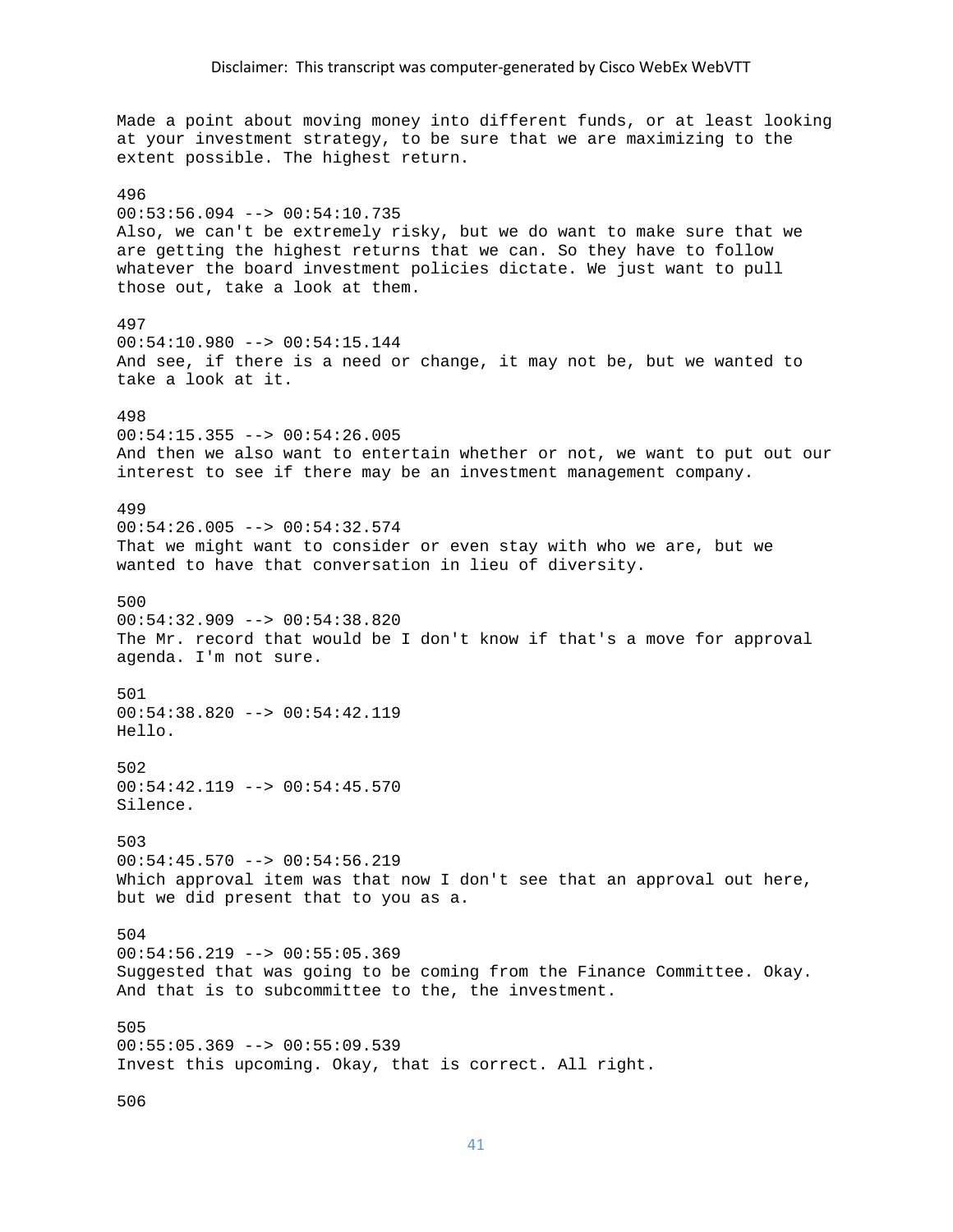Made a point about moving money into different funds, or at least looking at your investment strategy, to be sure that we are maximizing to the extent possible. The highest return.

496
00:53:56.094 --> 00:54:10.735
Also, we can't be extremely risky, but we do want to make sure that we are getting the highest returns that we can. So they have to follow whatever the board investment policies dictate. We just want to pull those out, take a look at them.

497
00:54:10.980 --> 00:54:15.144
And see, if there is a need or change, it may not be, but we wanted to take a look at it.

498
00:54:15.355 --> 00:54:26.005
And then we also want to entertain whether or not, we want to put out our interest to see if there may be an investment management company.

499
00:54:26.005 --> 00:54:32.574
That we might want to consider or even stay with who we are, but we wanted to have that conversation in lieu of diversity.

500
00:54:32.909 --> 00:54:38.820
The Mr. record that would be I don't know if that's a move for approval agenda. I'm not sure.

501
00:54:38.820 --> 00:54:42.119
Hello.

502
00:54:42.119 --> 00:54:45.570
Silence.

503
00:54:45.570 --> 00:54:56.219
Which approval item was that now I don't see that an approval out here, but we did present that to you as a.

504
00:54:56.219 --> 00:55:05.369
Suggested that was going to be coming from the Finance Committee. Okay. And that is to subcommittee to the, the investment.

505
00:55:05.369 --> 00:55:09.539
Invest this upcoming. Okay, that is correct. All right.

506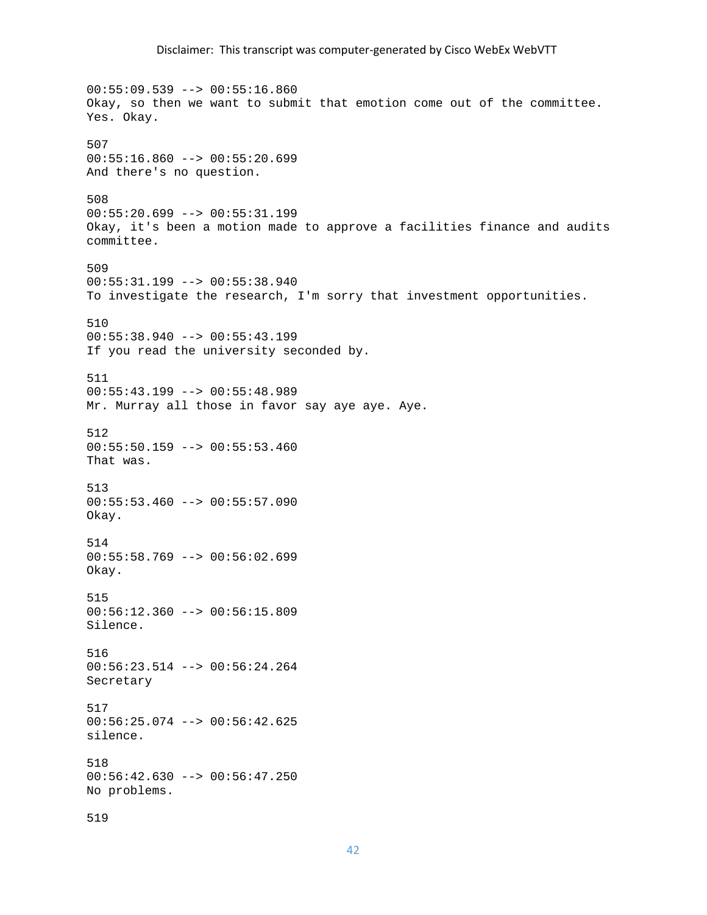00:55:09.539 --> 00:55:16.860
Okay, so then we want to submit that emotion come out of the committee. Yes. Okay.

507
00:55:16.860 --> 00:55:20.699
And there's no question.

508
00:55:20.699 --> 00:55:31.199
Okay, it's been a motion made to approve a facilities finance and audits committee.

509
00:55:31.199 --> 00:55:38.940
To investigate the research, I'm sorry that investment opportunities.

510
00:55:38.940 --> 00:55:43.199
If you read the university seconded by.

511
00:55:43.199 --> 00:55:48.989
Mr. Murray all those in favor say aye aye. Aye.

512
00:55:50.159 --> 00:55:53.460
That was.

513
00:55:53.460 --> 00:55:57.090
Okay.

514
00:55:58.769 --> 00:56:02.699
Okay.

515
00:56:12.360 --> 00:56:15.809
Silence.

516
00:56:23.514 --> 00:56:24.264
Secretary

517
00:56:25.074 --> 00:56:42.625
silence.

518
00:56:42.630 --> 00:56:47.250
No problems.

519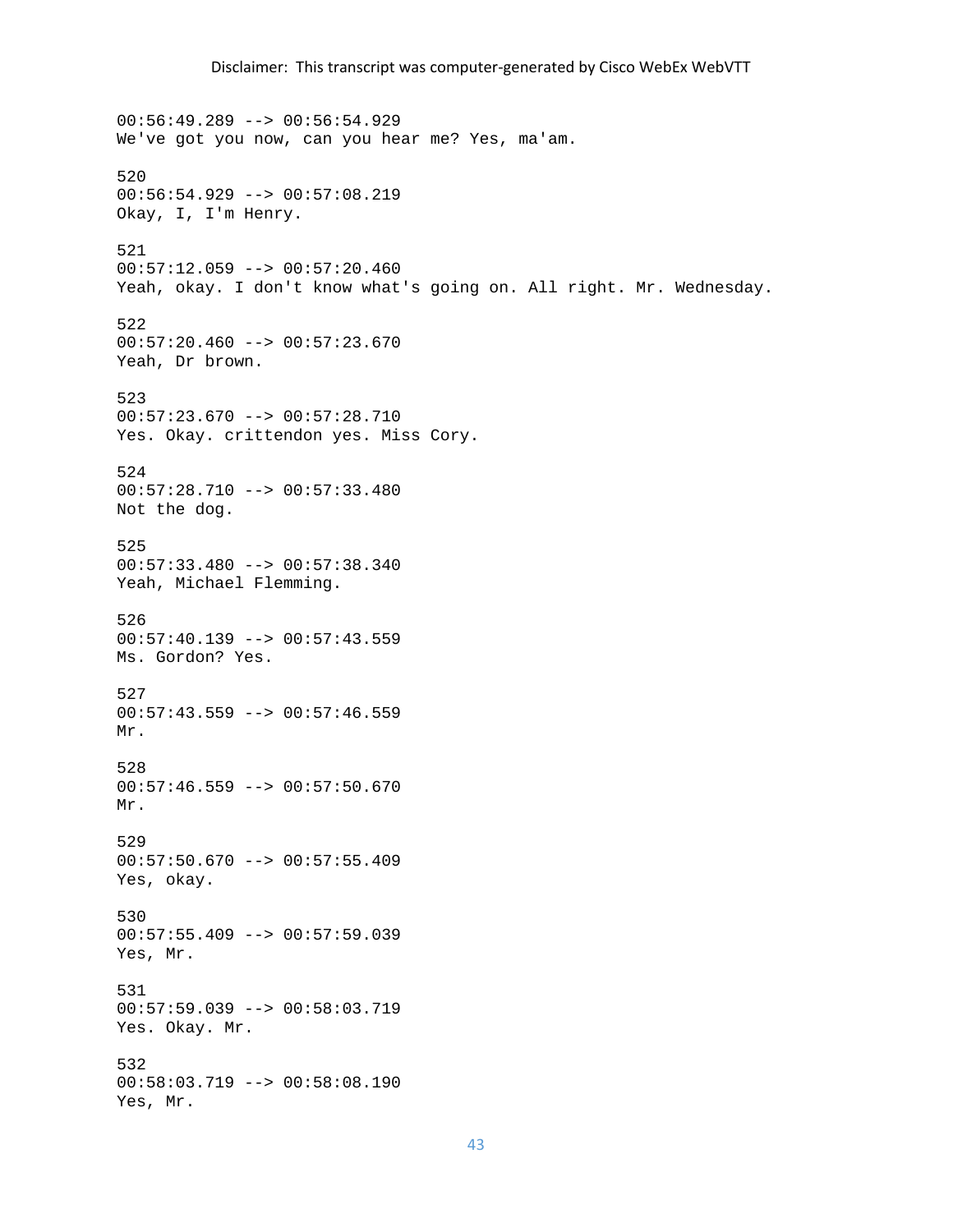00:56:49.289 --> 00:56:54.929
We've got you now, can you hear me? Yes, ma'am.

520
00:56:54.929 --> 00:57:08.219
Okay, I, I'm Henry.

521
00:57:12.059 --> 00:57:20.460
Yeah, okay. I don't know what's going on. All right. Mr. Wednesday.

522
00:57:20.460 --> 00:57:23.670
Yeah, Dr brown.

523
00:57:23.670 --> 00:57:28.710
Yes. Okay. crittendon yes. Miss Cory.

524
00:57:28.710 --> 00:57:33.480
Not the dog.

525
00:57:33.480 --> 00:57:38.340
Yeah, Michael Flemming.

526
00:57:40.139 --> 00:57:43.559
Ms. Gordon? Yes.

527
00:57:43.559 --> 00:57:46.559
Mr.

528
00:57:46.559 --> 00:57:50.670
Mr.

529
00:57:50.670 --> 00:57:55.409
Yes, okay.

530
00:57:55.409 --> 00:57:59.039
Yes, Mr.

531
00:57:59.039 --> 00:58:03.719
Yes. Okay. Mr.

532
00:58:03.719 --> 00:58:08.190
Yes, Mr.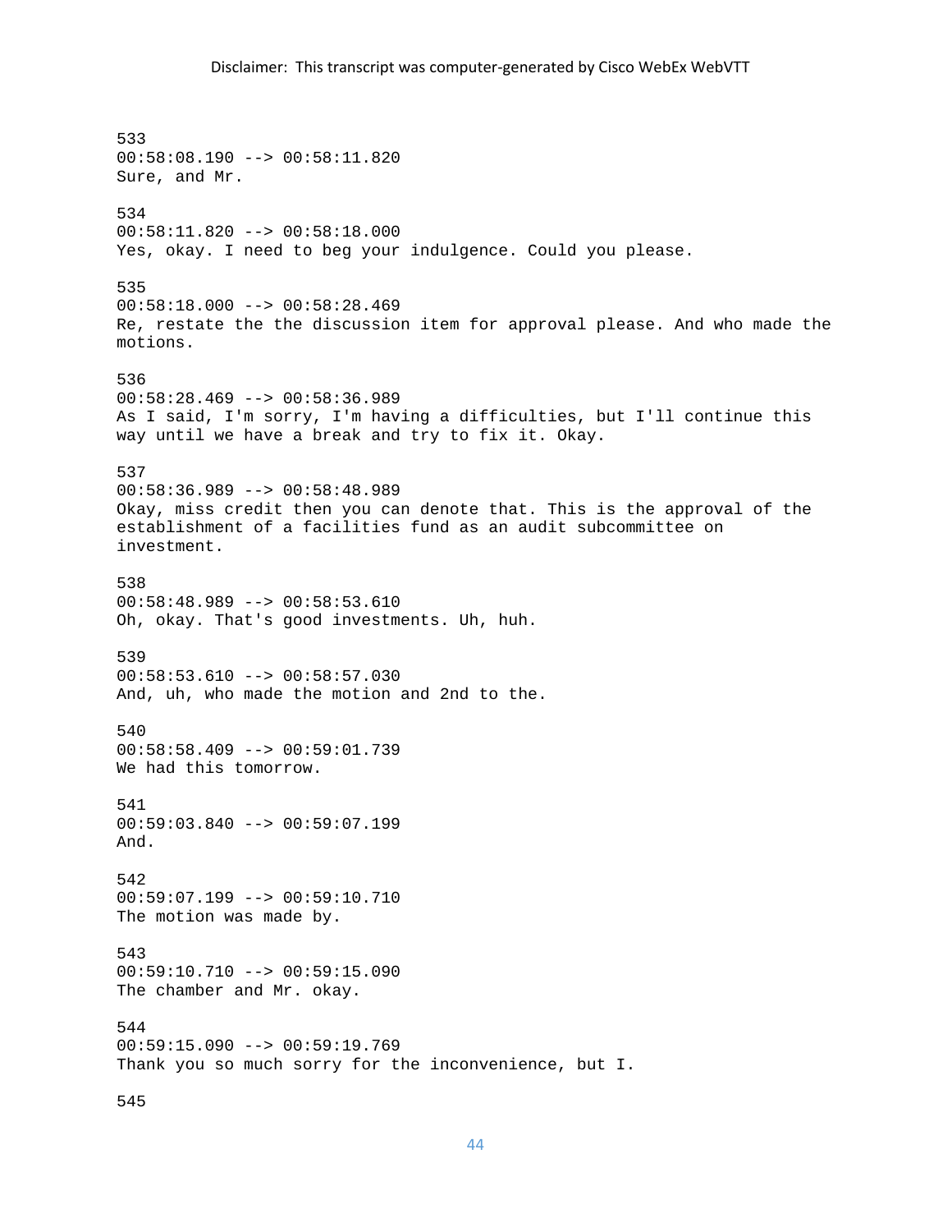533
00:58:08.190 --> 00:58:11.820
Sure, and Mr.

534
00:58:11.820 --> 00:58:18.000
Yes, okay. I need to beg your indulgence. Could you please.

535
00:58:18.000 --> 00:58:28.469
Re, restate the the discussion item for approval please. And who made the motions.

536
00:58:28.469 --> 00:58:36.989
As I said, I'm sorry, I'm having a difficulties, but I'll continue this way until we have a break and try to fix it. Okay.

537
00:58:36.989 --> 00:58:48.989
Okay, miss credit then you can denote that. This is the approval of the establishment of a facilities fund as an audit subcommittee on investment.

538
00:58:48.989 --> 00:58:53.610
Oh, okay. That's good investments. Uh, huh.

539
00:58:53.610 --> 00:58:57.030
And, uh, who made the motion and 2nd to the.

540
00:58:58.409 --> 00:59:01.739
We had this tomorrow.

541
00:59:03.840 --> 00:59:07.199
And.

542
00:59:07.199 --> 00:59:10.710
The motion was made by.

543
00:59:10.710 --> 00:59:15.090
The chamber and Mr. okay.

544
00:59:15.090 --> 00:59:19.769
Thank you so much sorry for the inconvenience, but I.

545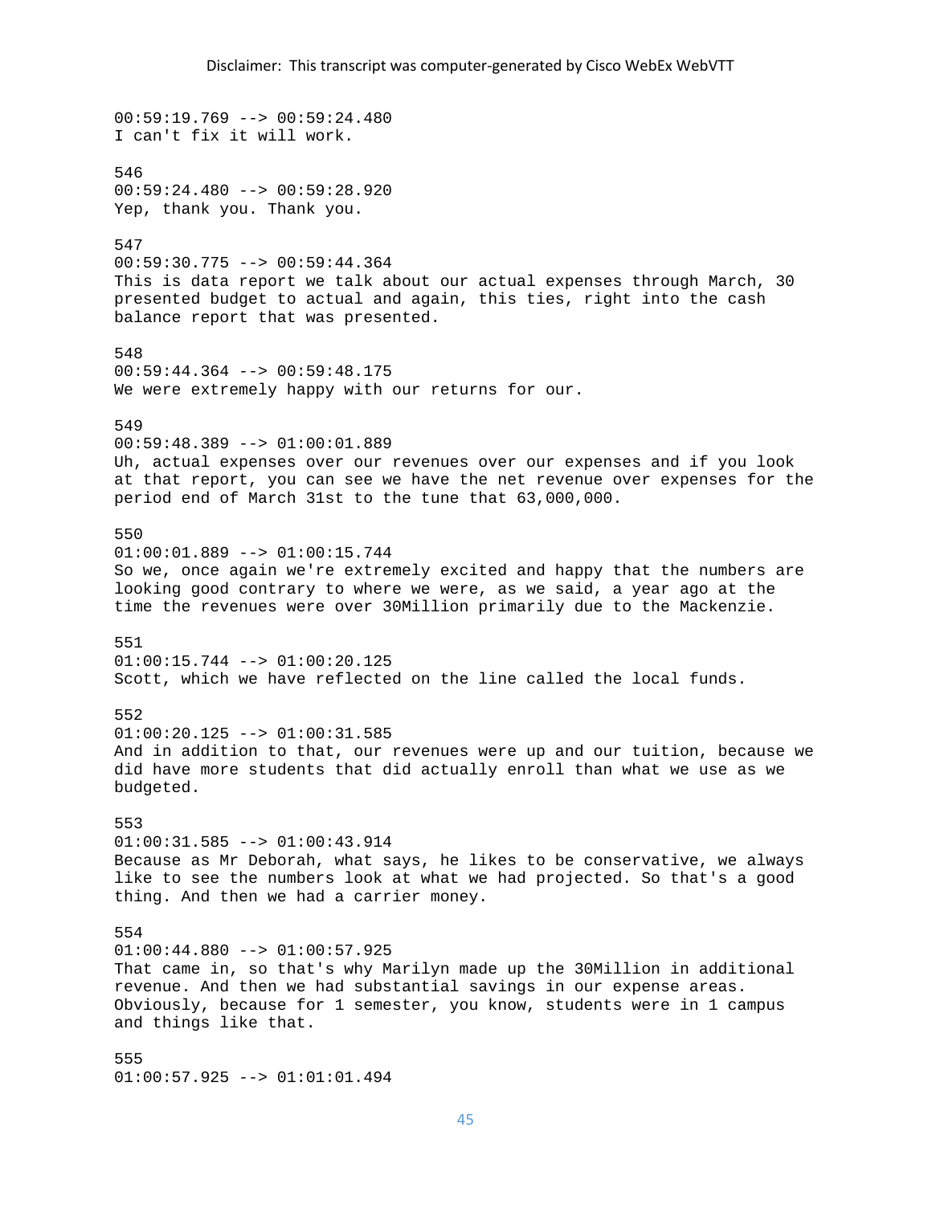00:59:19.769 --> 00:59:24.480
I can't fix it will work.

546
00:59:24.480 --> 00:59:28.920
Yep, thank you. Thank you.

547
00:59:30.775 --> 00:59:44.364
This is data report we talk about our actual expenses through March, 30 presented budget to actual and again, this ties, right into the cash balance report that was presented.

548
00:59:44.364 --> 00:59:48.175
We were extremely happy with our returns for our.

549
00:59:48.389 --> 01:00:01.889
Uh, actual expenses over our revenues over our expenses and if you look at that report, you can see we have the net revenue over expenses for the period end of March 31st to the tune that 63,000,000.

550
01:00:01.889 --> 01:00:15.744
So we, once again we're extremely excited and happy that the numbers are looking good contrary to where we were, as we said, a year ago at the time the revenues were over 30Million primarily due to the Mackenzie.

551
01:00:15.744 --> 01:00:20.125
Scott, which we have reflected on the line called the local funds.

552
01:00:20.125 --> 01:00:31.585
And in addition to that, our revenues were up and our tuition, because we did have more students that did actually enroll than what we use as we budgeted.

553
01:00:31.585 --> 01:00:43.914
Because as Mr Deborah, what says, he likes to be conservative, we always like to see the numbers look at what we had projected. So that's a good thing. And then we had a carrier money.

554
01:00:44.880 --> 01:00:57.925
That came in, so that's why Marilyn made up the 30Million in additional revenue. And then we had substantial savings in our expense areas. Obviously, because for 1 semester, you know, students were in 1 campus and things like that.

555
01:00:57.925 --> 01:01:01.494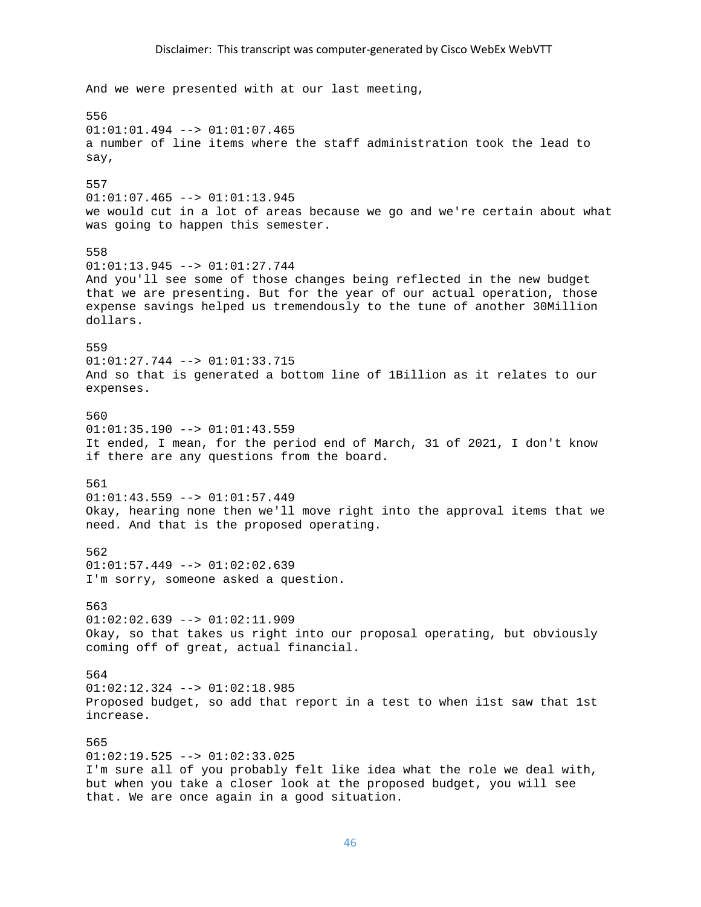And we were presented with at our last meeting,

556
01:01:01.494 --> 01:01:07.465
a number of line items where the staff administration took the lead to say,

557
01:01:07.465 --> 01:01:13.945
we would cut in a lot of areas because we go and we're certain about what was going to happen this semester.

558
01:01:13.945 --> 01:01:27.744
And you'll see some of those changes being reflected in the new budget that we are presenting. But for the year of our actual operation, those expense savings helped us tremendously to the tune of another 30Million dollars.

559
01:01:27.744 --> 01:01:33.715
And so that is generated a bottom line of 1Billion as it relates to our expenses.

560
01:01:35.190 --> 01:01:43.559
It ended, I mean, for the period end of March, 31 of 2021, I don't know if there are any questions from the board.

561
01:01:43.559 --> 01:01:57.449
Okay, hearing none then we'll move right into the approval items that we need. And that is the proposed operating.

562
01:01:57.449 --> 01:02:02.639
I'm sorry, someone asked a question.

563
01:02:02.639 --> 01:02:11.909
Okay, so that takes us right into our proposal operating, but obviously coming off of great, actual financial.

564
01:02:12.324 --> 01:02:18.985
Proposed budget, so add that report in a test to when i1st saw that 1st increase.

565
01:02:19.525 --> 01:02:33.025
I'm sure all of you probably felt like idea what the role we deal with, but when you take a closer look at the proposed budget, you will see that. We are once again in a good situation.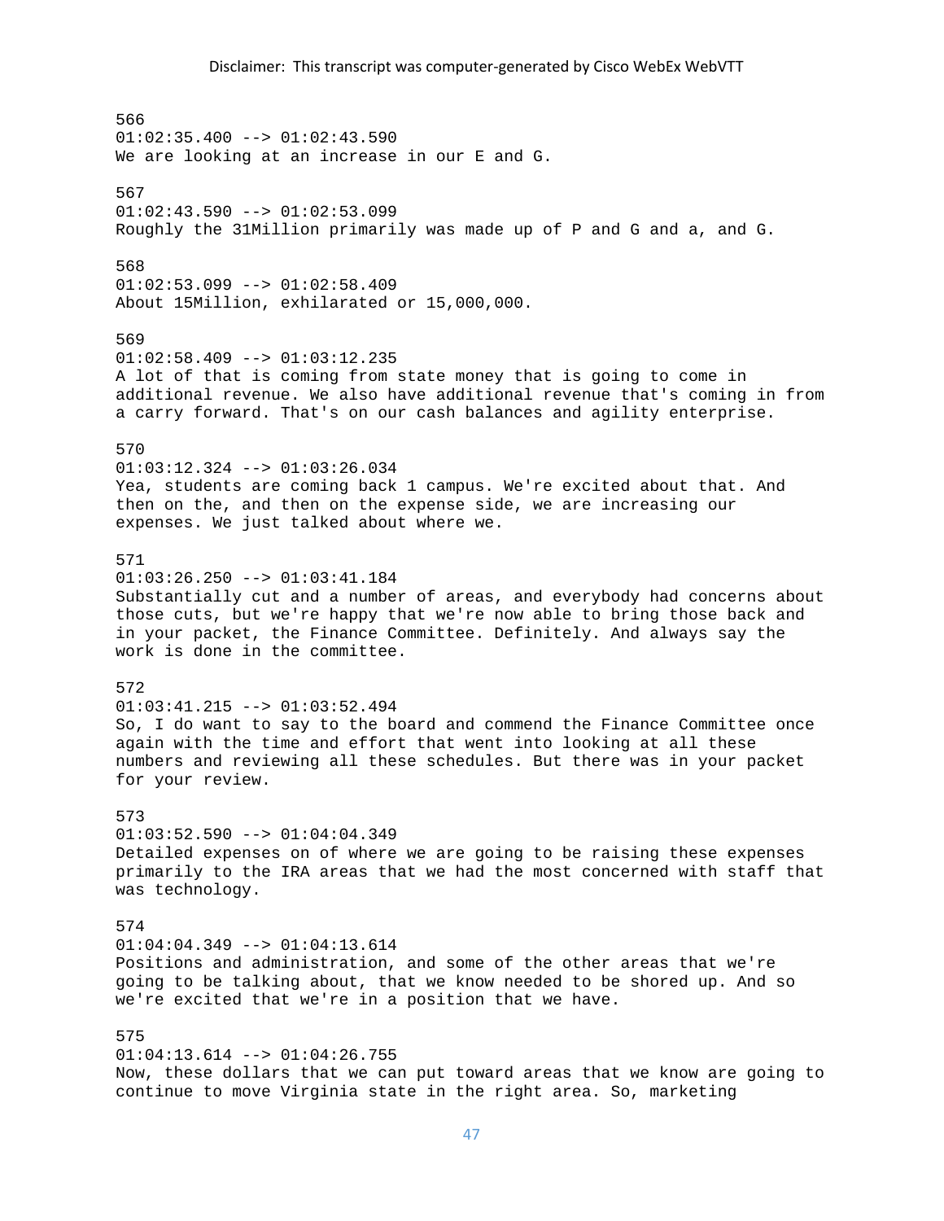566
01:02:35.400 --> 01:02:43.590
We are looking at an increase in our E and G.

567
01:02:43.590 --> 01:02:53.099
Roughly the 31Million primarily was made up of P and G and a, and G.

568
01:02:53.099 --> 01:02:58.409
About 15Million, exhilarated or 15,000,000.

569
01:02:58.409 --> 01:03:12.235
A lot of that is coming from state money that is going to come in additional revenue. We also have additional revenue that's coming in from a carry forward. That's on our cash balances and agility enterprise.

570
01:03:12.324 --> 01:03:26.034
Yea, students are coming back 1 campus. We're excited about that. And then on the, and then on the expense side, we are increasing our expenses. We just talked about where we.

571
01:03:26.250 --> 01:03:41.184
Substantially cut and a number of areas, and everybody had concerns about those cuts, but we're happy that we're now able to bring those back and in your packet, the Finance Committee. Definitely. And always say the work is done in the committee.

572
01:03:41.215 --> 01:03:52.494
So, I do want to say to the board and commend the Finance Committee once again with the time and effort that went into looking at all these numbers and reviewing all these schedules. But there was in your packet for your review.

573
01:03:52.590 --> 01:04:04.349
Detailed expenses on of where we are going to be raising these expenses primarily to the IRA areas that we had the most concerned with staff that was technology.

574
01:04:04.349 --> 01:04:13.614
Positions and administration, and some of the other areas that we're going to be talking about, that we know needed to be shored up. And so we're excited that we're in a position that we have.

575
01:04:13.614 --> 01:04:26.755
Now, these dollars that we can put toward areas that we know are going to continue to move Virginia state in the right area. So, marketing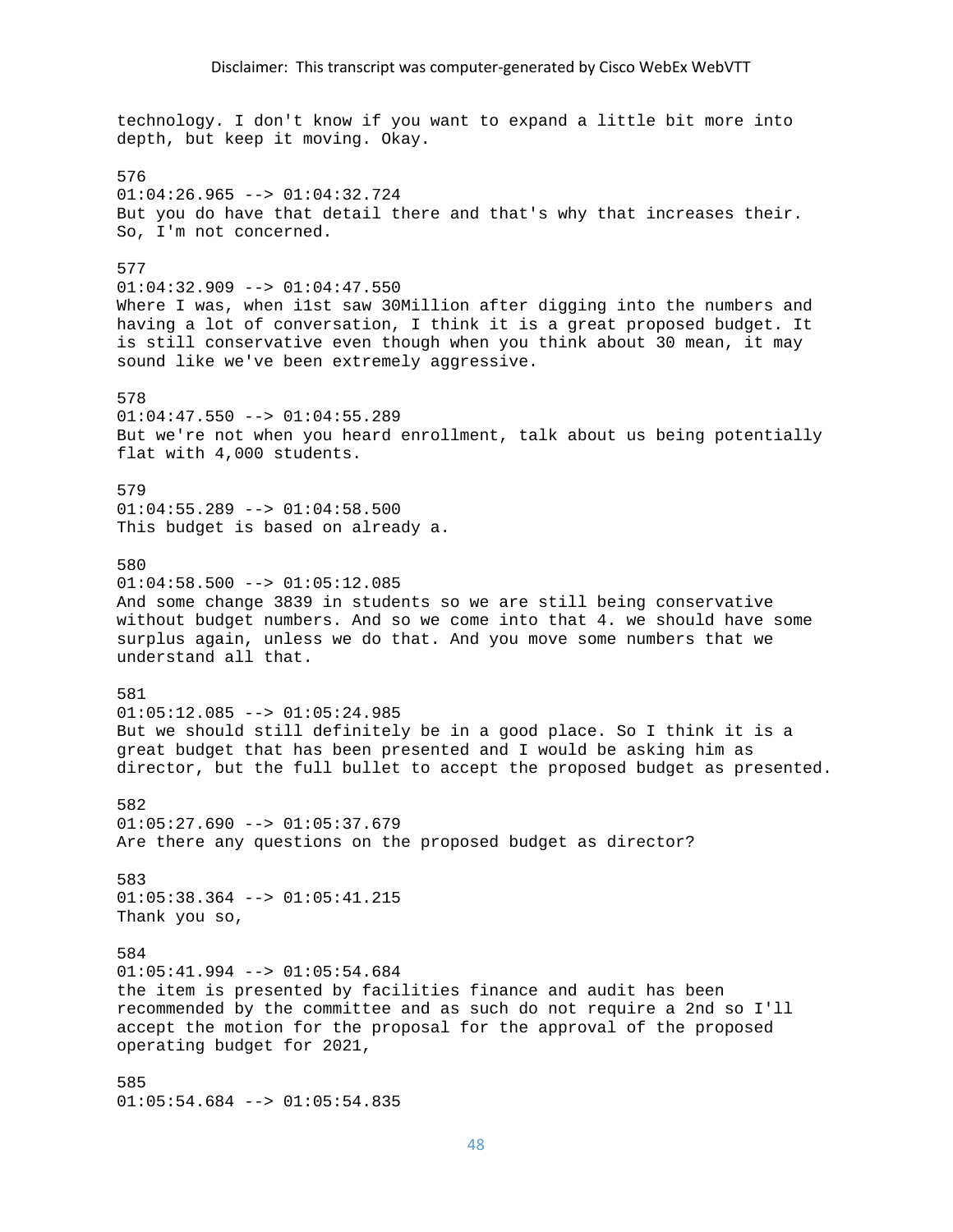technology. I don't know if you want to expand a little bit more into depth, but keep it moving. Okay.

576
01:04:26.965 --> 01:04:32.724
But you do have that detail there and that's why that increases their. So, I'm not concerned.

577
01:04:32.909 --> 01:04:47.550
Where I was, when i1st saw 30Million after digging into the numbers and having a lot of conversation, I think it is a great proposed budget. It is still conservative even though when you think about 30 mean, it may sound like we've been extremely aggressive.

578
01:04:47.550 --> 01:04:55.289
But we're not when you heard enrollment, talk about us being potentially flat with 4,000 students.

579
01:04:55.289 --> 01:04:58.500
This budget is based on already a.

580
01:04:58.500 --> 01:05:12.085
And some change 3839 in students so we are still being conservative without budget numbers. And so we come into that 4. we should have some surplus again, unless we do that. And you move some numbers that we understand all that.

581
01:05:12.085 --> 01:05:24.985
But we should still definitely be in a good place. So I think it is a great budget that has been presented and I would be asking him as director, but the full bullet to accept the proposed budget as presented.

582
01:05:27.690 --> 01:05:37.679
Are there any questions on the proposed budget as director?

583
01:05:38.364 --> 01:05:41.215
Thank you so,

584
01:05:41.994 --> 01:05:54.684
the item is presented by facilities finance and audit has been recommended by the committee and as such do not require a 2nd so I'll accept the motion for the proposal for the approval of the proposed operating budget for 2021,

585
01:05:54.684 --> 01:05:54.835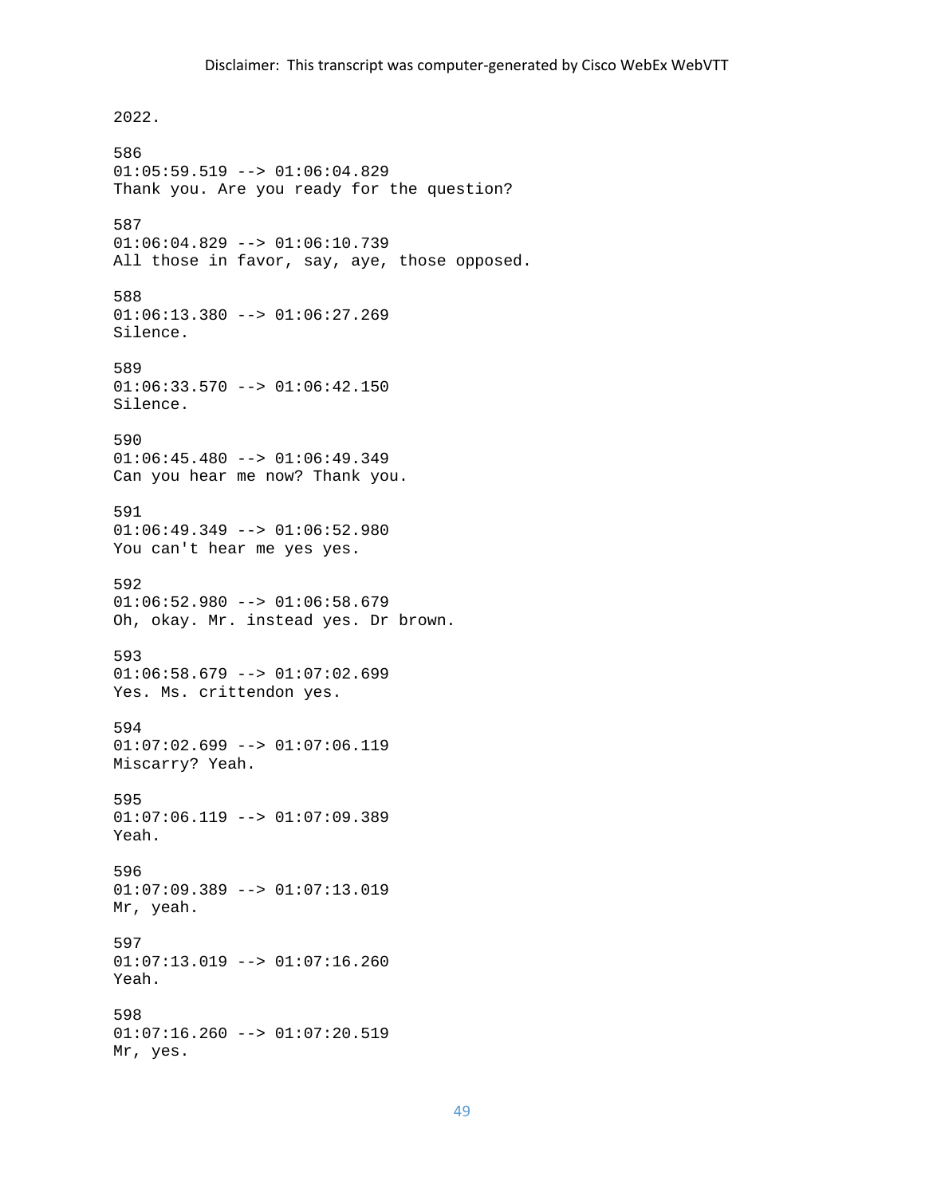2022.

586
01:05:59.519 --> 01:06:04.829
Thank you. Are you ready for the question?

587
01:06:04.829 --> 01:06:10.739
All those in favor, say, aye, those opposed.

588
01:06:13.380 --> 01:06:27.269
Silence.

589
01:06:33.570 --> 01:06:42.150
Silence.

590
01:06:45.480 --> 01:06:49.349
Can you hear me now? Thank you.

591
01:06:49.349 --> 01:06:52.980
You can't hear me yes yes.

592
01:06:52.980 --> 01:06:58.679
Oh, okay. Mr. instead yes. Dr brown.

593
01:06:58.679 --> 01:07:02.699
Yes. Ms. crittendon yes.

594
01:07:02.699 --> 01:07:06.119
Miscarry? Yeah.

595
01:07:06.119 --> 01:07:09.389
Yeah.

596
01:07:09.389 --> 01:07:13.019
Mr, yeah.

597
01:07:13.019 --> 01:07:16.260
Yeah.

598
01:07:16.260 --> 01:07:20.519
Mr, yes.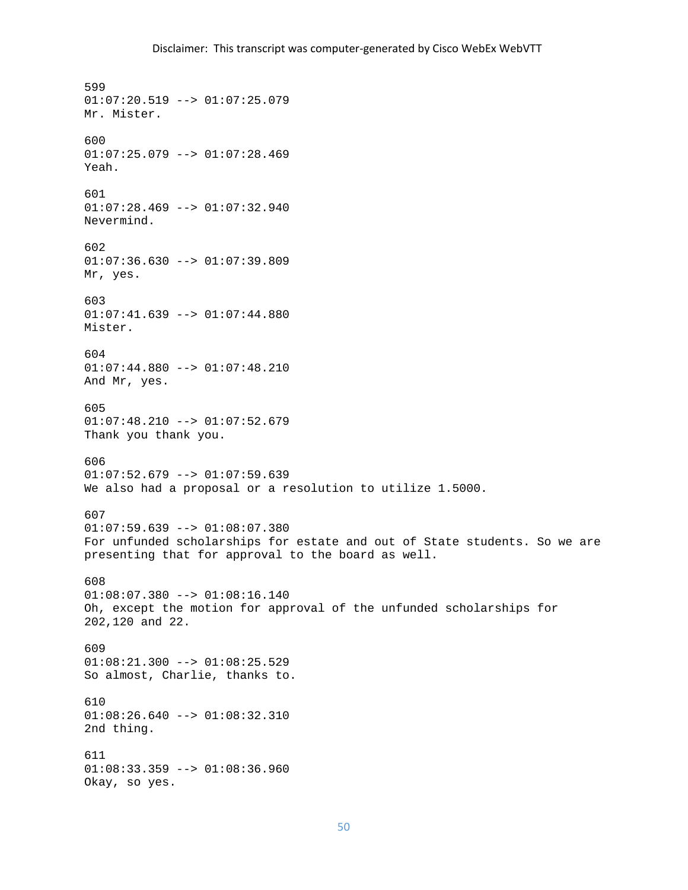599
01:07:20.519 --> 01:07:25.079
Mr. Mister.

600
01:07:25.079 --> 01:07:28.469
Yeah.

601
01:07:28.469 --> 01:07:32.940
Nevermind.

602
01:07:36.630 --> 01:07:39.809
Mr, yes.

603
01:07:41.639 --> 01:07:44.880
Mister.

604
01:07:44.880 --> 01:07:48.210
And Mr, yes.

605
01:07:48.210 --> 01:07:52.679
Thank you thank you.

606
01:07:52.679 --> 01:07:59.639
We also had a proposal or a resolution to utilize 1.5000.

607
01:07:59.639 --> 01:08:07.380
For unfunded scholarships for estate and out of State students. So we are presenting that for approval to the board as well.

608
01:08:07.380 --> 01:08:16.140
Oh, except the motion for approval of the unfunded scholarships for 202,120 and 22.

609
01:08:21.300 --> 01:08:25.529
So almost, Charlie, thanks to.

610
01:08:26.640 --> 01:08:32.310
2nd thing.

611
01:08:33.359 --> 01:08:36.960
Okay, so yes.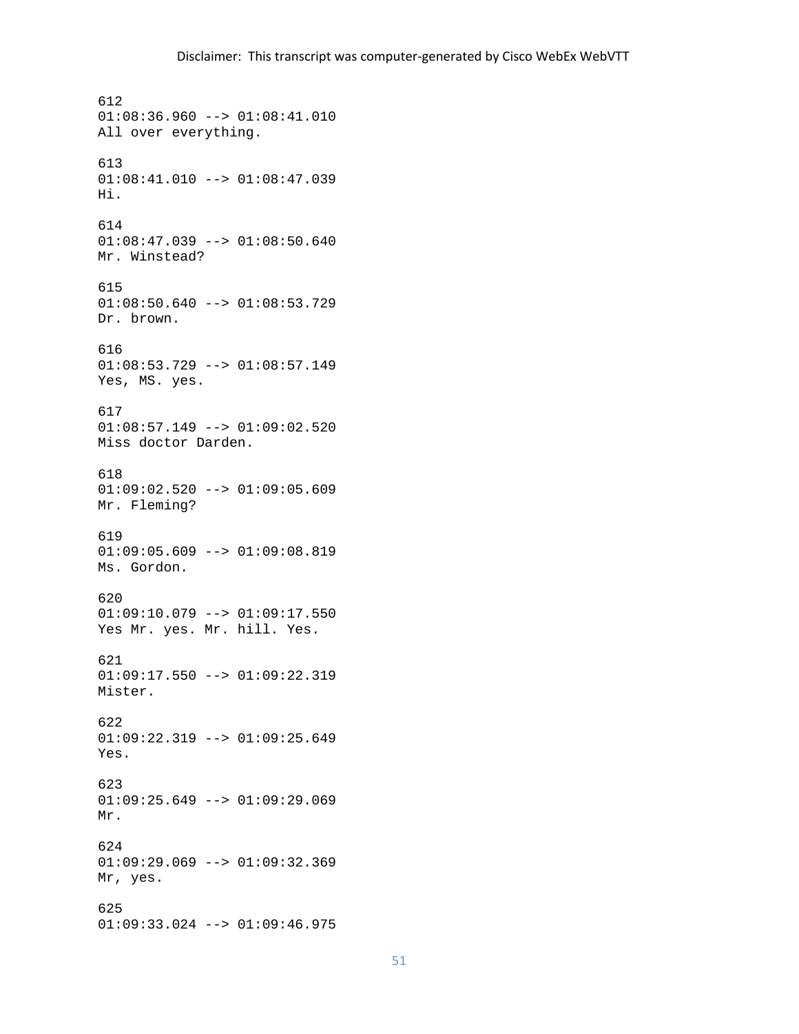612
01:08:36.960 --> 01:08:41.010
All over everything.

613
01:08:41.010 --> 01:08:47.039
Hi.

614
01:08:47.039 --> 01:08:50.640
Mr. Winstead?

615
01:08:50.640 --> 01:08:53.729
Dr. brown.

616
01:08:53.729 --> 01:08:57.149
Yes, MS. yes.

617
01:08:57.149 --> 01:09:02.520
Miss doctor Darden.

618
01:09:02.520 --> 01:09:05.609
Mr. Fleming?

619
01:09:05.609 --> 01:09:08.819
Ms. Gordon.

620
01:09:10.079 --> 01:09:17.550
Yes Mr. yes. Mr. hill. Yes.

621
01:09:17.550 --> 01:09:22.319
Mister.

622
01:09:22.319 --> 01:09:25.649
Yes.

623
01:09:25.649 --> 01:09:29.069
Mr.

624
01:09:29.069 --> 01:09:32.369
Mr, yes.

625
01:09:33.024 --> 01:09:46.975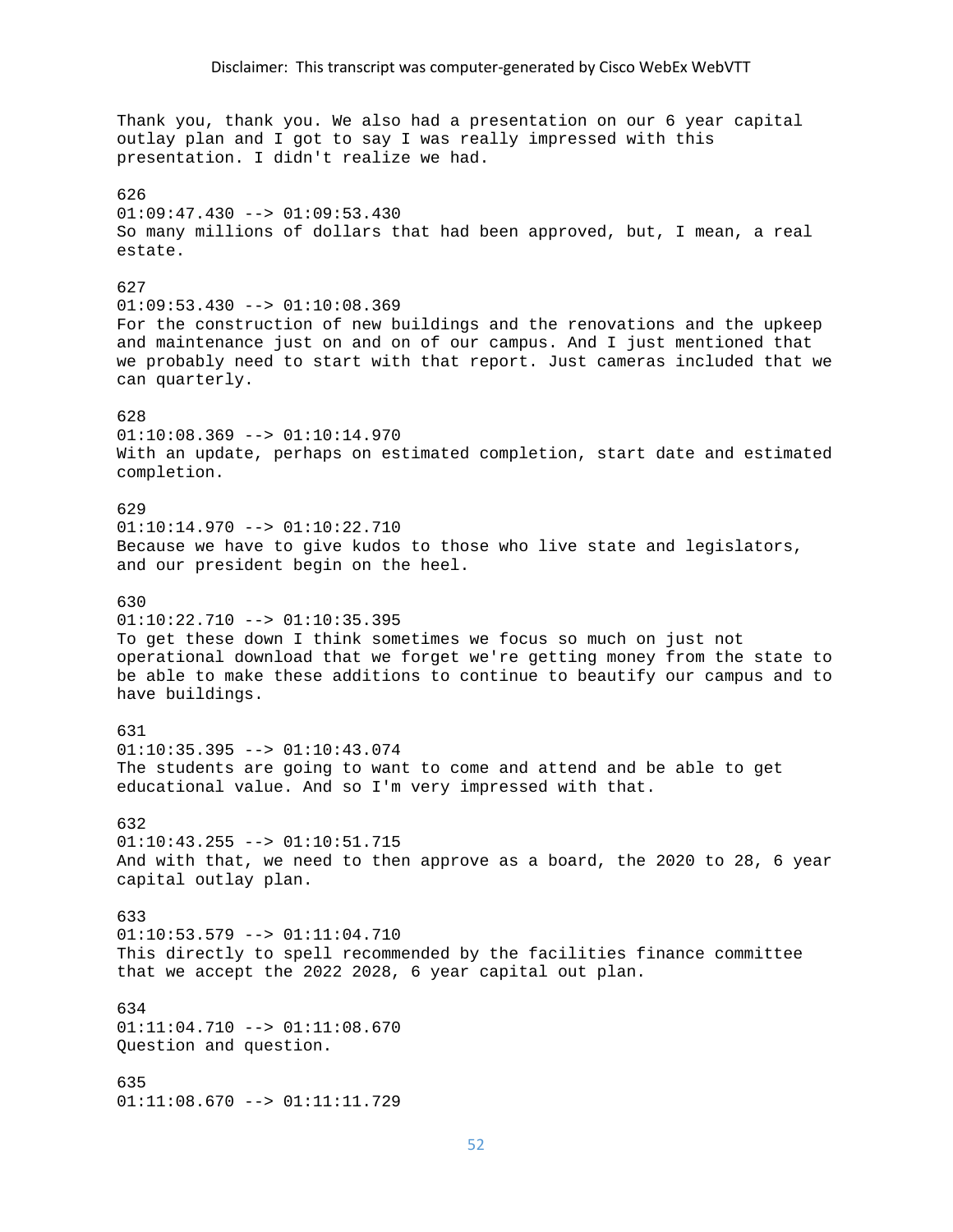Disclaimer: This transcript was computer-generated by Cisco WebEx WebVTT

Thank you, thank you. We also had a presentation on our 6 year capital outlay plan and I got to say I was really impressed with this presentation. I didn't realize we had.

626
01:09:47.430 --> 01:09:53.430
So many millions of dollars that had been approved, but, I mean, a real estate.

627
01:09:53.430 --> 01:10:08.369
For the construction of new buildings and the renovations and the upkeep and maintenance just on and on of our campus. And I just mentioned that we probably need to start with that report. Just cameras included that we can quarterly.

628
01:10:08.369 --> 01:10:14.970
With an update, perhaps on estimated completion, start date and estimated completion.

629
01:10:14.970 --> 01:10:22.710
Because we have to give kudos to those who live state and legislators, and our president begin on the heel.

630
01:10:22.710 --> 01:10:35.395
To get these down I think sometimes we focus so much on just not operational download that we forget we're getting money from the state to be able to make these additions to continue to beautify our campus and to have buildings.

631
01:10:35.395 --> 01:10:43.074
The students are going to want to come and attend and be able to get educational value. And so I'm very impressed with that.

632
01:10:43.255 --> 01:10:51.715
And with that, we need to then approve as a board, the 2020 to 28, 6 year capital outlay plan.

633
01:10:53.579 --> 01:11:04.710
This directly to spell recommended by the facilities finance committee that we accept the 2022 2028, 6 year capital out plan.

634
01:11:04.710 --> 01:11:08.670
Question and question.

635
01:11:08.670 --> 01:11:11.729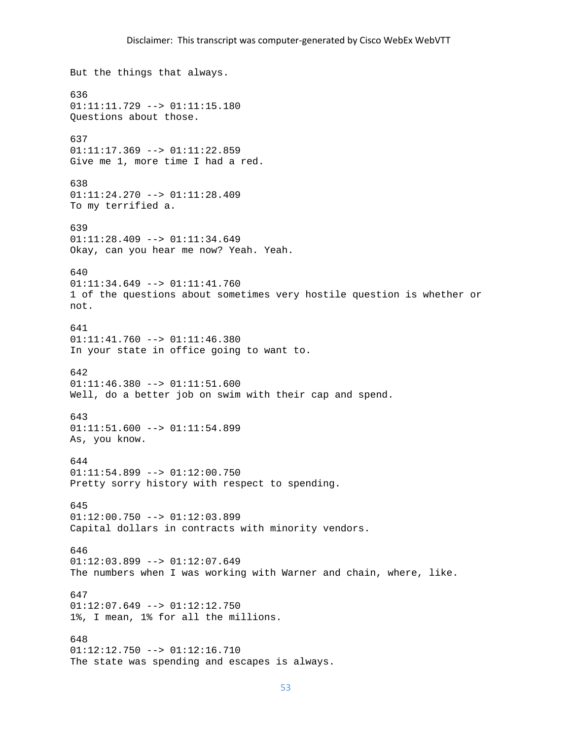But the things that always.

636
01:11:11.729 --> 01:11:15.180
Questions about those.

637
01:11:17.369 --> 01:11:22.859
Give me 1, more time I had a red.

638
01:11:24.270 --> 01:11:28.409
To my terrified a.

639
01:11:28.409 --> 01:11:34.649
Okay, can you hear me now? Yeah. Yeah.

640
01:11:34.649 --> 01:11:41.760
1 of the questions about sometimes very hostile question is whether or not.

641
01:11:41.760 --> 01:11:46.380
In your state in office going to want to.

642
01:11:46.380 --> 01:11:51.600
Well, do a better job on swim with their cap and spend.

643
01:11:51.600 --> 01:11:54.899
As, you know.

644
01:11:54.899 --> 01:12:00.750
Pretty sorry history with respect to spending.

645
01:12:00.750 --> 01:12:03.899
Capital dollars in contracts with minority vendors.

646
01:12:03.899 --> 01:12:07.649
The numbers when I was working with Warner and chain, where, like.

647
01:12:07.649 --> 01:12:12.750
1%, I mean, 1% for all the millions.

648
01:12:12.750 --> 01:12:16.710
The state was spending and escapes is always.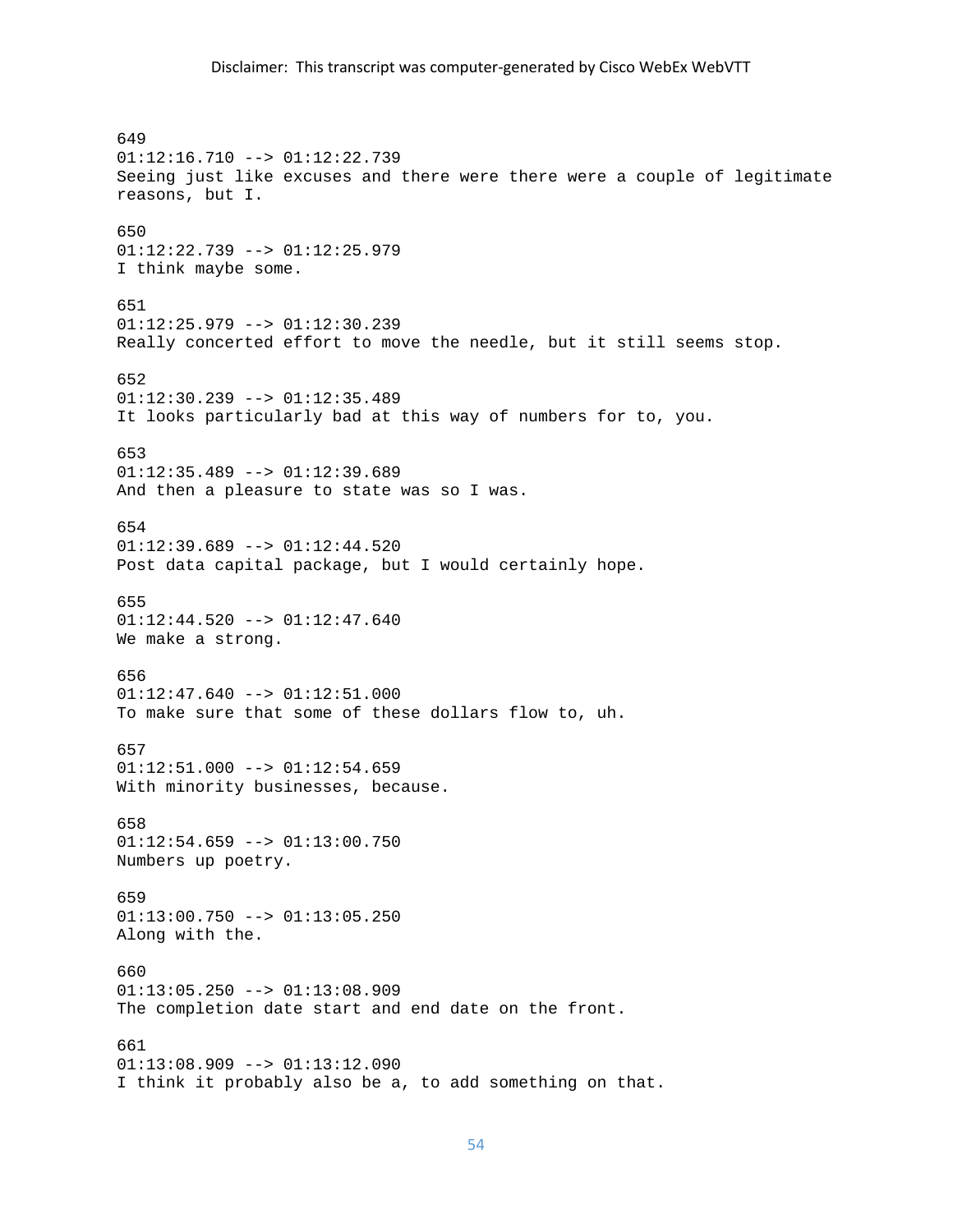649
01:12:16.710 --> 01:12:22.739
Seeing just like excuses and there were there were a couple of legitimate reasons, but I.

650
01:12:22.739 --> 01:12:25.979
I think maybe some.

651
01:12:25.979 --> 01:12:30.239
Really concerted effort to move the needle, but it still seems stop.

652
01:12:30.239 --> 01:12:35.489
It looks particularly bad at this way of numbers for to, you.

653
01:12:35.489 --> 01:12:39.689
And then a pleasure to state was so I was.

654
01:12:39.689 --> 01:12:44.520
Post data capital package, but I would certainly hope.

655
01:12:44.520 --> 01:12:47.640
We make a strong.

656
01:12:47.640 --> 01:12:51.000
To make sure that some of these dollars flow to, uh.

657
01:12:51.000 --> 01:12:54.659
With minority businesses, because.

658
01:12:54.659 --> 01:13:00.750
Numbers up poetry.

659
01:13:00.750 --> 01:13:05.250
Along with the.

660
01:13:05.250 --> 01:13:08.909
The completion date start and end date on the front.

661
01:13:08.909 --> 01:13:12.090
I think it probably also be a, to add something on that.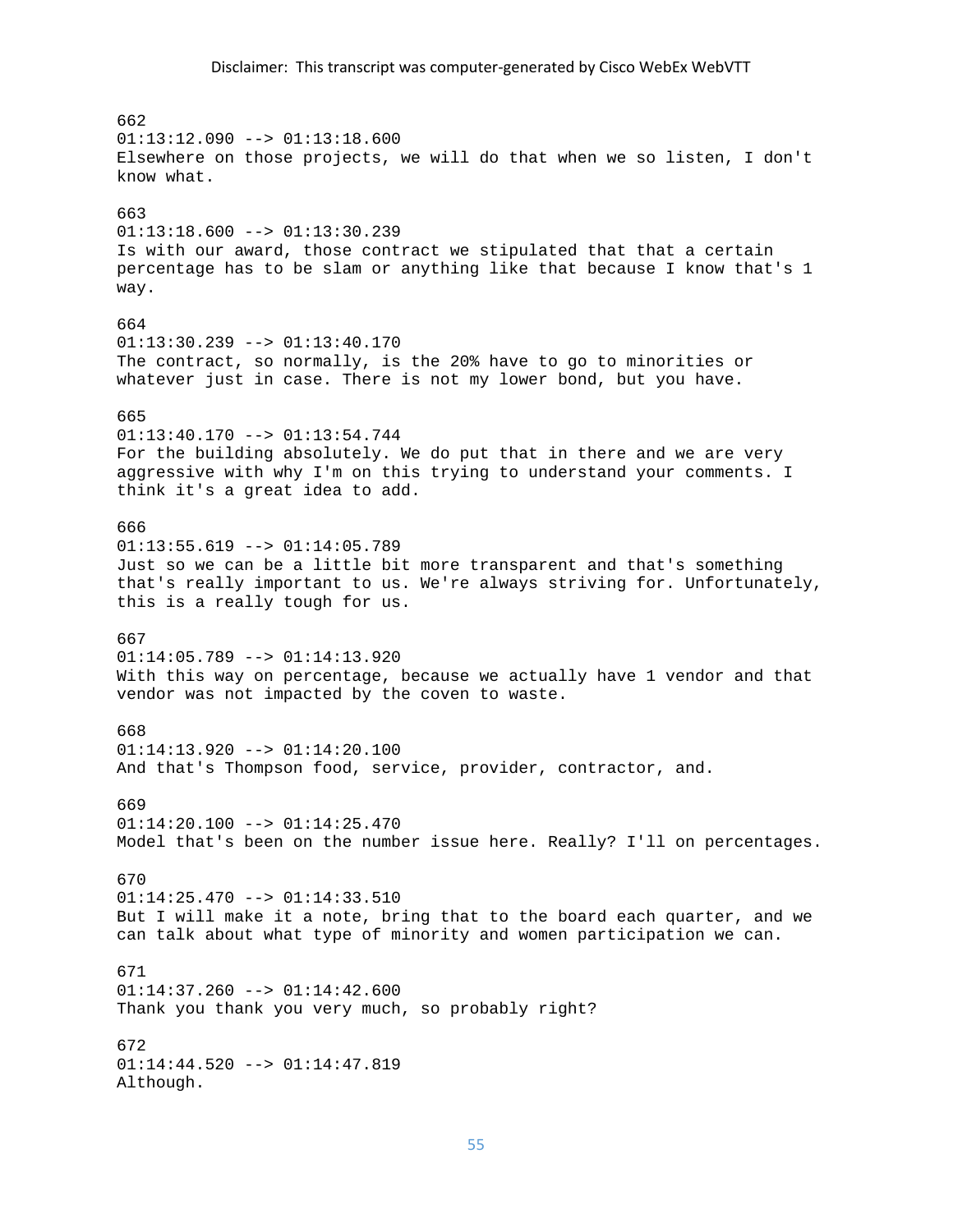662
01:13:12.090 --> 01:13:18.600
Elsewhere on those projects, we will do that when we so listen, I don't know what.

663
01:13:18.600 --> 01:13:30.239
Is with our award, those contract we stipulated that that a certain percentage has to be slam or anything like that because I know that's 1 way.

664
01:13:30.239 --> 01:13:40.170
The contract, so normally, is the 20% have to go to minorities or whatever just in case. There is not my lower bond, but you have.

665
01:13:40.170 --> 01:13:54.744
For the building absolutely. We do put that in there and we are very aggressive with why I'm on this trying to understand your comments. I think it's a great idea to add.

666
01:13:55.619 --> 01:14:05.789
Just so we can be a little bit more transparent and that's something that's really important to us. We're always striving for. Unfortunately, this is a really tough for us.

667
01:14:05.789 --> 01:14:13.920
With this way on percentage, because we actually have 1 vendor and that vendor was not impacted by the coven to waste.

668
01:14:13.920 --> 01:14:20.100
And that's Thompson food, service, provider, contractor, and.

669
01:14:20.100 --> 01:14:25.470
Model that's been on the number issue here. Really? I'll on percentages.

670
01:14:25.470 --> 01:14:33.510
But I will make it a note, bring that to the board each quarter, and we can talk about what type of minority and women participation we can.

671
01:14:37.260 --> 01:14:42.600
Thank you thank you very much, so probably right?

672
01:14:44.520 --> 01:14:47.819
Although.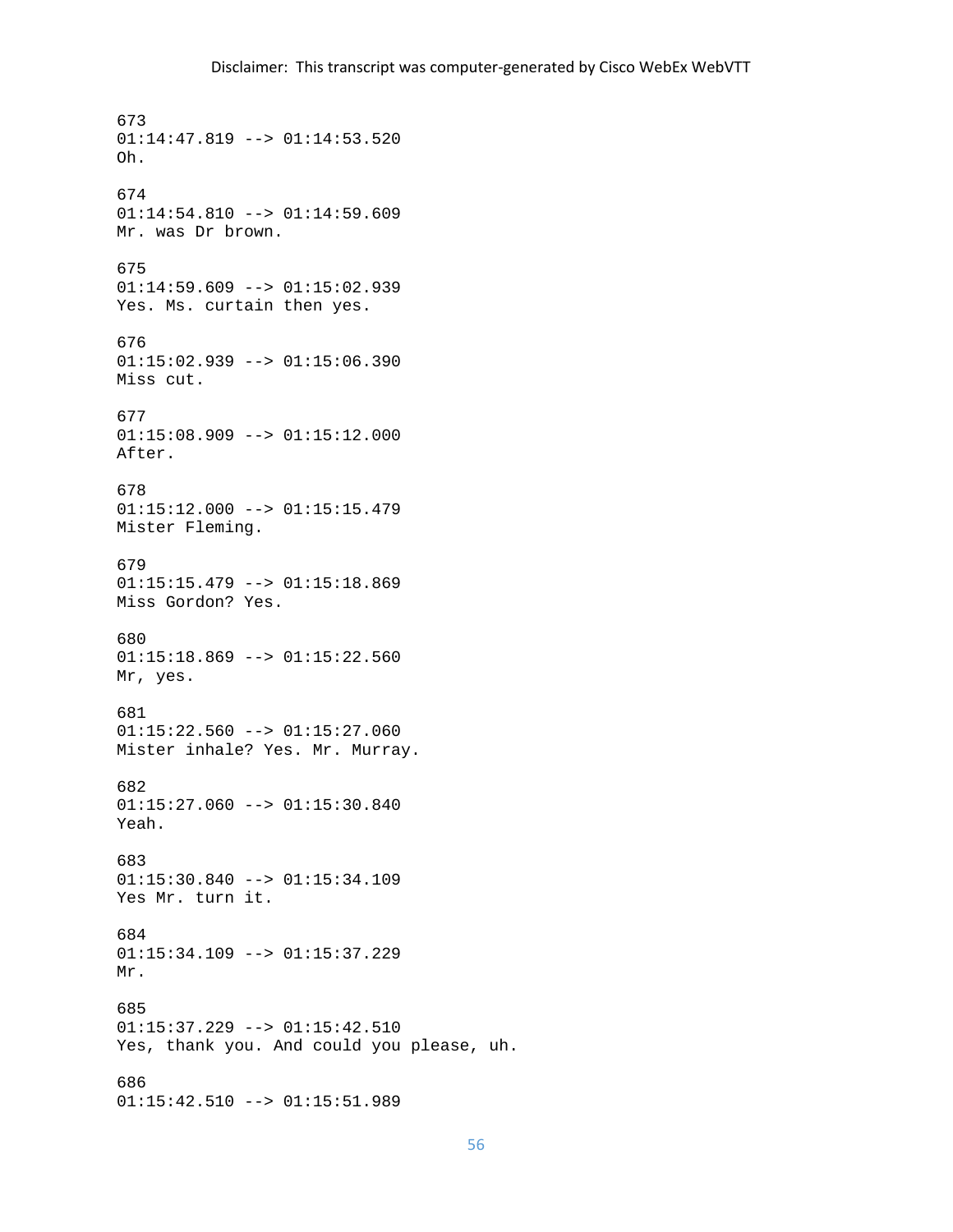673
01:14:47.819 --> 01:14:53.520
Oh.

674
01:14:54.810 --> 01:14:59.609
Mr. was Dr brown.

675
01:14:59.609 --> 01:15:02.939
Yes. Ms. curtain then yes.

676
01:15:02.939 --> 01:15:06.390
Miss cut.

677
01:15:08.909 --> 01:15:12.000
After.

678
01:15:12.000 --> 01:15:15.479
Mister Fleming.

679
01:15:15.479 --> 01:15:18.869
Miss Gordon? Yes.

680
01:15:18.869 --> 01:15:22.560
Mr, yes.

681
01:15:22.560 --> 01:15:27.060
Mister inhale? Yes. Mr. Murray.

682
01:15:27.060 --> 01:15:30.840
Yeah.

683
01:15:30.840 --> 01:15:34.109
Yes Mr. turn it.

684
01:15:34.109 --> 01:15:37.229
Mr.

685
01:15:37.229 --> 01:15:42.510
Yes, thank you. And could you please, uh.

686
01:15:42.510 --> 01:15:51.989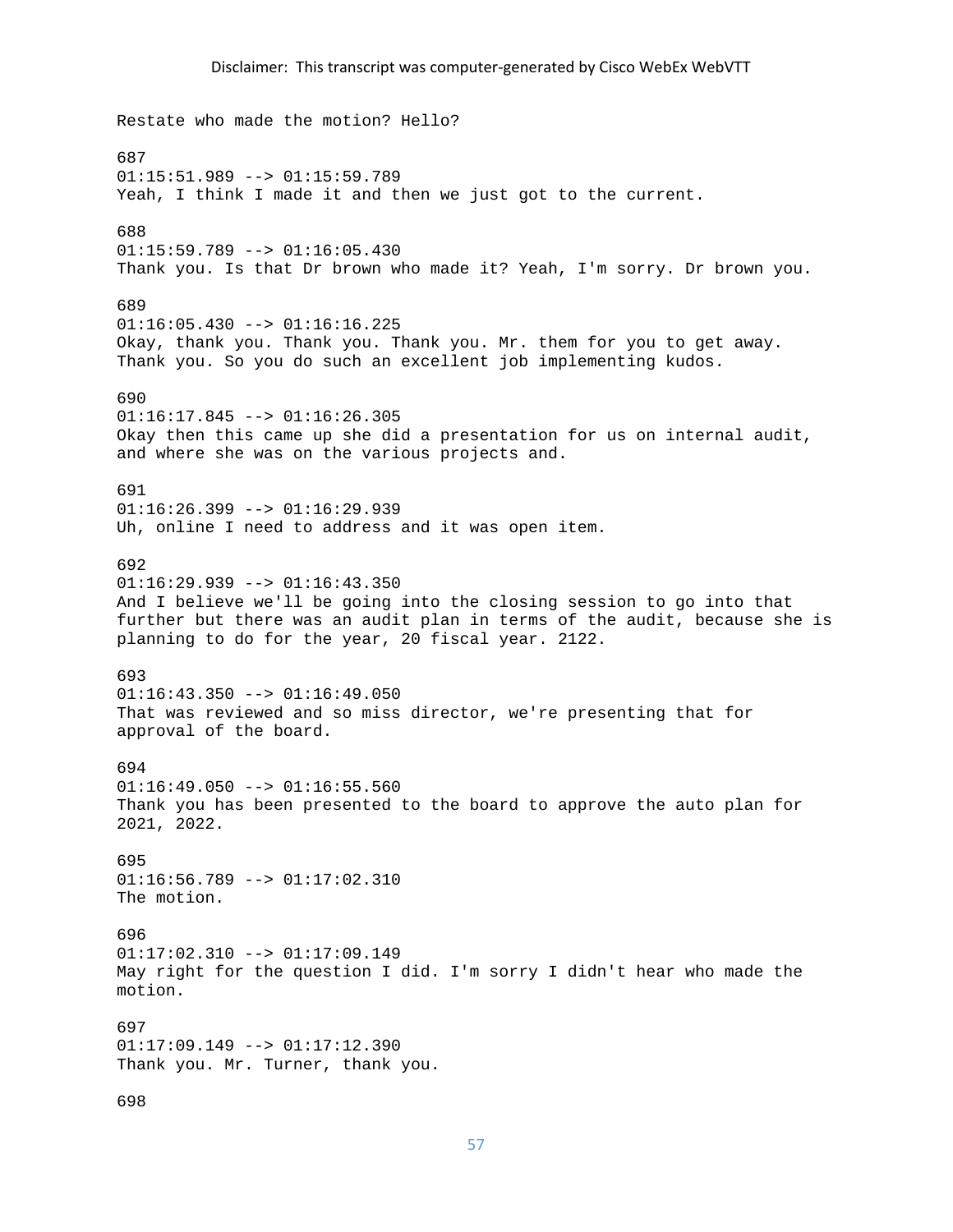Restate who made the motion? Hello?

687
01:15:51.989 --> 01:15:59.789
Yeah, I think I made it and then we just got to the current.

688
01:15:59.789 --> 01:16:05.430
Thank you. Is that Dr brown who made it? Yeah, I'm sorry. Dr brown you.

689
01:16:05.430 --> 01:16:16.225
Okay, thank you. Thank you. Thank you. Mr. them for you to get away. Thank you. So you do such an excellent job implementing kudos.

690
01:16:17.845 --> 01:16:26.305
Okay then this came up she did a presentation for us on internal audit, and where she was on the various projects and.

691
01:16:26.399 --> 01:16:29.939
Uh, online I need to address and it was open item.

692
01:16:29.939 --> 01:16:43.350
And I believe we'll be going into the closing session to go into that further but there was an audit plan in terms of the audit, because she is planning to do for the year, 20 fiscal year. 2122.

693
01:16:43.350 --> 01:16:49.050
That was reviewed and so miss director, we're presenting that for approval of the board.

694
01:16:49.050 --> 01:16:55.560
Thank you has been presented to the board to approve the auto plan for 2021, 2022.

695
01:16:56.789 --> 01:17:02.310
The motion.

696
01:17:02.310 --> 01:17:09.149
May right for the question I did. I'm sorry I didn't hear who made the motion.

697
01:17:09.149 --> 01:17:12.390
Thank you. Mr. Turner, thank you.

698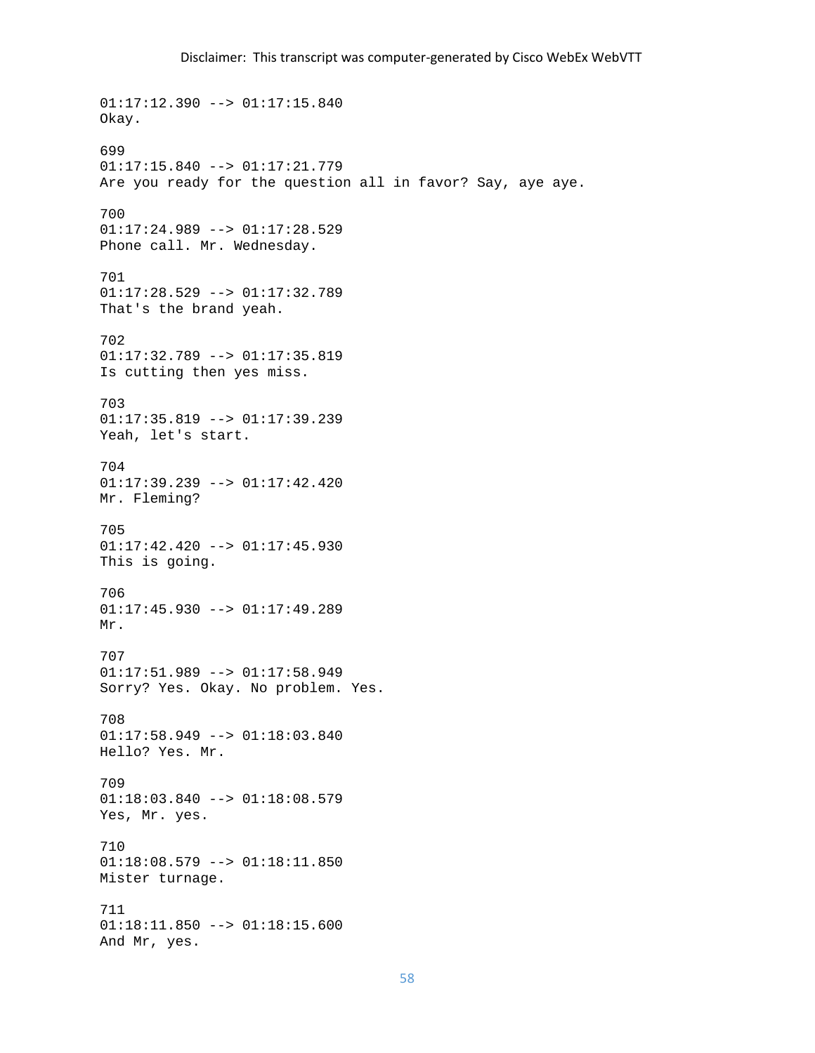01:17:12.390 --> 01:17:15.840
Okay.

699
01:17:15.840 --> 01:17:21.779
Are you ready for the question all in favor? Say, aye aye.

700
01:17:24.989 --> 01:17:28.529
Phone call. Mr. Wednesday.

701
01:17:28.529 --> 01:17:32.789
That's the brand yeah.

702
01:17:32.789 --> 01:17:35.819
Is cutting then yes miss.

703
01:17:35.819 --> 01:17:39.239
Yeah, let's start.

704
01:17:39.239 --> 01:17:42.420
Mr. Fleming?

705
01:17:42.420 --> 01:17:45.930
This is going.

706
01:17:45.930 --> 01:17:49.289
Mr.

707
01:17:51.989 --> 01:17:58.949
Sorry? Yes. Okay. No problem. Yes.

708
01:17:58.949 --> 01:18:03.840
Hello? Yes. Mr.

709
01:18:03.840 --> 01:18:08.579
Yes, Mr. yes.

710
01:18:08.579 --> 01:18:11.850
Mister turnage.

711
01:18:11.850 --> 01:18:15.600
And Mr, yes.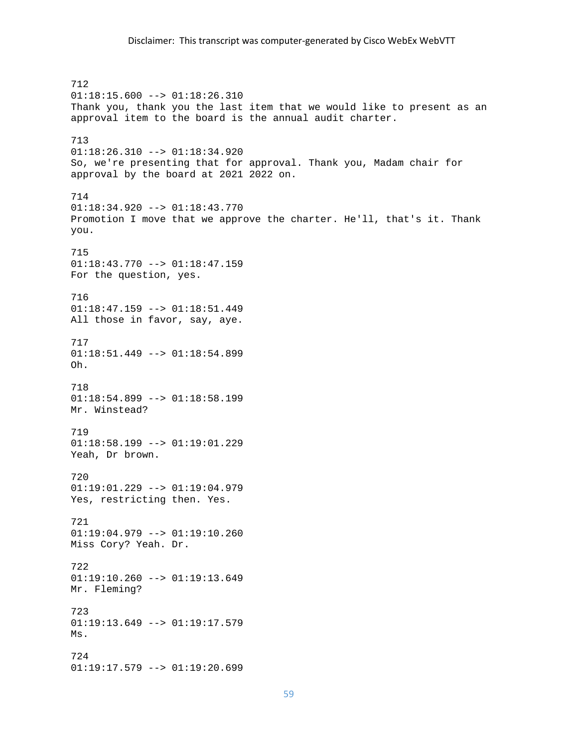712
01:18:15.600 --> 01:18:26.310
Thank you, thank you the last item that we would like to present as an approval item to the board is the annual audit charter.

713
01:18:26.310 --> 01:18:34.920
So, we're presenting that for approval. Thank you, Madam chair for approval by the board at 2021 2022 on.

714
01:18:34.920 --> 01:18:43.770
Promotion I move that we approve the charter. He'll, that's it. Thank you.

715
01:18:43.770 --> 01:18:47.159
For the question, yes.

716
01:18:47.159 --> 01:18:51.449
All those in favor, say, aye.

717
01:18:51.449 --> 01:18:54.899
Oh.

718
01:18:54.899 --> 01:18:58.199
Mr. Winstead?

719
01:18:58.199 --> 01:19:01.229
Yeah, Dr brown.

720
01:19:01.229 --> 01:19:04.979
Yes, restricting then. Yes.

721
01:19:04.979 --> 01:19:10.260
Miss Cory? Yeah. Dr.

722
01:19:10.260 --> 01:19:13.649
Mr. Fleming?

723
01:19:13.649 --> 01:19:17.579
Ms.

724
01:19:17.579 --> 01:19:20.699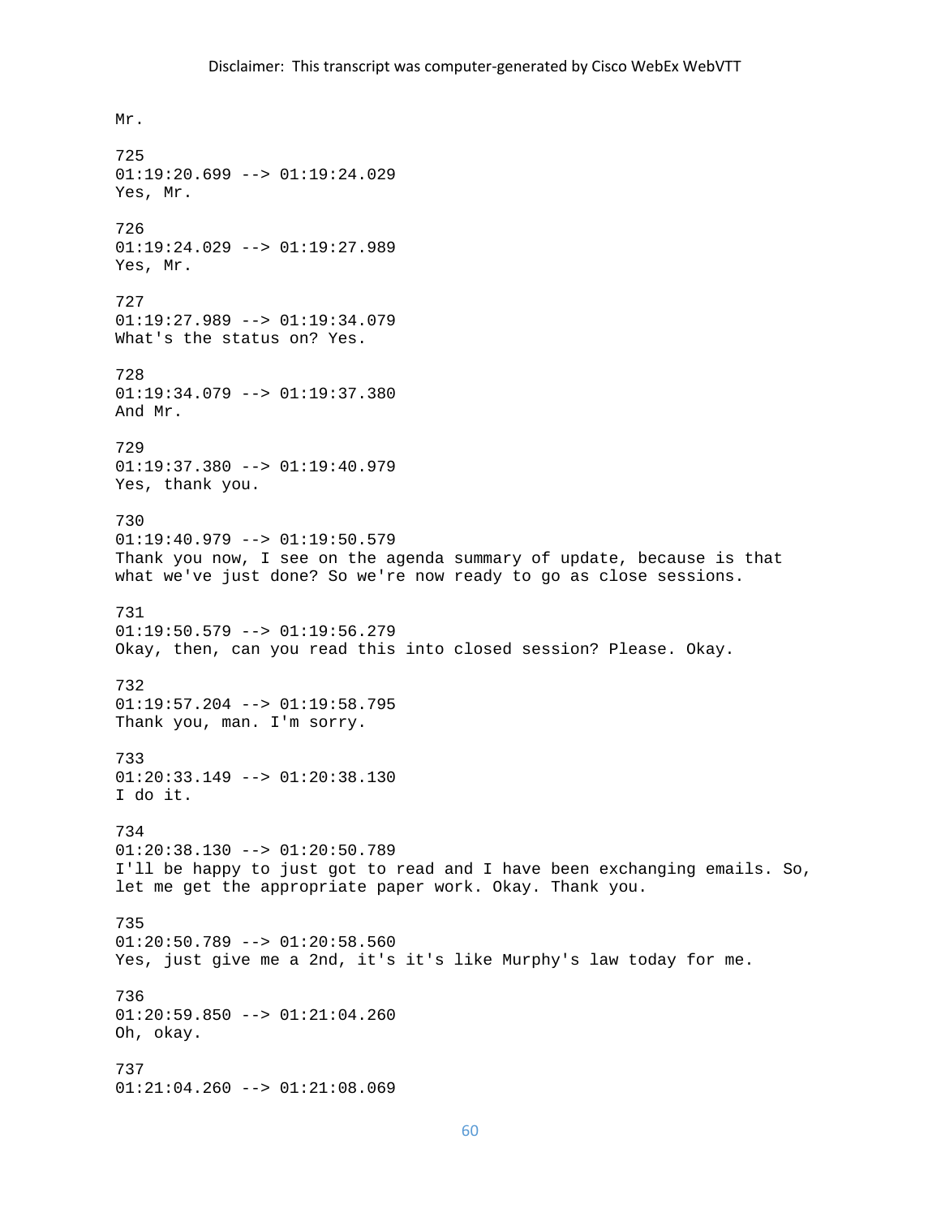Mr.

725
01:19:20.699 --> 01:19:24.029
Yes, Mr.

726
01:19:24.029 --> 01:19:27.989
Yes, Mr.

727
01:19:27.989 --> 01:19:34.079
What's the status on? Yes.

728
01:19:34.079 --> 01:19:37.380
And Mr.

729
01:19:37.380 --> 01:19:40.979
Yes, thank you.

730
01:19:40.979 --> 01:19:50.579
Thank you now, I see on the agenda summary of update, because is that what we've just done? So we're now ready to go as close sessions.

731
01:19:50.579 --> 01:19:56.279
Okay, then, can you read this into closed session? Please. Okay.

732
01:19:57.204 --> 01:19:58.795
Thank you, man. I'm sorry.

733
01:20:33.149 --> 01:20:38.130
I do it.

734
01:20:38.130 --> 01:20:50.789
I'll be happy to just got to read and I have been exchanging emails. So, let me get the appropriate paper work. Okay. Thank you.

735
01:20:50.789 --> 01:20:58.560
Yes, just give me a 2nd, it's it's like Murphy's law today for me.

736
01:20:59.850 --> 01:21:04.260
Oh, okay.

737
01:21:04.260 --> 01:21:08.069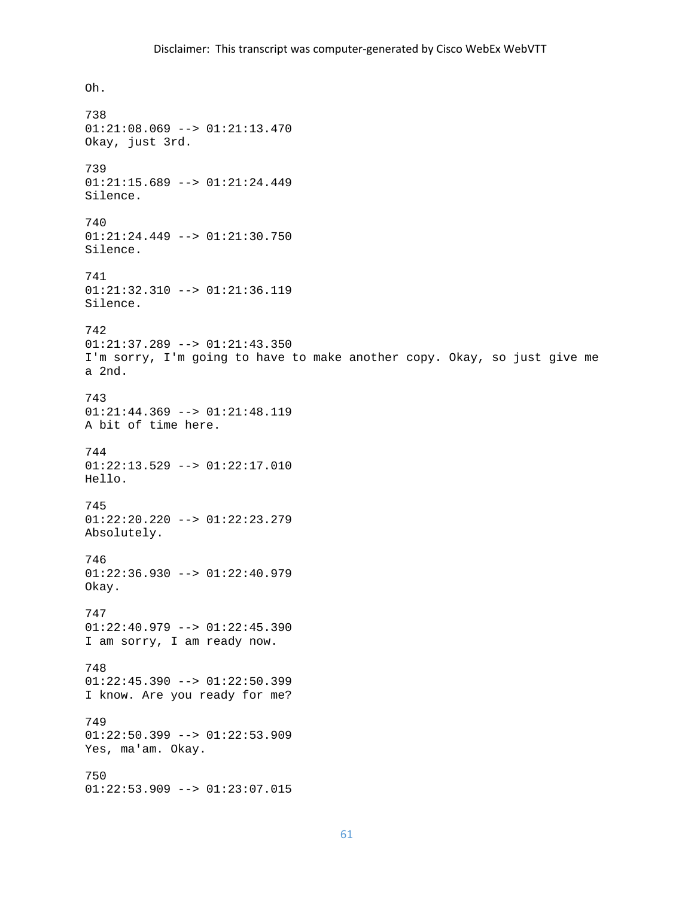Oh.

738
01:21:08.069 --> 01:21:13.470
Okay, just 3rd.

739
01:21:15.689 --> 01:21:24.449
Silence.

740
01:21:24.449 --> 01:21:30.750
Silence.

741
01:21:32.310 --> 01:21:36.119
Silence.

742
01:21:37.289 --> 01:21:43.350
I'm sorry, I'm going to have to make another copy. Okay, so just give me a 2nd.

743
01:21:44.369 --> 01:21:48.119
A bit of time here.

744
01:22:13.529 --> 01:22:17.010
Hello.

745
01:22:20.220 --> 01:22:23.279
Absolutely.

746
01:22:36.930 --> 01:22:40.979
Okay.

747
01:22:40.979 --> 01:22:45.390
I am sorry, I am ready now.

748
01:22:45.390 --> 01:22:50.399
I know. Are you ready for me?

749
01:22:50.399 --> 01:22:53.909
Yes, ma'am. Okay.

750
01:22:53.909 --> 01:23:07.015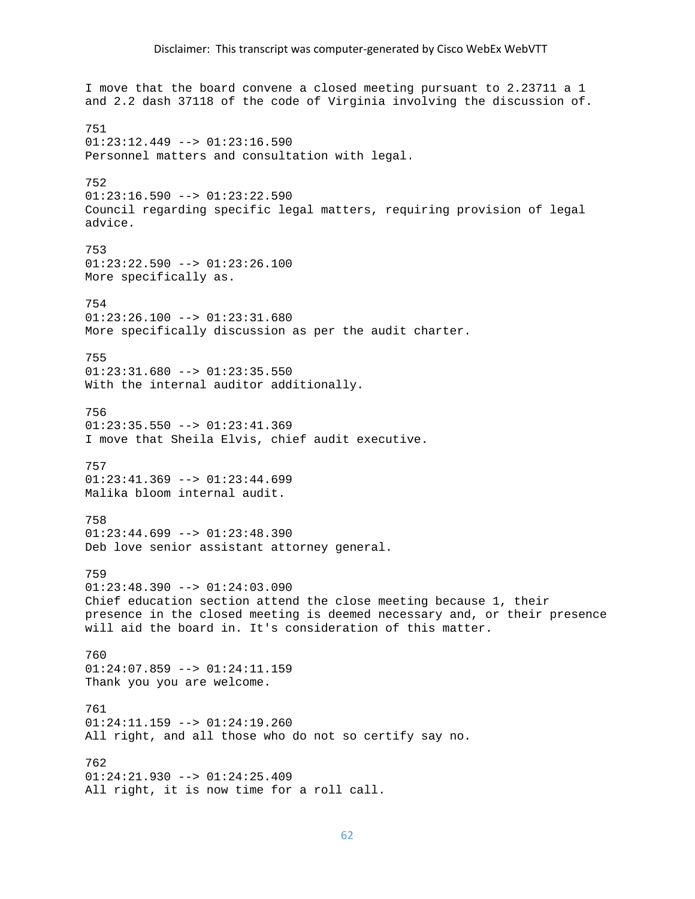I move that the board convene a closed meeting pursuant to 2.23711 a 1 and 2.2 dash 37118 of the code of Virginia involving the discussion of.

751
01:23:12.449 --> 01:23:16.590
Personnel matters and consultation with legal.

752
01:23:16.590 --> 01:23:22.590
Council regarding specific legal matters, requiring provision of legal advice.

753
01:23:22.590 --> 01:23:26.100
More specifically as.

754
01:23:26.100 --> 01:23:31.680
More specifically discussion as per the audit charter.

755
01:23:31.680 --> 01:23:35.550
With the internal auditor additionally.

756
01:23:35.550 --> 01:23:41.369
I move that Sheila Elvis, chief audit executive.

757
01:23:41.369 --> 01:23:44.699
Malika bloom internal audit.

758
01:23:44.699 --> 01:23:48.390
Deb love senior assistant attorney general.

759
01:23:48.390 --> 01:24:03.090
Chief education section attend the close meeting because 1, their presence in the closed meeting is deemed necessary and, or their presence will aid the board in. It's consideration of this matter.

760
01:24:07.859 --> 01:24:11.159
Thank you you are welcome.

761
01:24:11.159 --> 01:24:19.260
All right, and all those who do not so certify say no.

762
01:24:21.930 --> 01:24:25.409
All right, it is now time for a roll call.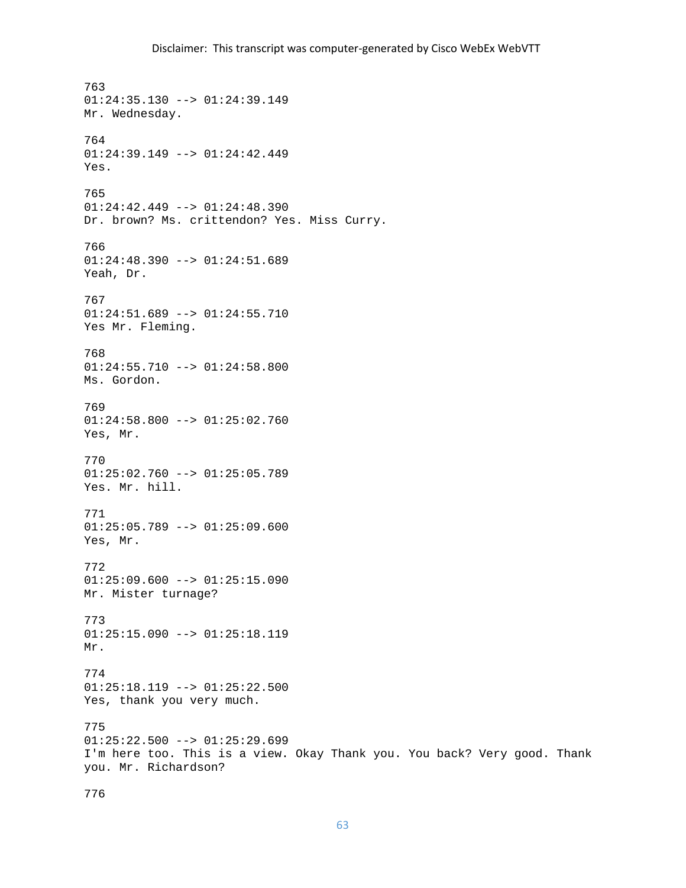Disclaimer: This transcript was computer-generated by Cisco WebEx WebVTT

763
01:24:35.130 --> 01:24:39.149
Mr. Wednesday.

764
01:24:39.149 --> 01:24:42.449
Yes.

765
01:24:42.449 --> 01:24:48.390
Dr. brown? Ms. crittendon? Yes. Miss Curry.

766
01:24:48.390 --> 01:24:51.689
Yeah, Dr.

767
01:24:51.689 --> 01:24:55.710
Yes Mr. Fleming.

768
01:24:55.710 --> 01:24:58.800
Ms. Gordon.

769
01:24:58.800 --> 01:25:02.760
Yes, Mr.

770
01:25:02.760 --> 01:25:05.789
Yes. Mr. hill.

771
01:25:05.789 --> 01:25:09.600
Yes, Mr.

772
01:25:09.600 --> 01:25:15.090
Mr. Mister turnage?

773
01:25:15.090 --> 01:25:18.119
Mr.

774
01:25:18.119 --> 01:25:22.500
Yes, thank you very much.

775
01:25:22.500 --> 01:25:29.699
I'm here too. This is a view. Okay Thank you. You back? Very good. Thank you. Mr. Richardson?

776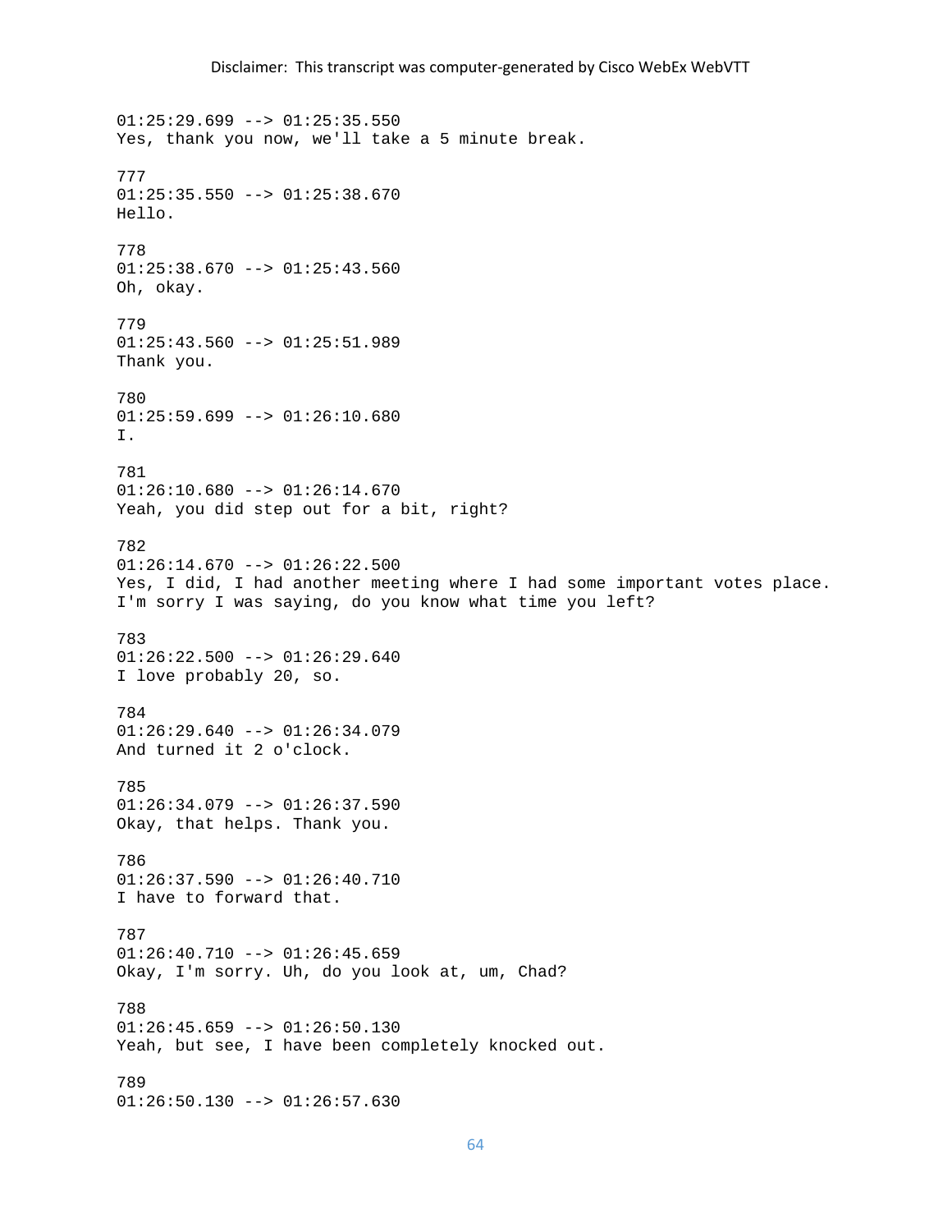01:25:29.699 --> 01:25:35.550
Yes, thank you now, we'll take a 5 minute break.

777
01:25:35.550 --> 01:25:38.670
Hello.

778
01:25:38.670 --> 01:25:43.560
Oh, okay.

779
01:25:43.560 --> 01:25:51.989
Thank you.

780
01:25:59.699 --> 01:26:10.680
I.

781
01:26:10.680 --> 01:26:14.670
Yeah, you did step out for a bit, right?

782
01:26:14.670 --> 01:26:22.500
Yes, I did, I had another meeting where I had some important votes place.
I'm sorry I was saying, do you know what time you left?

783
01:26:22.500 --> 01:26:29.640
I love probably 20, so.

784
01:26:29.640 --> 01:26:34.079
And turned it 2 o'clock.

785
01:26:34.079 --> 01:26:37.590
Okay, that helps. Thank you.

786
01:26:37.590 --> 01:26:40.710
I have to forward that.

787
01:26:40.710 --> 01:26:45.659
Okay, I'm sorry. Uh, do you look at, um, Chad?

788
01:26:45.659 --> 01:26:50.130
Yeah, but see, I have been completely knocked out.

789
01:26:50.130 --> 01:26:57.630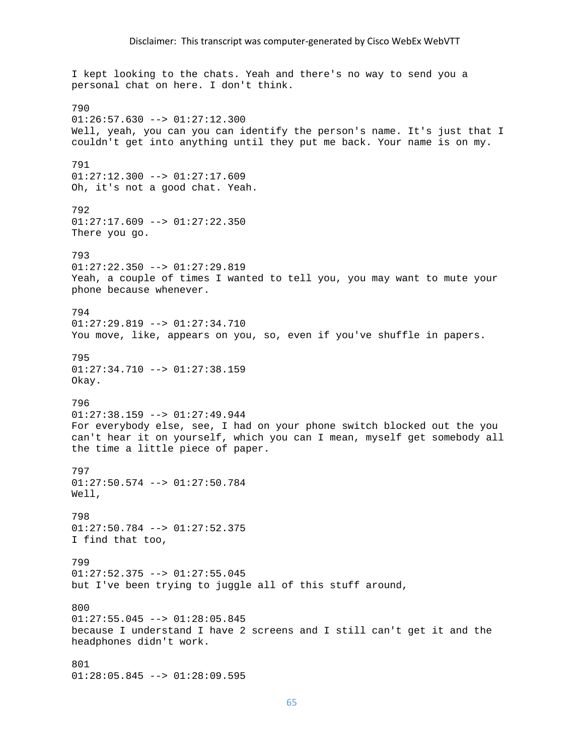I kept looking to the chats. Yeah and there's no way to send you a personal chat on here. I don't think.

790
01:26:57.630 --> 01:27:12.300
Well, yeah, you can you can identify the person's name. It's just that I couldn't get into anything until they put me back. Your name is on my.

791
01:27:12.300 --> 01:27:17.609
Oh, it's not a good chat. Yeah.

792
01:27:17.609 --> 01:27:22.350
There you go.

793
01:27:22.350 --> 01:27:29.819
Yeah, a couple of times I wanted to tell you, you may want to mute your phone because whenever.

794
01:27:29.819 --> 01:27:34.710
You move, like, appears on you, so, even if you've shuffle in papers.

795
01:27:34.710 --> 01:27:38.159
Okay.

796
01:27:38.159 --> 01:27:49.944
For everybody else, see, I had on your phone switch blocked out the you can't hear it on yourself, which you can I mean, myself get somebody all the time a little piece of paper.

797
01:27:50.574 --> 01:27:50.784
Well,

798
01:27:50.784 --> 01:27:52.375
I find that too,

799
01:27:52.375 --> 01:27:55.045
but I've been trying to juggle all of this stuff around,

800
01:27:55.045 --> 01:28:05.845
because I understand I have 2 screens and I still can't get it and the headphones didn't work.

801
01:28:05.845 --> 01:28:09.595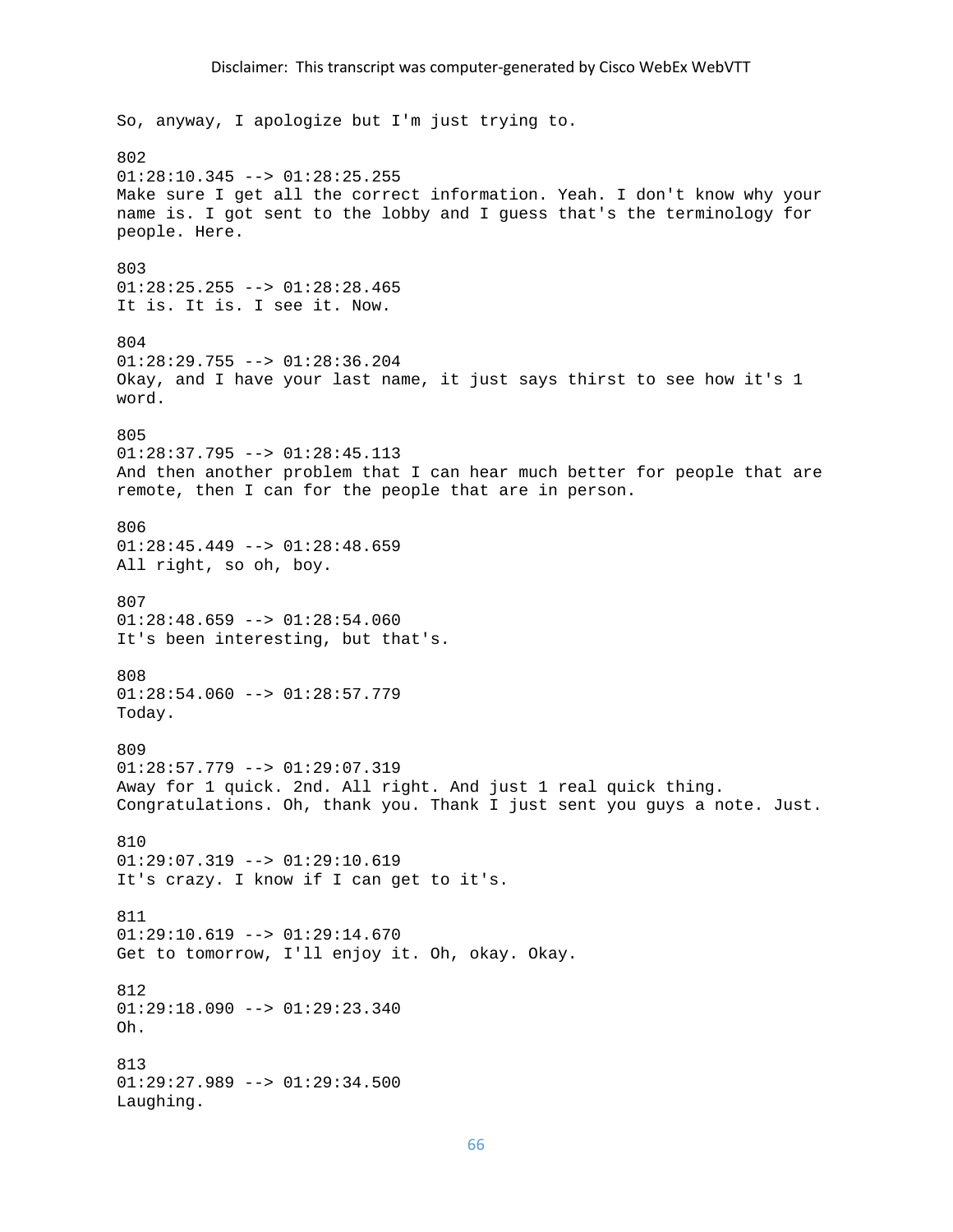So, anyway, I apologize but I'm just trying to.

802
01:28:10.345 --> 01:28:25.255
Make sure I get all the correct information. Yeah. I don't know why your name is. I got sent to the lobby and I guess that's the terminology for people. Here.

803
01:28:25.255 --> 01:28:28.465
It is. It is. I see it. Now.

804
01:28:29.755 --> 01:28:36.204
Okay, and I have your last name, it just says thirst to see how it's 1 word.

805
01:28:37.795 --> 01:28:45.113
And then another problem that I can hear much better for people that are remote, then I can for the people that are in person.

806
01:28:45.449 --> 01:28:48.659
All right, so oh, boy.

807
01:28:48.659 --> 01:28:54.060
It's been interesting, but that's.

808
01:28:54.060 --> 01:28:57.779
Today.

809
01:28:57.779 --> 01:29:07.319
Away for 1 quick. 2nd. All right. And just 1 real quick thing. Congratulations. Oh, thank you. Thank I just sent you guys a note. Just.

810
01:29:07.319 --> 01:29:10.619
It's crazy. I know if I can get to it's.

811
01:29:10.619 --> 01:29:14.670
Get to tomorrow, I'll enjoy it. Oh, okay. Okay.

812
01:29:18.090 --> 01:29:23.340
Oh.

813
01:29:27.989 --> 01:29:34.500
Laughing.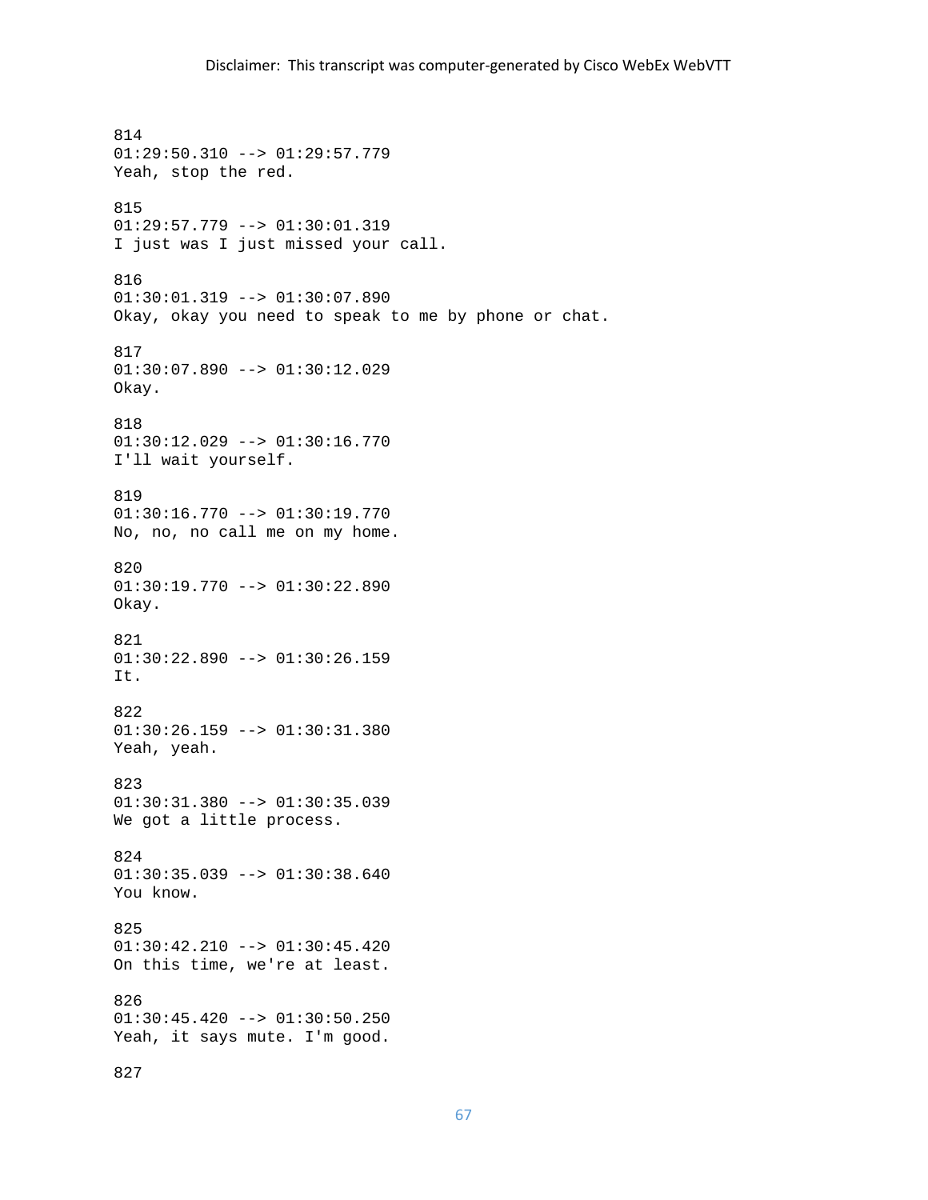Disclaimer: This transcript was computer-generated by Cisco WebEx WebVTT

814
01:29:50.310 --> 01:29:57.779
Yeah, stop the red.

815
01:29:57.779 --> 01:30:01.319
I just was I just missed your call.

816
01:30:01.319 --> 01:30:07.890
Okay, okay you need to speak to me by phone or chat.

817
01:30:07.890 --> 01:30:12.029
Okay.

818
01:30:12.029 --> 01:30:16.770
I'll wait yourself.

819
01:30:16.770 --> 01:30:19.770
No, no, no call me on my home.

820
01:30:19.770 --> 01:30:22.890
Okay.

821
01:30:22.890 --> 01:30:26.159
It.

822
01:30:26.159 --> 01:30:31.380
Yeah, yeah.

823
01:30:31.380 --> 01:30:35.039
We got a little process.

824
01:30:35.039 --> 01:30:38.640
You know.

825
01:30:42.210 --> 01:30:45.420
On this time, we're at least.

826
01:30:45.420 --> 01:30:50.250
Yeah, it says mute. I'm good.

827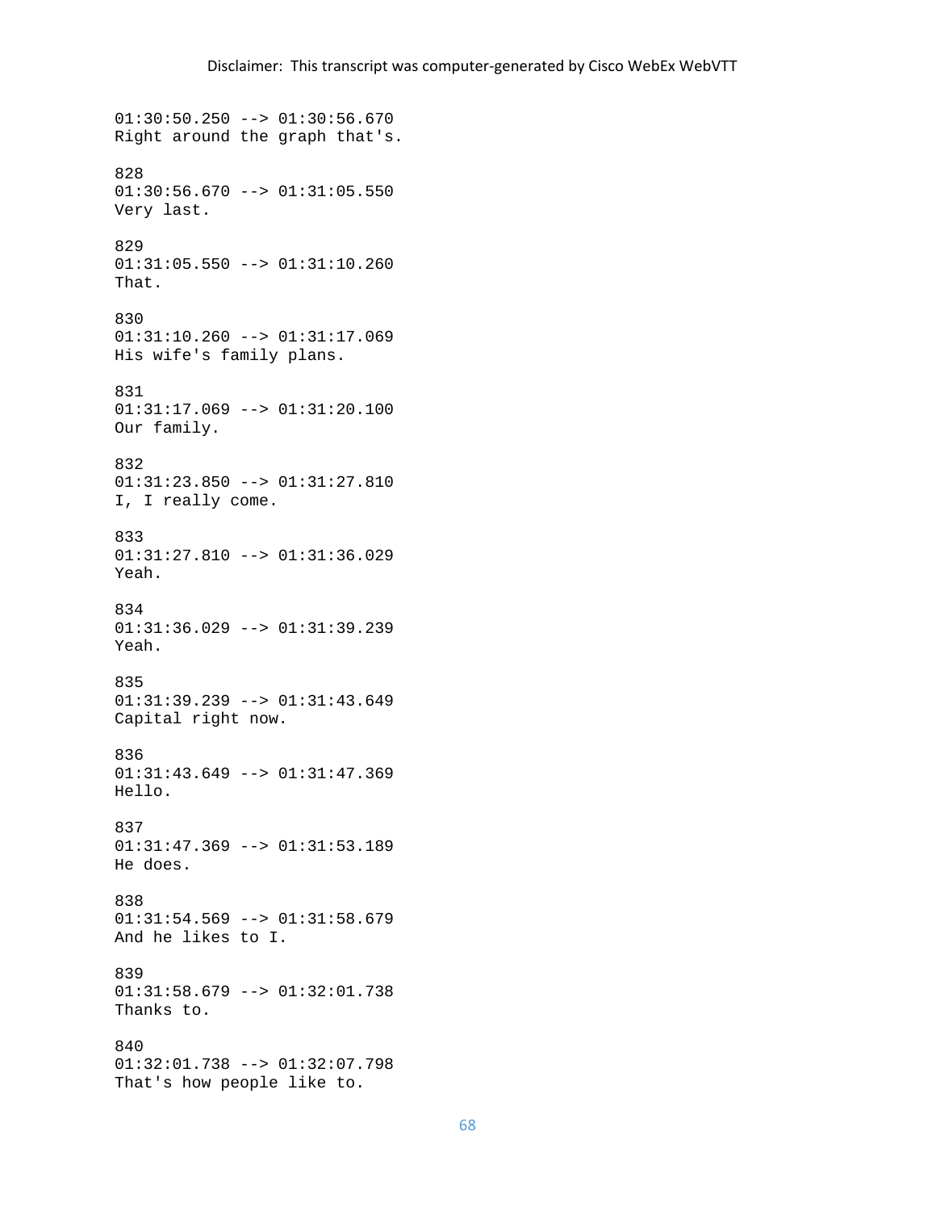01:30:50.250 --> 01:30:56.670
Right around the graph that's.

828
01:30:56.670 --> 01:31:05.550
Very last.

829
01:31:05.550 --> 01:31:10.260
That.

830
01:31:10.260 --> 01:31:17.069
His wife's family plans.

831
01:31:17.069 --> 01:31:20.100
Our family.

832
01:31:23.850 --> 01:31:27.810
I, I really come.

833
01:31:27.810 --> 01:31:36.029
Yeah.

834
01:31:36.029 --> 01:31:39.239
Yeah.

835
01:31:39.239 --> 01:31:43.649
Capital right now.

836
01:31:43.649 --> 01:31:47.369
Hello.

837
01:31:47.369 --> 01:31:53.189
He does.

838
01:31:54.569 --> 01:31:58.679
And he likes to I.

839
01:31:58.679 --> 01:32:01.738
Thanks to.

840
01:32:01.738 --> 01:32:07.798
That's how people like to.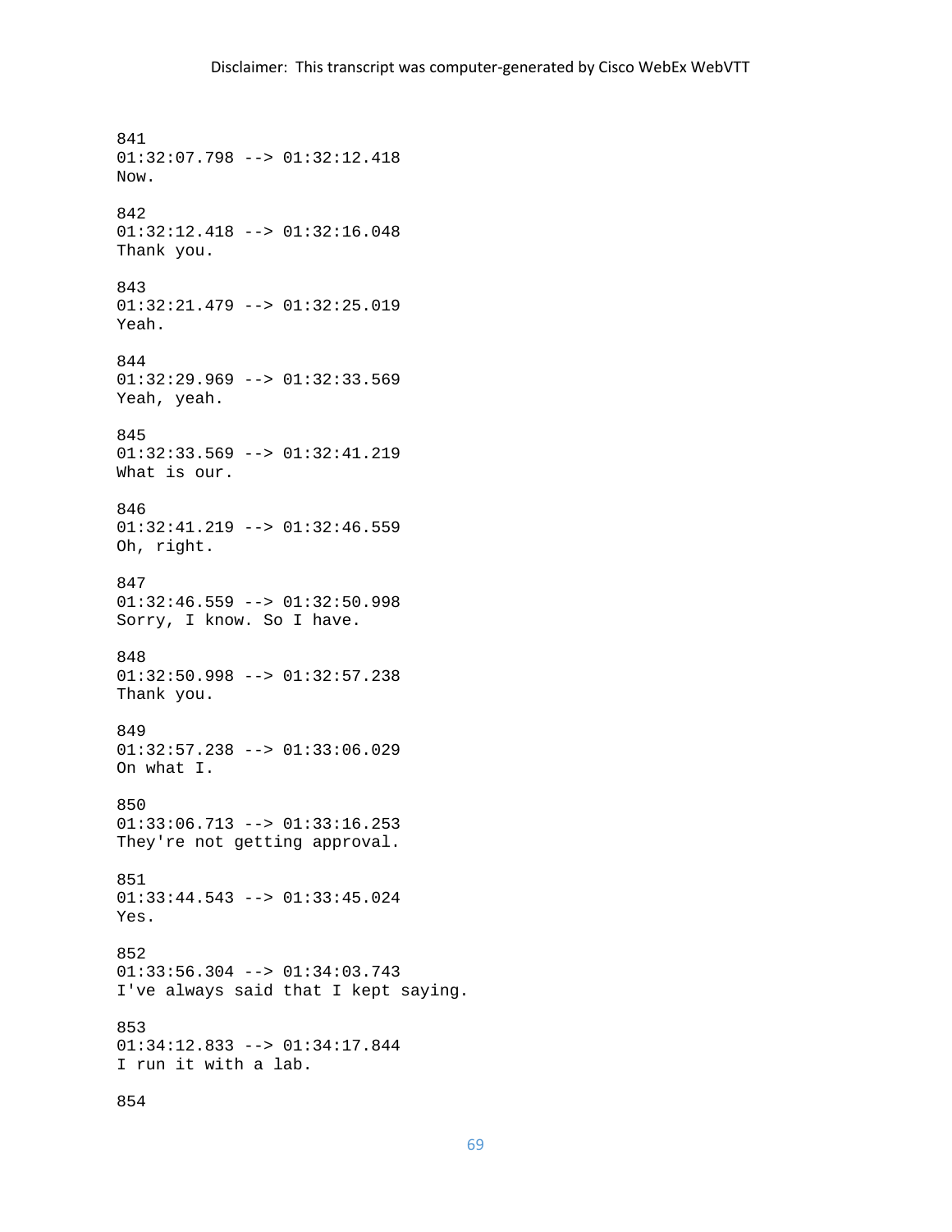841
01:32:07.798 --> 01:32:12.418
Now.

842
01:32:12.418 --> 01:32:16.048
Thank you.

843
01:32:21.479 --> 01:32:25.019
Yeah.

844
01:32:29.969 --> 01:32:33.569
Yeah, yeah.

845
01:32:33.569 --> 01:32:41.219
What is our.

846
01:32:41.219 --> 01:32:46.559
Oh, right.

847
01:32:46.559 --> 01:32:50.998
Sorry, I know. So I have.

848
01:32:50.998 --> 01:32:57.238
Thank you.

849
01:32:57.238 --> 01:33:06.029
On what I.

850
01:33:06.713 --> 01:33:16.253
They're not getting approval.

851
01:33:44.543 --> 01:33:45.024
Yes.

852
01:33:56.304 --> 01:34:03.743
I've always said that I kept saying.

853
01:34:12.833 --> 01:34:17.844
I run it with a lab.

854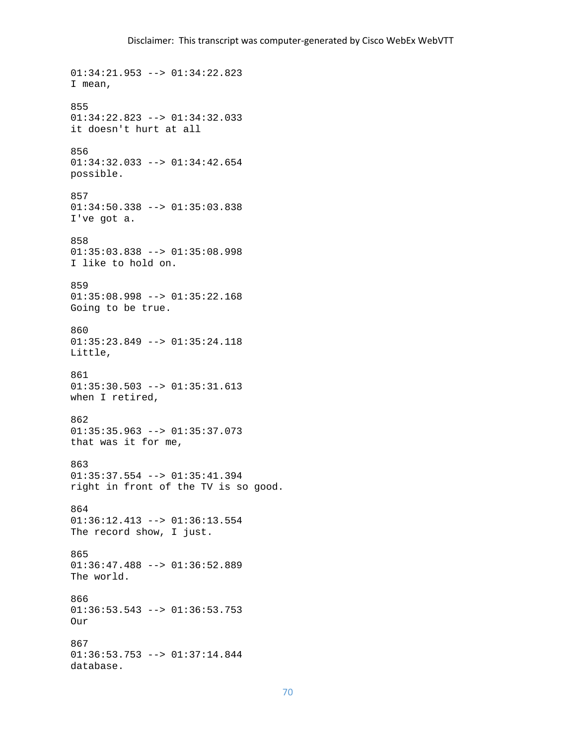01:34:21.953 --> 01:34:22.823
I mean,

855
01:34:22.823 --> 01:34:32.033
it doesn't hurt at all

856
01:34:32.033 --> 01:34:42.654
possible.

857
01:34:50.338 --> 01:35:03.838
I've got a.

858
01:35:03.838 --> 01:35:08.998
I like to hold on.

859
01:35:08.998 --> 01:35:22.168
Going to be true.

860
01:35:23.849 --> 01:35:24.118
Little,

861
01:35:30.503 --> 01:35:31.613
when I retired,

862
01:35:35.963 --> 01:35:37.073
that was it for me,

863
01:35:37.554 --> 01:35:41.394
right in front of the TV is so good.

864
01:36:12.413 --> 01:36:13.554
The record show, I just.

865
01:36:47.488 --> 01:36:52.889
The world.

866
01:36:53.543 --> 01:36:53.753
Our

867
01:36:53.753 --> 01:37:14.844
database.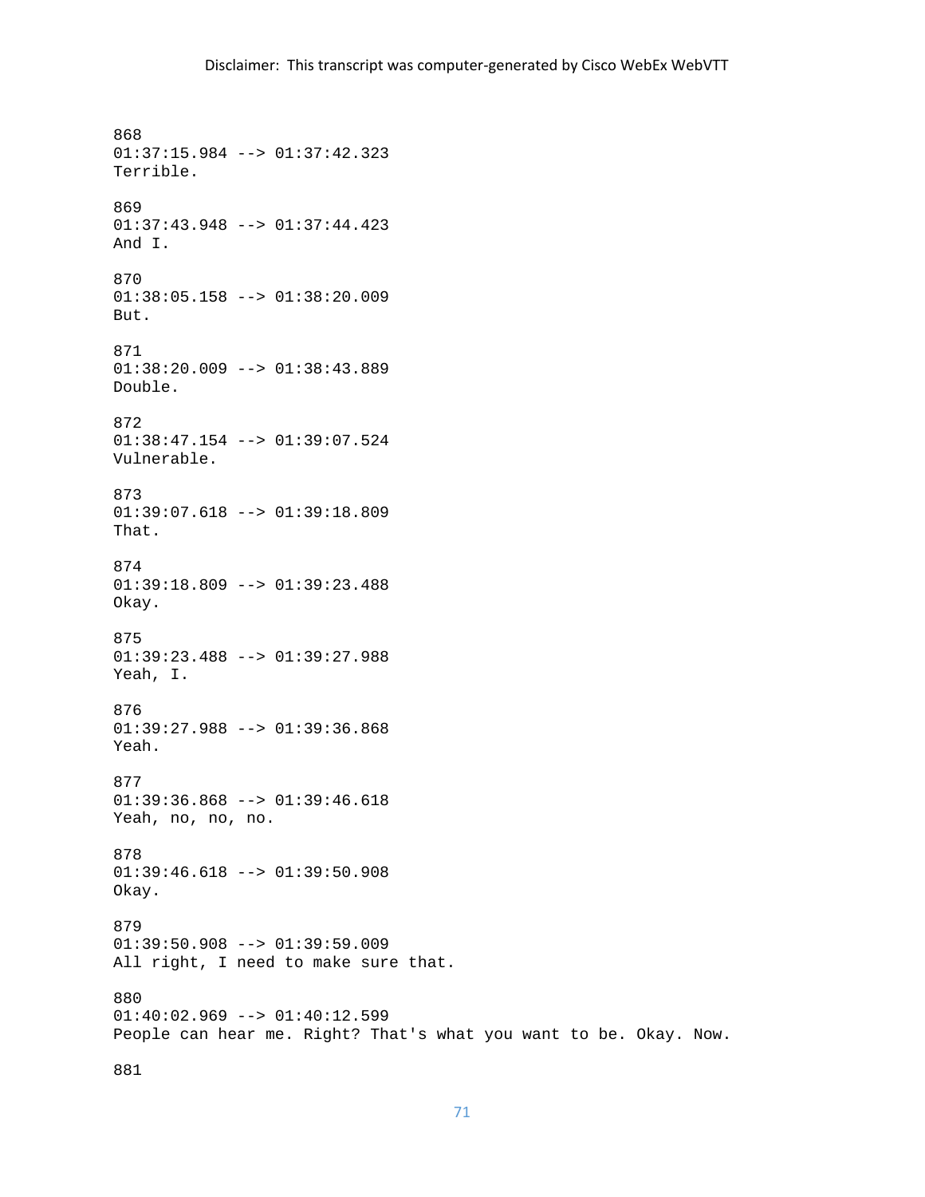868
01:37:15.984 --> 01:37:42.323
Terrible.

869
01:37:43.948 --> 01:37:44.423
And I.

870
01:38:05.158 --> 01:38:20.009
But.

871
01:38:20.009 --> 01:38:43.889
Double.

872
01:38:47.154 --> 01:39:07.524
Vulnerable.

873
01:39:07.618 --> 01:39:18.809
That.

874
01:39:18.809 --> 01:39:23.488
Okay.

875
01:39:23.488 --> 01:39:27.988
Yeah, I.

876
01:39:27.988 --> 01:39:36.868
Yeah.

877
01:39:36.868 --> 01:39:46.618
Yeah, no, no, no.

878
01:39:46.618 --> 01:39:50.908
Okay.

879
01:39:50.908 --> 01:39:59.009
All right, I need to make sure that.

880
01:40:02.969 --> 01:40:12.599
People can hear me. Right? That's what you want to be. Okay. Now.

881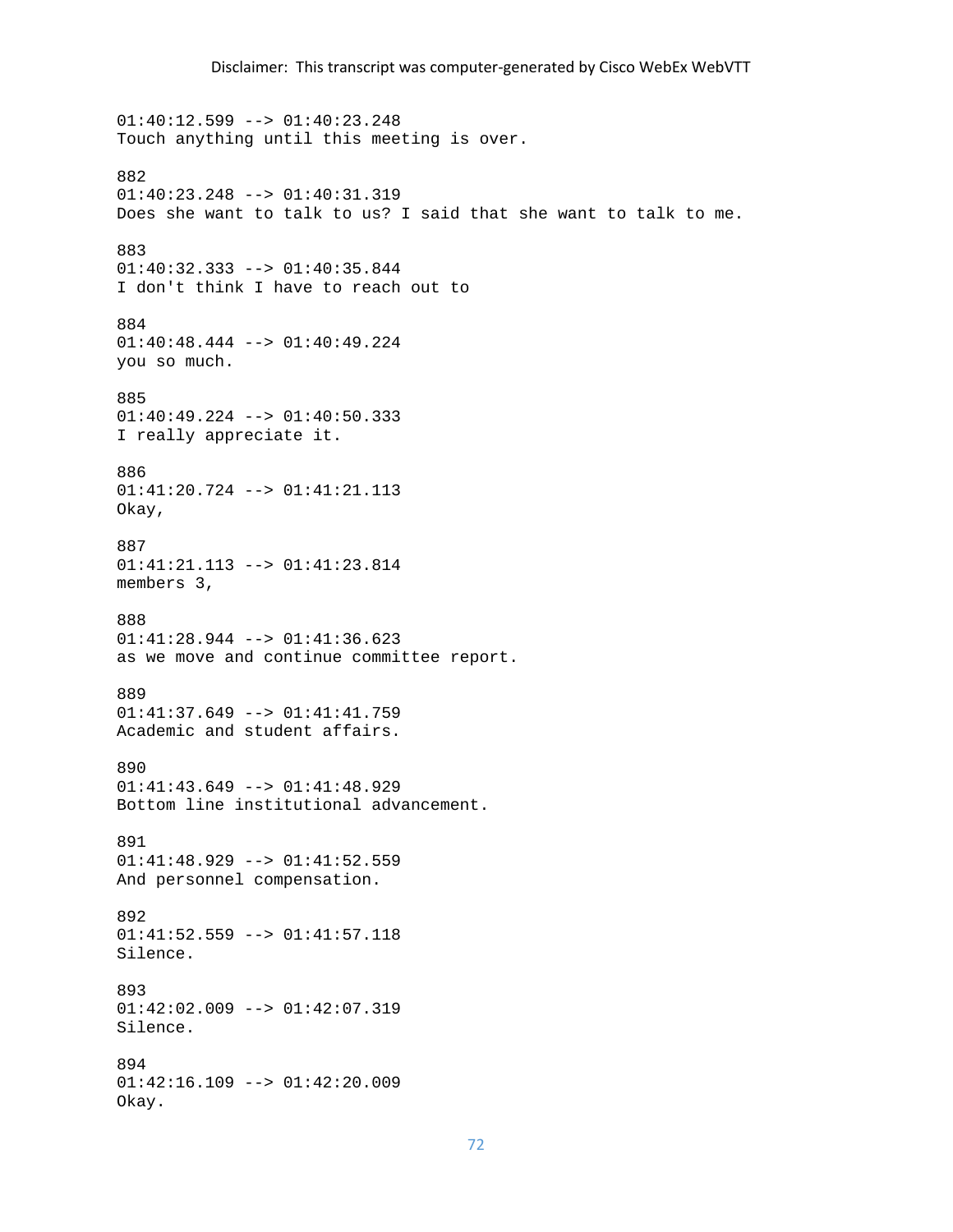01:40:12.599 --> 01:40:23.248
Touch anything until this meeting is over.

882
01:40:23.248 --> 01:40:31.319
Does she want to talk to us? I said that she want to talk to me.

883
01:40:32.333 --> 01:40:35.844
I don't think I have to reach out to

884
01:40:48.444 --> 01:40:49.224
you so much.

885
01:40:49.224 --> 01:40:50.333
I really appreciate it.

886
01:41:20.724 --> 01:41:21.113
Okay,

887
01:41:21.113 --> 01:41:23.814
members 3,

888
01:41:28.944 --> 01:41:36.623
as we move and continue committee report.

889
01:41:37.649 --> 01:41:41.759
Academic and student affairs.

890
01:41:43.649 --> 01:41:48.929
Bottom line institutional advancement.

891
01:41:48.929 --> 01:41:52.559
And personnel compensation.

892
01:41:52.559 --> 01:41:57.118
Silence.

893
01:42:02.009 --> 01:42:07.319
Silence.

894
01:42:16.109 --> 01:42:20.009
Okay.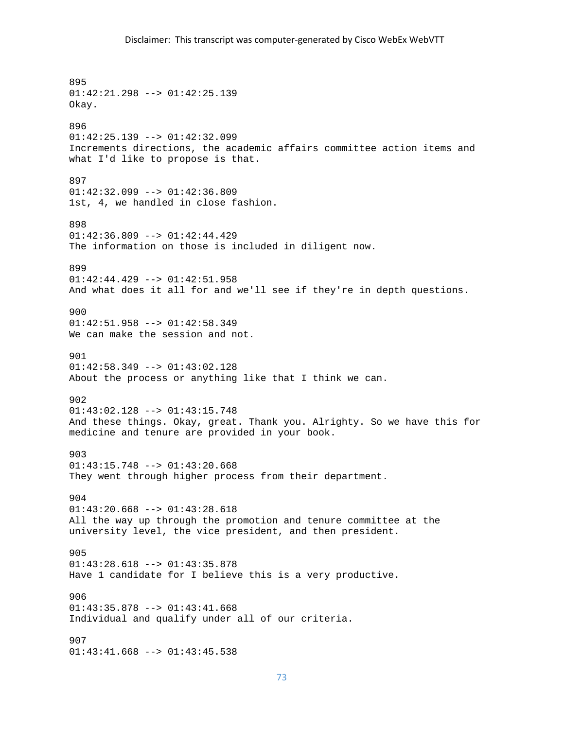895
01:42:21.298 --> 01:42:25.139
Okay.

896
01:42:25.139 --> 01:42:32.099
Increments directions, the academic affairs committee action items and what I'd like to propose is that.

897
01:42:32.099 --> 01:42:36.809
1st, 4, we handled in close fashion.

898
01:42:36.809 --> 01:42:44.429
The information on those is included in diligent now.

899
01:42:44.429 --> 01:42:51.958
And what does it all for and we'll see if they're in depth questions.

900
01:42:51.958 --> 01:42:58.349
We can make the session and not.

901
01:42:58.349 --> 01:43:02.128
About the process or anything like that I think we can.

902
01:43:02.128 --> 01:43:15.748
And these things. Okay, great. Thank you. Alrighty. So we have this for medicine and tenure are provided in your book.

903
01:43:15.748 --> 01:43:20.668
They went through higher process from their department.

904
01:43:20.668 --> 01:43:28.618
All the way up through the promotion and tenure committee at the university level, the vice president, and then president.

905
01:43:28.618 --> 01:43:35.878
Have 1 candidate for I believe this is a very productive.

906
01:43:35.878 --> 01:43:41.668
Individual and qualify under all of our criteria.

907
01:43:41.668 --> 01:43:45.538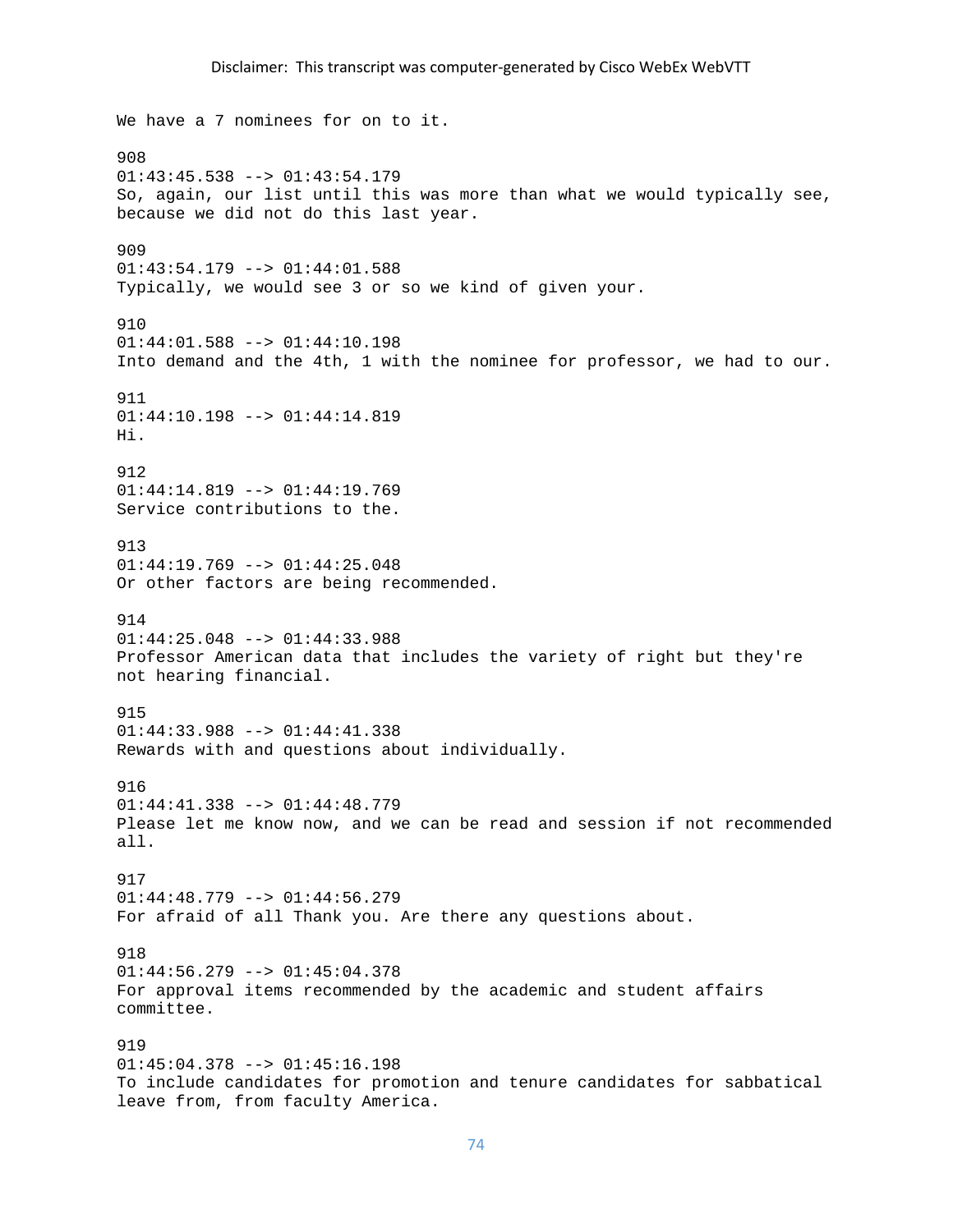We have a 7 nominees for on to it.

908
01:43:45.538 --> 01:43:54.179
So, again, our list until this was more than what we would typically see, because we did not do this last year.

909
01:43:54.179 --> 01:44:01.588
Typically, we would see 3 or so we kind of given your.

910
01:44:01.588 --> 01:44:10.198
Into demand and the 4th, 1 with the nominee for professor, we had to our.

911
01:44:10.198 --> 01:44:14.819
Hi.

912
01:44:14.819 --> 01:44:19.769
Service contributions to the.

913
01:44:19.769 --> 01:44:25.048
Or other factors are being recommended.

914
01:44:25.048 --> 01:44:33.988
Professor American data that includes the variety of right but they're not hearing financial.

915
01:44:33.988 --> 01:44:41.338
Rewards with and questions about individually.

916
01:44:41.338 --> 01:44:48.779
Please let me know now, and we can be read and session if not recommended all.

917
01:44:48.779 --> 01:44:56.279
For afraid of all Thank you. Are there any questions about.

918
01:44:56.279 --> 01:45:04.378
For approval items recommended by the academic and student affairs committee.

919
01:45:04.378 --> 01:45:16.198
To include candidates for promotion and tenure candidates for sabbatical leave from, from faculty America.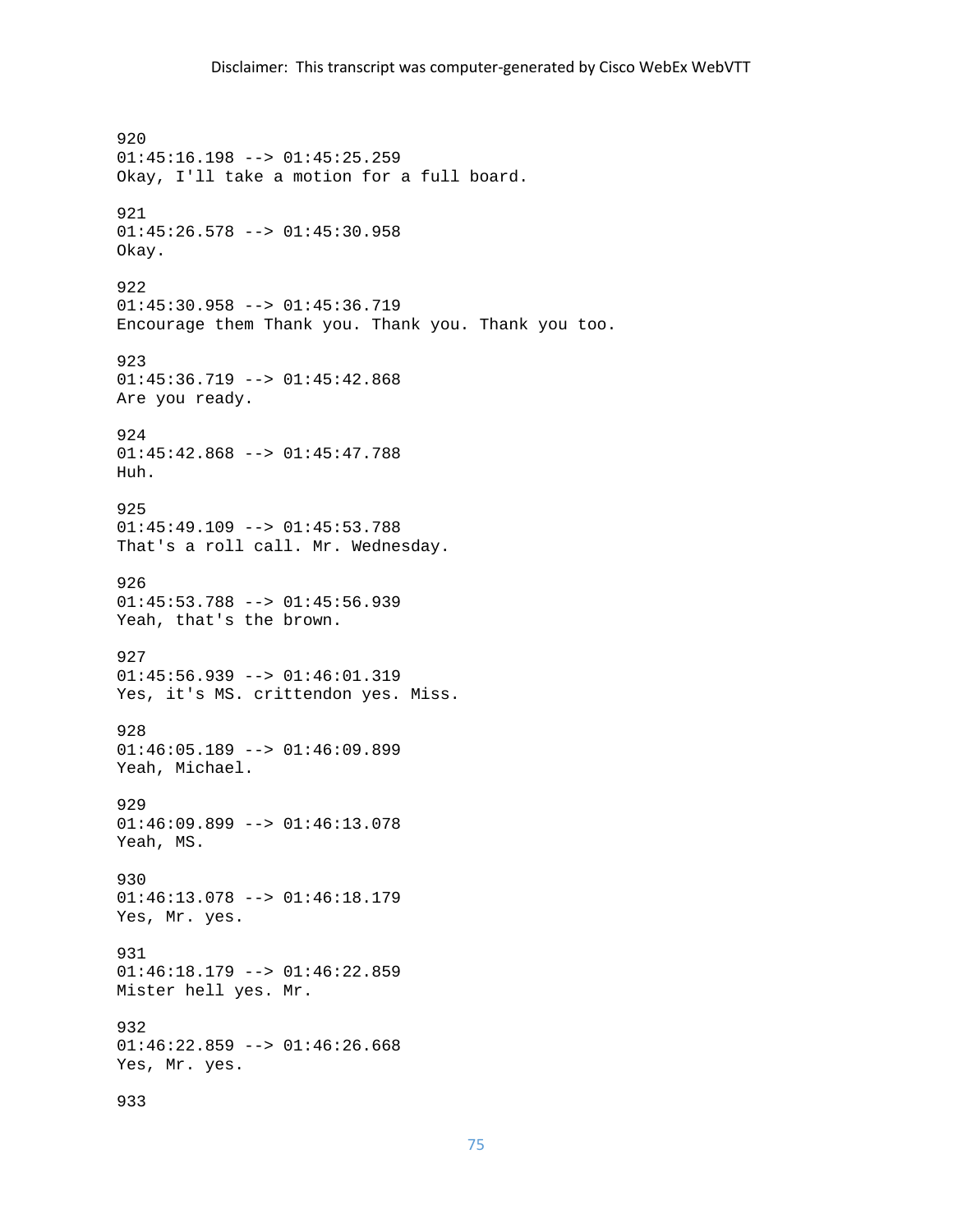920
01:45:16.198 --> 01:45:25.259
Okay, I'll take a motion for a full board.

921
01:45:26.578 --> 01:45:30.958
Okay.

922
01:45:30.958 --> 01:45:36.719
Encourage them Thank you. Thank you. Thank you too.

923
01:45:36.719 --> 01:45:42.868
Are you ready.

924
01:45:42.868 --> 01:45:47.788
Huh.

925
01:45:49.109 --> 01:45:53.788
That's a roll call. Mr. Wednesday.

926
01:45:53.788 --> 01:45:56.939
Yeah, that's the brown.

927
01:45:56.939 --> 01:46:01.319
Yes, it's MS. crittendon yes. Miss.

928
01:46:05.189 --> 01:46:09.899
Yeah, Michael.

929
01:46:09.899 --> 01:46:13.078
Yeah, MS.

930
01:46:13.078 --> 01:46:18.179
Yes, Mr. yes.

931
01:46:18.179 --> 01:46:22.859
Mister hell yes. Mr.

932
01:46:22.859 --> 01:46:26.668
Yes, Mr. yes.

933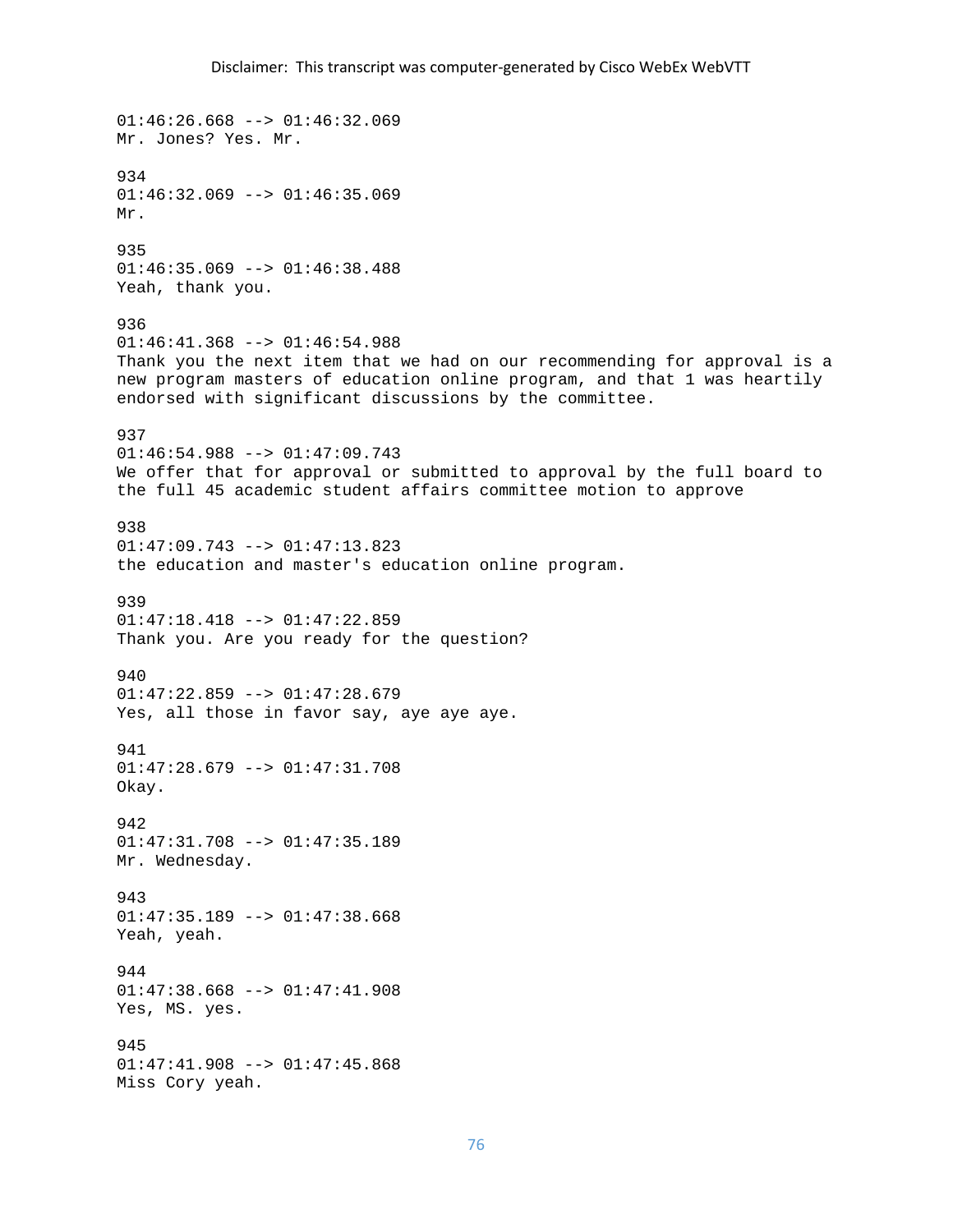01:46:26.668 --> 01:46:32.069
Mr. Jones? Yes. Mr.

934
01:46:32.069 --> 01:46:35.069
Mr.

935
01:46:35.069 --> 01:46:38.488
Yeah, thank you.

936
01:46:41.368 --> 01:46:54.988
Thank you the next item that we had on our recommending for approval is a new program masters of education online program, and that 1 was heartily endorsed with significant discussions by the committee.

937
01:46:54.988 --> 01:47:09.743
We offer that for approval or submitted to approval by the full board to the full 45 academic student affairs committee motion to approve

938
01:47:09.743 --> 01:47:13.823
the education and master's education online program.

939
01:47:18.418 --> 01:47:22.859
Thank you. Are you ready for the question?

940
01:47:22.859 --> 01:47:28.679
Yes, all those in favor say, aye aye aye.

941
01:47:28.679 --> 01:47:31.708
Okay.

942
01:47:31.708 --> 01:47:35.189
Mr. Wednesday.

943
01:47:35.189 --> 01:47:38.668
Yeah, yeah.

944
01:47:38.668 --> 01:47:41.908
Yes, MS. yes.

945
01:47:41.908 --> 01:47:45.868
Miss Cory yeah.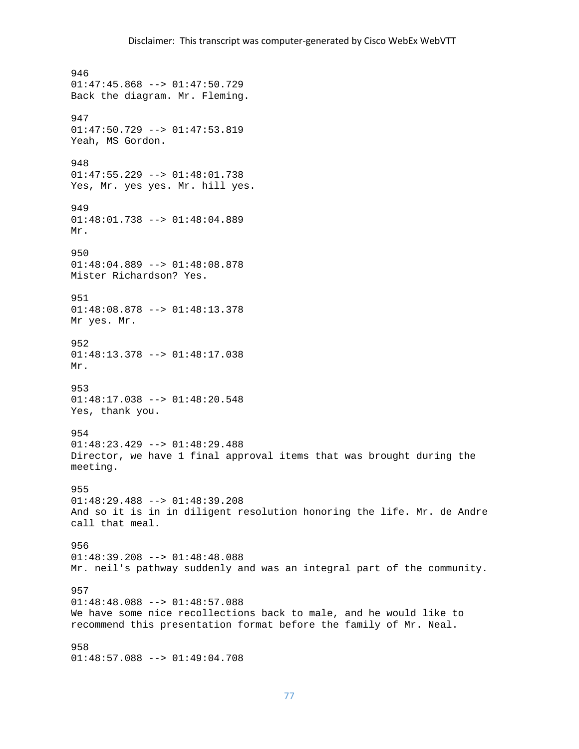946
01:47:45.868 --> 01:47:50.729
Back the diagram. Mr. Fleming.

947
01:47:50.729 --> 01:47:53.819
Yeah, MS Gordon.

948
01:47:55.229 --> 01:48:01.738
Yes, Mr. yes yes. Mr. hill yes.

949
01:48:01.738 --> 01:48:04.889
Mr.

950
01:48:04.889 --> 01:48:08.878
Mister Richardson? Yes.

951
01:48:08.878 --> 01:48:13.378
Mr yes. Mr.

952
01:48:13.378 --> 01:48:17.038
Mr.

953
01:48:17.038 --> 01:48:20.548
Yes, thank you.

954
01:48:23.429 --> 01:48:29.488
Director, we have 1 final approval items that was brought during the meeting.

955
01:48:29.488 --> 01:48:39.208
And so it is in in diligent resolution honoring the life. Mr. de Andre call that meal.

956
01:48:39.208 --> 01:48:48.088
Mr. neil's pathway suddenly and was an integral part of the community.

957
01:48:48.088 --> 01:48:57.088
We have some nice recollections back to male, and he would like to recommend this presentation format before the family of Mr. Neal.

958
01:48:57.088 --> 01:49:04.708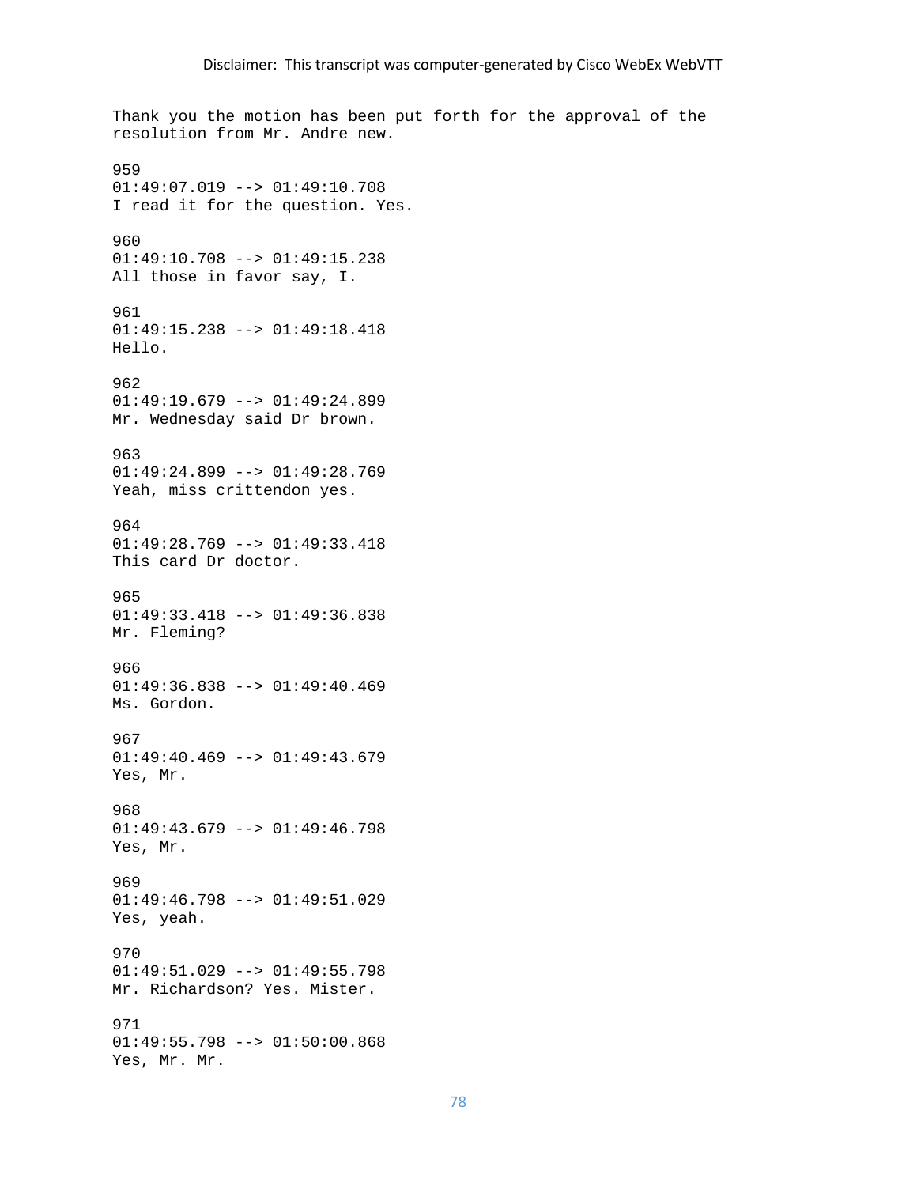Disclaimer: This transcript was computer-generated by Cisco WebEx WebVTT

Thank you the motion has been put forth for the approval of the resolution from Mr. Andre new.

959
01:49:07.019 --> 01:49:10.708
I read it for the question. Yes.

960
01:49:10.708 --> 01:49:15.238
All those in favor say, I.

961
01:49:15.238 --> 01:49:18.418
Hello.

962
01:49:19.679 --> 01:49:24.899
Mr. Wednesday said Dr brown.

963
01:49:24.899 --> 01:49:28.769
Yeah, miss crittendon yes.

964
01:49:28.769 --> 01:49:33.418
This card Dr doctor.

965
01:49:33.418 --> 01:49:36.838
Mr. Fleming?

966
01:49:36.838 --> 01:49:40.469
Ms. Gordon.

967
01:49:40.469 --> 01:49:43.679
Yes, Mr.

968
01:49:43.679 --> 01:49:46.798
Yes, Mr.

969
01:49:46.798 --> 01:49:51.029
Yes, yeah.

970
01:49:51.029 --> 01:49:55.798
Mr. Richardson? Yes. Mister.

971
01:49:55.798 --> 01:50:00.868
Yes, Mr. Mr.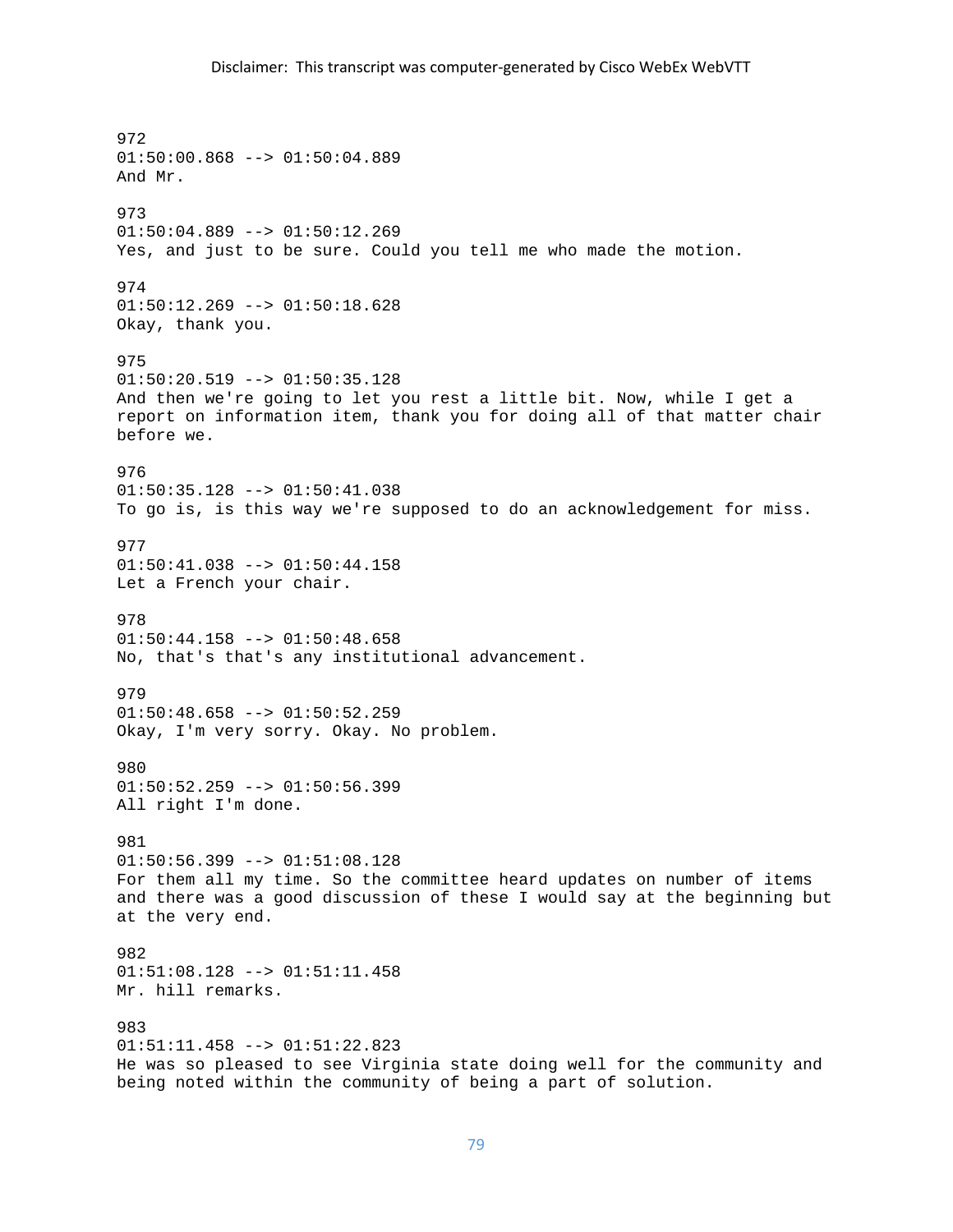972
01:50:00.868 --> 01:50:04.889
And Mr.

973
01:50:04.889 --> 01:50:12.269
Yes, and just to be sure. Could you tell me who made the motion.

974
01:50:12.269 --> 01:50:18.628
Okay, thank you.

975
01:50:20.519 --> 01:50:35.128
And then we're going to let you rest a little bit. Now, while I get a report on information item, thank you for doing all of that matter chair before we.

976
01:50:35.128 --> 01:50:41.038
To go is, is this way we're supposed to do an acknowledgement for miss.

977
01:50:41.038 --> 01:50:44.158
Let a French your chair.

978
01:50:44.158 --> 01:50:48.658
No, that's that's any institutional advancement.

979
01:50:48.658 --> 01:50:52.259
Okay, I'm very sorry. Okay. No problem.

980
01:50:52.259 --> 01:50:56.399
All right I'm done.

981
01:50:56.399 --> 01:51:08.128
For them all my time. So the committee heard updates on number of items and there was a good discussion of these I would say at the beginning but at the very end.

982
01:51:08.128 --> 01:51:11.458
Mr. hill remarks.

983
01:51:11.458 --> 01:51:22.823
He was so pleased to see Virginia state doing well for the community and being noted within the community of being a part of solution.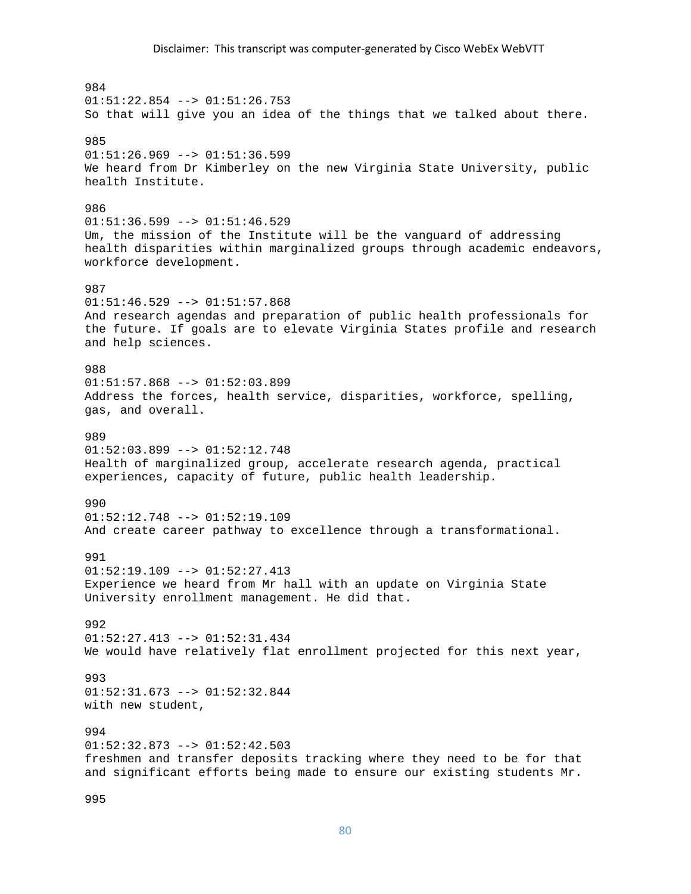984
01:51:22.854 --> 01:51:26.753
So that will give you an idea of the things that we talked about there.

985
01:51:26.969 --> 01:51:36.599
We heard from Dr Kimberley on the new Virginia State University, public health Institute.

986
01:51:36.599 --> 01:51:46.529
Um, the mission of the Institute will be the vanguard of addressing health disparities within marginalized groups through academic endeavors, workforce development.

987
01:51:46.529 --> 01:51:57.868
And research agendas and preparation of public health professionals for the future. If goals are to elevate Virginia States profile and research and help sciences.

988
01:51:57.868 --> 01:52:03.899
Address the forces, health service, disparities, workforce, spelling, gas, and overall.

989
01:52:03.899 --> 01:52:12.748
Health of marginalized group, accelerate research agenda, practical experiences, capacity of future, public health leadership.

990
01:52:12.748 --> 01:52:19.109
And create career pathway to excellence through a transformational.

991
01:52:19.109 --> 01:52:27.413
Experience we heard from Mr hall with an update on Virginia State University enrollment management. He did that.

992
01:52:27.413 --> 01:52:31.434
We would have relatively flat enrollment projected for this next year,

993
01:52:31.673 --> 01:52:32.844
with new student,

994
01:52:32.873 --> 01:52:42.503
freshmen and transfer deposits tracking where they need to be for that and significant efforts being made to ensure our existing students Mr.

995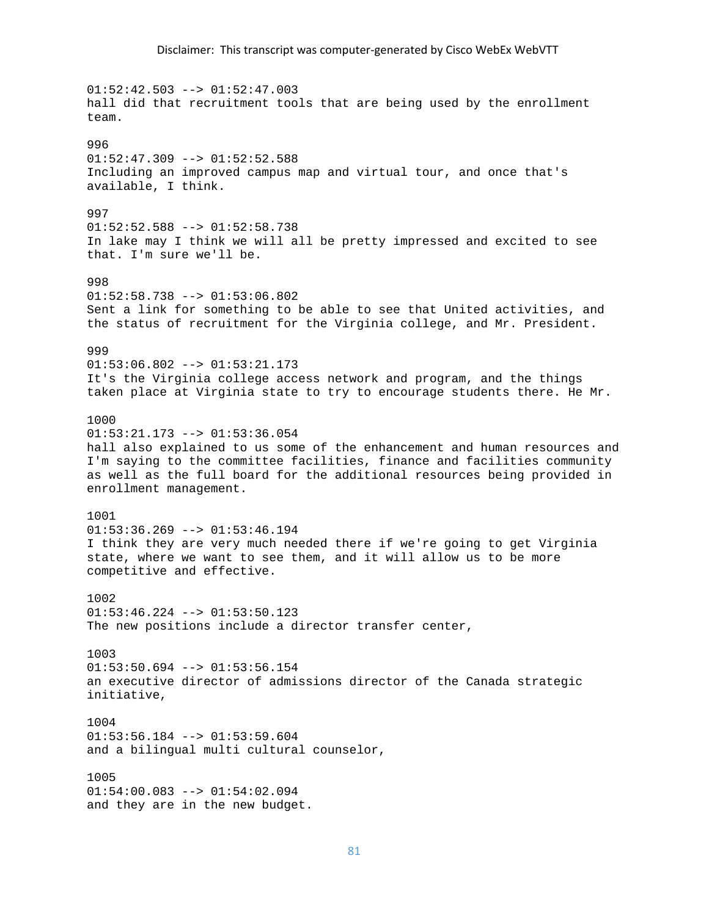01:52:42.503 --> 01:52:47.003
hall did that recruitment tools that are being used by the enrollment team.

996
01:52:47.309 --> 01:52:52.588
Including an improved campus map and virtual tour, and once that's available, I think.

997
01:52:52.588 --> 01:52:58.738
In lake may I think we will all be pretty impressed and excited to see that. I'm sure we'll be.

998
01:52:58.738 --> 01:53:06.802
Sent a link for something to be able to see that United activities, and the status of recruitment for the Virginia college, and Mr. President.

999
01:53:06.802 --> 01:53:21.173
It's the Virginia college access network and program, and the things taken place at Virginia state to try to encourage students there. He Mr.

1000
01:53:21.173 --> 01:53:36.054
hall also explained to us some of the enhancement and human resources and I'm saying to the committee facilities, finance and facilities community as well as the full board for the additional resources being provided in enrollment management.

1001
01:53:36.269 --> 01:53:46.194
I think they are very much needed there if we're going to get Virginia state, where we want to see them, and it will allow us to be more competitive and effective.

1002
01:53:46.224 --> 01:53:50.123
The new positions include a director transfer center,

1003
01:53:50.694 --> 01:53:56.154
an executive director of admissions director of the Canada strategic initiative,

1004
01:53:56.184 --> 01:53:59.604
and a bilingual multi cultural counselor,

1005
01:54:00.083 --> 01:54:02.094
and they are in the new budget.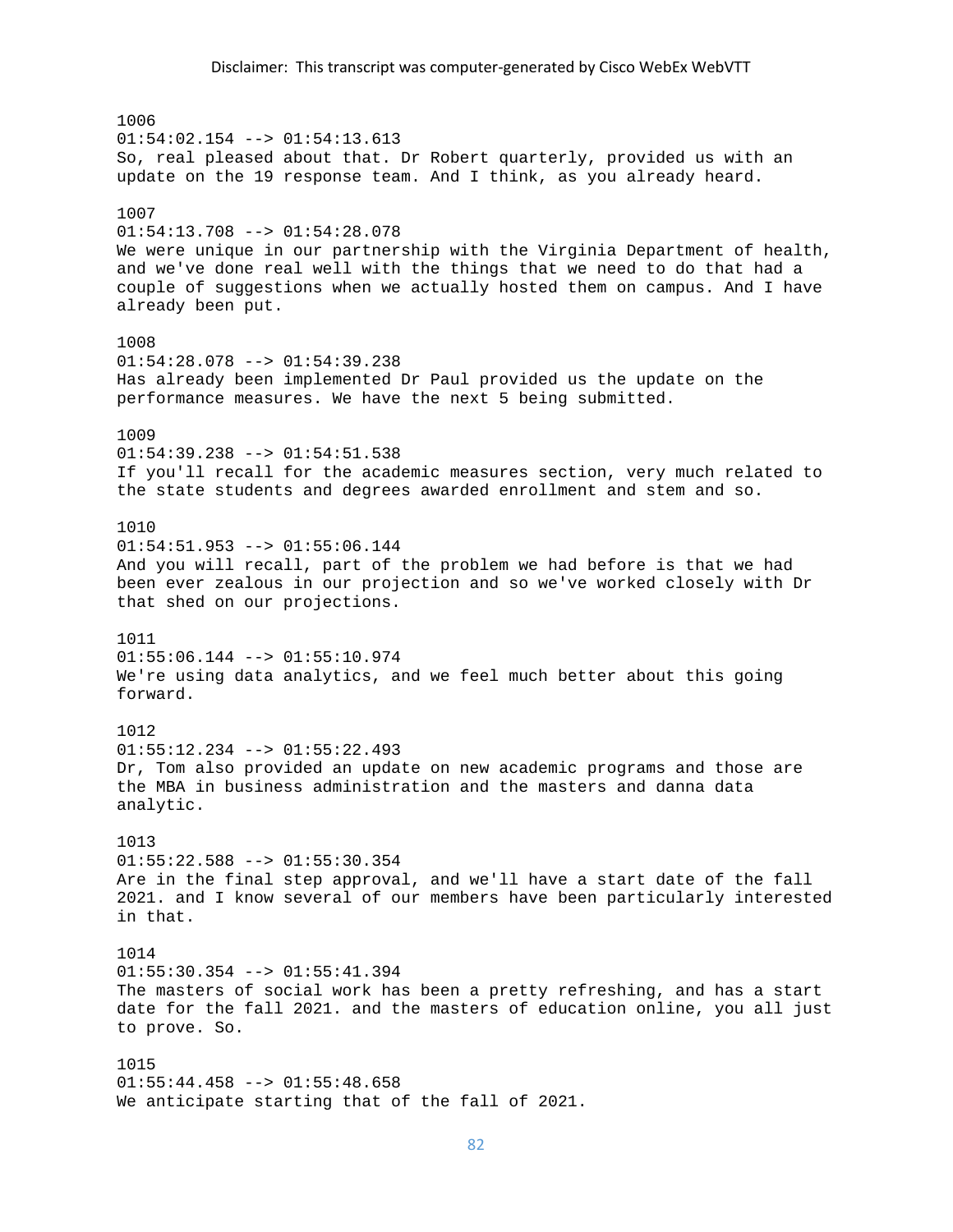1006
01:54:02.154 --> 01:54:13.613
So, real pleased about that. Dr Robert quarterly, provided us with an update on the 19 response team. And I think, as you already heard.

1007
01:54:13.708 --> 01:54:28.078
We were unique in our partnership with the Virginia Department of health, and we've done real well with the things that we need to do that had a couple of suggestions when we actually hosted them on campus. And I have already been put.

1008
01:54:28.078 --> 01:54:39.238
Has already been implemented Dr Paul provided us the update on the performance measures. We have the next 5 being submitted.

1009
01:54:39.238 --> 01:54:51.538
If you'll recall for the academic measures section, very much related to the state students and degrees awarded enrollment and stem and so.

1010
01:54:51.953 --> 01:55:06.144
And you will recall, part of the problem we had before is that we had been ever zealous in our projection and so we've worked closely with Dr that shed on our projections.

1011
01:55:06.144 --> 01:55:10.974
We're using data analytics, and we feel much better about this going forward.

1012
01:55:12.234 --> 01:55:22.493
Dr, Tom also provided an update on new academic programs and those are the MBA in business administration and the masters and danna data analytic.

1013
01:55:22.588 --> 01:55:30.354
Are in the final step approval, and we'll have a start date of the fall 2021. and I know several of our members have been particularly interested in that.

1014
01:55:30.354 --> 01:55:41.394
The masters of social work has been a pretty refreshing, and has a start date for the fall 2021. and the masters of education online, you all just to prove. So.

1015
01:55:44.458 --> 01:55:48.658
We anticipate starting that of the fall of 2021.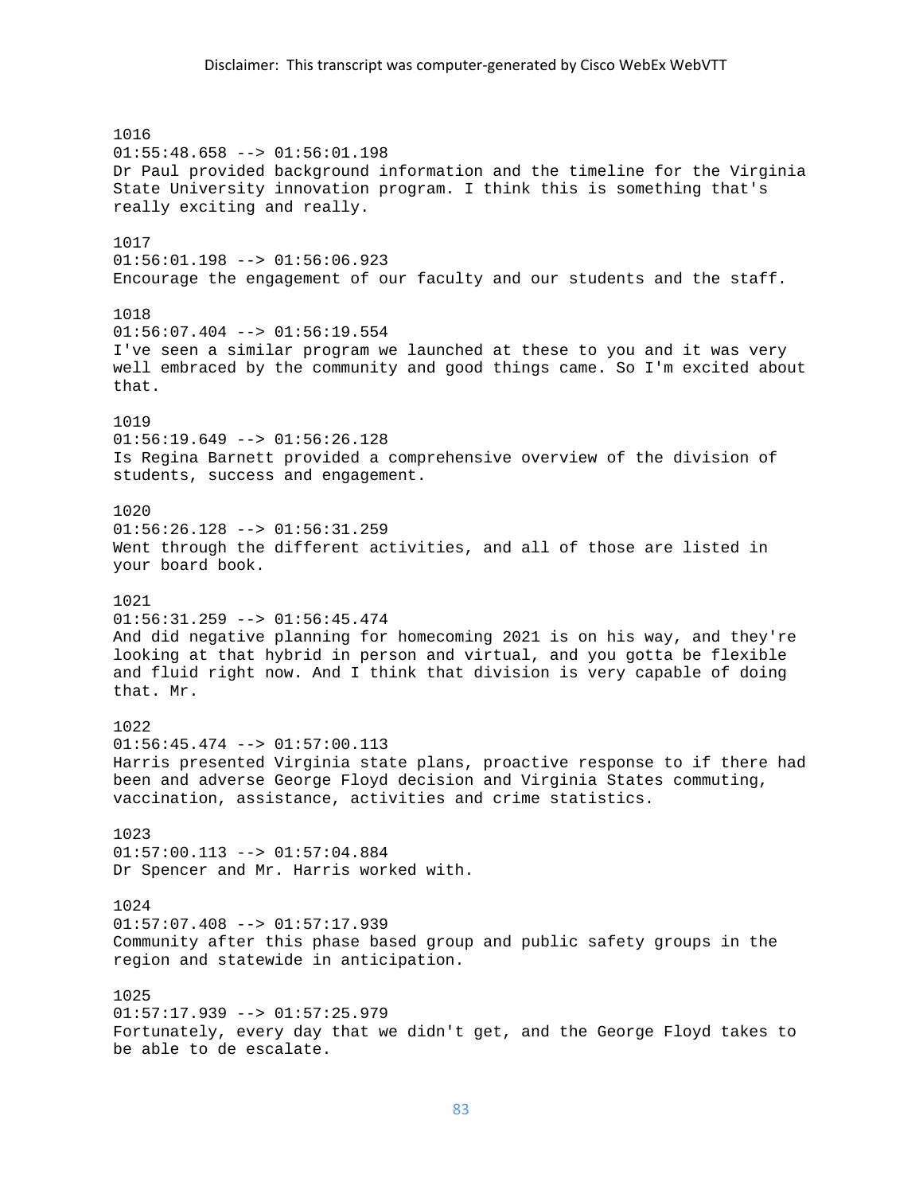Disclaimer: This transcript was computer-generated by Cisco WebEx WebVTT

1016
01:55:48.658 --> 01:56:01.198
Dr Paul provided background information and the timeline for the Virginia State University innovation program. I think this is something that's really exciting and really.

1017
01:56:01.198 --> 01:56:06.923
Encourage the engagement of our faculty and our students and the staff.

1018
01:56:07.404 --> 01:56:19.554
I've seen a similar program we launched at these to you and it was very well embraced by the community and good things came. So I'm excited about that.

1019
01:56:19.649 --> 01:56:26.128
Is Regina Barnett provided a comprehensive overview of the division of students, success and engagement.

1020
01:56:26.128 --> 01:56:31.259
Went through the different activities, and all of those are listed in your board book.

1021
01:56:31.259 --> 01:56:45.474
And did negative planning for homecoming 2021 is on his way, and they're looking at that hybrid in person and virtual, and you gotta be flexible and fluid right now. And I think that division is very capable of doing that. Mr.

1022
01:56:45.474 --> 01:57:00.113
Harris presented Virginia state plans, proactive response to if there had been and adverse George Floyd decision and Virginia States commuting, vaccination, assistance, activities and crime statistics.

1023
01:57:00.113 --> 01:57:04.884
Dr Spencer and Mr. Harris worked with.

1024
01:57:07.408 --> 01:57:17.939
Community after this phase based group and public safety groups in the region and statewide in anticipation.

1025
01:57:17.939 --> 01:57:25.979
Fortunately, every day that we didn't get, and the George Floyd takes to be able to de escalate.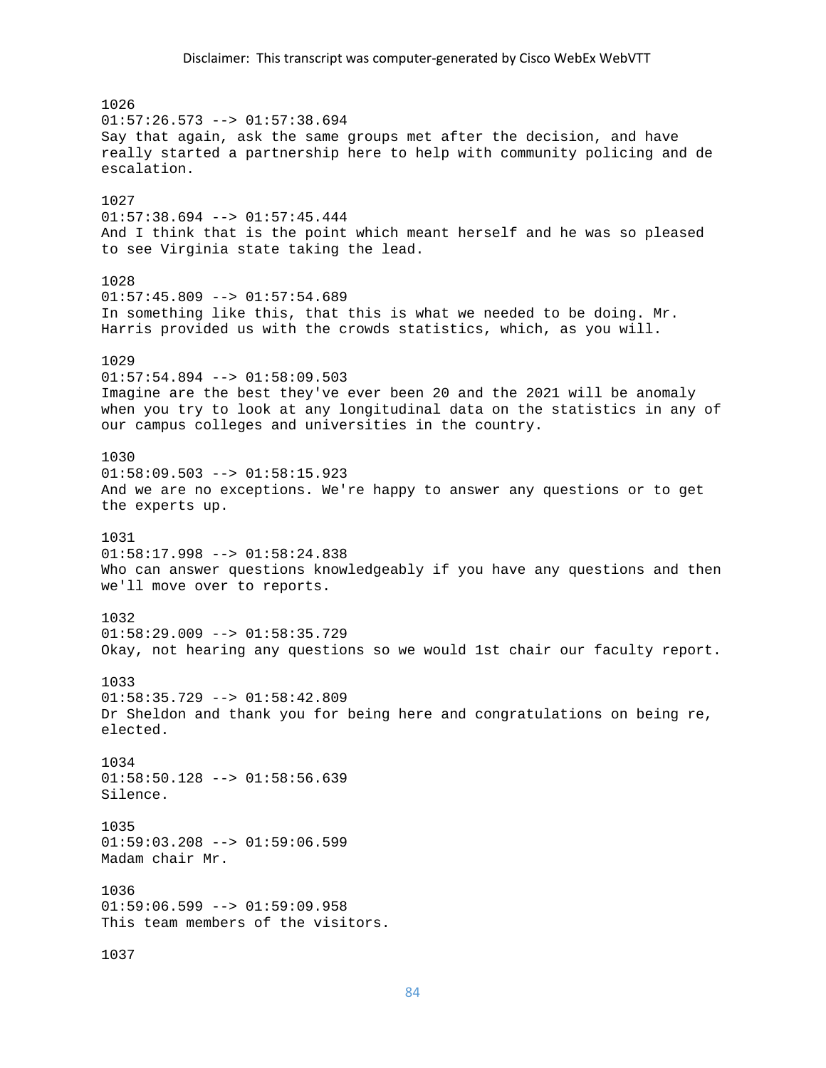Disclaimer: This transcript was computer-generated by Cisco WebEx WebVTT

1026
01:57:26.573 --> 01:57:38.694
Say that again, ask the same groups met after the decision, and have really started a partnership here to help with community policing and de escalation.

1027
01:57:38.694 --> 01:57:45.444
And I think that is the point which meant herself and he was so pleased to see Virginia state taking the lead.

1028
01:57:45.809 --> 01:57:54.689
In something like this, that this is what we needed to be doing. Mr. Harris provided us with the crowds statistics, which, as you will.

1029
01:57:54.894 --> 01:58:09.503
Imagine are the best they've ever been 20 and the 2021 will be anomaly when you try to look at any longitudinal data on the statistics in any of our campus colleges and universities in the country.

1030
01:58:09.503 --> 01:58:15.923
And we are no exceptions. We're happy to answer any questions or to get the experts up.

1031
01:58:17.998 --> 01:58:24.838
Who can answer questions knowledgeably if you have any questions and then we'll move over to reports.

1032
01:58:29.009 --> 01:58:35.729
Okay, not hearing any questions so we would 1st chair our faculty report.

1033
01:58:35.729 --> 01:58:42.809
Dr Sheldon and thank you for being here and congratulations on being re, elected.

1034
01:58:50.128 --> 01:58:56.639
Silence.

1035
01:59:03.208 --> 01:59:06.599
Madam chair Mr.

1036
01:59:06.599 --> 01:59:09.958
This team members of the visitors.

1037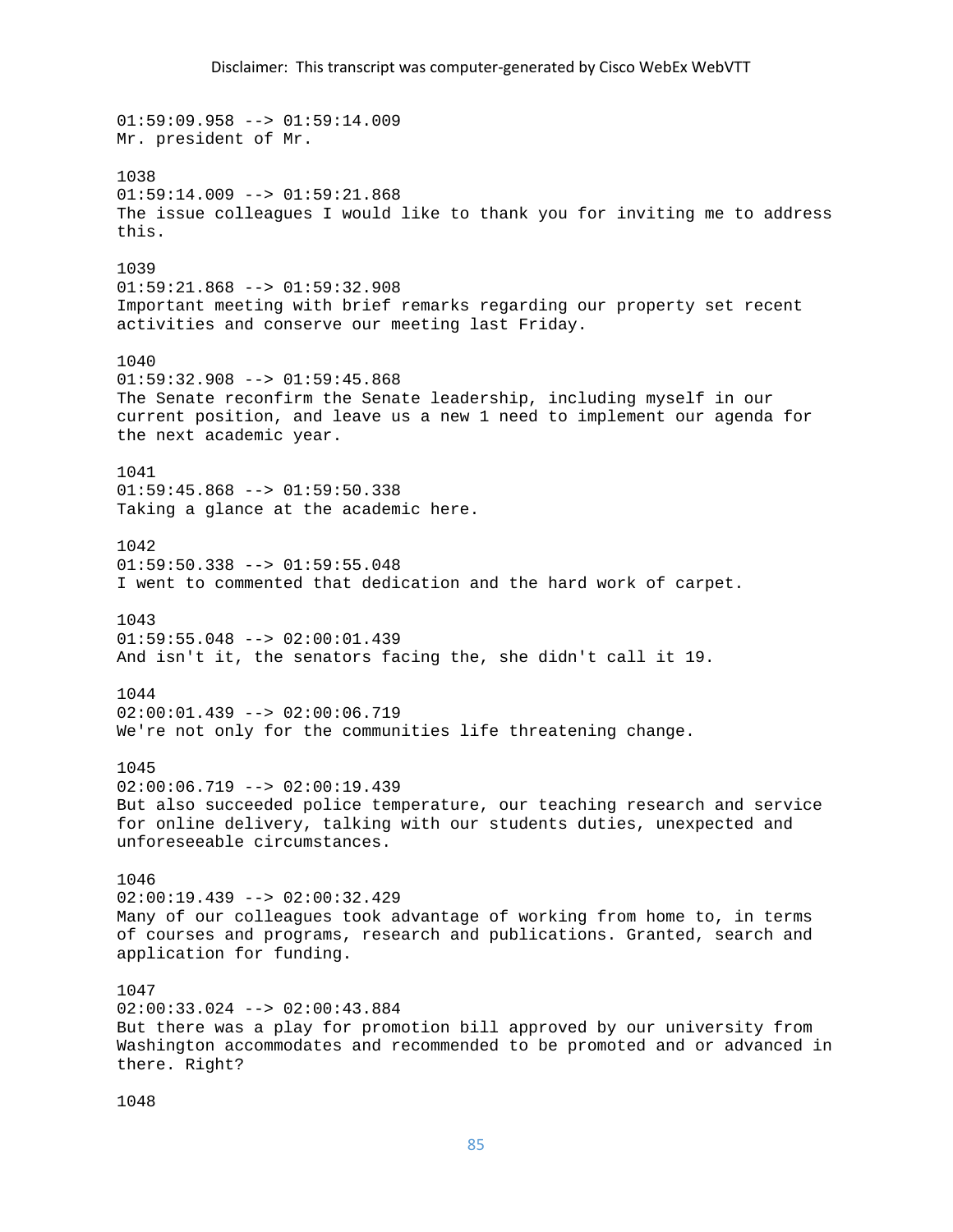01:59:09.958 --> 01:59:14.009
Mr. president of Mr.

1038
01:59:14.009 --> 01:59:21.868
The issue colleagues I would like to thank you for inviting me to address this.

1039
01:59:21.868 --> 01:59:32.908
Important meeting with brief remarks regarding our property set recent activities and conserve our meeting last Friday.

1040
01:59:32.908 --> 01:59:45.868
The Senate reconfirm the Senate leadership, including myself in our current position, and leave us a new 1 need to implement our agenda for the next academic year.

1041
01:59:45.868 --> 01:59:50.338
Taking a glance at the academic here.

1042
01:59:50.338 --> 01:59:55.048
I went to commented that dedication and the hard work of carpet.

1043
01:59:55.048 --> 02:00:01.439
And isn't it, the senators facing the, she didn't call it 19.

1044
02:00:01.439 --> 02:00:06.719
We're not only for the communities life threatening change.

1045
02:00:06.719 --> 02:00:19.439
But also succeeded police temperature, our teaching research and service for online delivery, talking with our students duties, unexpected and unforeseeable circumstances.

1046
02:00:19.439 --> 02:00:32.429
Many of our colleagues took advantage of working from home to, in terms of courses and programs, research and publications. Granted, search and application for funding.

1047
02:00:33.024 --> 02:00:43.884
But there was a play for promotion bill approved by our university from Washington accommodates and recommended to be promoted and or advanced in there. Right?

1048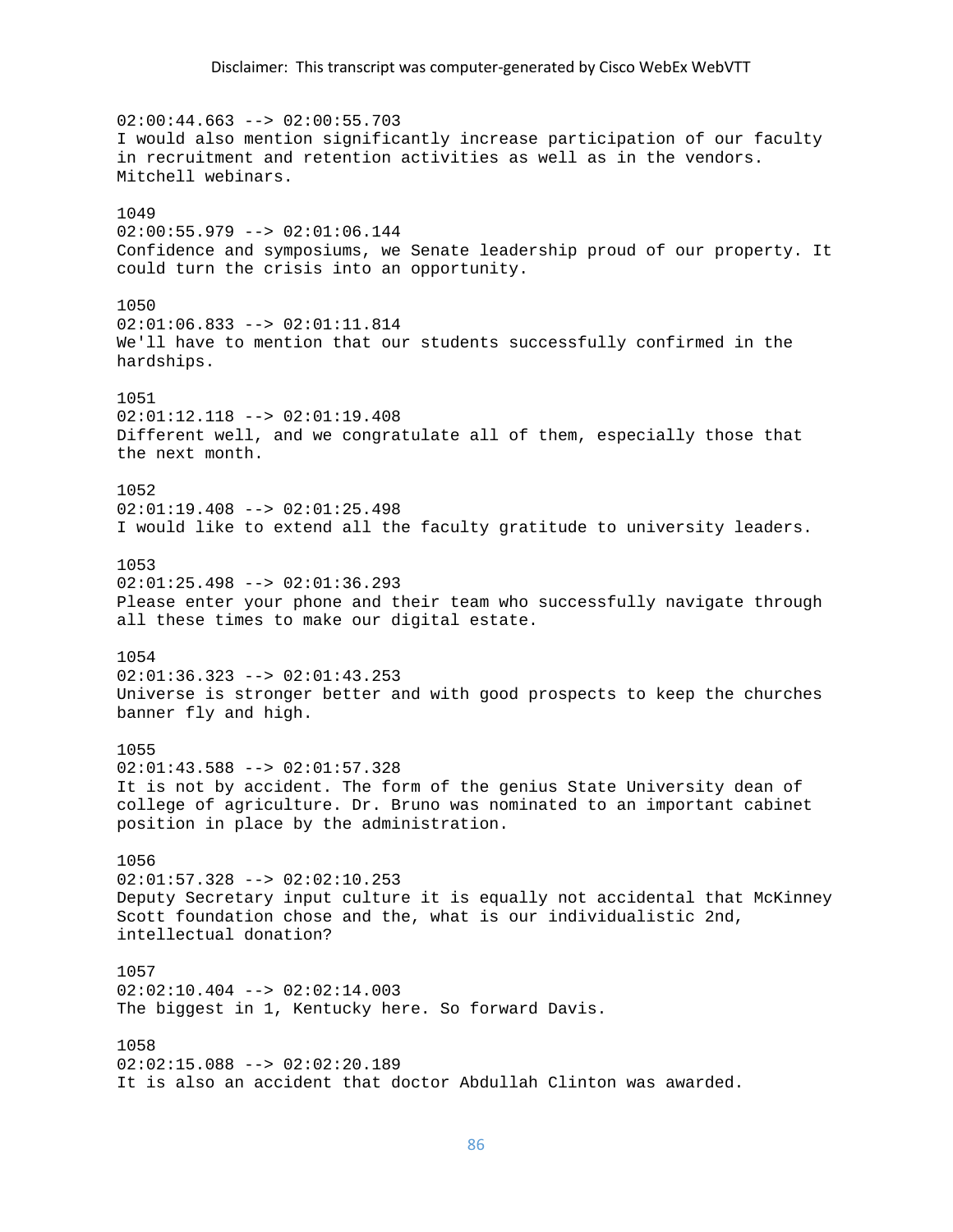02:00:44.663 --> 02:00:55.703
I would also mention significantly increase participation of our faculty in recruitment and retention activities as well as in the vendors. Mitchell webinars.

1049
02:00:55.979 --> 02:01:06.144
Confidence and symposiums, we Senate leadership proud of our property. It could turn the crisis into an opportunity.

1050
02:01:06.833 --> 02:01:11.814
We'll have to mention that our students successfully confirmed in the hardships.

1051
02:01:12.118 --> 02:01:19.408
Different well, and we congratulate all of them, especially those that the next month.

1052
02:01:19.408 --> 02:01:25.498
I would like to extend all the faculty gratitude to university leaders.

1053
02:01:25.498 --> 02:01:36.293
Please enter your phone and their team who successfully navigate through all these times to make our digital estate.

1054
02:01:36.323 --> 02:01:43.253
Universe is stronger better and with good prospects to keep the churches banner fly and high.

1055
02:01:43.588 --> 02:01:57.328
It is not by accident. The form of the genius State University dean of college of agriculture. Dr. Bruno was nominated to an important cabinet position in place by the administration.

1056
02:01:57.328 --> 02:02:10.253
Deputy Secretary input culture it is equally not accidental that McKinney Scott foundation chose and the, what is our individualistic 2nd, intellectual donation?

1057
02:02:10.404 --> 02:02:14.003
The biggest in 1, Kentucky here. So forward Davis.

1058
02:02:15.088 --> 02:02:20.189
It is also an accident that doctor Abdullah Clinton was awarded.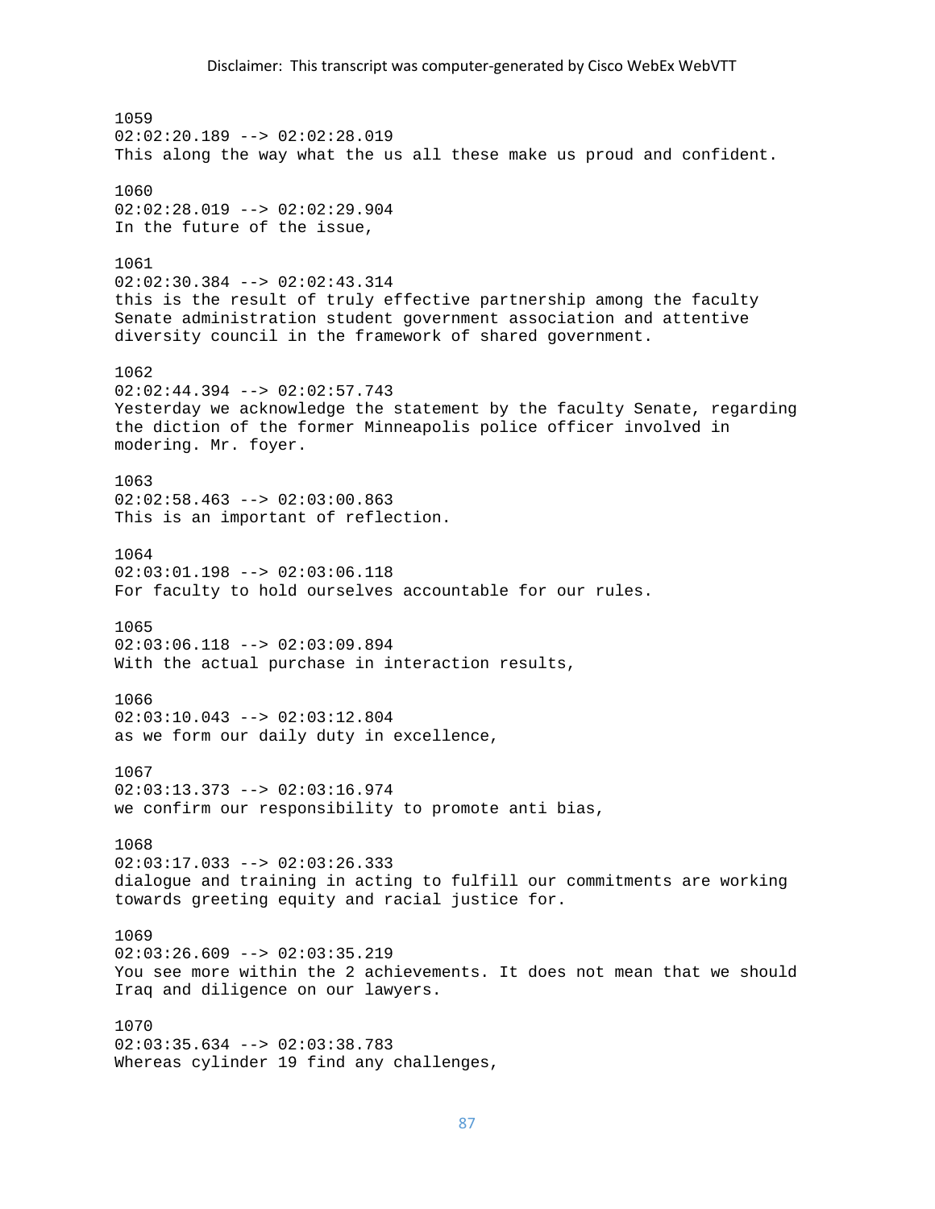1059
02:02:20.189 --> 02:02:28.019
This along the way what the us all these make us proud and confident.

1060
02:02:28.019 --> 02:02:29.904
In the future of the issue,

1061
02:02:30.384 --> 02:02:43.314
this is the result of truly effective partnership among the faculty Senate administration student government association and attentive diversity council in the framework of shared government.

1062
02:02:44.394 --> 02:02:57.743
Yesterday we acknowledge the statement by the faculty Senate, regarding the diction of the former Minneapolis police officer involved in modering. Mr. foyer.

1063
02:02:58.463 --> 02:03:00.863
This is an important of reflection.

1064
02:03:01.198 --> 02:03:06.118
For faculty to hold ourselves accountable for our rules.

1065
02:03:06.118 --> 02:03:09.894
With the actual purchase in interaction results,

1066
02:03:10.043 --> 02:03:12.804
as we form our daily duty in excellence,

1067
02:03:13.373 --> 02:03:16.974
we confirm our responsibility to promote anti bias,

1068
02:03:17.033 --> 02:03:26.333
dialogue and training in acting to fulfill our commitments are working towards greeting equity and racial justice for.

1069
02:03:26.609 --> 02:03:35.219
You see more within the 2 achievements. It does not mean that we should Iraq and diligence on our lawyers.

1070
02:03:35.634 --> 02:03:38.783
Whereas cylinder 19 find any challenges,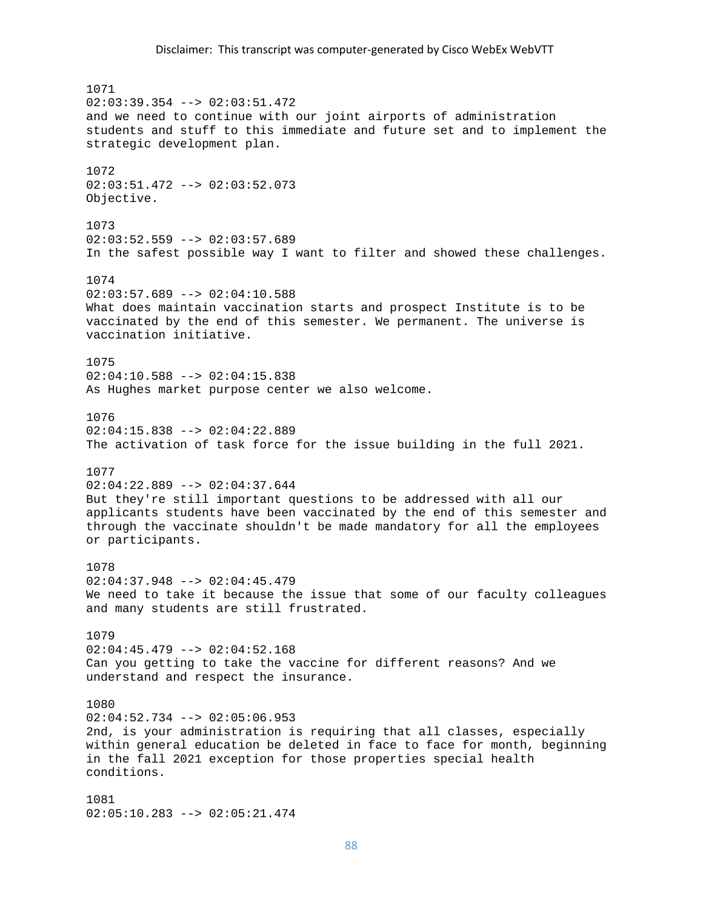Disclaimer: This transcript was computer-generated by Cisco WebEx WebVTT

1071
02:03:39.354 --> 02:03:51.472
and we need to continue with our joint airports of administration students and stuff to this immediate and future set and to implement the strategic development plan.

1072
02:03:51.472 --> 02:03:52.073
Objective.

1073
02:03:52.559 --> 02:03:57.689
In the safest possible way I want to filter and showed these challenges.

1074
02:03:57.689 --> 02:04:10.588
What does maintain vaccination starts and prospect Institute is to be vaccinated by the end of this semester. We permanent. The universe is vaccination initiative.

1075
02:04:10.588 --> 02:04:15.838
As Hughes market purpose center we also welcome.

1076
02:04:15.838 --> 02:04:22.889
The activation of task force for the issue building in the full 2021.

1077
02:04:22.889 --> 02:04:37.644
But they're still important questions to be addressed with all our applicants students have been vaccinated by the end of this semester and through the vaccinate shouldn't be made mandatory for all the employees or participants.

1078
02:04:37.948 --> 02:04:45.479
We need to take it because the issue that some of our faculty colleagues and many students are still frustrated.

1079
02:04:45.479 --> 02:04:52.168
Can you getting to take the vaccine for different reasons? And we understand and respect the insurance.

1080
02:04:52.734 --> 02:05:06.953
2nd, is your administration is requiring that all classes, especially within general education be deleted in face to face for month, beginning in the fall 2021 exception for those properties special health conditions.

1081
02:05:10.283 --> 02:05:21.474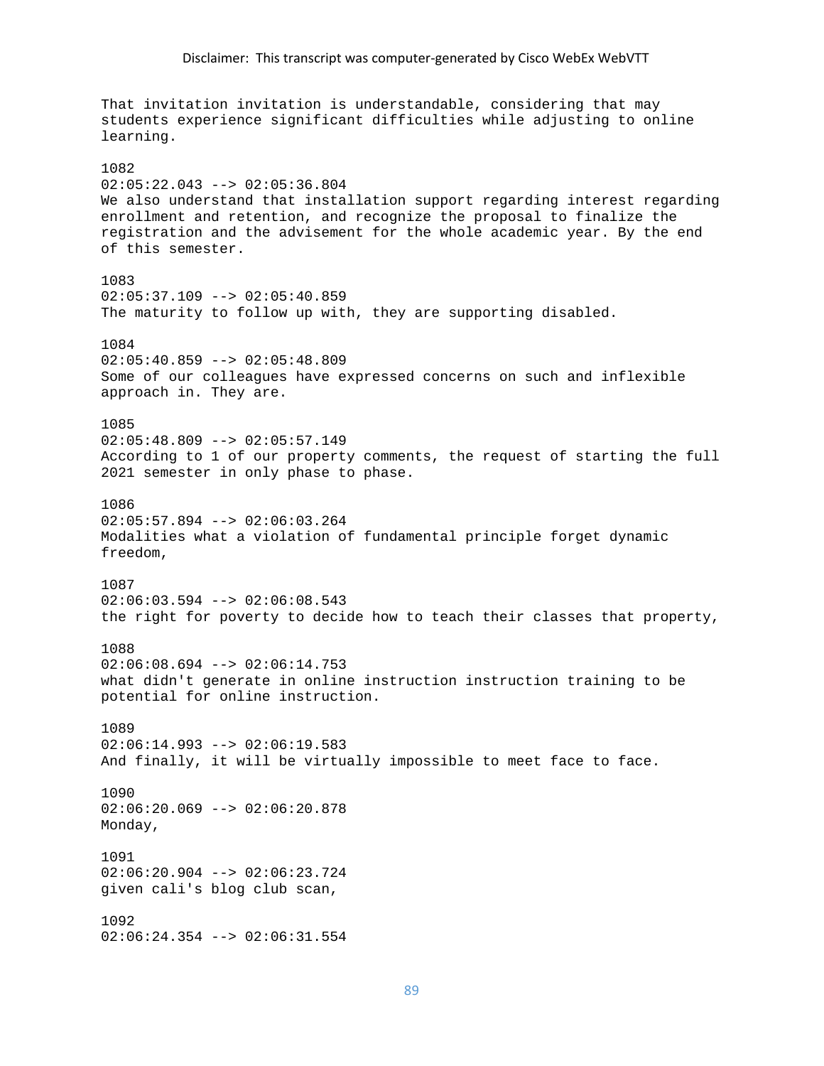That invitation invitation is understandable, considering that may students experience significant difficulties while adjusting to online learning.

1082
02:05:22.043 --> 02:05:36.804
We also understand that installation support regarding interest regarding enrollment and retention, and recognize the proposal to finalize the registration and the advisement for the whole academic year. By the end of this semester.

1083
02:05:37.109 --> 02:05:40.859
The maturity to follow up with, they are supporting disabled.

1084
02:05:40.859 --> 02:05:48.809
Some of our colleagues have expressed concerns on such and inflexible approach in. They are.

1085
02:05:48.809 --> 02:05:57.149
According to 1 of our property comments, the request of starting the full 2021 semester in only phase to phase.

1086
02:05:57.894 --> 02:06:03.264
Modalities what a violation of fundamental principle forget dynamic freedom,

1087
02:06:03.594 --> 02:06:08.543
the right for poverty to decide how to teach their classes that property,

1088
02:06:08.694 --> 02:06:14.753
what didn't generate in online instruction instruction training to be potential for online instruction.

1089
02:06:14.993 --> 02:06:19.583
And finally, it will be virtually impossible to meet face to face.

1090
02:06:20.069 --> 02:06:20.878
Monday,

1091
02:06:20.904 --> 02:06:23.724
given cali's blog club scan,

1092
02:06:24.354 --> 02:06:31.554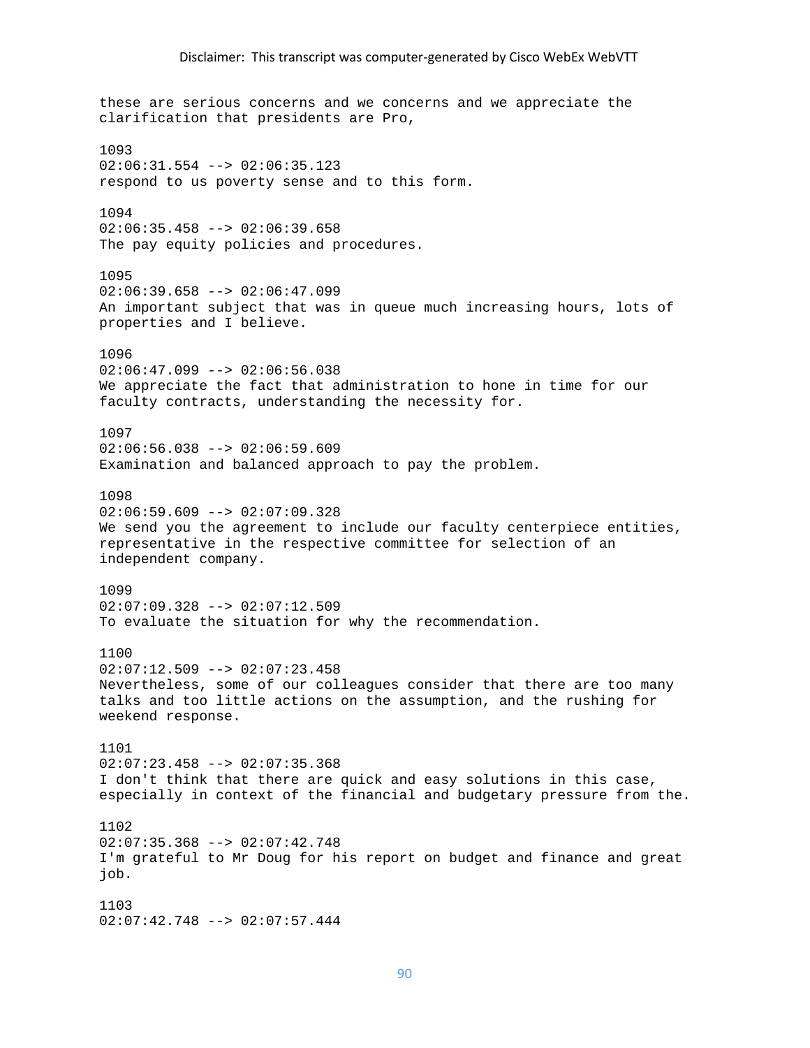these are serious concerns and we concerns and we appreciate the clarification that presidents are Pro,

1093
02:06:31.554 --> 02:06:35.123
respond to us poverty sense and to this form.

1094
02:06:35.458 --> 02:06:39.658
The pay equity policies and procedures.

1095
02:06:39.658 --> 02:06:47.099
An important subject that was in queue much increasing hours, lots of properties and I believe.

1096
02:06:47.099 --> 02:06:56.038
We appreciate the fact that administration to hone in time for our faculty contracts, understanding the necessity for.

1097
02:06:56.038 --> 02:06:59.609
Examination and balanced approach to pay the problem.

1098
02:06:59.609 --> 02:07:09.328
We send you the agreement to include our faculty centerpiece entities, representative in the respective committee for selection of an independent company.

1099
02:07:09.328 --> 02:07:12.509
To evaluate the situation for why the recommendation.

1100
02:07:12.509 --> 02:07:23.458
Nevertheless, some of our colleagues consider that there are too many talks and too little actions on the assumption, and the rushing for weekend response.

1101
02:07:23.458 --> 02:07:35.368
I don't think that there are quick and easy solutions in this case, especially in context of the financial and budgetary pressure from the.

1102
02:07:35.368 --> 02:07:42.748
I'm grateful to Mr Doug for his report on budget and finance and great job.

1103
02:07:42.748 --> 02:07:57.444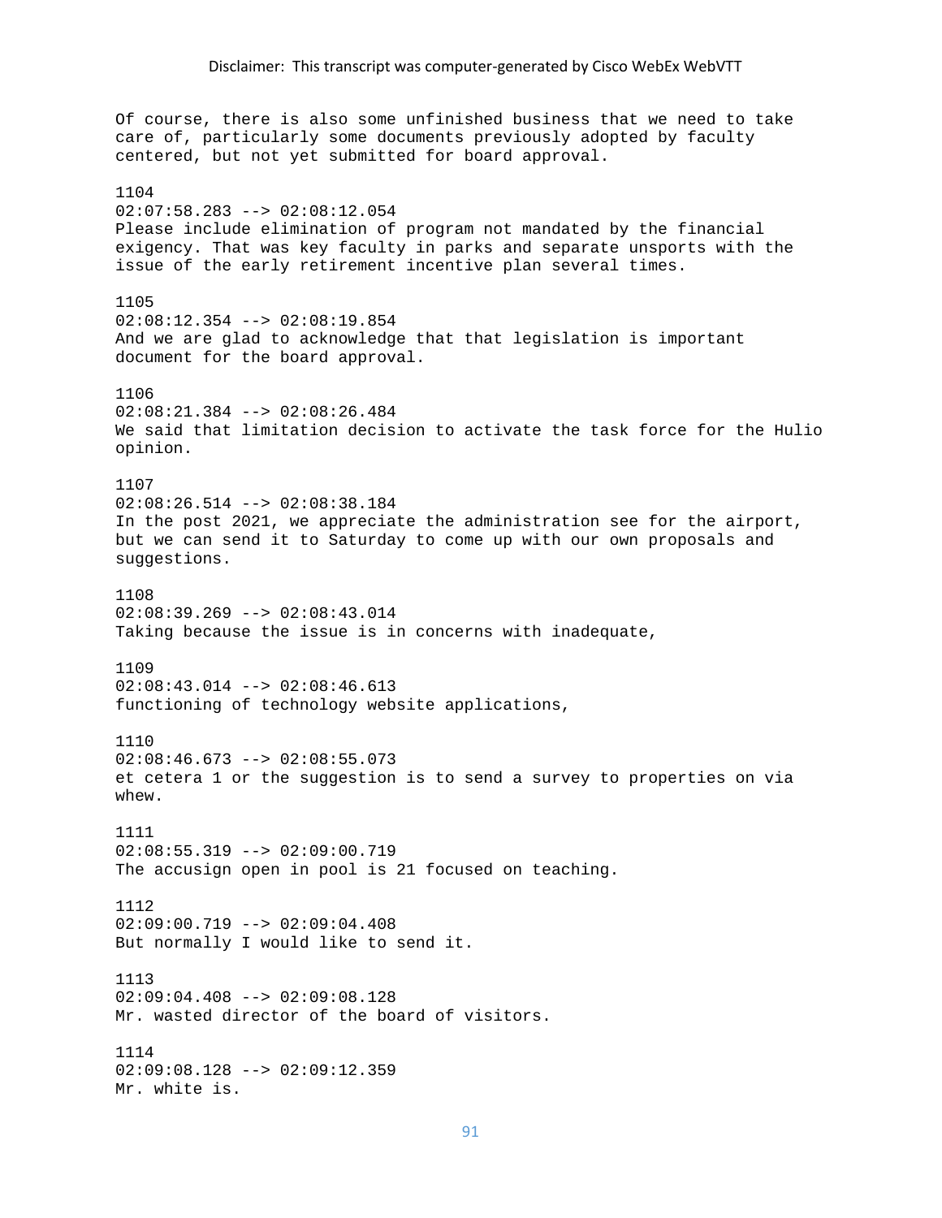Of course, there is also some unfinished business that we need to take care of, particularly some documents previously adopted by faculty centered, but not yet submitted for board approval.

1104
02:07:58.283 --> 02:08:12.054
Please include elimination of program not mandated by the financial exigency. That was key faculty in parks and separate unsports with the issue of the early retirement incentive plan several times.

1105
02:08:12.354 --> 02:08:19.854
And we are glad to acknowledge that that legislation is important document for the board approval.

1106
02:08:21.384 --> 02:08:26.484
We said that limitation decision to activate the task force for the Hulio opinion.

1107
02:08:26.514 --> 02:08:38.184
In the post 2021, we appreciate the administration see for the airport, but we can send it to Saturday to come up with our own proposals and suggestions.

1108
02:08:39.269 --> 02:08:43.014
Taking because the issue is in concerns with inadequate,

1109
02:08:43.014 --> 02:08:46.613
functioning of technology website applications,

1110
02:08:46.673 --> 02:08:55.073
et cetera 1 or the suggestion is to send a survey to properties on via whew.

1111
02:08:55.319 --> 02:09:00.719
The accusign open in pool is 21 focused on teaching.

1112
02:09:00.719 --> 02:09:04.408
But normally I would like to send it.

1113
02:09:04.408 --> 02:09:08.128
Mr. wasted director of the board of visitors.

1114
02:09:08.128 --> 02:09:12.359
Mr. white is.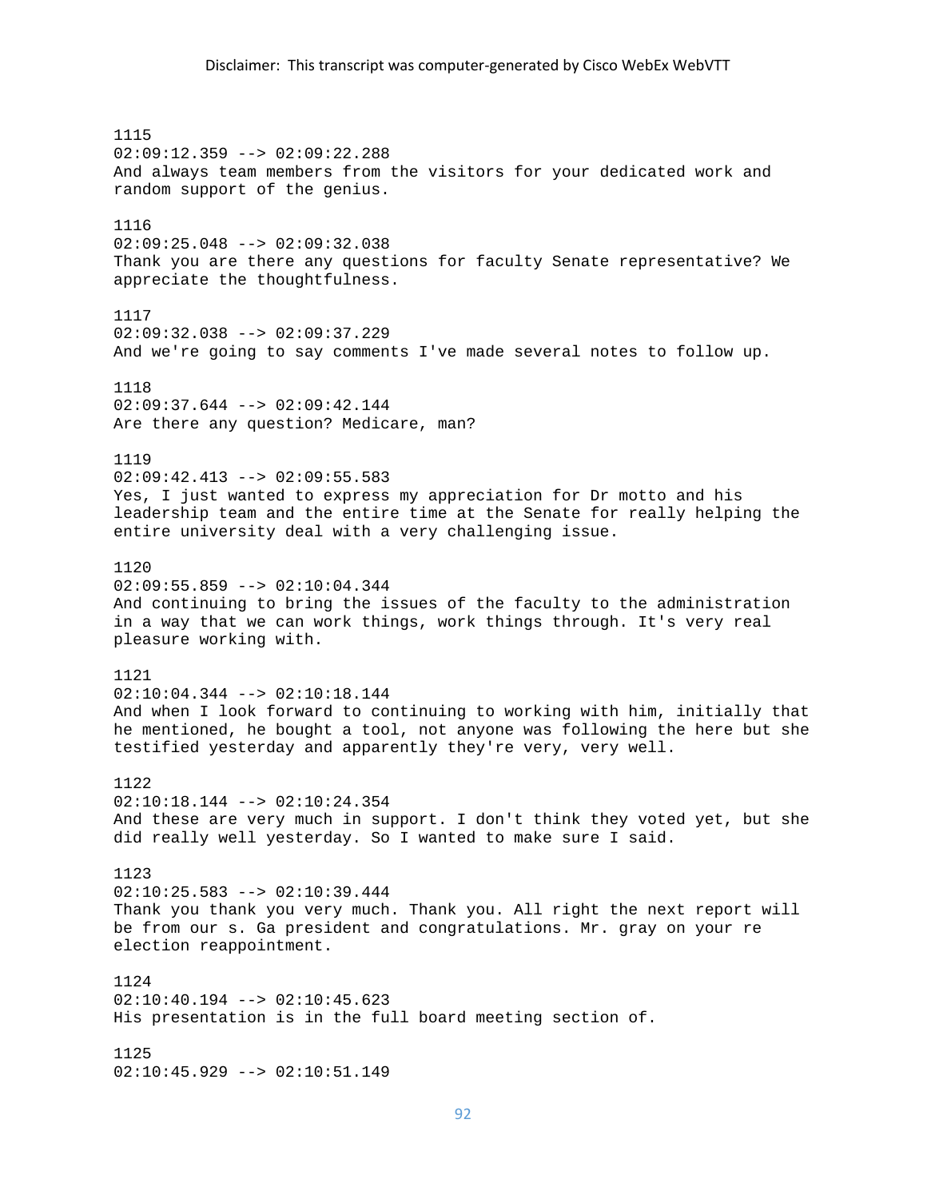Disclaimer: This transcript was computer-generated by Cisco WebEx WebVTT

1115
02:09:12.359 --> 02:09:22.288
And always team members from the visitors for your dedicated work and random support of the genius.

1116
02:09:25.048 --> 02:09:32.038
Thank you are there any questions for faculty Senate representative? We appreciate the thoughtfulness.

1117
02:09:32.038 --> 02:09:37.229
And we're going to say comments I've made several notes to follow up.

1118
02:09:37.644 --> 02:09:42.144
Are there any question? Medicare, man?

1119
02:09:42.413 --> 02:09:55.583
Yes, I just wanted to express my appreciation for Dr motto and his leadership team and the entire time at the Senate for really helping the entire university deal with a very challenging issue.

1120
02:09:55.859 --> 02:10:04.344
And continuing to bring the issues of the faculty to the administration in a way that we can work things, work things through. It's very real pleasure working with.

1121
02:10:04.344 --> 02:10:18.144
And when I look forward to continuing to working with him, initially that he mentioned, he bought a tool, not anyone was following the here but she testified yesterday and apparently they're very, very well.

1122
02:10:18.144 --> 02:10:24.354
And these are very much in support. I don't think they voted yet, but she did really well yesterday. So I wanted to make sure I said.

1123
02:10:25.583 --> 02:10:39.444
Thank you thank you very much. Thank you. All right the next report will be from our s. Ga president and congratulations. Mr. gray on your re election reappointment.

1124
02:10:40.194 --> 02:10:45.623
His presentation is in the full board meeting section of.

1125
02:10:45.929 --> 02:10:51.149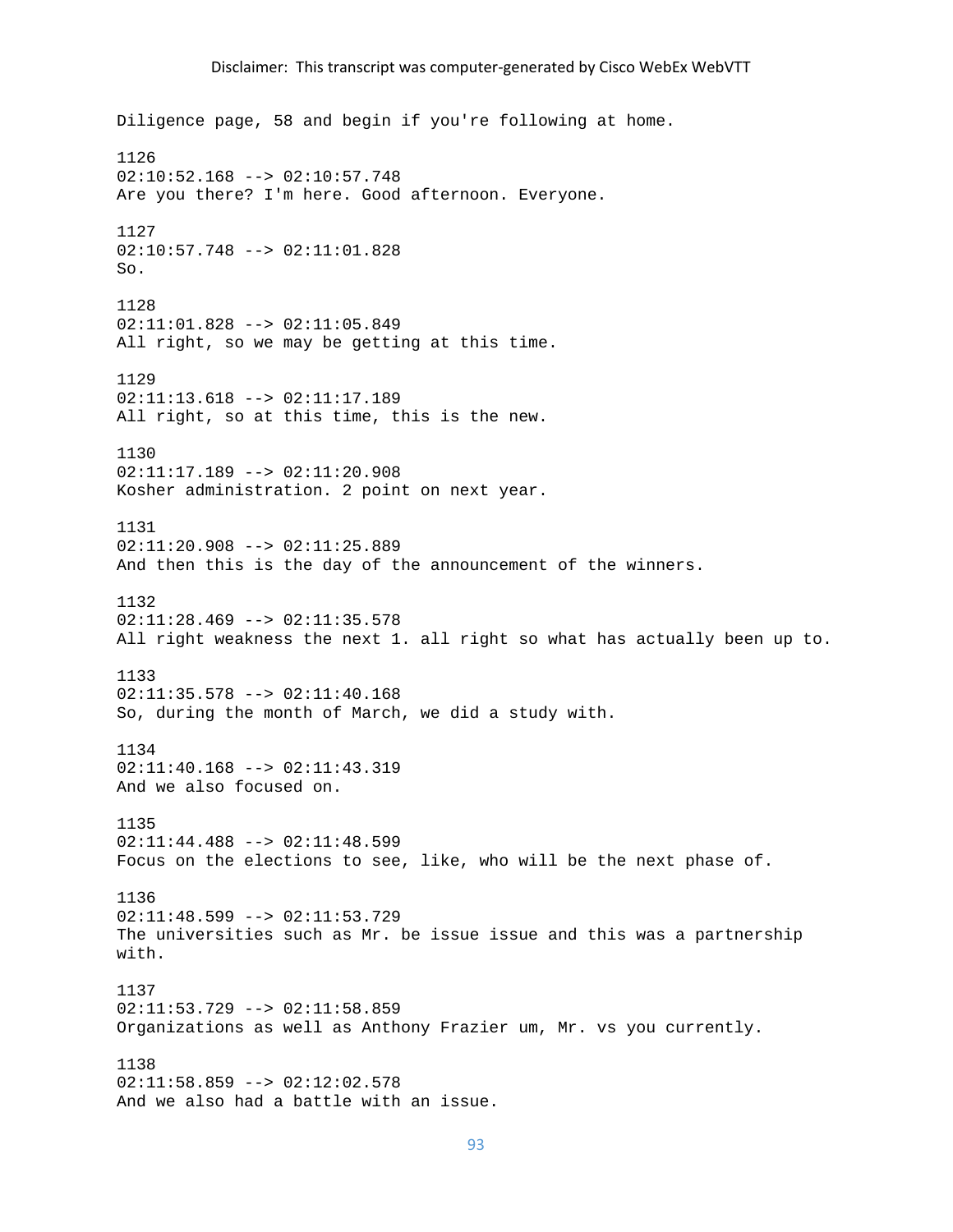Diligence page, 58 and begin if you're following at home.

1126
02:10:52.168 --> 02:10:57.748
Are you there? I'm here. Good afternoon. Everyone.

1127
02:10:57.748 --> 02:11:01.828
So.

1128
02:11:01.828 --> 02:11:05.849
All right, so we may be getting at this time.

1129
02:11:13.618 --> 02:11:17.189
All right, so at this time, this is the new.

1130
02:11:17.189 --> 02:11:20.908
Kosher administration. 2 point on next year.

1131
02:11:20.908 --> 02:11:25.889
And then this is the day of the announcement of the winners.

1132
02:11:28.469 --> 02:11:35.578
All right weakness the next 1. all right so what has actually been up to.

1133
02:11:35.578 --> 02:11:40.168
So, during the month of March, we did a study with.

1134
02:11:40.168 --> 02:11:43.319
And we also focused on.

1135
02:11:44.488 --> 02:11:48.599
Focus on the elections to see, like, who will be the next phase of.

1136
02:11:48.599 --> 02:11:53.729
The universities such as Mr. be issue issue and this was a partnership with.

1137
02:11:53.729 --> 02:11:58.859
Organizations as well as Anthony Frazier um, Mr. vs you currently.

1138
02:11:58.859 --> 02:12:02.578
And we also had a battle with an issue.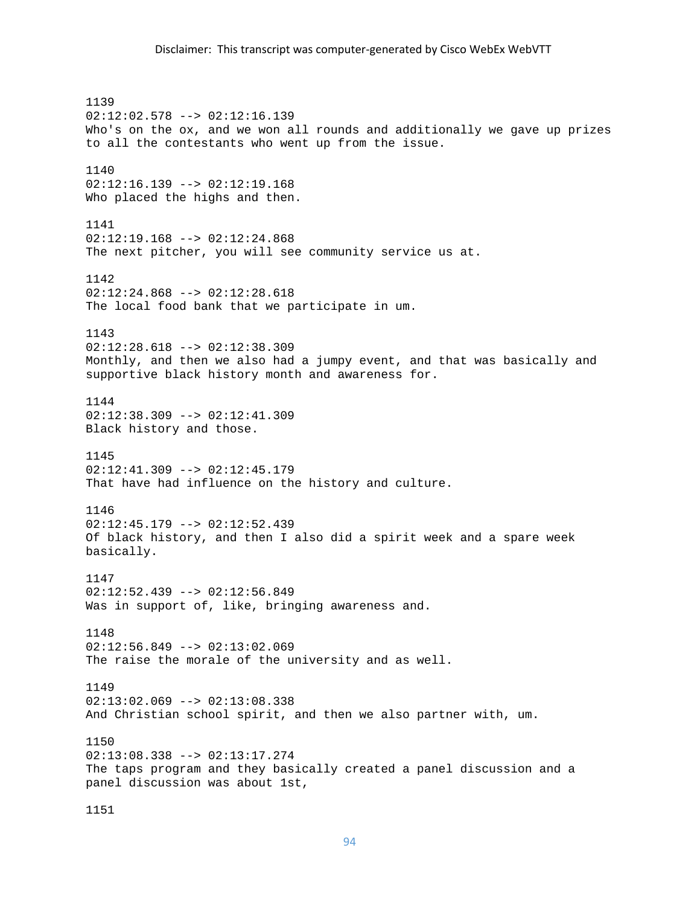1139
02:12:02.578 --> 02:12:16.139
Who's on the ox, and we won all rounds and additionally we gave up prizes to all the contestants who went up from the issue.

1140
02:12:16.139 --> 02:12:19.168
Who placed the highs and then.

1141
02:12:19.168 --> 02:12:24.868
The next pitcher, you will see community service us at.

1142
02:12:24.868 --> 02:12:28.618
The local food bank that we participate in um.

1143
02:12:28.618 --> 02:12:38.309
Monthly, and then we also had a jumpy event, and that was basically and supportive black history month and awareness for.

1144
02:12:38.309 --> 02:12:41.309
Black history and those.

1145
02:12:41.309 --> 02:12:45.179
That have had influence on the history and culture.

1146
02:12:45.179 --> 02:12:52.439
Of black history, and then I also did a spirit week and a spare week basically.

1147
02:12:52.439 --> 02:12:56.849
Was in support of, like, bringing awareness and.

1148
02:12:56.849 --> 02:13:02.069
The raise the morale of the university and as well.

1149
02:13:02.069 --> 02:13:08.338
And Christian school spirit, and then we also partner with, um.

1150
02:13:08.338 --> 02:13:17.274
The taps program and they basically created a panel discussion and a panel discussion was about 1st,

1151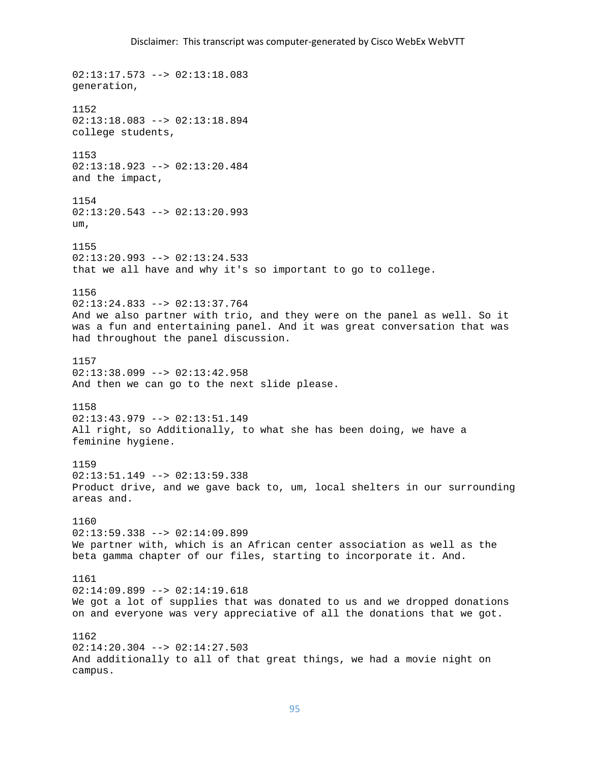02:13:17.573 --> 02:13:18.083
generation,

1152
02:13:18.083 --> 02:13:18.894
college students,

1153
02:13:18.923 --> 02:13:20.484
and the impact,

1154
02:13:20.543 --> 02:13:20.993
um,

1155
02:13:20.993 --> 02:13:24.533
that we all have and why it's so important to go to college.

1156
02:13:24.833 --> 02:13:37.764
And we also partner with trio, and they were on the panel as well. So it was a fun and entertaining panel. And it was great conversation that was had throughout the panel discussion.

1157
02:13:38.099 --> 02:13:42.958
And then we can go to the next slide please.

1158
02:13:43.979 --> 02:13:51.149
All right, so Additionally, to what she has been doing, we have a feminine hygiene.

1159
02:13:51.149 --> 02:13:59.338
Product drive, and we gave back to, um, local shelters in our surrounding areas and.

1160
02:13:59.338 --> 02:14:09.899
We partner with, which is an African center association as well as the beta gamma chapter of our files, starting to incorporate it. And.

1161
02:14:09.899 --> 02:14:19.618
We got a lot of supplies that was donated to us and we dropped donations on and everyone was very appreciative of all the donations that we got.

1162
02:14:20.304 --> 02:14:27.503
And additionally to all of that great things, we had a movie night on campus.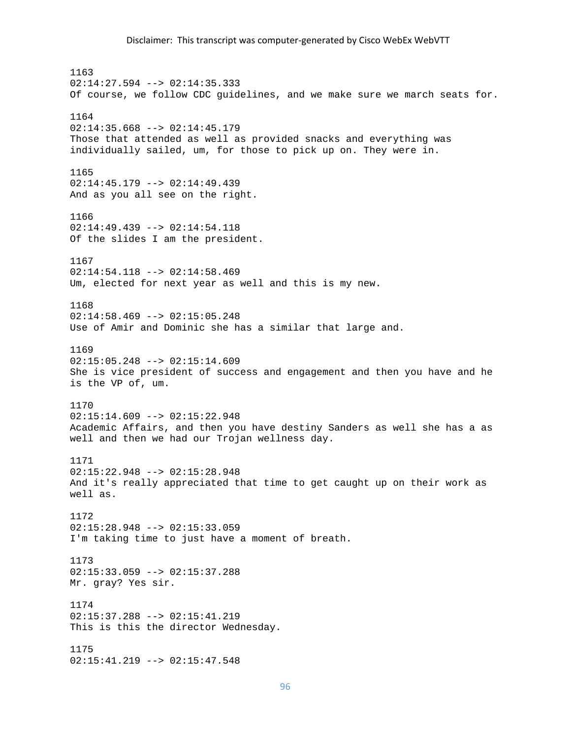1163
02:14:27.594 --> 02:14:35.333
Of course, we follow CDC guidelines, and we make sure we march seats for.

1164
02:14:35.668 --> 02:14:45.179
Those that attended as well as provided snacks and everything was individually sailed, um, for those to pick up on. They were in.

1165
02:14:45.179 --> 02:14:49.439
And as you all see on the right.

1166
02:14:49.439 --> 02:14:54.118
Of the slides I am the president.

1167
02:14:54.118 --> 02:14:58.469
Um, elected for next year as well and this is my new.

1168
02:14:58.469 --> 02:15:05.248
Use of Amir and Dominic she has a similar that large and.

1169
02:15:05.248 --> 02:15:14.609
She is vice president of success and engagement and then you have and he is the VP of, um.

1170
02:15:14.609 --> 02:15:22.948
Academic Affairs, and then you have destiny Sanders as well she has a as well and then we had our Trojan wellness day.

1171
02:15:22.948 --> 02:15:28.948
And it's really appreciated that time to get caught up on their work as well as.

1172
02:15:28.948 --> 02:15:33.059
I'm taking time to just have a moment of breath.

1173
02:15:33.059 --> 02:15:37.288
Mr. gray? Yes sir.

1174
02:15:37.288 --> 02:15:41.219
This is this the director Wednesday.

1175
02:15:41.219 --> 02:15:47.548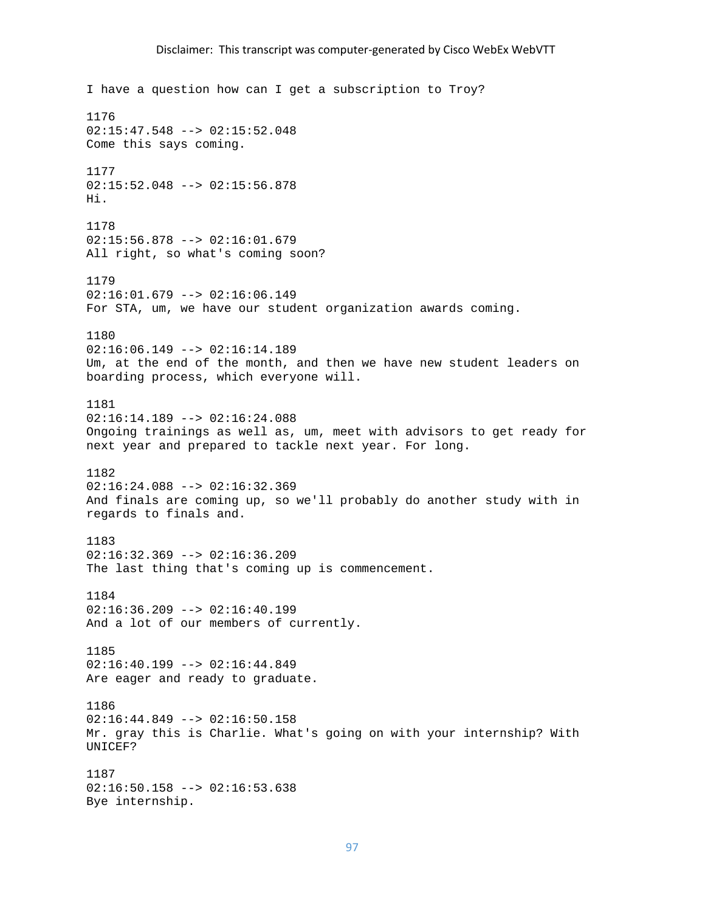I have a question how can I get a subscription to Troy?

1176
02:15:47.548 --> 02:15:52.048
Come this says coming.

1177
02:15:52.048 --> 02:15:56.878
Hi.

1178
02:15:56.878 --> 02:16:01.679
All right, so what's coming soon?

1179
02:16:01.679 --> 02:16:06.149
For STA, um, we have our student organization awards coming.

1180
02:16:06.149 --> 02:16:14.189
Um, at the end of the month, and then we have new student leaders on boarding process, which everyone will.

1181
02:16:14.189 --> 02:16:24.088
Ongoing trainings as well as, um, meet with advisors to get ready for next year and prepared to tackle next year. For long.

1182
02:16:24.088 --> 02:16:32.369
And finals are coming up, so we'll probably do another study with in regards to finals and.

1183
02:16:32.369 --> 02:16:36.209
The last thing that's coming up is commencement.

1184
02:16:36.209 --> 02:16:40.199
And a lot of our members of currently.

1185
02:16:40.199 --> 02:16:44.849
Are eager and ready to graduate.

1186
02:16:44.849 --> 02:16:50.158
Mr. gray this is Charlie. What's going on with your internship? With UNICEF?

1187
02:16:50.158 --> 02:16:53.638
Bye internship.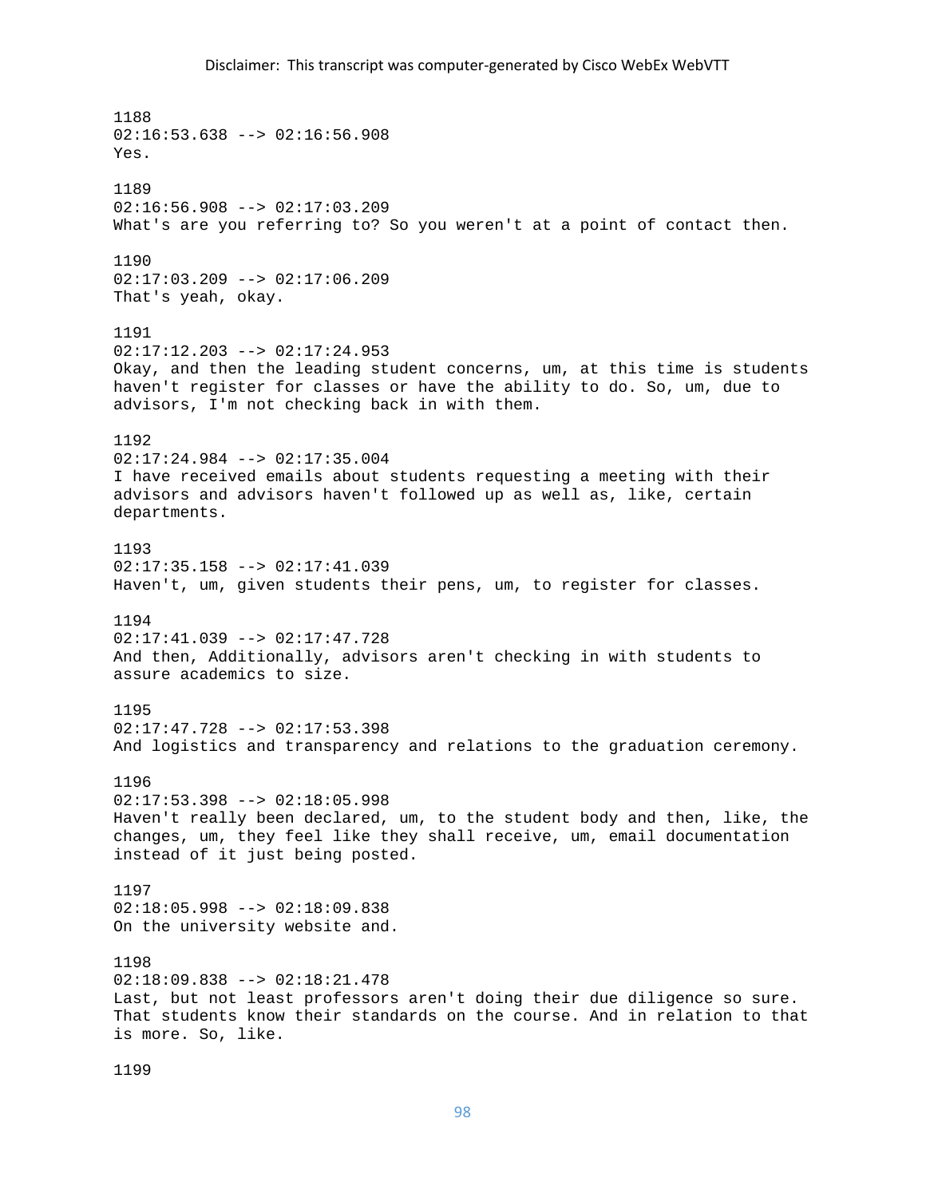1188
02:16:53.638 --> 02:16:56.908
Yes.

1189
02:16:56.908 --> 02:17:03.209
What's are you referring to? So you weren't at a point of contact then.

1190
02:17:03.209 --> 02:17:06.209
That's yeah, okay.

1191
02:17:12.203 --> 02:17:24.953
Okay, and then the leading student concerns, um, at this time is students haven't register for classes or have the ability to do. So, um, due to advisors, I'm not checking back in with them.

1192
02:17:24.984 --> 02:17:35.004
I have received emails about students requesting a meeting with their advisors and advisors haven't followed up as well as, like, certain departments.

1193
02:17:35.158 --> 02:17:41.039
Haven't, um, given students their pens, um, to register for classes.

1194
02:17:41.039 --> 02:17:47.728
And then, Additionally, advisors aren't checking in with students to assure academics to size.

1195
02:17:47.728 --> 02:17:53.398
And logistics and transparency and relations to the graduation ceremony.

1196
02:17:53.398 --> 02:18:05.998
Haven't really been declared, um, to the student body and then, like, the changes, um, they feel like they shall receive, um, email documentation instead of it just being posted.

1197
02:18:05.998 --> 02:18:09.838
On the university website and.

1198
02:18:09.838 --> 02:18:21.478
Last, but not least professors aren't doing their due diligence so sure. That students know their standards on the course. And in relation to that is more. So, like.

1199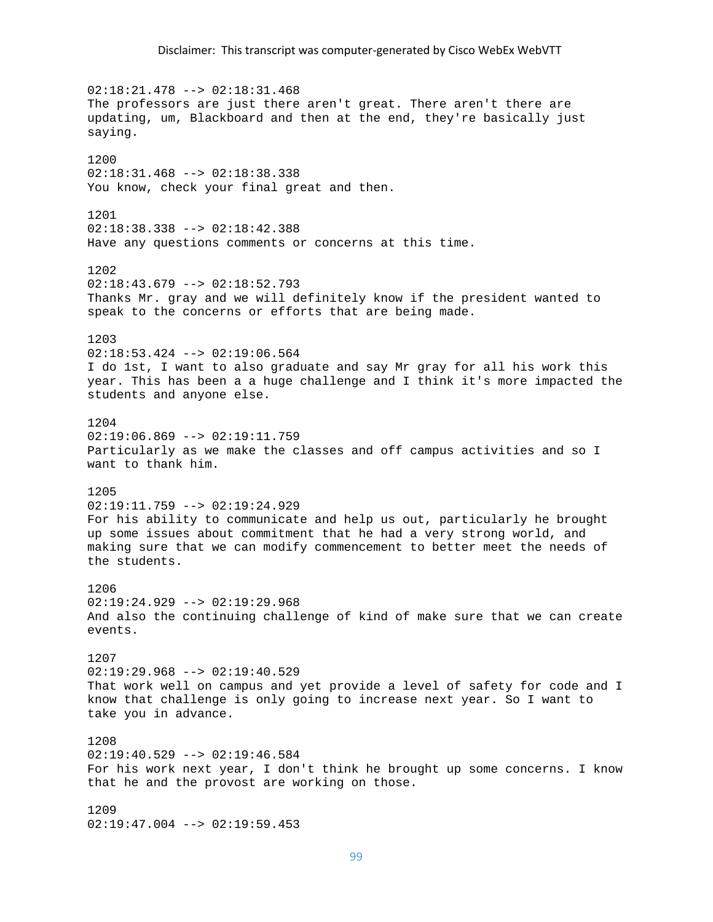Disclaimer: This transcript was computer-generated by Cisco WebEx WebVTT

02:18:21.478 --> 02:18:31.468
The professors are just there aren't great. There aren't there are updating, um, Blackboard and then at the end, they're basically just saying.

1200
02:18:31.468 --> 02:18:38.338
You know, check your final great and then.

1201
02:18:38.338 --> 02:18:42.388
Have any questions comments or concerns at this time.

1202
02:18:43.679 --> 02:18:52.793
Thanks Mr. gray and we will definitely know if the president wanted to speak to the concerns or efforts that are being made.

1203
02:18:53.424 --> 02:19:06.564
I do 1st, I want to also graduate and say Mr gray for all his work this year. This has been a a huge challenge and I think it's more impacted the students and anyone else.

1204
02:19:06.869 --> 02:19:11.759
Particularly as we make the classes and off campus activities and so I want to thank him.

1205
02:19:11.759 --> 02:19:24.929
For his ability to communicate and help us out, particularly he brought up some issues about commitment that he had a very strong world, and making sure that we can modify commencement to better meet the needs of the students.

1206
02:19:24.929 --> 02:19:29.968
And also the continuing challenge of kind of make sure that we can create events.

1207
02:19:29.968 --> 02:19:40.529
That work well on campus and yet provide a level of safety for code and I know that challenge is only going to increase next year. So I want to take you in advance.

1208
02:19:40.529 --> 02:19:46.584
For his work next year, I don't think he brought up some concerns. I know that he and the provost are working on those.

1209
02:19:47.004 --> 02:19:59.453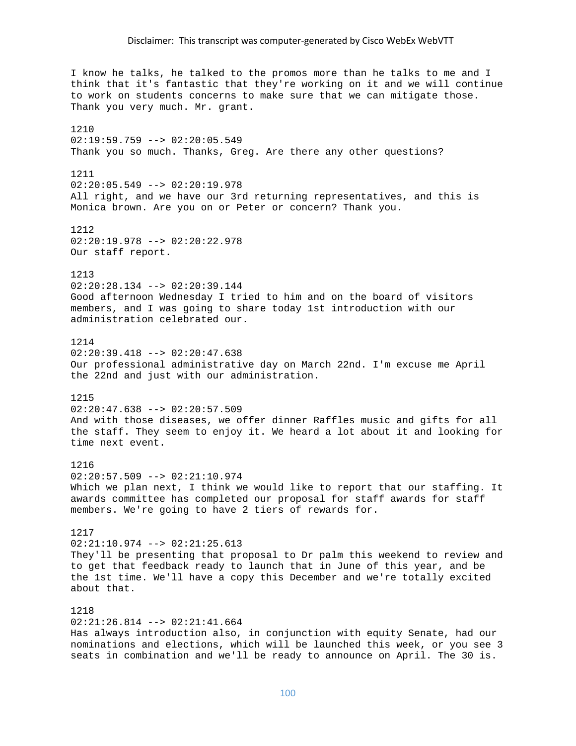I know he talks, he talked to the promos more than he talks to me and I think that it's fantastic that they're working on it and we will continue to work on students concerns to make sure that we can mitigate those. Thank you very much. Mr. grant.

1210
02:19:59.759 --> 02:20:05.549
Thank you so much. Thanks, Greg. Are there any other questions?

1211
02:20:05.549 --> 02:20:19.978
All right, and we have our 3rd returning representatives, and this is Monica brown. Are you on or Peter or concern? Thank you.

1212
02:20:19.978 --> 02:20:22.978
Our staff report.

1213
02:20:28.134 --> 02:20:39.144
Good afternoon Wednesday I tried to him and on the board of visitors members, and I was going to share today 1st introduction with our administration celebrated our.

1214
02:20:39.418 --> 02:20:47.638
Our professional administrative day on March 22nd. I'm excuse me April the 22nd and just with our administration.

1215
02:20:47.638 --> 02:20:57.509
And with those diseases, we offer dinner Raffles music and gifts for all the staff. They seem to enjoy it. We heard a lot about it and looking for time next event.

1216
02:20:57.509 --> 02:21:10.974
Which we plan next, I think we would like to report that our staffing. It awards committee has completed our proposal for staff awards for staff members. We're going to have 2 tiers of rewards for.

1217
02:21:10.974 --> 02:21:25.613
They'll be presenting that proposal to Dr palm this weekend to review and to get that feedback ready to launch that in June of this year, and be the 1st time. We'll have a copy this December and we're totally excited about that.

1218
02:21:26.814 --> 02:21:41.664
Has always introduction also, in conjunction with equity Senate, had our nominations and elections, which will be launched this week, or you see 3 seats in combination and we'll be ready to announce on April. The 30 is.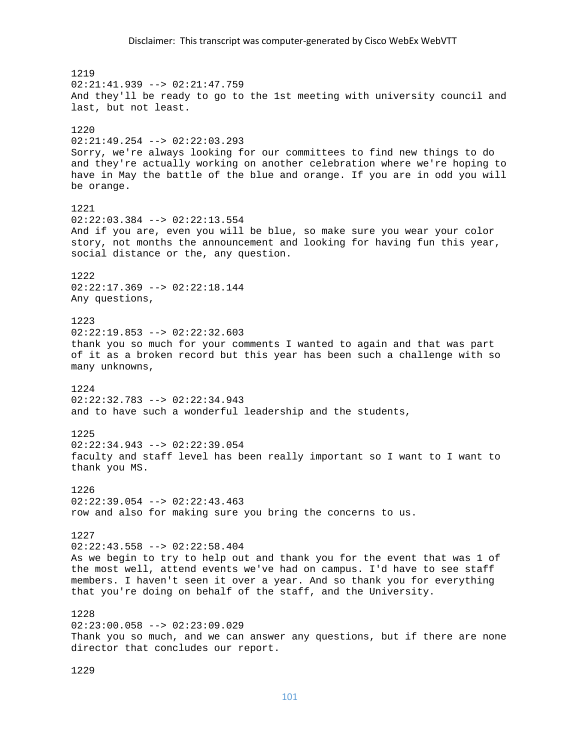1219
02:21:41.939 --> 02:21:47.759
And they'll be ready to go to the 1st meeting with university council and last, but not least.

1220
02:21:49.254 --> 02:22:03.293
Sorry, we're always looking for our committees to find new things to do and they're actually working on another celebration where we're hoping to have in May the battle of the blue and orange. If you are in odd you will be orange.

1221
02:22:03.384 --> 02:22:13.554
And if you are, even you will be blue, so make sure you wear your color story, not months the announcement and looking for having fun this year, social distance or the, any question.

1222
02:22:17.369 --> 02:22:18.144
Any questions,

1223
02:22:19.853 --> 02:22:32.603
thank you so much for your comments I wanted to again and that was part of it as a broken record but this year has been such a challenge with so many unknowns,

1224
02:22:32.783 --> 02:22:34.943
and to have such a wonderful leadership and the students,

1225
02:22:34.943 --> 02:22:39.054
faculty and staff level has been really important so I want to I want to thank you MS.

1226
02:22:39.054 --> 02:22:43.463
row and also for making sure you bring the concerns to us.

1227
02:22:43.558 --> 02:22:58.404
As we begin to try to help out and thank you for the event that was 1 of the most well, attend events we've had on campus. I'd have to see staff members. I haven't seen it over a year. And so thank you for everything that you're doing on behalf of the staff, and the University.

1228
02:23:00.058 --> 02:23:09.029
Thank you so much, and we can answer any questions, but if there are none director that concludes our report.

1229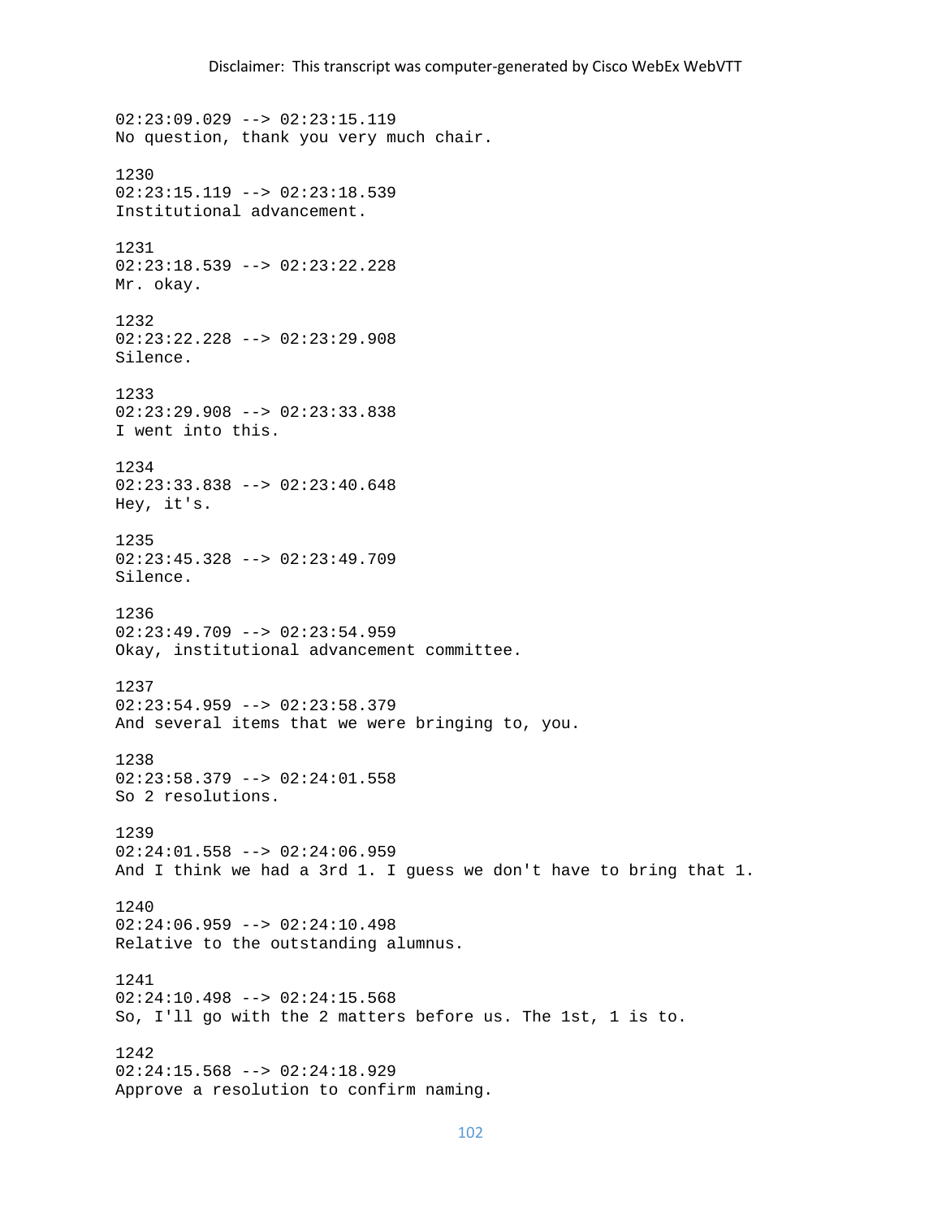02:23:09.029 --> 02:23:15.119
No question, thank you very much chair.

1230
02:23:15.119 --> 02:23:18.539
Institutional advancement.

1231
02:23:18.539 --> 02:23:22.228
Mr. okay.

1232
02:23:22.228 --> 02:23:29.908
Silence.

1233
02:23:29.908 --> 02:23:33.838
I went into this.

1234
02:23:33.838 --> 02:23:40.648
Hey, it's.

1235
02:23:45.328 --> 02:23:49.709
Silence.

1236
02:23:49.709 --> 02:23:54.959
Okay, institutional advancement committee.

1237
02:23:54.959 --> 02:23:58.379
And several items that we were bringing to, you.

1238
02:23:58.379 --> 02:24:01.558
So 2 resolutions.

1239
02:24:01.558 --> 02:24:06.959
And I think we had a 3rd 1. I guess we don't have to bring that 1.

1240
02:24:06.959 --> 02:24:10.498
Relative to the outstanding alumnus.

1241
02:24:10.498 --> 02:24:15.568
So, I'll go with the 2 matters before us. The 1st, 1 is to.

1242
02:24:15.568 --> 02:24:18.929
Approve a resolution to confirm naming.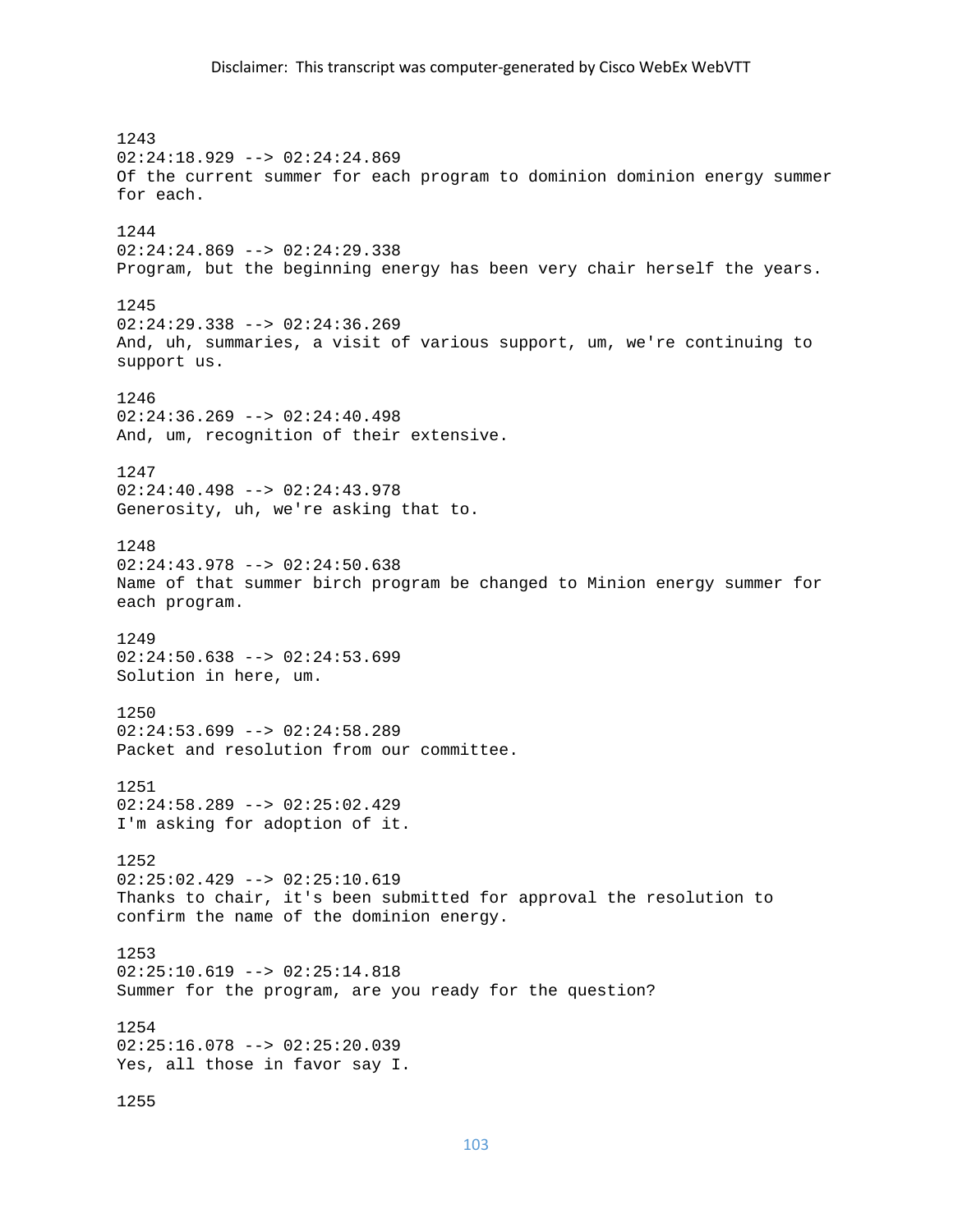1243
02:24:18.929 --> 02:24:24.869
Of the current summer for each program to dominion dominion energy summer for each.

1244
02:24:24.869 --> 02:24:29.338
Program, but the beginning energy has been very chair herself the years.

1245
02:24:29.338 --> 02:24:36.269
And, uh, summaries, a visit of various support, um, we're continuing to support us.

1246
02:24:36.269 --> 02:24:40.498
And, um, recognition of their extensive.

1247
02:24:40.498 --> 02:24:43.978
Generosity, uh, we're asking that to.

1248
02:24:43.978 --> 02:24:50.638
Name of that summer birch program be changed to Minion energy summer for each program.

1249
02:24:50.638 --> 02:24:53.699
Solution in here, um.

1250
02:24:53.699 --> 02:24:58.289
Packet and resolution from our committee.

1251
02:24:58.289 --> 02:25:02.429
I'm asking for adoption of it.

1252
02:25:02.429 --> 02:25:10.619
Thanks to chair, it's been submitted for approval the resolution to confirm the name of the dominion energy.

1253
02:25:10.619 --> 02:25:14.818
Summer for the program, are you ready for the question?

1254
02:25:16.078 --> 02:25:20.039
Yes, all those in favor say I.

1255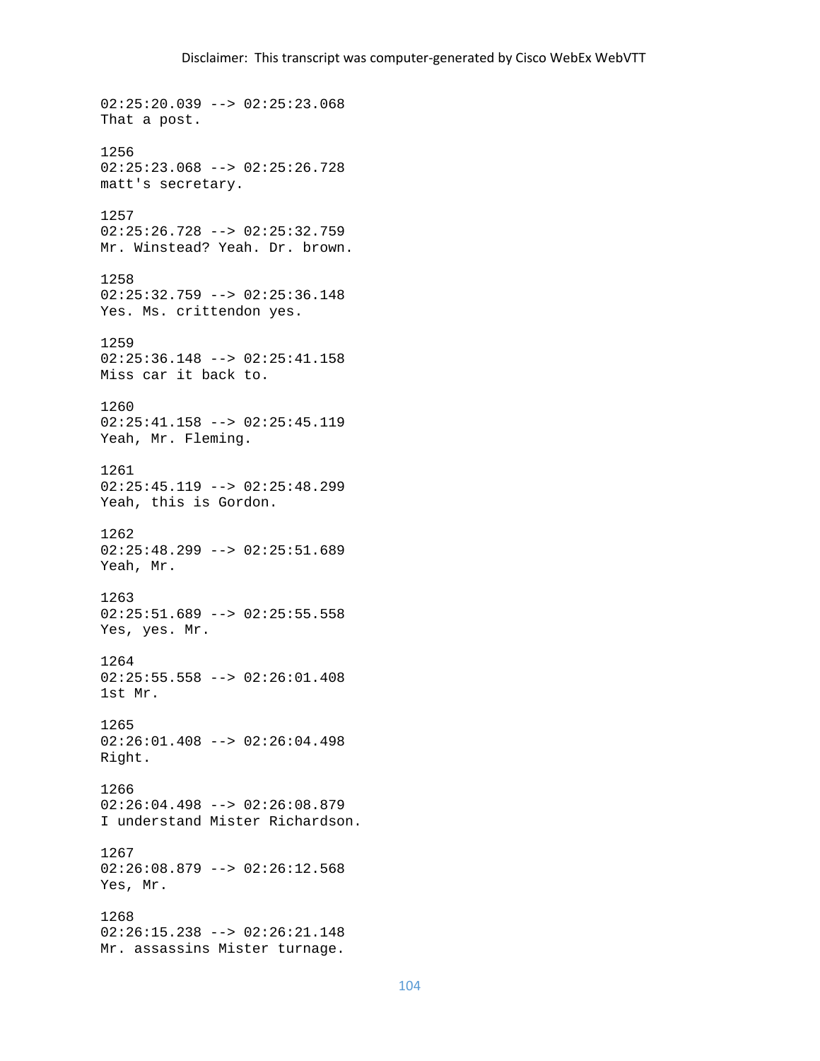02:25:20.039 --> 02:25:23.068
That a post.

1256
02:25:23.068 --> 02:25:26.728
matt's secretary.

1257
02:25:26.728 --> 02:25:32.759
Mr. Winstead? Yeah. Dr. brown.

1258
02:25:32.759 --> 02:25:36.148
Yes. Ms. crittendon yes.

1259
02:25:36.148 --> 02:25:41.158
Miss car it back to.

1260
02:25:41.158 --> 02:25:45.119
Yeah, Mr. Fleming.

1261
02:25:45.119 --> 02:25:48.299
Yeah, this is Gordon.

1262
02:25:48.299 --> 02:25:51.689
Yeah, Mr.

1263
02:25:51.689 --> 02:25:55.558
Yes, yes. Mr.

1264
02:25:55.558 --> 02:26:01.408
1st Mr.

1265
02:26:01.408 --> 02:26:04.498
Right.

1266
02:26:04.498 --> 02:26:08.879
I understand Mister Richardson.

1267
02:26:08.879 --> 02:26:12.568
Yes, Mr.

1268
02:26:15.238 --> 02:26:21.148
Mr. assassins Mister turnage.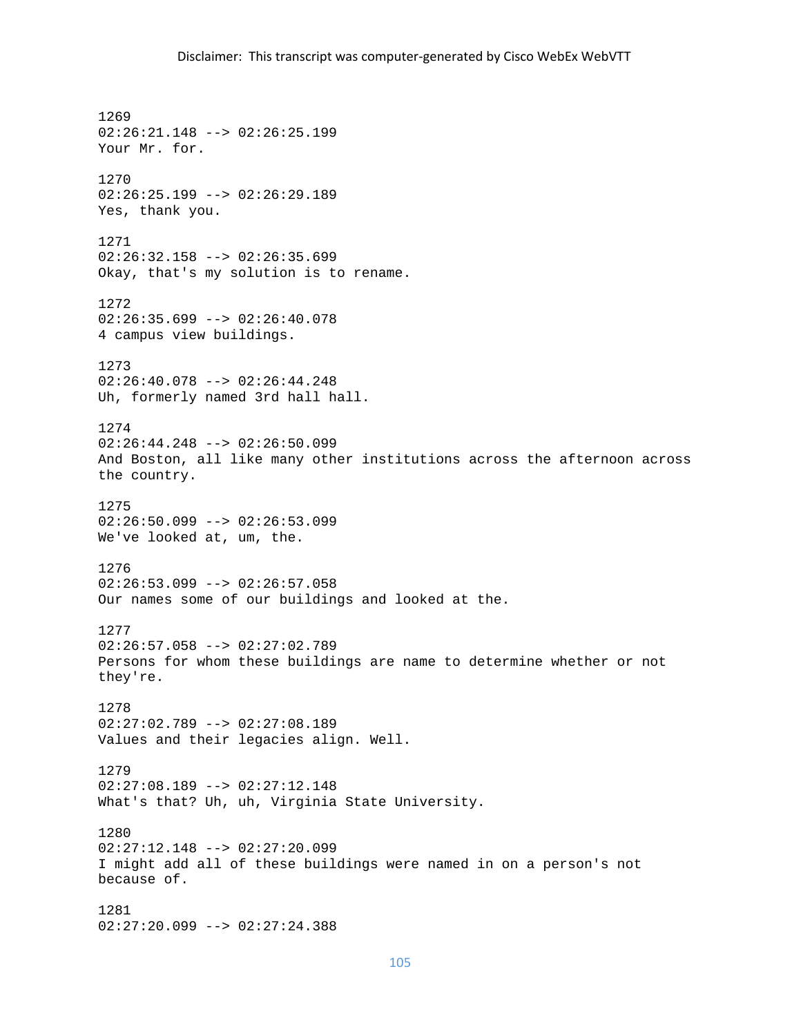Disclaimer: This transcript was computer-generated by Cisco WebEx WebVTT

1269
02:26:21.148 --> 02:26:25.199
Your Mr. for.

1270
02:26:25.199 --> 02:26:29.189
Yes, thank you.

1271
02:26:32.158 --> 02:26:35.699
Okay, that's my solution is to rename.

1272
02:26:35.699 --> 02:26:40.078
4 campus view buildings.

1273
02:26:40.078 --> 02:26:44.248
Uh, formerly named 3rd hall hall.

1274
02:26:44.248 --> 02:26:50.099
And Boston, all like many other institutions across the afternoon across the country.

1275
02:26:50.099 --> 02:26:53.099
We've looked at, um, the.

1276
02:26:53.099 --> 02:26:57.058
Our names some of our buildings and looked at the.

1277
02:26:57.058 --> 02:27:02.789
Persons for whom these buildings are name to determine whether or not they're.

1278
02:27:02.789 --> 02:27:08.189
Values and their legacies align. Well.

1279
02:27:08.189 --> 02:27:12.148
What's that? Uh, uh, Virginia State University.

1280
02:27:12.148 --> 02:27:20.099
I might add all of these buildings were named in on a person's not because of.

1281
02:27:20.099 --> 02:27:24.388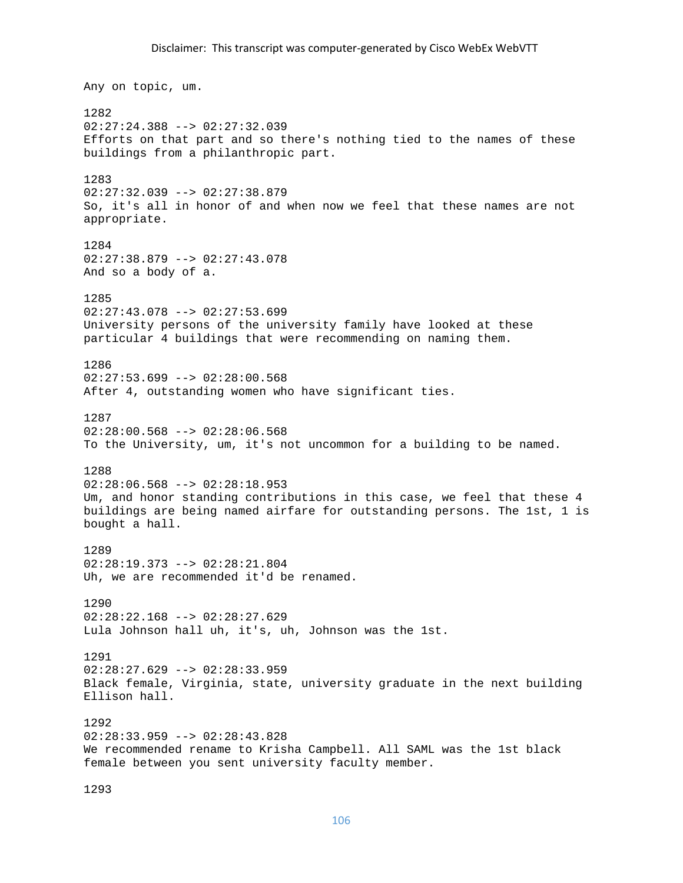Any on topic, um.

1282
02:27:24.388 --> 02:27:32.039
Efforts on that part and so there's nothing tied to the names of these buildings from a philanthropic part.

1283
02:27:32.039 --> 02:27:38.879
So, it's all in honor of and when now we feel that these names are not appropriate.

1284
02:27:38.879 --> 02:27:43.078
And so a body of a.

1285
02:27:43.078 --> 02:27:53.699
University persons of the university family have looked at these particular 4 buildings that were recommending on naming them.

1286
02:27:53.699 --> 02:28:00.568
After 4, outstanding women who have significant ties.

1287
02:28:00.568 --> 02:28:06.568
To the University, um, it's not uncommon for a building to be named.

1288
02:28:06.568 --> 02:28:18.953
Um, and honor standing contributions in this case, we feel that these 4 buildings are being named airfare for outstanding persons. The 1st, 1 is bought a hall.

1289
02:28:19.373 --> 02:28:21.804
Uh, we are recommended it'd be renamed.

1290
02:28:22.168 --> 02:28:27.629
Lula Johnson hall uh, it's, uh, Johnson was the 1st.

1291
02:28:27.629 --> 02:28:33.959
Black female, Virginia, state, university graduate in the next building Ellison hall.

1292
02:28:33.959 --> 02:28:43.828
We recommended rename to Krisha Campbell. All SAML was the 1st black female between you sent university faculty member.

1293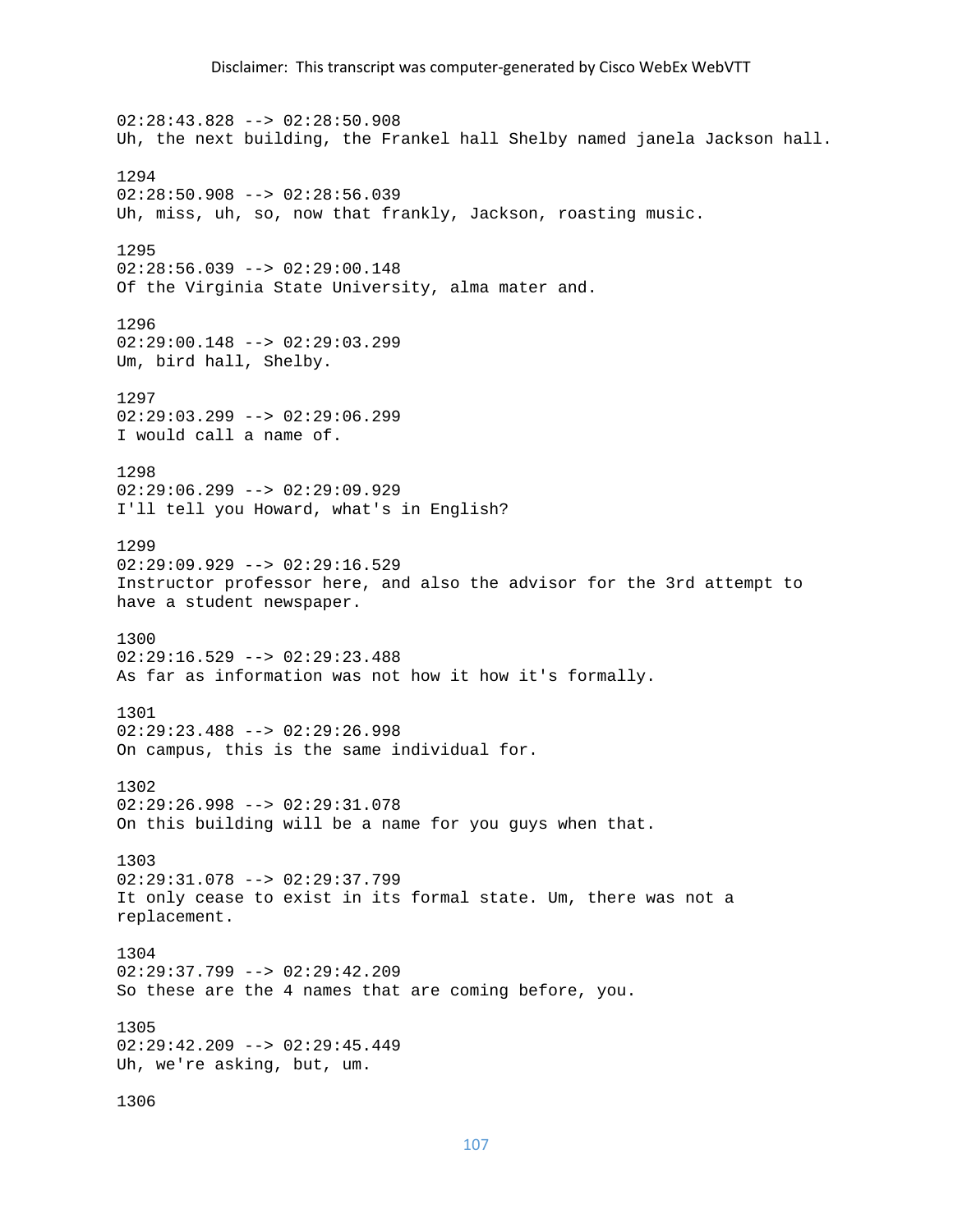02:28:43.828 --> 02:28:50.908
Uh, the next building, the Frankel hall Shelby named janela Jackson hall.

1294
02:28:50.908 --> 02:28:56.039
Uh, miss, uh, so, now that frankly, Jackson, roasting music.

1295
02:28:56.039 --> 02:29:00.148
Of the Virginia State University, alma mater and.

1296
02:29:00.148 --> 02:29:03.299
Um, bird hall, Shelby.

1297
02:29:03.299 --> 02:29:06.299
I would call a name of.

1298
02:29:06.299 --> 02:29:09.929
I'll tell you Howard, what's in English?

1299
02:29:09.929 --> 02:29:16.529
Instructor professor here, and also the advisor for the 3rd attempt to have a student newspaper.

1300
02:29:16.529 --> 02:29:23.488
As far as information was not how it how it's formally.

1301
02:29:23.488 --> 02:29:26.998
On campus, this is the same individual for.

1302
02:29:26.998 --> 02:29:31.078
On this building will be a name for you guys when that.

1303
02:29:31.078 --> 02:29:37.799
It only cease to exist in its formal state. Um, there was not a replacement.

1304
02:29:37.799 --> 02:29:42.209
So these are the 4 names that are coming before, you.

1305
02:29:42.209 --> 02:29:45.449
Uh, we're asking, but, um.

1306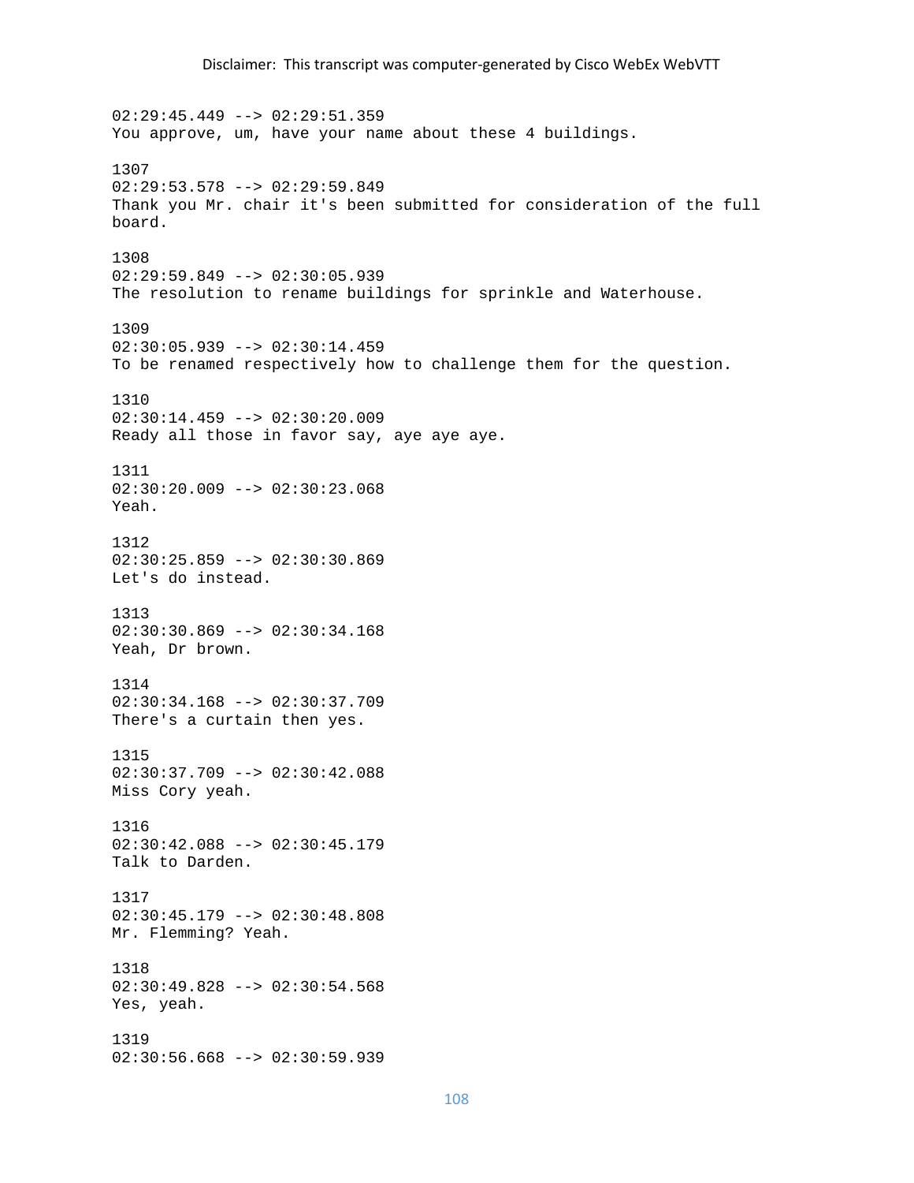Disclaimer: This transcript was computer-generated by Cisco WebEx WebVTT

02:29:45.449 --> 02:29:51.359
You approve, um, have your name about these 4 buildings.

1307
02:29:53.578 --> 02:29:59.849
Thank you Mr. chair it's been submitted for consideration of the full board.

1308
02:29:59.849 --> 02:30:05.939
The resolution to rename buildings for sprinkle and Waterhouse.

1309
02:30:05.939 --> 02:30:14.459
To be renamed respectively how to challenge them for the question.

1310
02:30:14.459 --> 02:30:20.009
Ready all those in favor say, aye aye aye.

1311
02:30:20.009 --> 02:30:23.068
Yeah.

1312
02:30:25.859 --> 02:30:30.869
Let's do instead.

1313
02:30:30.869 --> 02:30:34.168
Yeah, Dr brown.

1314
02:30:34.168 --> 02:30:37.709
There's a curtain then yes.

1315
02:30:37.709 --> 02:30:42.088
Miss Cory yeah.

1316
02:30:42.088 --> 02:30:45.179
Talk to Darden.

1317
02:30:45.179 --> 02:30:48.808
Mr. Flemming? Yeah.

1318
02:30:49.828 --> 02:30:54.568
Yes, yeah.

1319
02:30:56.668 --> 02:30:59.939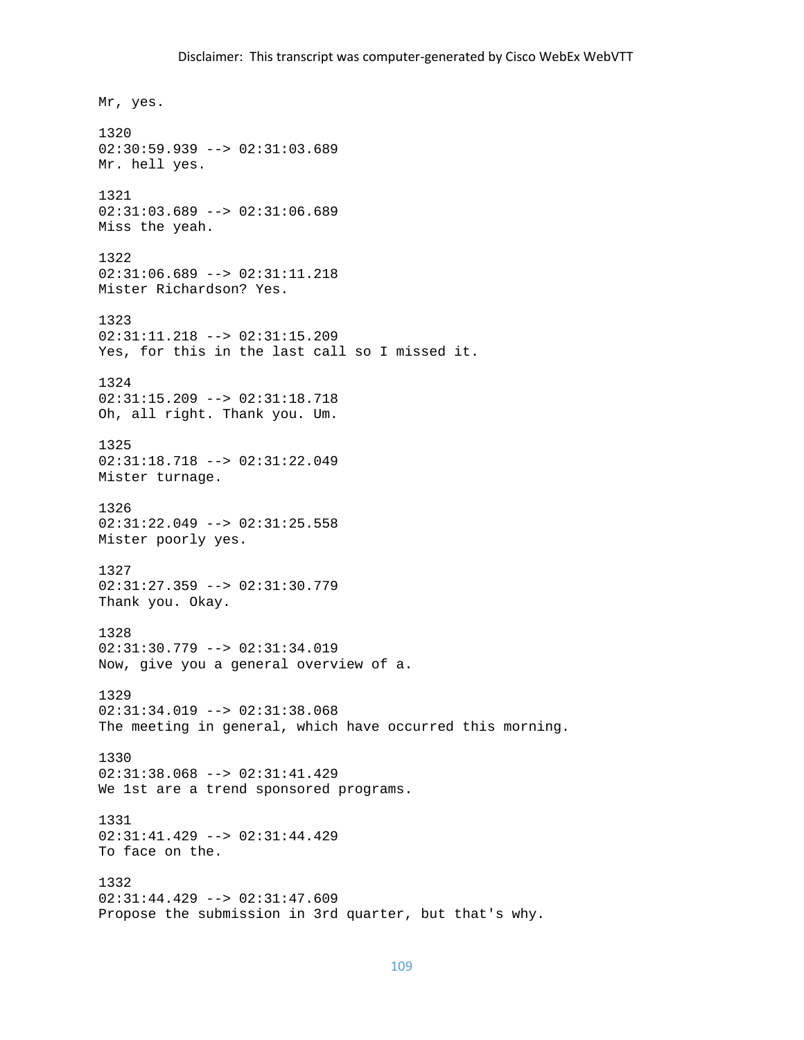Mr, yes.

1320
02:30:59.939 --> 02:31:03.689
Mr. hell yes.

1321
02:31:03.689 --> 02:31:06.689
Miss the yeah.

1322
02:31:06.689 --> 02:31:11.218
Mister Richardson? Yes.

1323
02:31:11.218 --> 02:31:15.209
Yes, for this in the last call so I missed it.

1324
02:31:15.209 --> 02:31:18.718
Oh, all right. Thank you. Um.

1325
02:31:18.718 --> 02:31:22.049
Mister turnage.

1326
02:31:22.049 --> 02:31:25.558
Mister poorly yes.

1327
02:31:27.359 --> 02:31:30.779
Thank you. Okay.

1328
02:31:30.779 --> 02:31:34.019
Now, give you a general overview of a.

1329
02:31:34.019 --> 02:31:38.068
The meeting in general, which have occurred this morning.

1330
02:31:38.068 --> 02:31:41.429
We 1st are a trend sponsored programs.

1331
02:31:41.429 --> 02:31:44.429
To face on the.

1332
02:31:44.429 --> 02:31:47.609
Propose the submission in 3rd quarter, but that's why.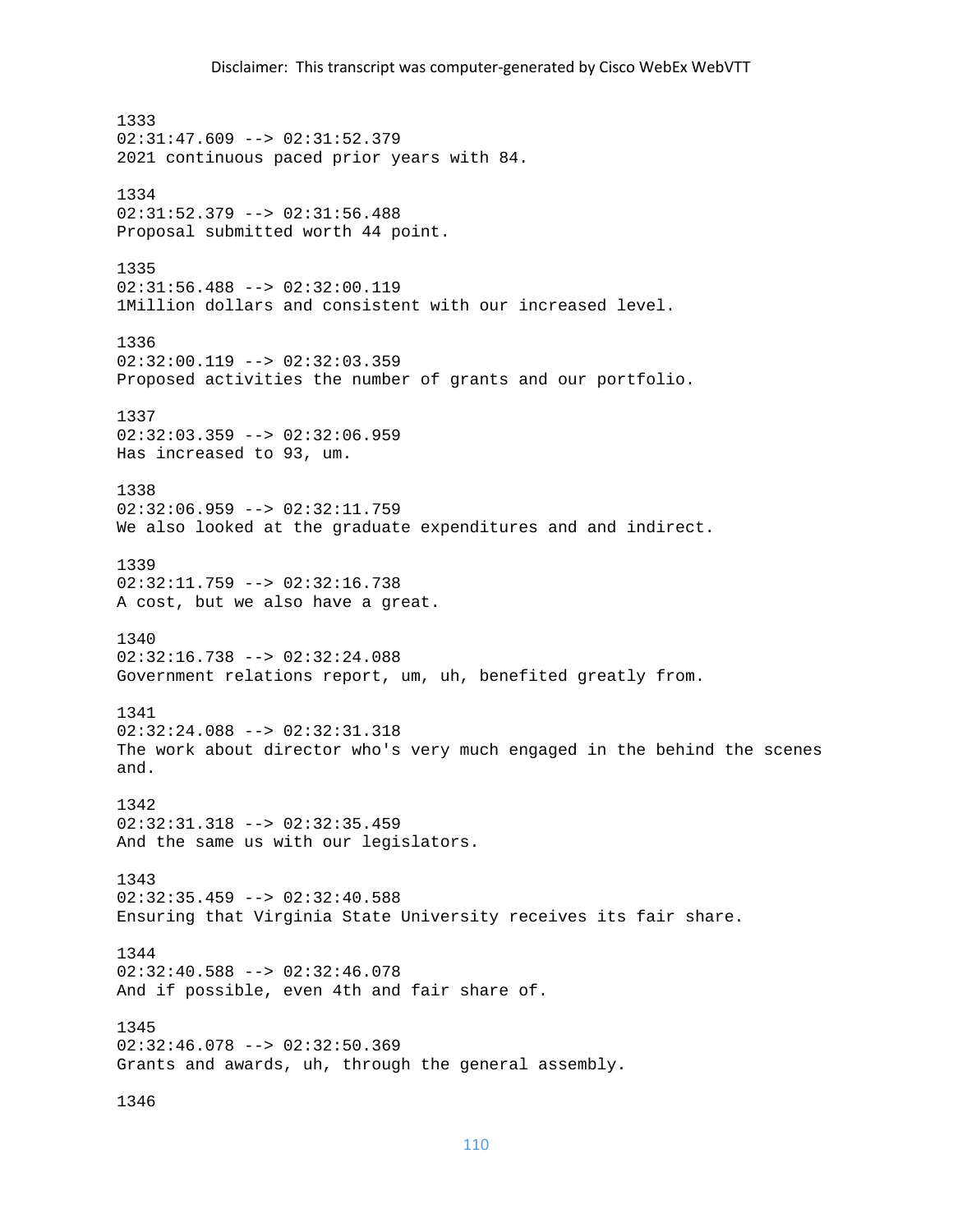Disclaimer: This transcript was computer-generated by Cisco WebEx WebVTT

1333
02:31:47.609 --> 02:31:52.379
2021 continuous paced prior years with 84.

1334
02:31:52.379 --> 02:31:56.488
Proposal submitted worth 44 point.

1335
02:31:56.488 --> 02:32:00.119
1Million dollars and consistent with our increased level.

1336
02:32:00.119 --> 02:32:03.359
Proposed activities the number of grants and our portfolio.

1337
02:32:03.359 --> 02:32:06.959
Has increased to 93, um.

1338
02:32:06.959 --> 02:32:11.759
We also looked at the graduate expenditures and and indirect.

1339
02:32:11.759 --> 02:32:16.738
A cost, but we also have a great.

1340
02:32:16.738 --> 02:32:24.088
Government relations report, um, uh, benefited greatly from.

1341
02:32:24.088 --> 02:32:31.318
The work about director who's very much engaged in the behind the scenes and.

1342
02:32:31.318 --> 02:32:35.459
And the same us with our legislators.

1343
02:32:35.459 --> 02:32:40.588
Ensuring that Virginia State University receives its fair share.

1344
02:32:40.588 --> 02:32:46.078
And if possible, even 4th and fair share of.

1345
02:32:46.078 --> 02:32:50.369
Grants and awards, uh, through the general assembly.

1346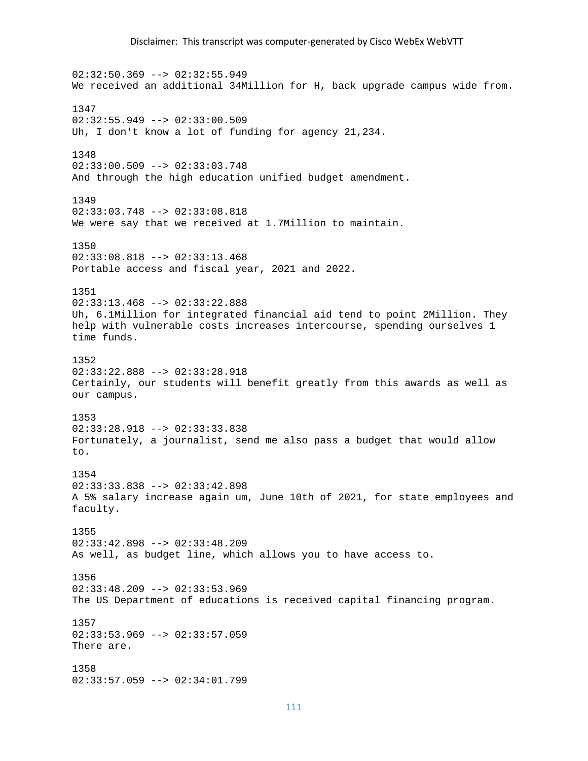02:32:50.369 --> 02:32:55.949
We received an additional 34Million for H, back upgrade campus wide from.

1347
02:32:55.949 --> 02:33:00.509
Uh, I don't know a lot of funding for agency 21,234.

1348
02:33:00.509 --> 02:33:03.748
And through the high education unified budget amendment.

1349
02:33:03.748 --> 02:33:08.818
We were say that we received at 1.7Million to maintain.

1350
02:33:08.818 --> 02:33:13.468
Portable access and fiscal year, 2021 and 2022.

1351
02:33:13.468 --> 02:33:22.888
Uh, 6.1Million for integrated financial aid tend to point 2Million. They help with vulnerable costs increases intercourse, spending ourselves 1 time funds.

1352
02:33:22.888 --> 02:33:28.918
Certainly, our students will benefit greatly from this awards as well as our campus.

1353
02:33:28.918 --> 02:33:33.838
Fortunately, a journalist, send me also pass a budget that would allow to.

1354
02:33:33.838 --> 02:33:42.898
A 5% salary increase again um, June 10th of 2021, for state employees and faculty.

1355
02:33:42.898 --> 02:33:48.209
As well, as budget line, which allows you to have access to.

1356
02:33:48.209 --> 02:33:53.969
The US Department of educations is received capital financing program.

1357
02:33:53.969 --> 02:33:57.059
There are.

1358
02:33:57.059 --> 02:34:01.799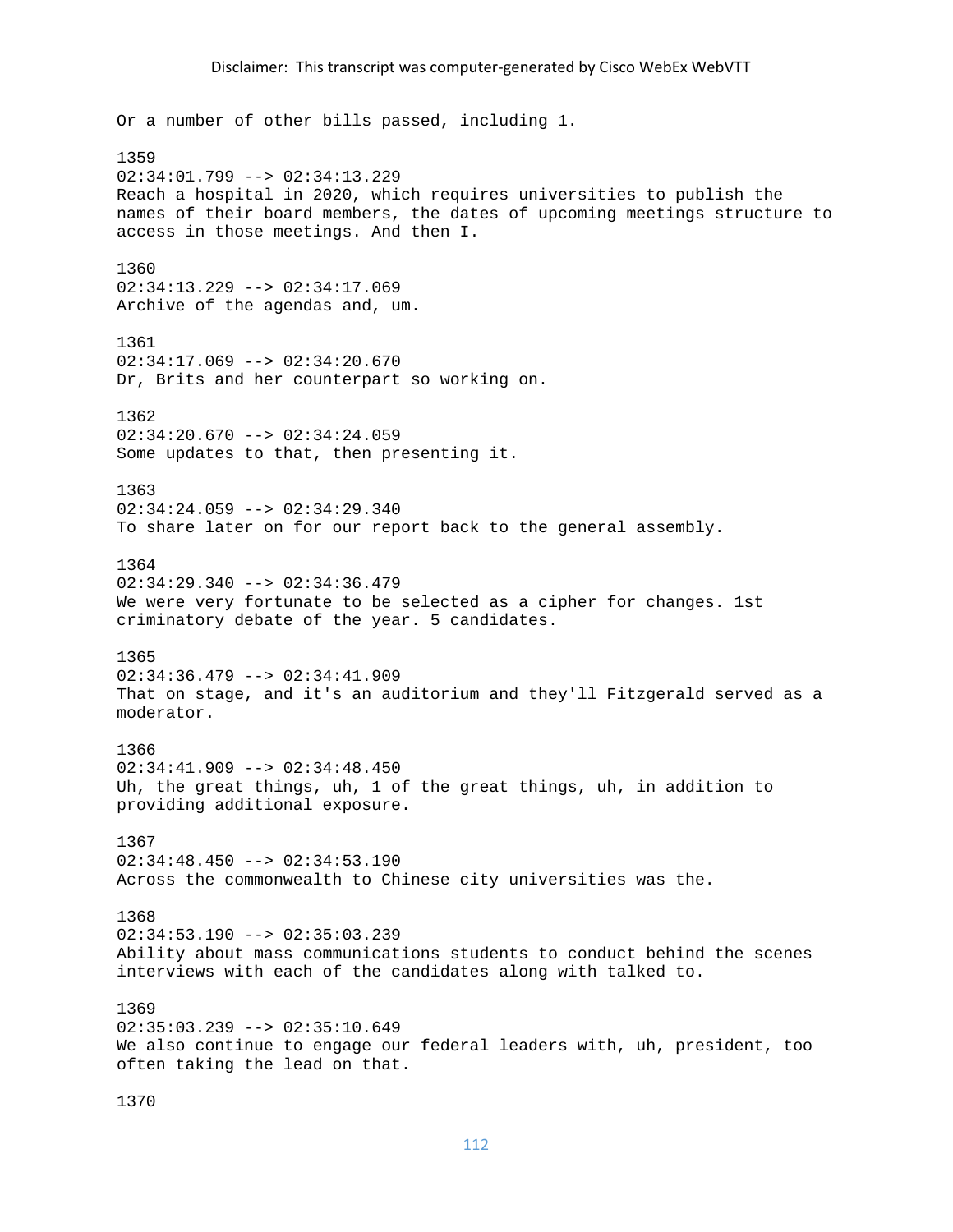Or a number of other bills passed, including 1.

1359
02:34:01.799 --> 02:34:13.229
Reach a hospital in 2020, which requires universities to publish the names of their board members, the dates of upcoming meetings structure to access in those meetings. And then I.

1360
02:34:13.229 --> 02:34:17.069
Archive of the agendas and, um.

1361
02:34:17.069 --> 02:34:20.670
Dr, Brits and her counterpart so working on.

1362
02:34:20.670 --> 02:34:24.059
Some updates to that, then presenting it.

1363
02:34:24.059 --> 02:34:29.340
To share later on for our report back to the general assembly.

1364
02:34:29.340 --> 02:34:36.479
We were very fortunate to be selected as a cipher for changes. 1st criminatory debate of the year. 5 candidates.

1365
02:34:36.479 --> 02:34:41.909
That on stage, and it's an auditorium and they'll Fitzgerald served as a moderator.

1366
02:34:41.909 --> 02:34:48.450
Uh, the great things, uh, 1 of the great things, uh, in addition to providing additional exposure.

1367
02:34:48.450 --> 02:34:53.190
Across the commonwealth to Chinese city universities was the.

1368
02:34:53.190 --> 02:35:03.239
Ability about mass communications students to conduct behind the scenes interviews with each of the candidates along with talked to.

1369
02:35:03.239 --> 02:35:10.649
We also continue to engage our federal leaders with, uh, president, too often taking the lead on that.

1370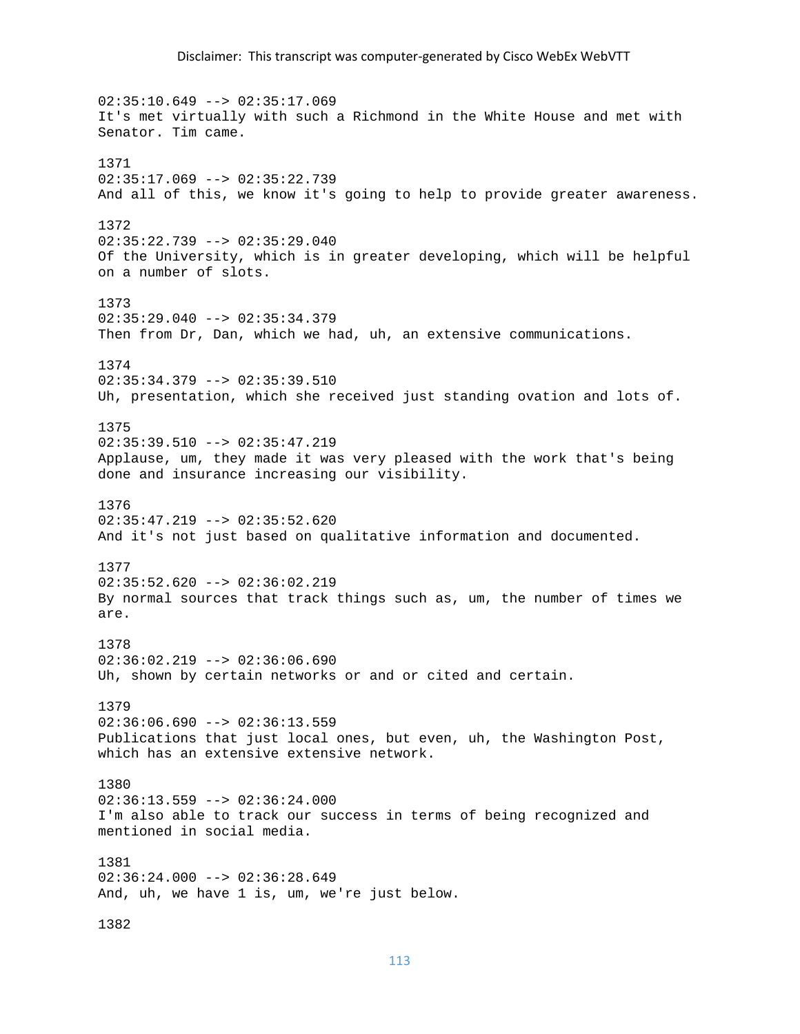02:35:10.649 --> 02:35:17.069
It's met virtually with such a Richmond in the White House and met with Senator. Tim came.

1371
02:35:17.069 --> 02:35:22.739
And all of this, we know it's going to help to provide greater awareness.

1372
02:35:22.739 --> 02:35:29.040
Of the University, which is in greater developing, which will be helpful on a number of slots.

1373
02:35:29.040 --> 02:35:34.379
Then from Dr, Dan, which we had, uh, an extensive communications.

1374
02:35:34.379 --> 02:35:39.510
Uh, presentation, which she received just standing ovation and lots of.

1375
02:35:39.510 --> 02:35:47.219
Applause, um, they made it was very pleased with the work that's being done and insurance increasing our visibility.

1376
02:35:47.219 --> 02:35:52.620
And it's not just based on qualitative information and documented.

1377
02:35:52.620 --> 02:36:02.219
By normal sources that track things such as, um, the number of times we are.

1378
02:36:02.219 --> 02:36:06.690
Uh, shown by certain networks or and or cited and certain.

1379
02:36:06.690 --> 02:36:13.559
Publications that just local ones, but even, uh, the Washington Post, which has an extensive extensive network.

1380
02:36:13.559 --> 02:36:24.000
I'm also able to track our success in terms of being recognized and mentioned in social media.

1381
02:36:24.000 --> 02:36:28.649
And, uh, we have 1 is, um, we're just below.

1382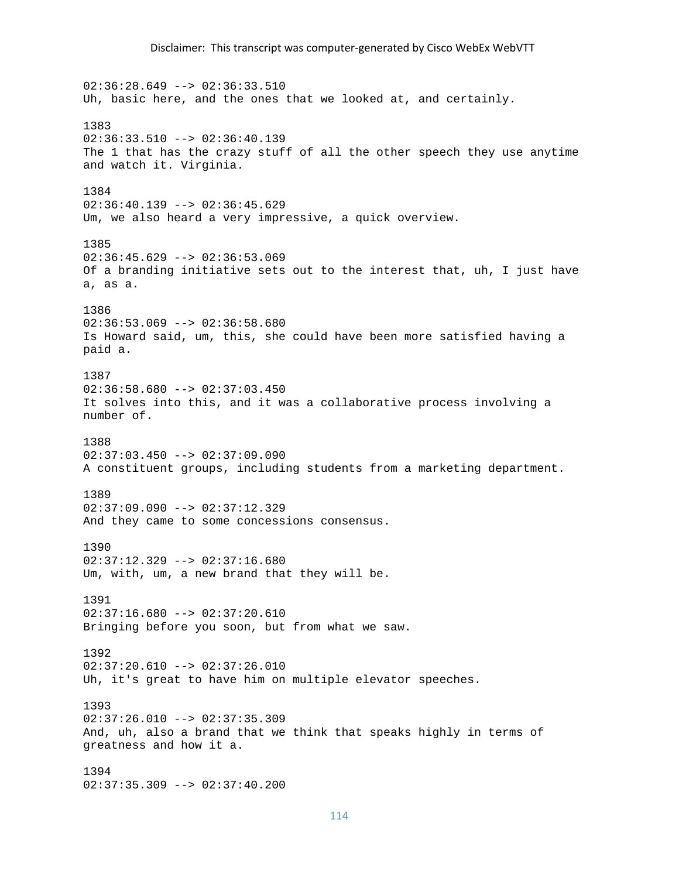02:36:28.649 --> 02:36:33.510
Uh, basic here, and the ones that we looked at, and certainly.

1383
02:36:33.510 --> 02:36:40.139
The 1 that has the crazy stuff of all the other speech they use anytime and watch it. Virginia.

1384
02:36:40.139 --> 02:36:45.629
Um, we also heard a very impressive, a quick overview.

1385
02:36:45.629 --> 02:36:53.069
Of a branding initiative sets out to the interest that, uh, I just have a, as a.

1386
02:36:53.069 --> 02:36:58.680
Is Howard said, um, this, she could have been more satisfied having a paid a.

1387
02:36:58.680 --> 02:37:03.450
It solves into this, and it was a collaborative process involving a number of.

1388
02:37:03.450 --> 02:37:09.090
A constituent groups, including students from a marketing department.

1389
02:37:09.090 --> 02:37:12.329
And they came to some concessions consensus.

1390
02:37:12.329 --> 02:37:16.680
Um, with, um, a new brand that they will be.

1391
02:37:16.680 --> 02:37:20.610
Bringing before you soon, but from what we saw.

1392
02:37:20.610 --> 02:37:26.010
Uh, it's great to have him on multiple elevator speeches.

1393
02:37:26.010 --> 02:37:35.309
And, uh, also a brand that we think that speaks highly in terms of greatness and how it a.

1394
02:37:35.309 --> 02:37:40.200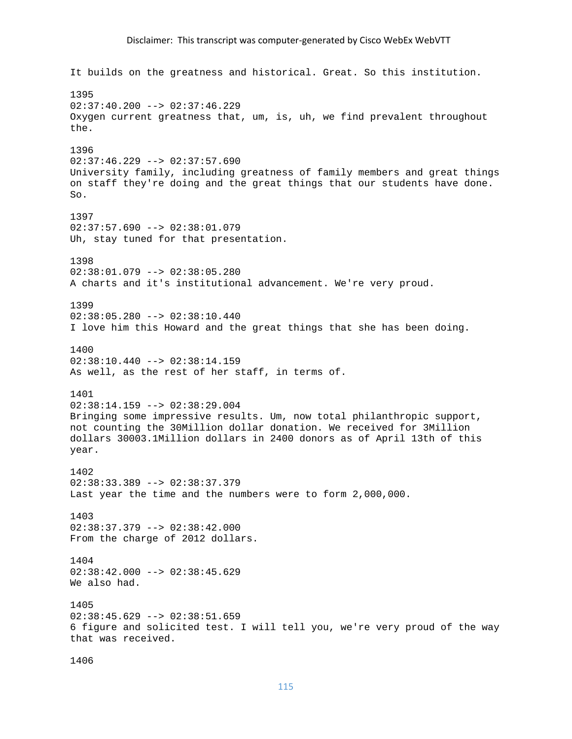It builds on the greatness and historical. Great. So this institution.

1395
02:37:40.200 --> 02:37:46.229
Oxygen current greatness that, um, is, uh, we find prevalent throughout the.

1396
02:37:46.229 --> 02:37:57.690
University family, including greatness of family members and great things on staff they're doing and the great things that our students have done. So.

1397
02:37:57.690 --> 02:38:01.079
Uh, stay tuned for that presentation.

1398
02:38:01.079 --> 02:38:05.280
A charts and it's institutional advancement. We're very proud.

1399
02:38:05.280 --> 02:38:10.440
I love him this Howard and the great things that she has been doing.

1400
02:38:10.440 --> 02:38:14.159
As well, as the rest of her staff, in terms of.

1401
02:38:14.159 --> 02:38:29.004
Bringing some impressive results. Um, now total philanthropic support, not counting the 30Million dollar donation. We received for 3Million dollars 30003.1Million dollars in 2400 donors as of April 13th of this year.

1402
02:38:33.389 --> 02:38:37.379
Last year the time and the numbers were to form 2,000,000.

1403
02:38:37.379 --> 02:38:42.000
From the charge of 2012 dollars.

1404
02:38:42.000 --> 02:38:45.629
We also had.

1405
02:38:45.629 --> 02:38:51.659
6 figure and solicited test. I will tell you, we're very proud of the way that was received.

1406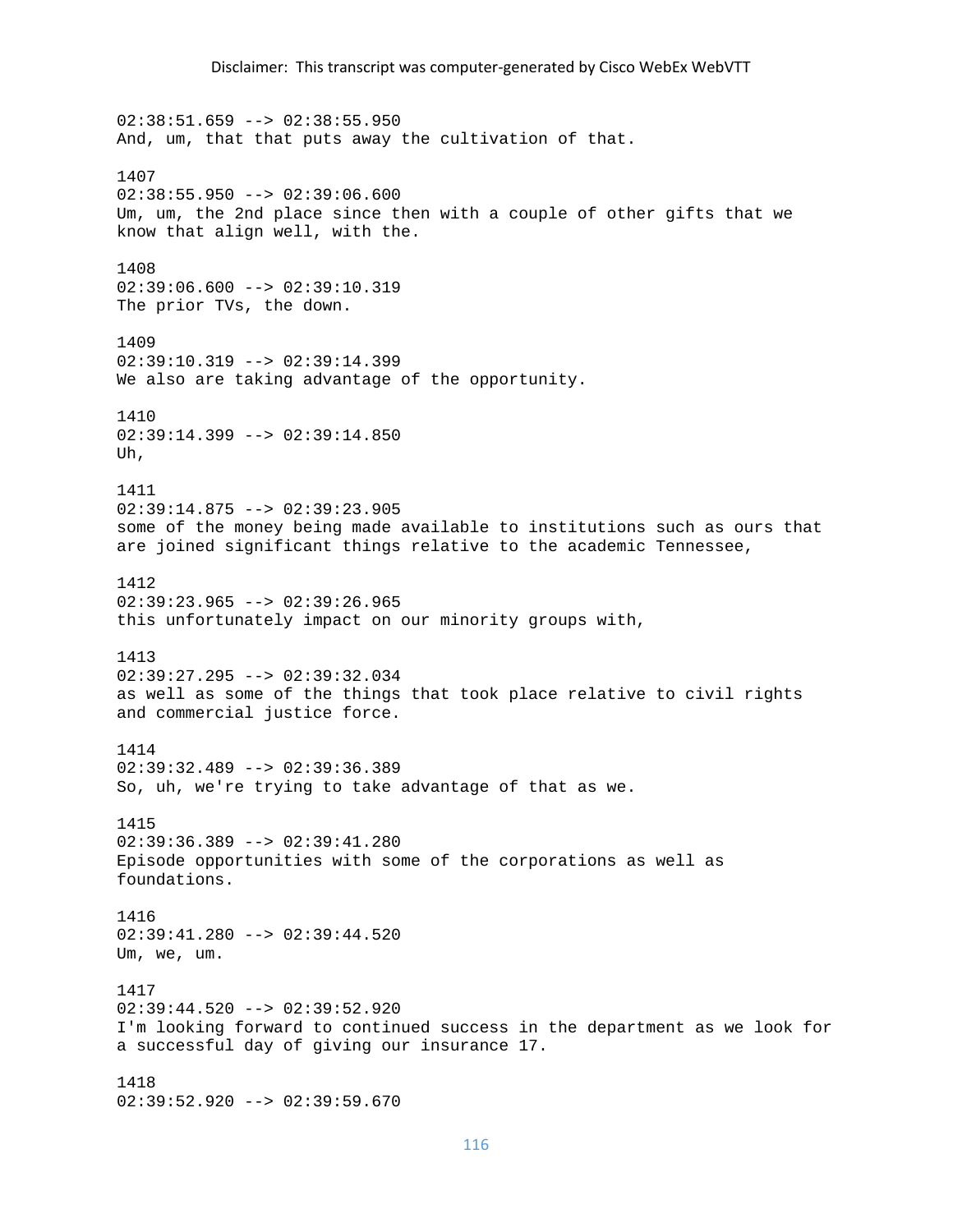02:38:51.659 --> 02:38:55.950
And, um, that that puts away the cultivation of that.

1407
02:38:55.950 --> 02:39:06.600
Um, um, the 2nd place since then with a couple of other gifts that we know that align well, with the.

1408
02:39:06.600 --> 02:39:10.319
The prior TVs, the down.

1409
02:39:10.319 --> 02:39:14.399
We also are taking advantage of the opportunity.

1410
02:39:14.399 --> 02:39:14.850
Uh,

1411
02:39:14.875 --> 02:39:23.905
some of the money being made available to institutions such as ours that are joined significant things relative to the academic Tennessee,

1412
02:39:23.965 --> 02:39:26.965
this unfortunately impact on our minority groups with,

1413
02:39:27.295 --> 02:39:32.034
as well as some of the things that took place relative to civil rights and commercial justice force.

1414
02:39:32.489 --> 02:39:36.389
So, uh, we're trying to take advantage of that as we.

1415
02:39:36.389 --> 02:39:41.280
Episode opportunities with some of the corporations as well as foundations.

1416
02:39:41.280 --> 02:39:44.520
Um, we, um.

1417
02:39:44.520 --> 02:39:52.920
I'm looking forward to continued success in the department as we look for a successful day of giving our insurance 17.

1418
02:39:52.920 --> 02:39:59.670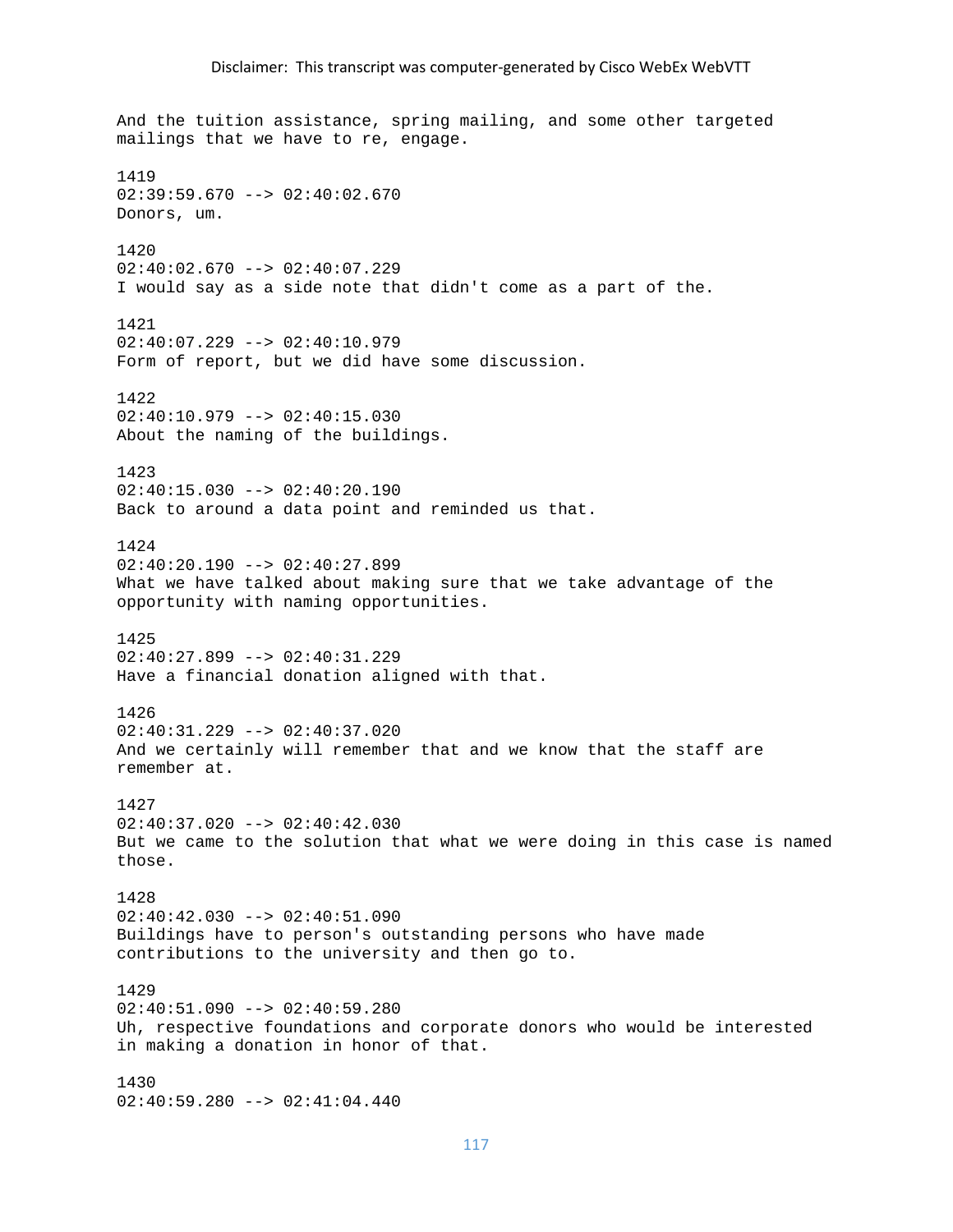And the tuition assistance, spring mailing, and some other targeted mailings that we have to re, engage.

1419
02:39:59.670 --> 02:40:02.670
Donors, um.

1420
02:40:02.670 --> 02:40:07.229
I would say as a side note that didn't come as a part of the.

1421
02:40:07.229 --> 02:40:10.979
Form of report, but we did have some discussion.

1422
02:40:10.979 --> 02:40:15.030
About the naming of the buildings.

1423
02:40:15.030 --> 02:40:20.190
Back to around a data point and reminded us that.

1424
02:40:20.190 --> 02:40:27.899
What we have talked about making sure that we take advantage of the opportunity with naming opportunities.

1425
02:40:27.899 --> 02:40:31.229
Have a financial donation aligned with that.

1426
02:40:31.229 --> 02:40:37.020
And we certainly will remember that and we know that the staff are remember at.

1427
02:40:37.020 --> 02:40:42.030
But we came to the solution that what we were doing in this case is named those.

1428
02:40:42.030 --> 02:40:51.090
Buildings have to person's outstanding persons who have made contributions to the university and then go to.

1429
02:40:51.090 --> 02:40:59.280
Uh, respective foundations and corporate donors who would be interested in making a donation in honor of that.

1430
02:40:59.280 --> 02:41:04.440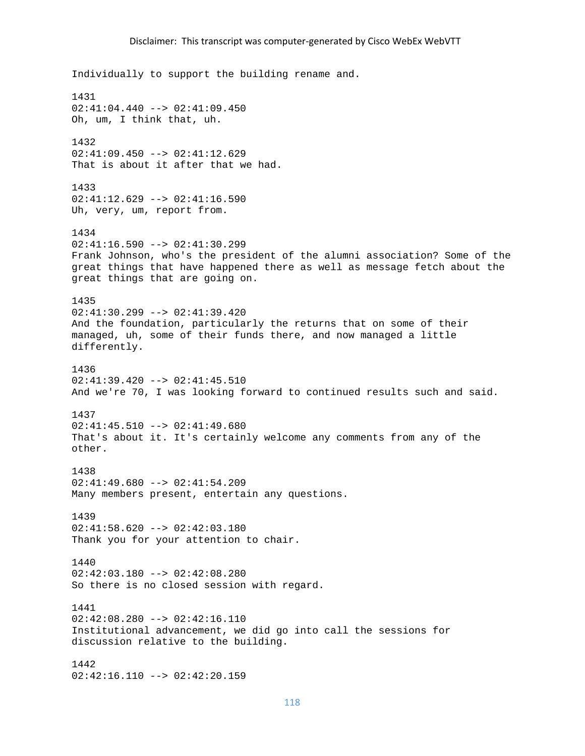Individually to support the building rename and.

1431
02:41:04.440 --> 02:41:09.450
Oh, um, I think that, uh.

1432
02:41:09.450 --> 02:41:12.629
That is about it after that we had.

1433
02:41:12.629 --> 02:41:16.590
Uh, very, um, report from.

1434
02:41:16.590 --> 02:41:30.299
Frank Johnson, who's the president of the alumni association? Some of the great things that have happened there as well as message fetch about the great things that are going on.

1435
02:41:30.299 --> 02:41:39.420
And the foundation, particularly the returns that on some of their managed, uh, some of their funds there, and now managed a little differently.

1436
02:41:39.420 --> 02:41:45.510
And we're 70, I was looking forward to continued results such and said.

1437
02:41:45.510 --> 02:41:49.680
That's about it. It's certainly welcome any comments from any of the other.

1438
02:41:49.680 --> 02:41:54.209
Many members present, entertain any questions.

1439
02:41:58.620 --> 02:42:03.180
Thank you for your attention to chair.

1440
02:42:03.180 --> 02:42:08.280
So there is no closed session with regard.

1441
02:42:08.280 --> 02:42:16.110
Institutional advancement, we did go into call the sessions for discussion relative to the building.

1442
02:42:16.110 --> 02:42:20.159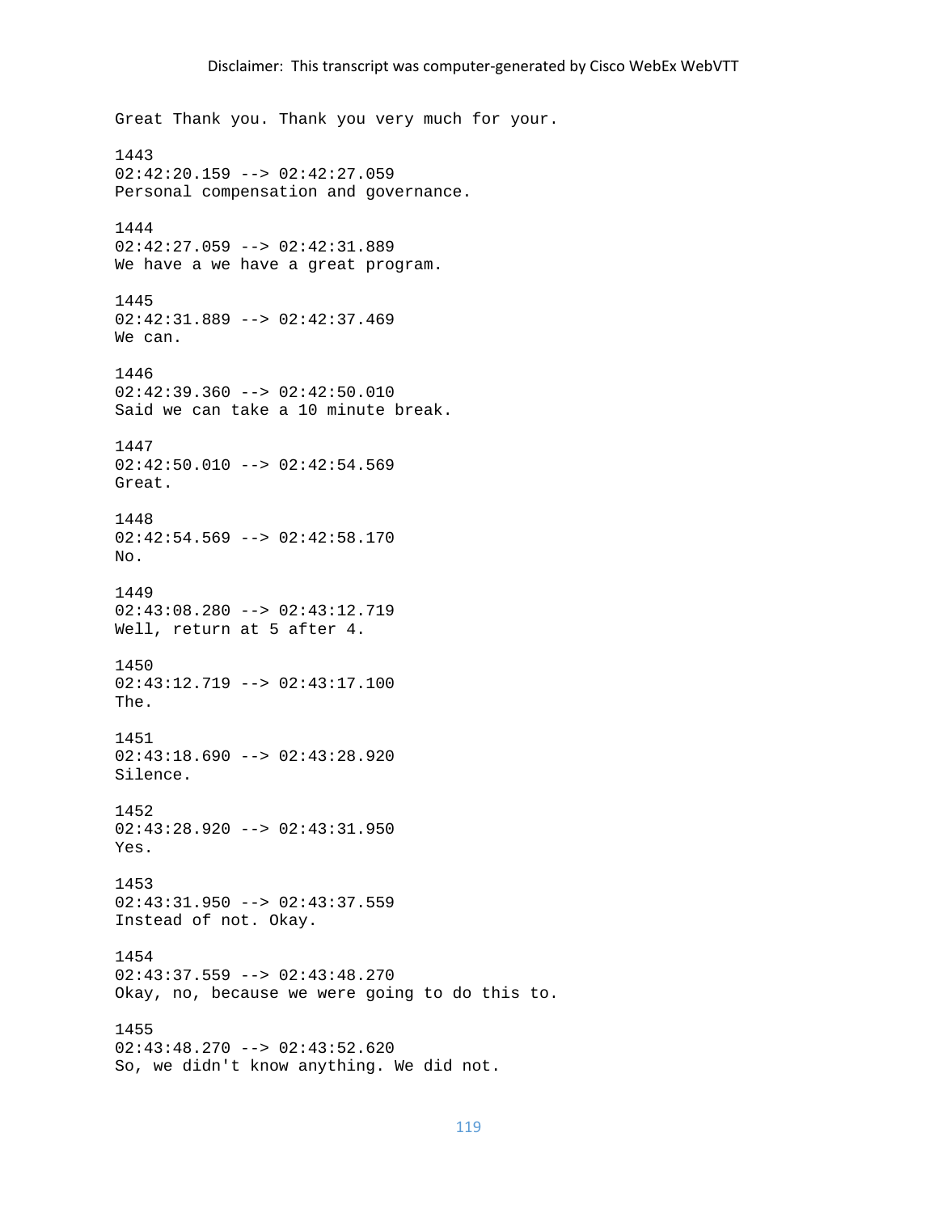Great Thank you. Thank you very much for your.

1443
02:42:20.159 --> 02:42:27.059
Personal compensation and governance.

1444
02:42:27.059 --> 02:42:31.889
We have a we have a great program.

1445
02:42:31.889 --> 02:42:37.469
We can.

1446
02:42:39.360 --> 02:42:50.010
Said we can take a 10 minute break.

1447
02:42:50.010 --> 02:42:54.569
Great.

1448
02:42:54.569 --> 02:42:58.170
No.

1449
02:43:08.280 --> 02:43:12.719
Well, return at 5 after 4.

1450
02:43:12.719 --> 02:43:17.100
The.

1451
02:43:18.690 --> 02:43:28.920
Silence.

1452
02:43:28.920 --> 02:43:31.950
Yes.

1453
02:43:31.950 --> 02:43:37.559
Instead of not. Okay.

1454
02:43:37.559 --> 02:43:48.270
Okay, no, because we were going to do this to.

1455
02:43:48.270 --> 02:43:52.620
So, we didn't know anything. We did not.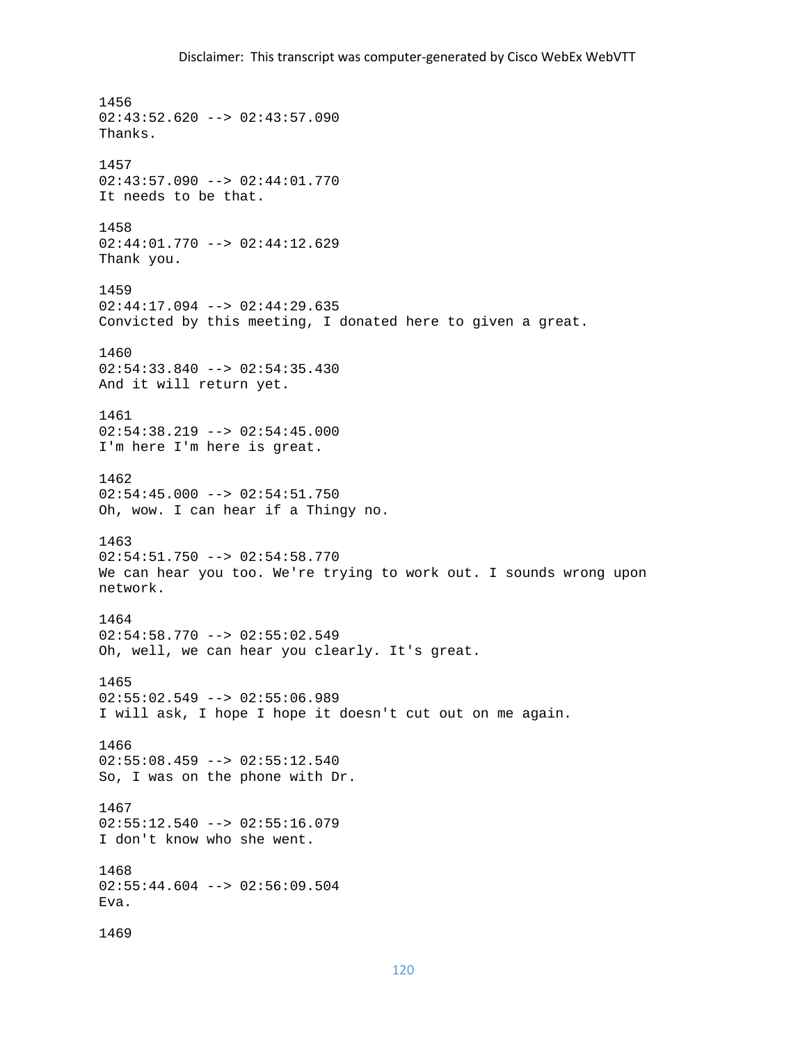1456
02:43:52.620 --> 02:43:57.090
Thanks.

1457
02:43:57.090 --> 02:44:01.770
It needs to be that.

1458
02:44:01.770 --> 02:44:12.629
Thank you.

1459
02:44:17.094 --> 02:44:29.635
Convicted by this meeting, I donated here to given a great.

1460
02:54:33.840 --> 02:54:35.430
And it will return yet.

1461
02:54:38.219 --> 02:54:45.000
I'm here I'm here is great.

1462
02:54:45.000 --> 02:54:51.750
Oh, wow. I can hear if a Thingy no.

1463
02:54:51.750 --> 02:54:58.770
We can hear you too. We're trying to work out. I sounds wrong upon network.

1464
02:54:58.770 --> 02:55:02.549
Oh, well, we can hear you clearly. It's great.

1465
02:55:02.549 --> 02:55:06.989
I will ask, I hope I hope it doesn't cut out on me again.

1466
02:55:08.459 --> 02:55:12.540
So, I was on the phone with Dr.

1467
02:55:12.540 --> 02:55:16.079
I don't know who she went.

1468
02:55:44.604 --> 02:56:09.504
Eva.

1469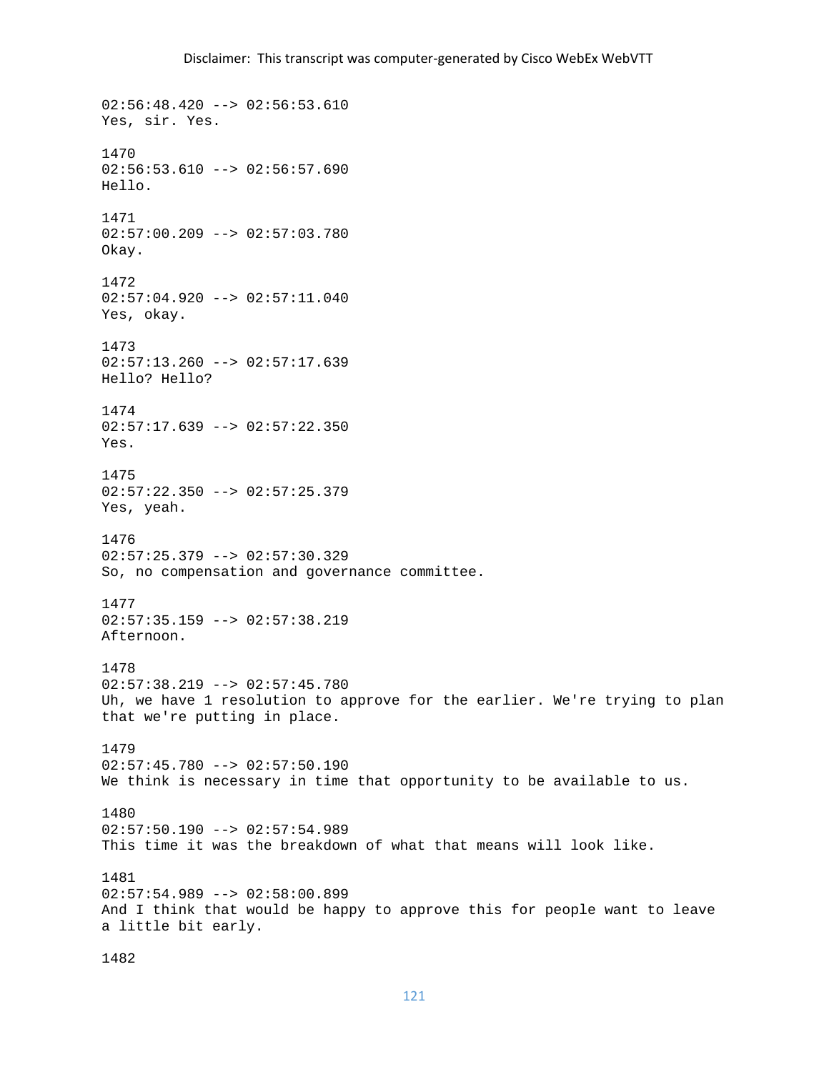02:56:48.420 --> 02:56:53.610
Yes, sir. Yes.

1470
02:56:53.610 --> 02:56:57.690
Hello.

1471
02:57:00.209 --> 02:57:03.780
Okay.

1472
02:57:04.920 --> 02:57:11.040
Yes, okay.

1473
02:57:13.260 --> 02:57:17.639
Hello? Hello?

1474
02:57:17.639 --> 02:57:22.350
Yes.

1475
02:57:22.350 --> 02:57:25.379
Yes, yeah.

1476
02:57:25.379 --> 02:57:30.329
So, no compensation and governance committee.

1477
02:57:35.159 --> 02:57:38.219
Afternoon.

1478
02:57:38.219 --> 02:57:45.780
Uh, we have 1 resolution to approve for the earlier. We're trying to plan that we're putting in place.

1479
02:57:45.780 --> 02:57:50.190
We think is necessary in time that opportunity to be available to us.

1480
02:57:50.190 --> 02:57:54.989
This time it was the breakdown of what that means will look like.

1481
02:57:54.989 --> 02:58:00.899
And I think that would be happy to approve this for people want to leave a little bit early.

1482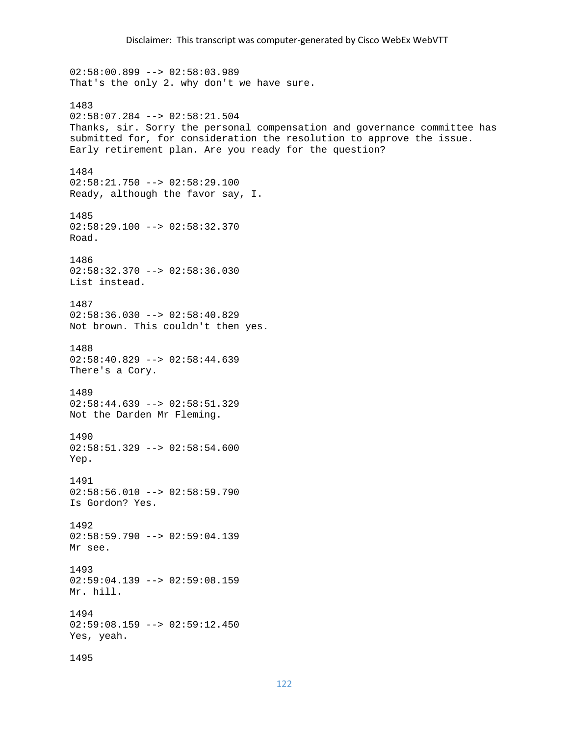Disclaimer: This transcript was computer-generated by Cisco WebEx WebVTT

02:58:00.899 --> 02:58:03.989
That's the only 2. why don't we have sure.

1483
02:58:07.284 --> 02:58:21.504
Thanks, sir. Sorry the personal compensation and governance committee has submitted for, for consideration the resolution to approve the issue. Early retirement plan. Are you ready for the question?

1484
02:58:21.750 --> 02:58:29.100
Ready, although the favor say, I.

1485
02:58:29.100 --> 02:58:32.370
Road.

1486
02:58:32.370 --> 02:58:36.030
List instead.

1487
02:58:36.030 --> 02:58:40.829
Not brown. This couldn't then yes.

1488
02:58:40.829 --> 02:58:44.639
There's a Cory.

1489
02:58:44.639 --> 02:58:51.329
Not the Darden Mr Fleming.

1490
02:58:51.329 --> 02:58:54.600
Yep.

1491
02:58:56.010 --> 02:58:59.790
Is Gordon? Yes.

1492
02:58:59.790 --> 02:59:04.139
Mr see.

1493
02:59:04.139 --> 02:59:08.159
Mr. hill.

1494
02:59:08.159 --> 02:59:12.450
Yes, yeah.

1495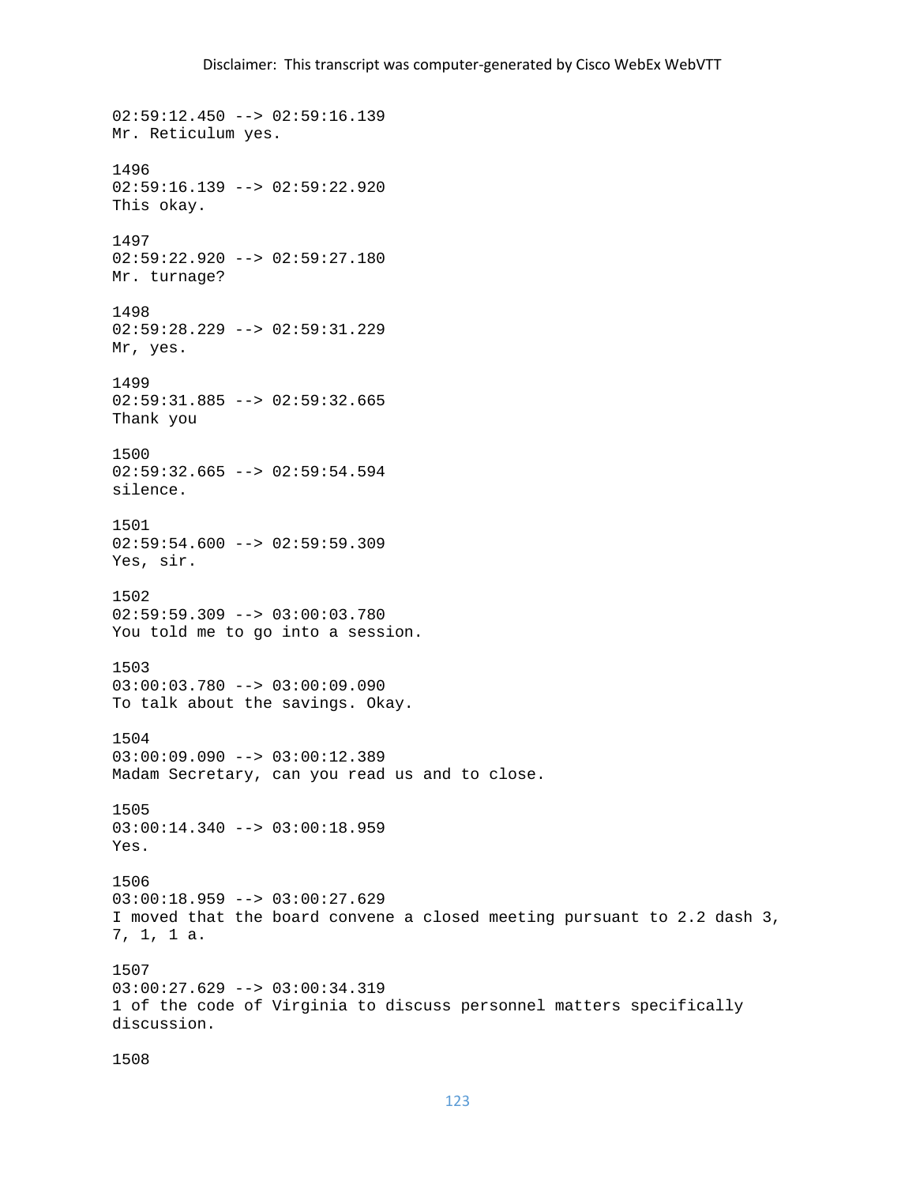02:59:12.450 --> 02:59:16.139
Mr. Reticulum yes.

1496
02:59:16.139 --> 02:59:22.920
This okay.

1497
02:59:22.920 --> 02:59:27.180
Mr. turnage?

1498
02:59:28.229 --> 02:59:31.229
Mr, yes.

1499
02:59:31.885 --> 02:59:32.665
Thank you

1500
02:59:32.665 --> 02:59:54.594
silence.

1501
02:59:54.600 --> 02:59:59.309
Yes, sir.

1502
02:59:59.309 --> 03:00:03.780
You told me to go into a session.

1503
03:00:03.780 --> 03:00:09.090
To talk about the savings. Okay.

1504
03:00:09.090 --> 03:00:12.389
Madam Secretary, can you read us and to close.

1505
03:00:14.340 --> 03:00:18.959
Yes.

1506
03:00:18.959 --> 03:00:27.629
I moved that the board convene a closed meeting pursuant to 2.2 dash 3, 7, 1, 1 a.

1507
03:00:27.629 --> 03:00:34.319
1 of the code of Virginia to discuss personnel matters specifically discussion.

1508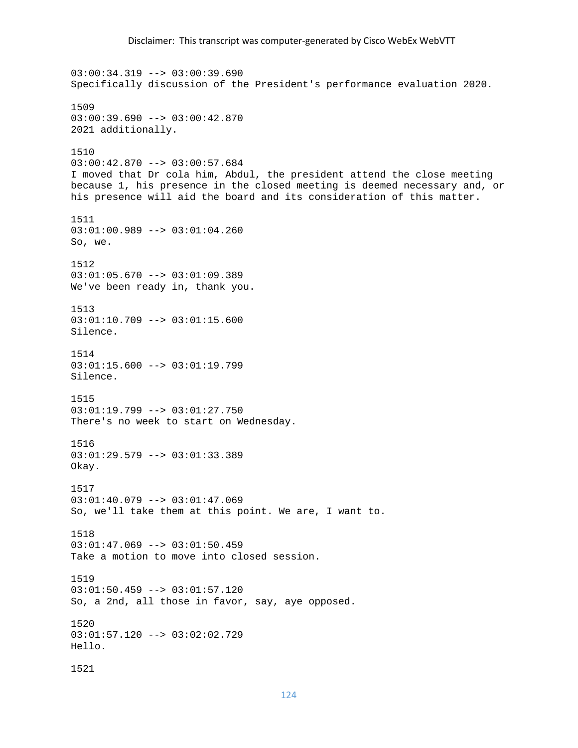03:00:34.319 --> 03:00:39.690
Specifically discussion of the President's performance evaluation 2020.

1509
03:00:39.690 --> 03:00:42.870
2021 additionally.

1510
03:00:42.870 --> 03:00:57.684
I moved that Dr cola him, Abdul, the president attend the close meeting because 1, his presence in the closed meeting is deemed necessary and, or his presence will aid the board and its consideration of this matter.

1511
03:01:00.989 --> 03:01:04.260
So, we.

1512
03:01:05.670 --> 03:01:09.389
We've been ready in, thank you.

1513
03:01:10.709 --> 03:01:15.600
Silence.

1514
03:01:15.600 --> 03:01:19.799
Silence.

1515
03:01:19.799 --> 03:01:27.750
There's no week to start on Wednesday.

1516
03:01:29.579 --> 03:01:33.389
Okay.

1517
03:01:40.079 --> 03:01:47.069
So, we'll take them at this point. We are, I want to.

1518
03:01:47.069 --> 03:01:50.459
Take a motion to move into closed session.

1519
03:01:50.459 --> 03:01:57.120
So, a 2nd, all those in favor, say, aye opposed.

1520
03:01:57.120 --> 03:02:02.729
Hello.

1521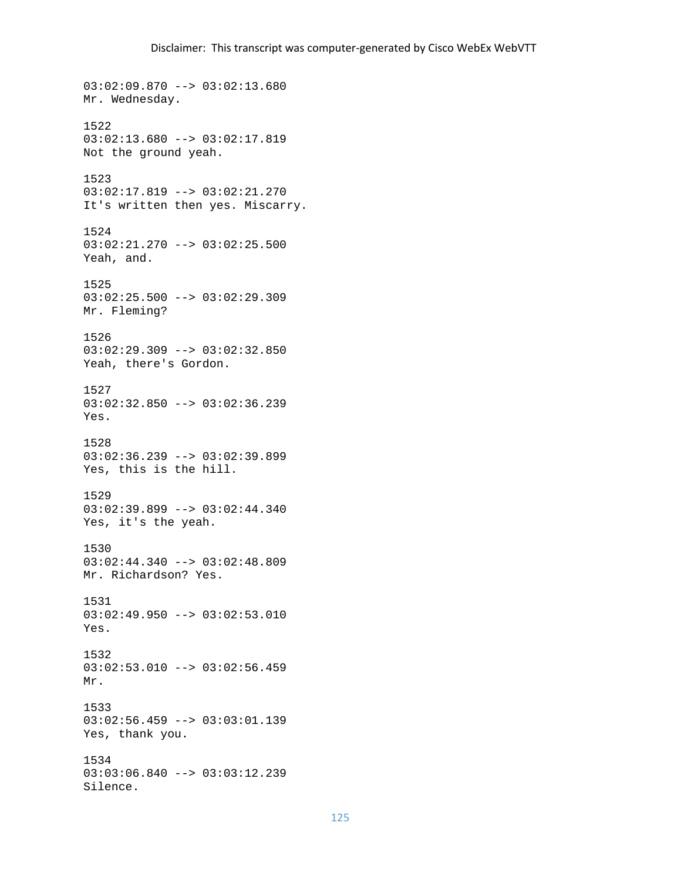03:02:09.870 --> 03:02:13.680
Mr. Wednesday.

1522
03:02:13.680 --> 03:02:17.819
Not the ground yeah.

1523
03:02:17.819 --> 03:02:21.270
It's written then yes. Miscarry.

1524
03:02:21.270 --> 03:02:25.500
Yeah, and.

1525
03:02:25.500 --> 03:02:29.309
Mr. Fleming?

1526
03:02:29.309 --> 03:02:32.850
Yeah, there's Gordon.

1527
03:02:32.850 --> 03:02:36.239
Yes.

1528
03:02:36.239 --> 03:02:39.899
Yes, this is the hill.

1529
03:02:39.899 --> 03:02:44.340
Yes, it's the yeah.

1530
03:02:44.340 --> 03:02:48.809
Mr. Richardson? Yes.

1531
03:02:49.950 --> 03:02:53.010
Yes.

1532
03:02:53.010 --> 03:02:56.459
Mr.

1533
03:02:56.459 --> 03:03:01.139
Yes, thank you.

1534
03:03:06.840 --> 03:03:12.239
Silence.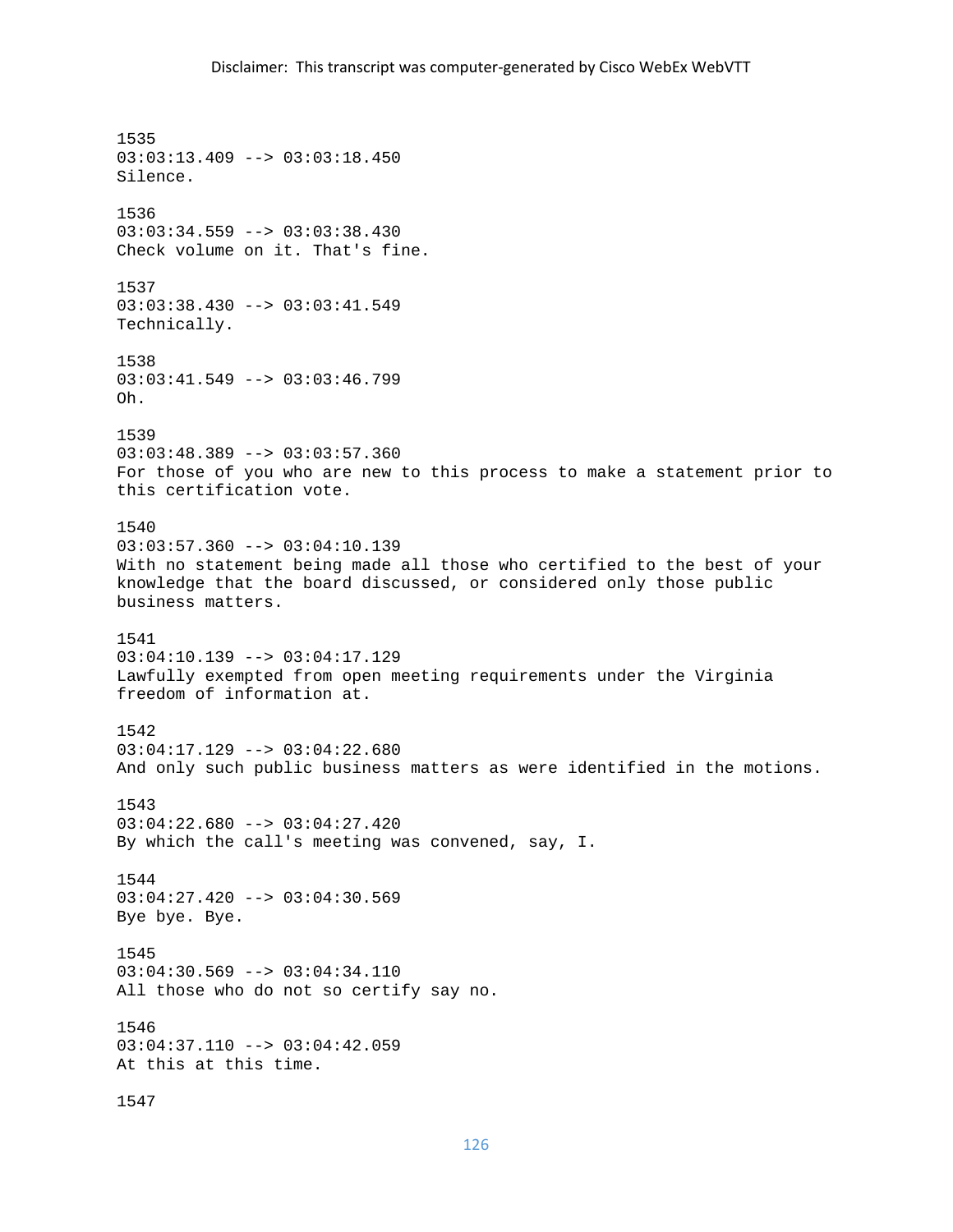1535
03:03:13.409 --> 03:03:18.450
Silence.

1536
03:03:34.559 --> 03:03:38.430
Check volume on it. That's fine.

1537
03:03:38.430 --> 03:03:41.549
Technically.

1538
03:03:41.549 --> 03:03:46.799
Oh.

1539
03:03:48.389 --> 03:03:57.360
For those of you who are new to this process to make a statement prior to this certification vote.

1540
03:03:57.360 --> 03:04:10.139
With no statement being made all those who certified to the best of your knowledge that the board discussed, or considered only those public business matters.

1541
03:04:10.139 --> 03:04:17.129
Lawfully exempted from open meeting requirements under the Virginia freedom of information at.

1542
03:04:17.129 --> 03:04:22.680
And only such public business matters as were identified in the motions.

1543
03:04:22.680 --> 03:04:27.420
By which the call's meeting was convened, say, I.

1544
03:04:27.420 --> 03:04:30.569
Bye bye. Bye.

1545
03:04:30.569 --> 03:04:34.110
All those who do not so certify say no.

1546
03:04:37.110 --> 03:04:42.059
At this at this time.

1547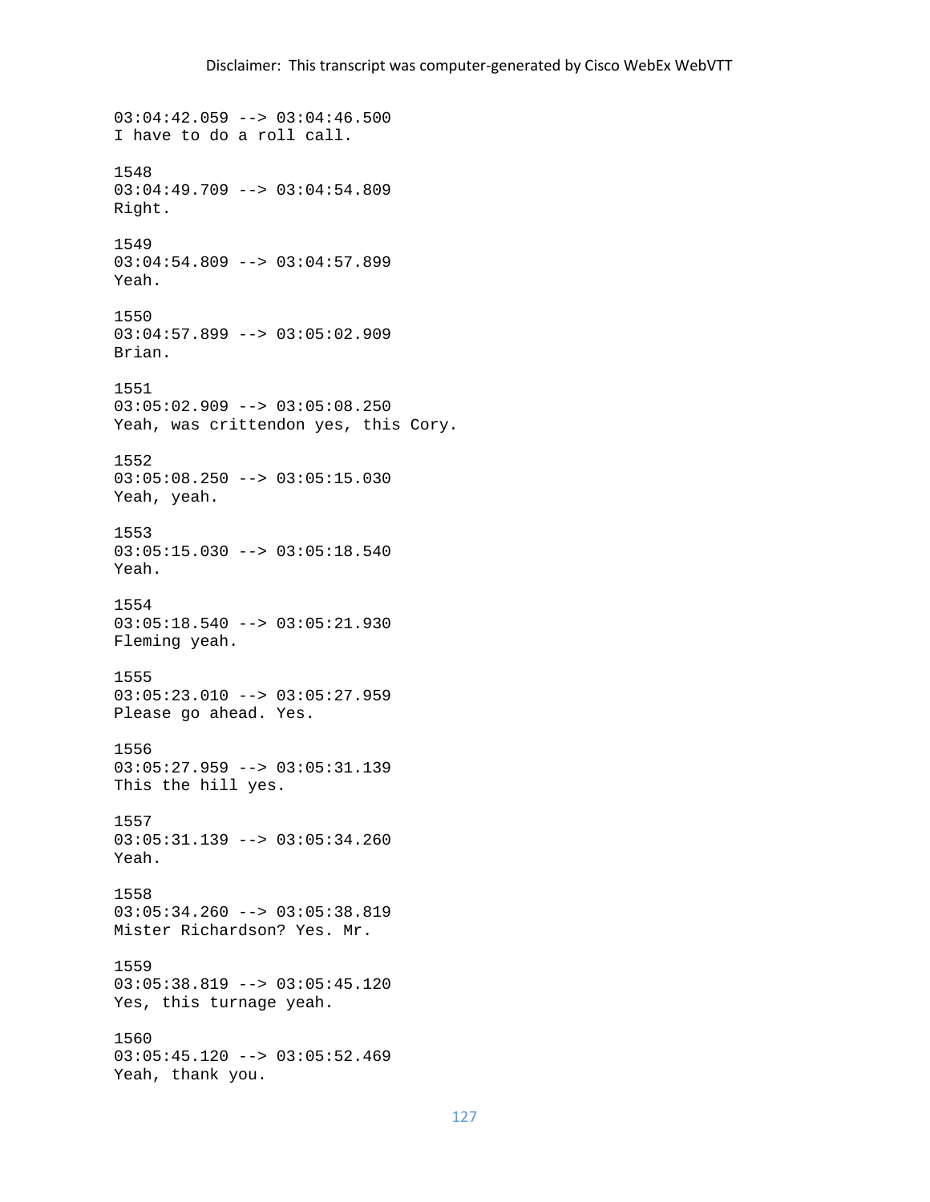03:04:42.059 --> 03:04:46.500
I have to do a roll call.

1548
03:04:49.709 --> 03:04:54.809
Right.

1549
03:04:54.809 --> 03:04:57.899
Yeah.

1550
03:04:57.899 --> 03:05:02.909
Brian.

1551
03:05:02.909 --> 03:05:08.250
Yeah, was crittendon yes, this Cory.

1552
03:05:08.250 --> 03:05:15.030
Yeah, yeah.

1553
03:05:15.030 --> 03:05:18.540
Yeah.

1554
03:05:18.540 --> 03:05:21.930
Fleming yeah.

1555
03:05:23.010 --> 03:05:27.959
Please go ahead. Yes.

1556
03:05:27.959 --> 03:05:31.139
This the hill yes.

1557
03:05:31.139 --> 03:05:34.260
Yeah.

1558
03:05:34.260 --> 03:05:38.819
Mister Richardson? Yes. Mr.

1559
03:05:38.819 --> 03:05:45.120
Yes, this turnage yeah.

1560
03:05:45.120 --> 03:05:52.469
Yeah, thank you.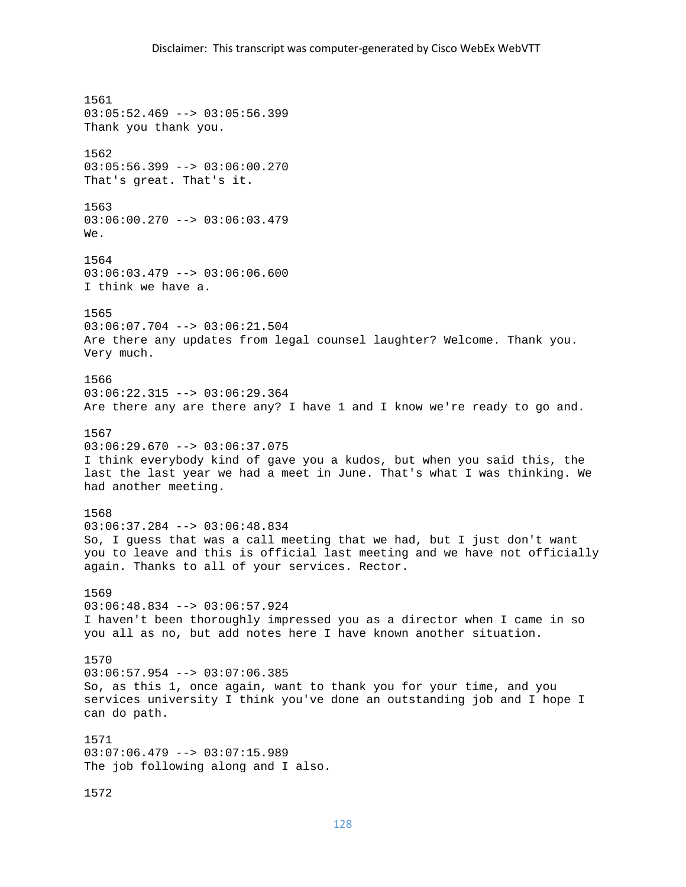1561
03:05:52.469 --> 03:05:56.399
Thank you thank you.

1562
03:05:56.399 --> 03:06:00.270
That's great. That's it.

1563
03:06:00.270 --> 03:06:03.479
We.

1564
03:06:03.479 --> 03:06:06.600
I think we have a.

1565
03:06:07.704 --> 03:06:21.504
Are there any updates from legal counsel laughter? Welcome. Thank you. Very much.

1566
03:06:22.315 --> 03:06:29.364
Are there any are there any? I have 1 and I know we're ready to go and.

1567
03:06:29.670 --> 03:06:37.075
I think everybody kind of gave you a kudos, but when you said this, the last the last year we had a meet in June. That's what I was thinking. We had another meeting.

1568
03:06:37.284 --> 03:06:48.834
So, I guess that was a call meeting that we had, but I just don't want you to leave and this is official last meeting and we have not officially again. Thanks to all of your services. Rector.

1569
03:06:48.834 --> 03:06:57.924
I haven't been thoroughly impressed you as a director when I came in so you all as no, but add notes here I have known another situation.

1570
03:06:57.954 --> 03:07:06.385
So, as this 1, once again, want to thank you for your time, and you services university I think you've done an outstanding job and I hope I can do path.

1571
03:07:06.479 --> 03:07:15.989
The job following along and I also.

1572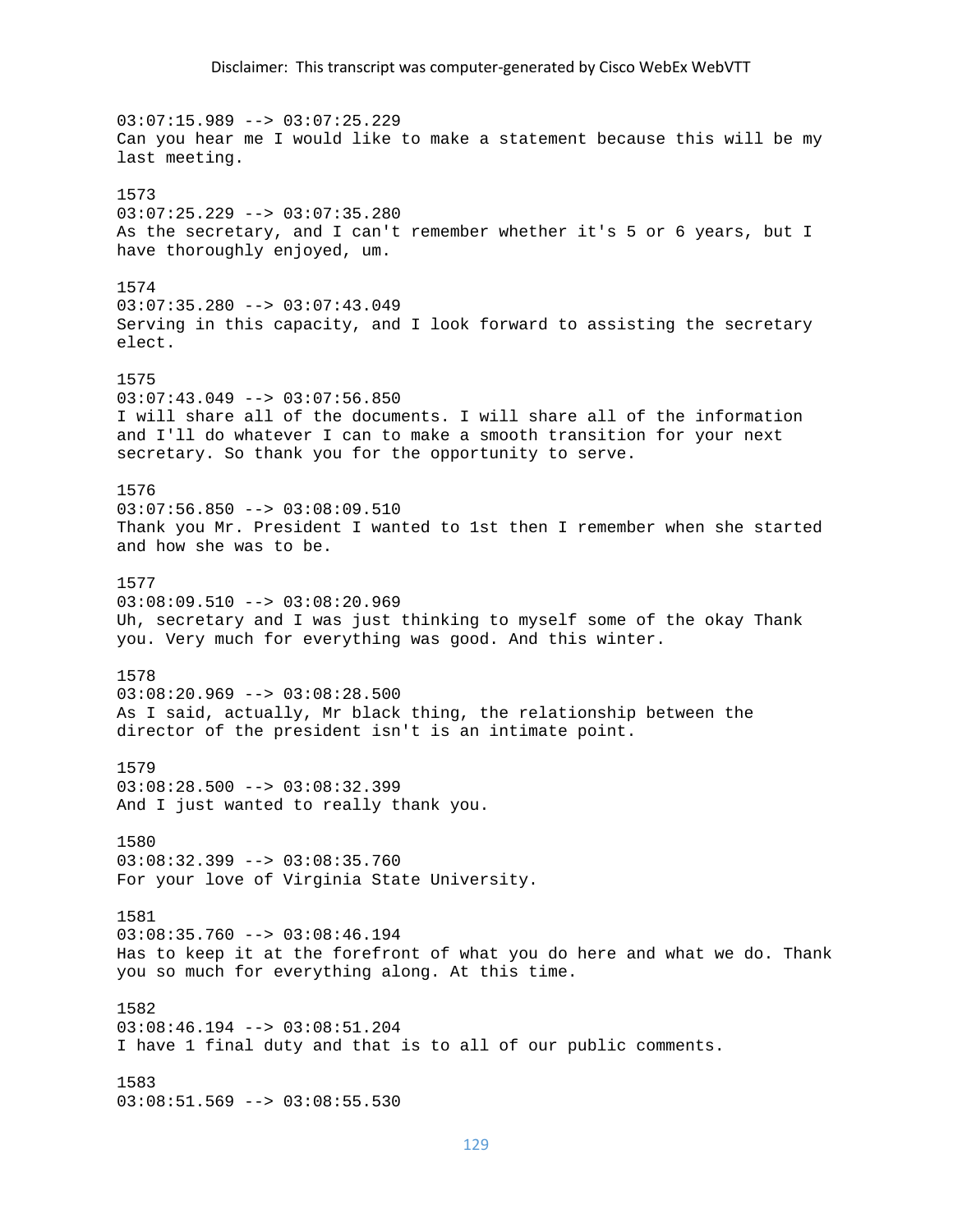03:07:15.989 --> 03:07:25.229
Can you hear me I would like to make a statement because this will be my last meeting.

1573
03:07:25.229 --> 03:07:35.280
As the secretary, and I can't remember whether it's 5 or 6 years, but I have thoroughly enjoyed, um.

1574
03:07:35.280 --> 03:07:43.049
Serving in this capacity, and I look forward to assisting the secretary elect.

1575
03:07:43.049 --> 03:07:56.850
I will share all of the documents. I will share all of the information and I'll do whatever I can to make a smooth transition for your next secretary. So thank you for the opportunity to serve.

1576
03:07:56.850 --> 03:08:09.510
Thank you Mr. President I wanted to 1st then I remember when she started and how she was to be.

1577
03:08:09.510 --> 03:08:20.969
Uh, secretary and I was just thinking to myself some of the okay Thank you. Very much for everything was good. And this winter.

1578
03:08:20.969 --> 03:08:28.500
As I said, actually, Mr black thing, the relationship between the director of the president isn't is an intimate point.

1579
03:08:28.500 --> 03:08:32.399
And I just wanted to really thank you.

1580
03:08:32.399 --> 03:08:35.760
For your love of Virginia State University.

1581
03:08:35.760 --> 03:08:46.194
Has to keep it at the forefront of what you do here and what we do. Thank you so much for everything along. At this time.

1582
03:08:46.194 --> 03:08:51.204
I have 1 final duty and that is to all of our public comments.

1583
03:08:51.569 --> 03:08:55.530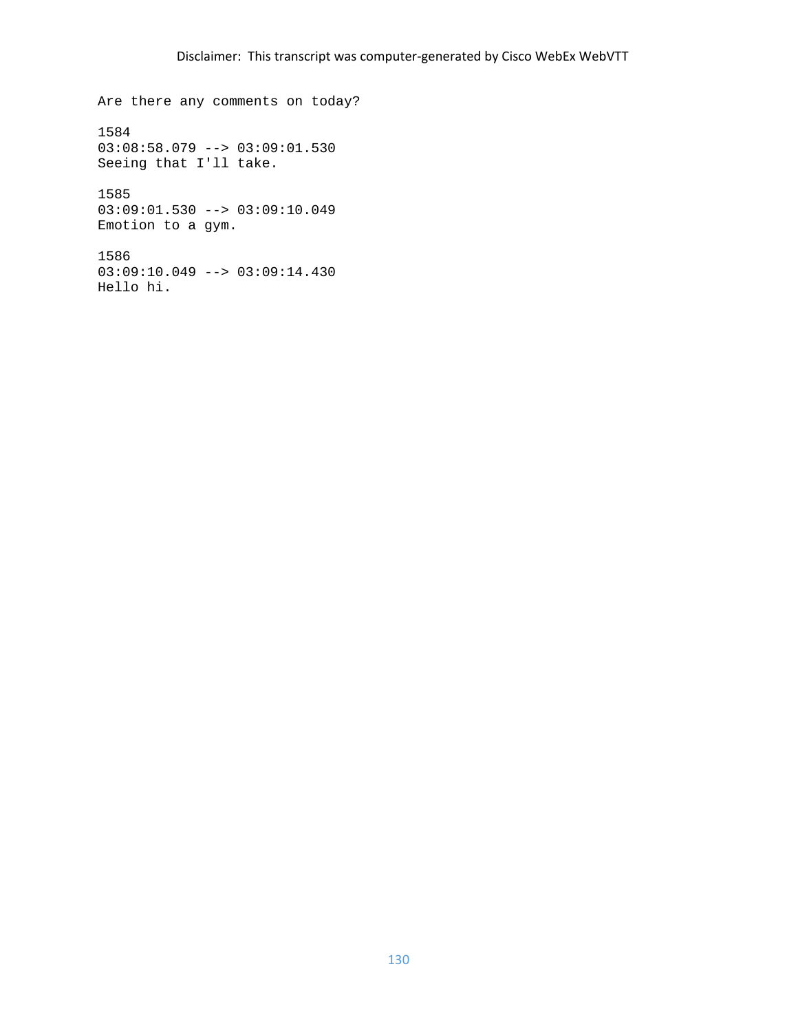Disclaimer: This transcript was computer-generated by Cisco WebEx WebVTT

```
Are there any comments on today?

1584
03:08:58.079 --> 03:09:01.530
Seeing that I'll take.

1585
03:09:01.530 --> 03:09:10.049
Emotion to a gym.

1586
03:09:10.049 --> 03:09:14.430
Hello hi.
```